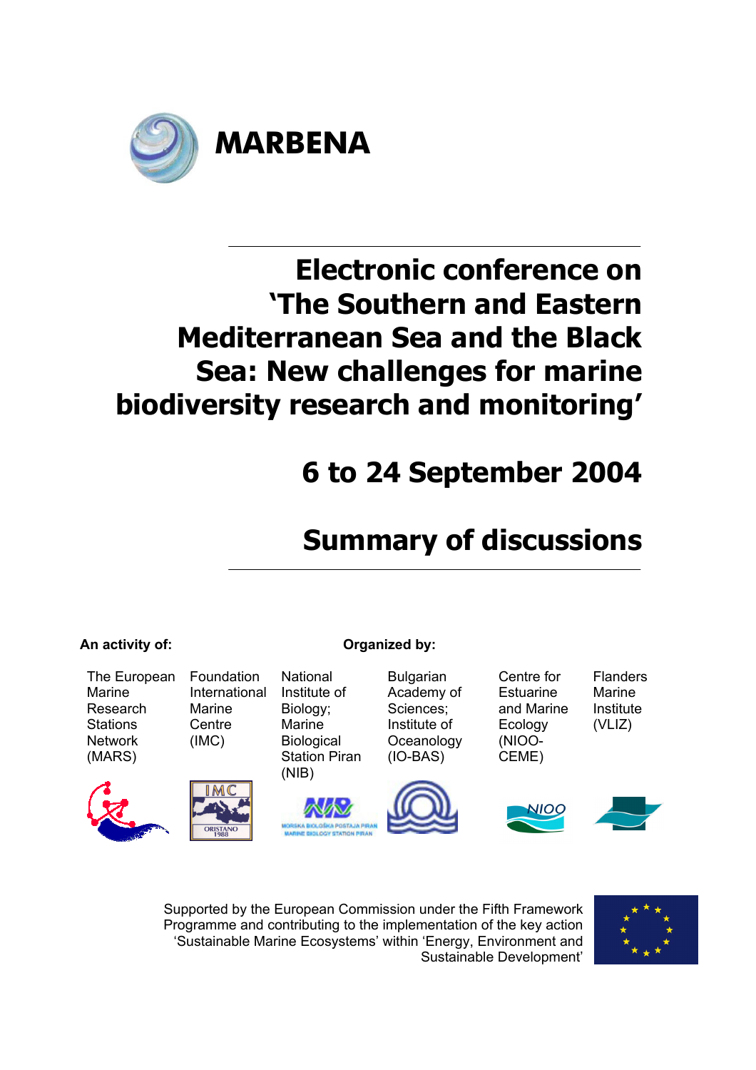# MARBENA

# Electronic conference on 'The Southern and Eastern Mediterranean Sea and the Black Sea: New challenges for marine biodiversity research and monitoring'

## 6 to 24 September 2004

## Summary of discussions

**An activity of:**

The European Marine Research Stations Network (MARS)

**Organized by:**

Foundation International Marine Centre (IMC)

National Institute of Biology; Marine Biological Station Piran (NIB)

Bulgarian Academy of Sciences; Institute of Oceanology (IO-BAS)

Centre for Estuarine and Marine Ecology (NIOO-CEME)

Flanders Marine Institute (VLIZ)

Supported by the European Commission under the Fifth Framework Programme and contributing to the implementation of the key action 'Sustainable Marine Ecosystems' within 'Energy, Environment and Sustainable Development'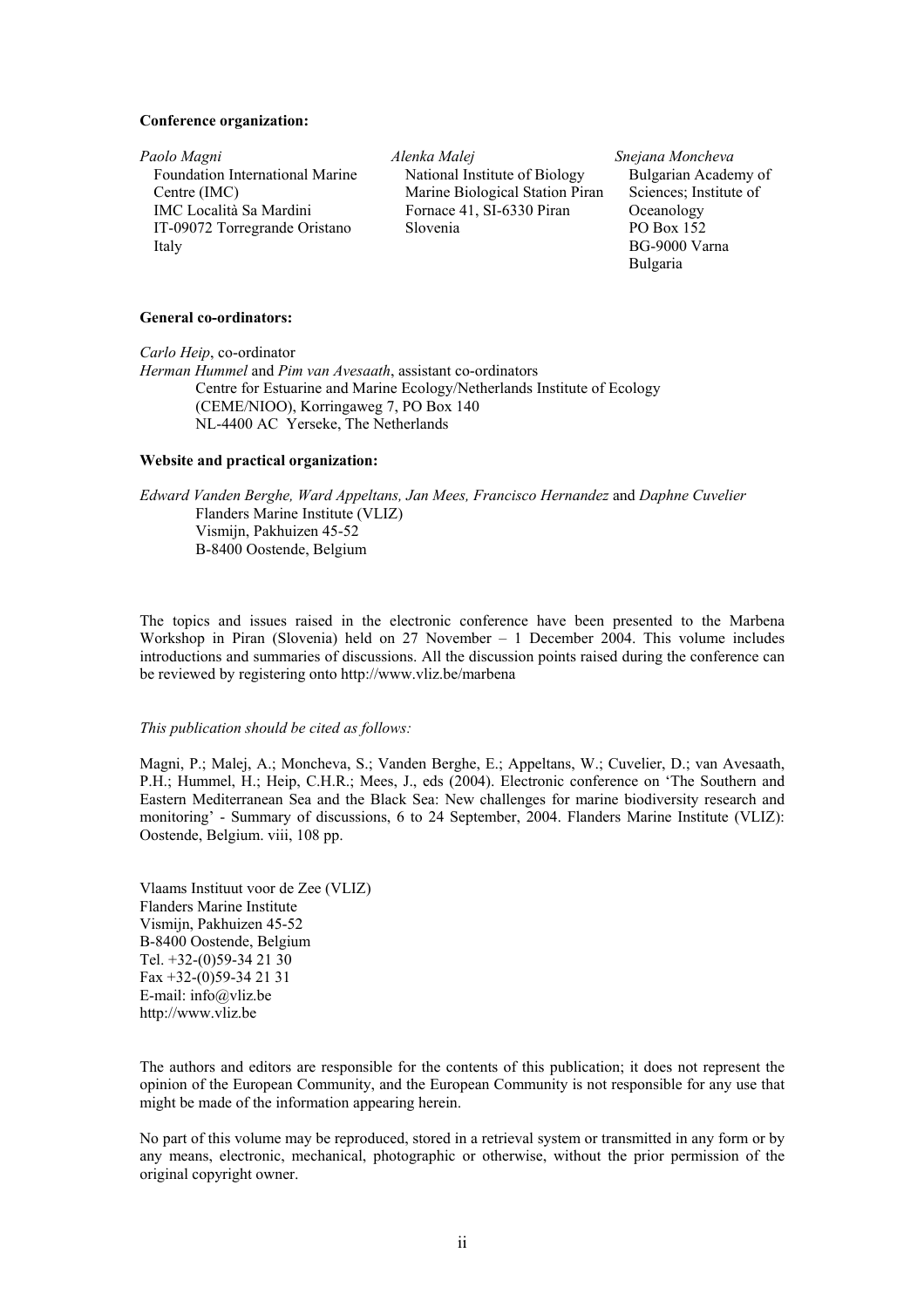**Conference organization:**

*Paolo Magni*
Foundation International Marine Centre (IMC)
IMC Località Sa Mardini
IT-09072 Torregrande Oristano
Italy

*Alenka Malej*
National Institute of Biology
Marine Biological Station Piran
Fornace 41, SI-6330 Piran
Slovenia

*Snejana Moncheva*
Bulgarian Academy of Sciences; Institute of Oceanology
PO Box 152
BG-9000 Varna
Bulgaria

**General co-ordinators:**

*Carlo Heip*, co-ordinator
*Herman Hummel* and *Pim van Avesaath*, assistant co-ordinators
Centre for Estuarine and Marine Ecology/Netherlands Institute of Ecology (CEME/NIOO), Korringaweg 7, PO Box 140
NL-4400 AC Yerseke, The Netherlands

**Website and practical organization:**

*Edward Vanden Berghe, Ward Appeltans, Jan Mees, Francisco Hernandez* and *Daphne Cuvelier*
Flanders Marine Institute (VLIZ)
Vismijn, Pakhuizen 45-52
B-8400 Oostende, Belgium

The topics and issues raised in the electronic conference have been presented to the Marbena Workshop in Piran (Slovenia) held on 27 November – 1 December 2004. This volume includes introductions and summaries of discussions. All the discussion points raised during the conference can be reviewed by registering onto http://www.vliz.be/marbena

*This publication should be cited as follows:*

Magni, P.; Malej, A.; Moncheva, S.; Vanden Berghe, E.; Appeltans, W.; Cuvelier, D.; van Avesaath, P.H.; Hummel, H.; Heip, C.H.R.; Mees, J., eds (2004). Electronic conference on 'The Southern and Eastern Mediterranean Sea and the Black Sea: New challenges for marine biodiversity research and monitoring' - Summary of discussions, 6 to 24 September, 2004. Flanders Marine Institute (VLIZ): Oostende, Belgium. viii, 108 pp.

Vlaams Instituut voor de Zee (VLIZ)
Flanders Marine Institute
Vismijn, Pakhuizen 45-52
B-8400 Oostende, Belgium
Tel. +32-(0)59-34 21 30
Fax +32-(0)59-34 21 31
E-mail: info@vliz.be
http://www.vliz.be

The authors and editors are responsible for the contents of this publication; it does not represent the opinion of the European Community, and the European Community is not responsible for any use that might be made of the information appearing herein.

No part of this volume may be reproduced, stored in a retrieval system or transmitted in any form or by any means, electronic, mechanical, photographic or otherwise, without the prior permission of the original copyright owner.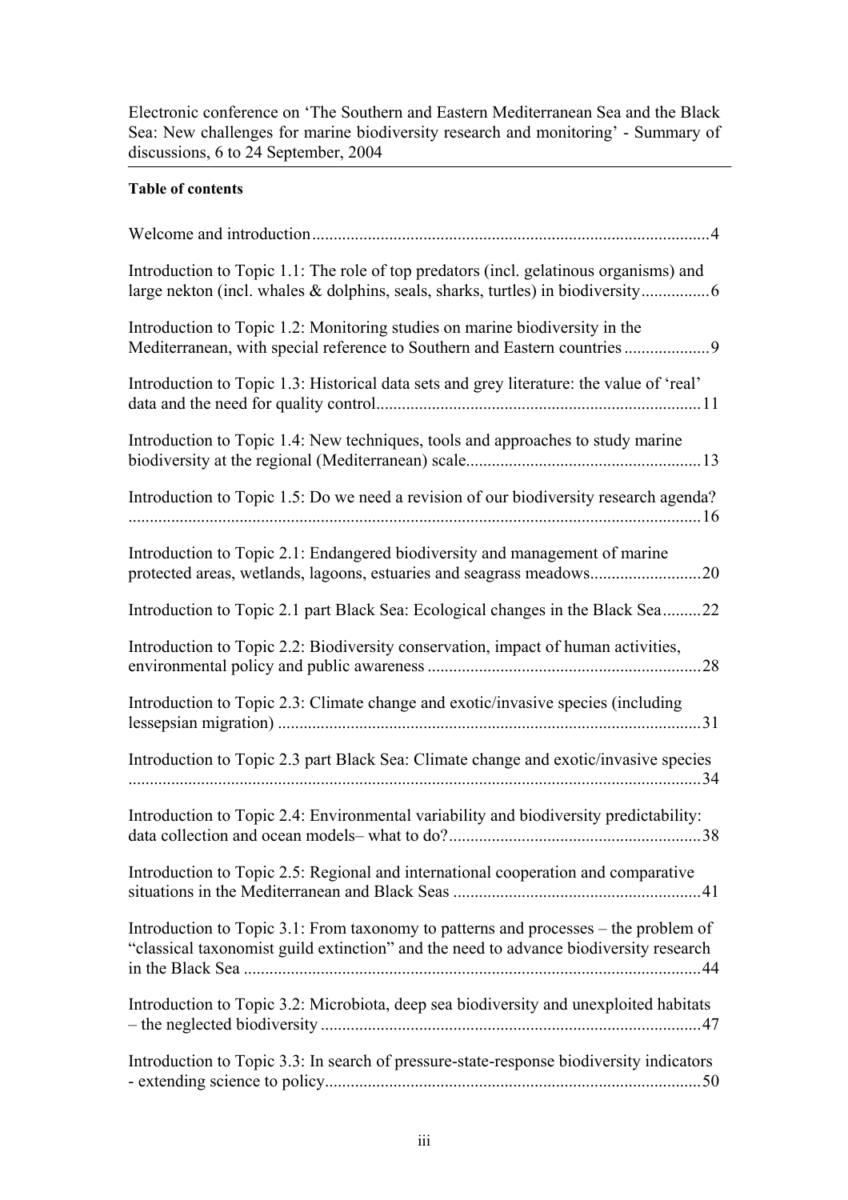Electronic conference on 'The Southern and Eastern Mediterranean Sea and the Black Sea: New challenges for marine biodiversity research and monitoring' - Summary of discussions, 6 to 24 September, 2004

**Table of contents**

Welcome and introduction ........................................ 4

Introduction to Topic 1.1: The role of top predators (incl. gelatinous organisms) and large nekton (incl. whales & dolphins, seals, sharks, turtles) in biodiversity ........................................ 6

Introduction to Topic 1.2: Monitoring studies on marine biodiversity in the Mediterranean, with special reference to Southern and Eastern countries ........................................ 9

Introduction to Topic 1.3: Historical data sets and grey literature: the value of 'real' data and the need for quality control ........................................ 11

Introduction to Topic 1.4: New techniques, tools and approaches to study marine biodiversity at the regional (Mediterranean) scale ........................................ 13

Introduction to Topic 1.5: Do we need a revision of our biodiversity research agenda? ........................................ 16

Introduction to Topic 2.1: Endangered biodiversity and management of marine protected areas, wetlands, lagoons, estuaries and seagrass meadows ........................................ 20

Introduction to Topic 2.1 part Black Sea: Ecological changes in the Black Sea ........................................ 22

Introduction to Topic 2.2: Biodiversity conservation, impact of human activities, environmental policy and public awareness ........................................ 28

Introduction to Topic 2.3: Climate change and exotic/invasive species (including lessepsian migration) ........................................ 31

Introduction to Topic 2.3 part Black Sea: Climate change and exotic/invasive species ........................................ 34

Introduction to Topic 2.4: Environmental variability and biodiversity predictability: data collection and ocean models– what to do? ........................................ 38

Introduction to Topic 2.5: Regional and international cooperation and comparative situations in the Mediterranean and Black Seas ........................................ 41

Introduction to Topic 3.1: From taxonomy to patterns and processes – the problem of "classical taxonomist guild extinction" and the need to advance biodiversity research in the Black Sea ........................................ 44

Introduction to Topic 3.2: Microbiota, deep sea biodiversity and unexploited habitats – the neglected biodiversity ........................................ 47

Introduction to Topic 3.3: In search of pressure-state-response biodiversity indicators - extending science to policy ........................................ 50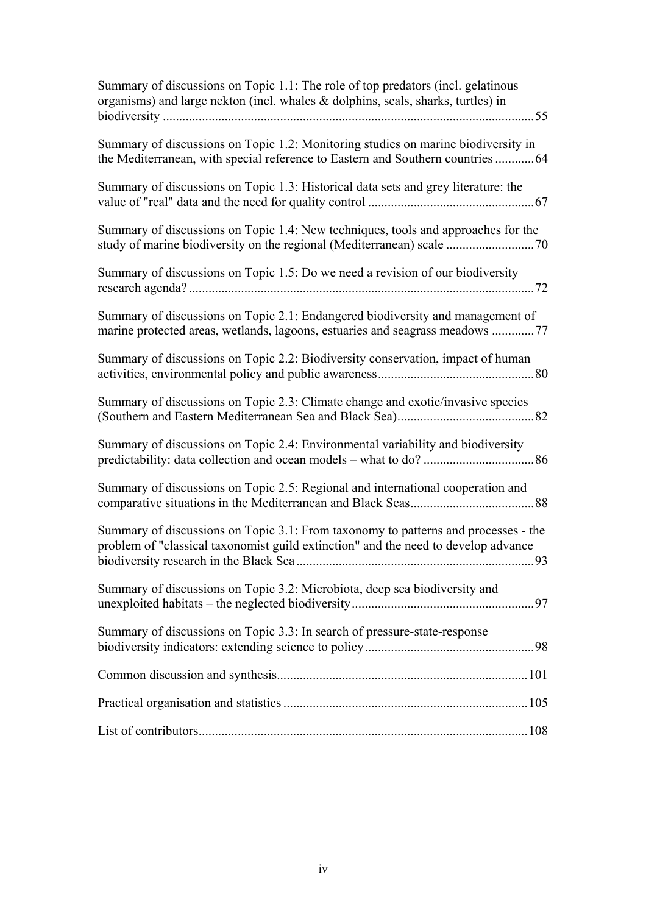Summary of discussions on Topic 1.1: The role of top predators (incl. gelatinous organisms) and large nekton (incl. whales & dolphins, seals, sharks, turtles) in biodiversity ....... 55

Summary of discussions on Topic 1.2: Monitoring studies on marine biodiversity in the Mediterranean, with special reference to Eastern and Southern countries ....... 64

Summary of discussions on Topic 1.3: Historical data sets and grey literature: the value of "real" data and the need for quality control ....... 67

Summary of discussions on Topic 1.4: New techniques, tools and approaches for the study of marine biodiversity on the regional (Mediterranean) scale ....... 70

Summary of discussions on Topic 1.5: Do we need a revision of our biodiversity research agenda? ....... 72

Summary of discussions on Topic 2.1: Endangered biodiversity and management of marine protected areas, wetlands, lagoons, estuaries and seagrass meadows ....... 77

Summary of discussions on Topic 2.2: Biodiversity conservation, impact of human activities, environmental policy and public awareness ....... 80

Summary of discussions on Topic 2.3: Climate change and exotic/invasive species (Southern and Eastern Mediterranean Sea and Black Sea) ....... 82

Summary of discussions on Topic 2.4: Environmental variability and biodiversity predictability: data collection and ocean models – what to do? ....... 86

Summary of discussions on Topic 2.5: Regional and international cooperation and comparative situations in the Mediterranean and Black Seas ....... 88

Summary of discussions on Topic 3.1: From taxonomy to patterns and processes - the problem of "classical taxonomist guild extinction" and the need to develop advance biodiversity research in the Black Sea ....... 93

Summary of discussions on Topic 3.2: Microbiota, deep sea biodiversity and unexploited habitats – the neglected biodiversity ....... 97

Summary of discussions on Topic 3.3: In search of pressure-state-response biodiversity indicators: extending science to policy ....... 98

Common discussion and synthesis ....... 101

Practical organisation and statistics ....... 105

List of contributors ....... 108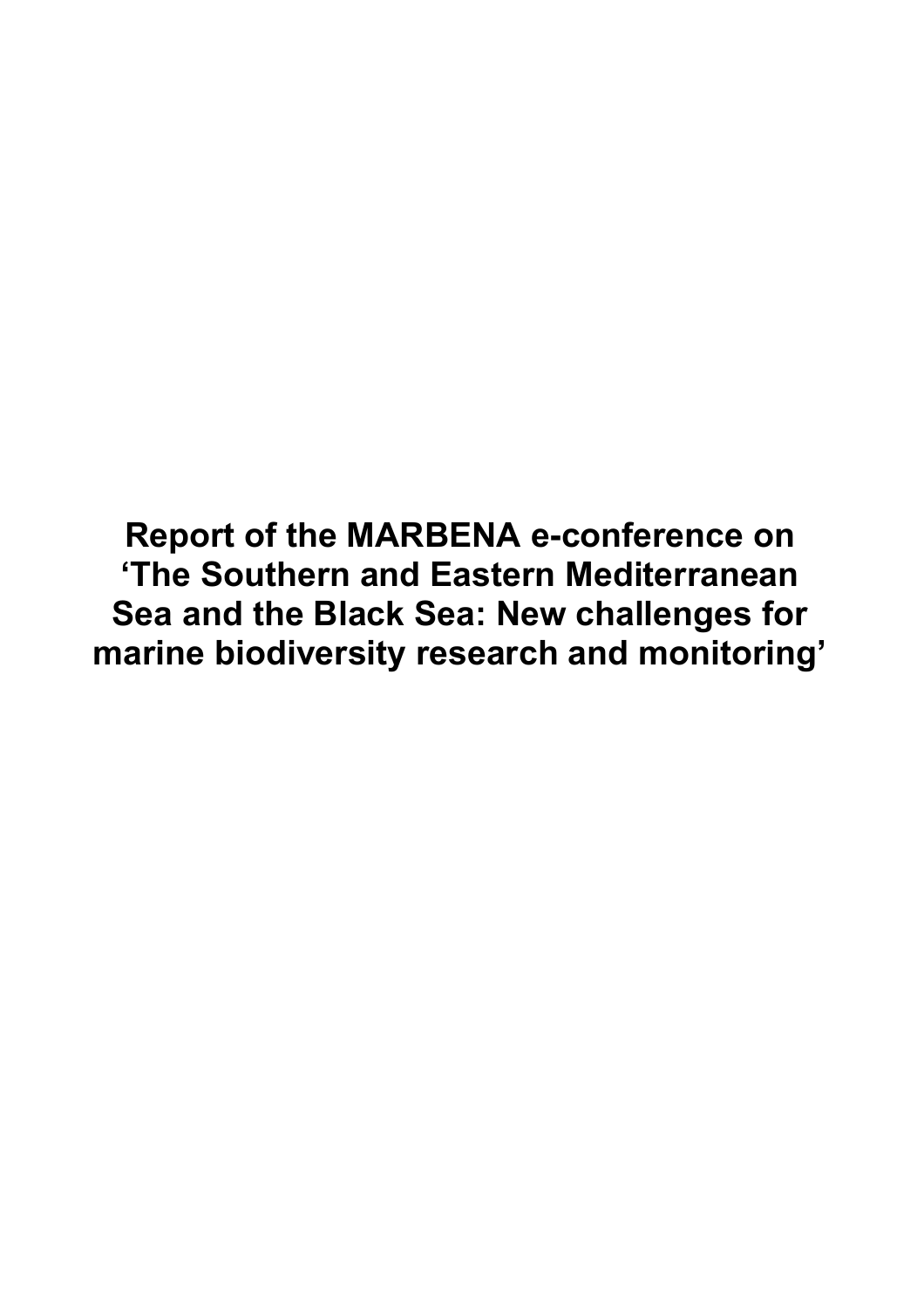# Report of the MARBENA e-conference on 'The Southern and Eastern Mediterranean Sea and the Black Sea: New challenges for marine biodiversity research and monitoring'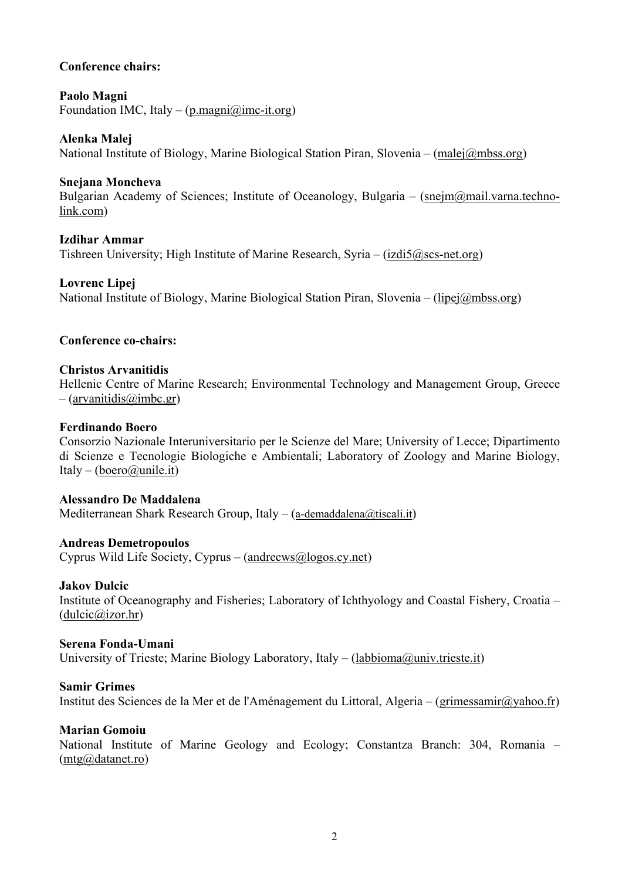**Conference chairs:**

**Paolo Magni**
Foundation IMC, Italy – (p.magni@imc-it.org)

**Alenka Malej**
National Institute of Biology, Marine Biological Station Piran, Slovenia – (malej@mbss.org)

**Snejana Moncheva**
Bulgarian Academy of Sciences; Institute of Oceanology, Bulgaria – (snejm@mail.varna.techno-link.com)

**Izdihar Ammar**
Tishreen University; High Institute of Marine Research, Syria – (izdi5@scs-net.org)

**Lovrenc Lipej**
National Institute of Biology, Marine Biological Station Piran, Slovenia – (lipej@mbss.org)

**Conference co-chairs:**

**Christos Arvanitidis**
Hellenic Centre of Marine Research; Environmental Technology and Management Group, Greece – (arvanitidis@imbc.gr)

**Ferdinando Boero**
Consorzio Nazionale Interuniversitario per le Scienze del Mare; University of Lecce; Dipartimento di Scienze e Tecnologie Biologiche e Ambientali; Laboratory of Zoology and Marine Biology, Italy – (boero@unile.it)

**Alessandro De Maddalena**
Mediterranean Shark Research Group, Italy – (a-demaddalena@tiscali.it)

**Andreas Demetropoulos**
Cyprus Wild Life Society, Cyprus – (andrecws@logos.cy.net)

**Jakov Dulcic**
Institute of Oceanography and Fisheries; Laboratory of Ichthyology and Coastal Fishery, Croatia – (dulcic@izor.hr)

**Serena Fonda-Umani**
University of Trieste; Marine Biology Laboratory, Italy – (labbioma@univ.trieste.it)

**Samir Grimes**
Institut des Sciences de la Mer et de l'Aménagement du Littoral, Algeria – (grimessamir@yahoo.fr)

**Marian Gomoiu**
National Institute of Marine Geology and Ecology; Constantza Branch: 304, Romania – (mtg@datanet.ro)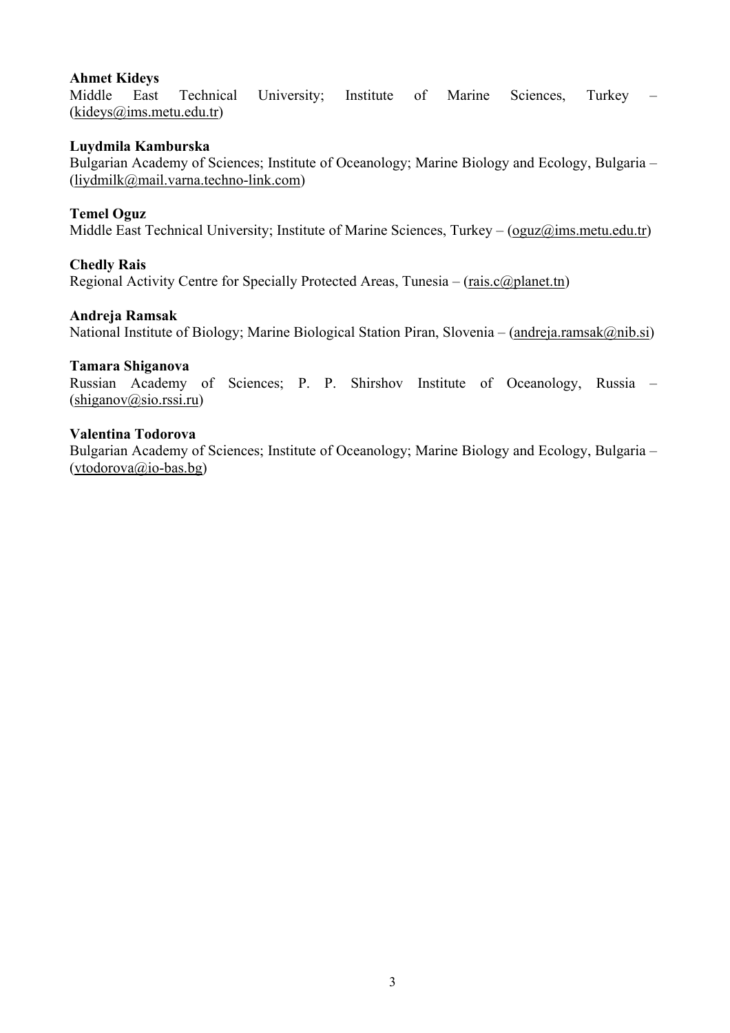**Ahmet Kideys**
Middle East Technical University; Institute of Marine Sciences, Turkey – (kideys@ims.metu.edu.tr)

**Luydmila Kamburska**
Bulgarian Academy of Sciences; Institute of Oceanology; Marine Biology and Ecology, Bulgaria – (liydmilk@mail.varna.techno-link.com)

**Temel Oguz**
Middle East Technical University; Institute of Marine Sciences, Turkey – (oguz@ims.metu.edu.tr)

**Chedly Rais**
Regional Activity Centre for Specially Protected Areas, Tunesia – (rais.c@planet.tn)

**Andreja Ramsak**
National Institute of Biology; Marine Biological Station Piran, Slovenia – (andreja.ramsak@nib.si)

**Tamara Shiganova**
Russian Academy of Sciences; P. P. Shirshov Institute of Oceanology, Russia – (shiganov@sio.rssi.ru)

**Valentina Todorova**
Bulgarian Academy of Sciences; Institute of Oceanology; Marine Biology and Ecology, Bulgaria – (vtodorova@io-bas.bg)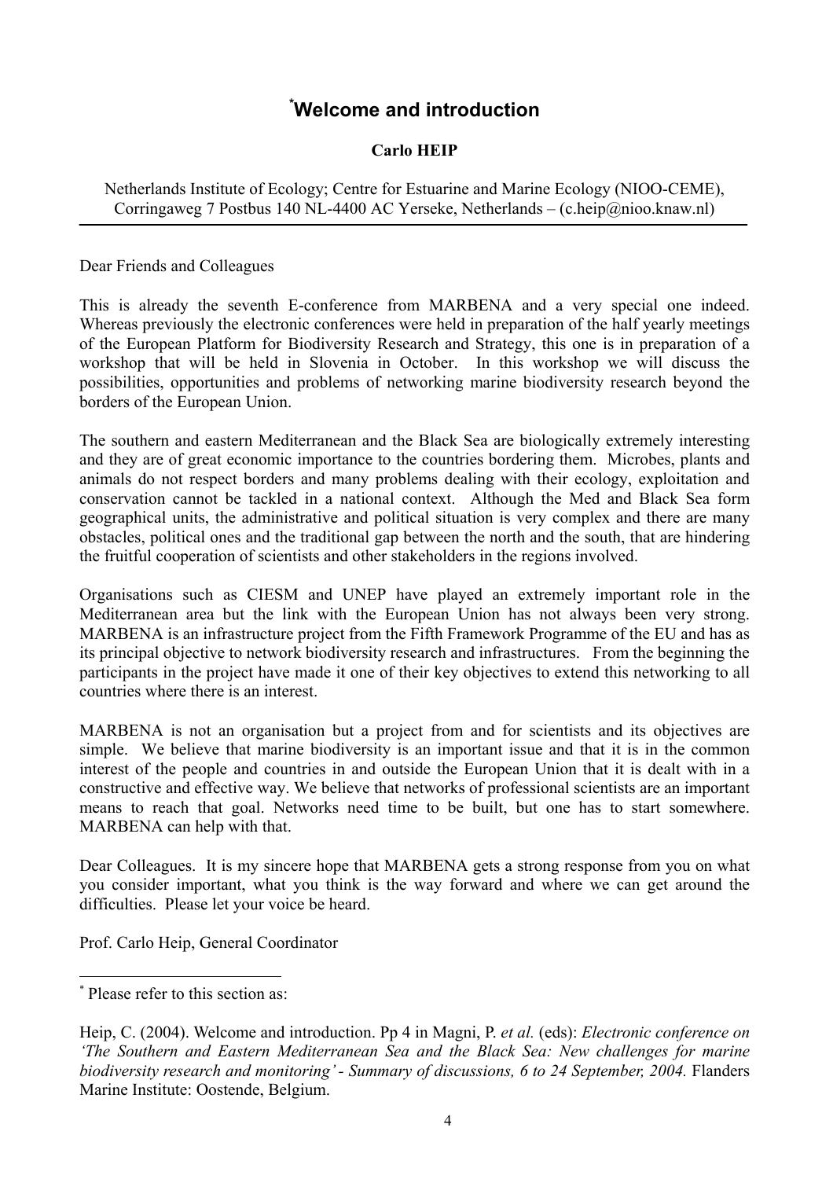# [*]Welcome and introduction

**Carlo HEIP**

Netherlands Institute of Ecology; Centre for Estuarine and Marine Ecology (NIOO-CEME), Corringaweg 7 Postbus 140 NL-4400 AC Yerseke, Netherlands – (c.heip@nioo.knaw.nl)

---

Dear Friends and Colleagues

This is already the seventh E-conference from MARBENA and a very special one indeed. Whereas previously the electronic conferences were held in preparation of the half yearly meetings of the European Platform for Biodiversity Research and Strategy, this one is in preparation of a workshop that will be held in Slovenia in October. In this workshop we will discuss the possibilities, opportunities and problems of networking marine biodiversity research beyond the borders of the European Union.

The southern and eastern Mediterranean and the Black Sea are biologically extremely interesting and they are of great economic importance to the countries bordering them. Microbes, plants and animals do not respect borders and many problems dealing with their ecology, exploitation and conservation cannot be tackled in a national context. Although the Med and Black Sea form geographical units, the administrative and political situation is very complex and there are many obstacles, political ones and the traditional gap between the north and the south, that are hindering the fruitful cooperation of scientists and other stakeholders in the regions involved.

Organisations such as CIESM and UNEP have played an extremely important role in the Mediterranean area but the link with the European Union has not always been very strong. MARBENA is an infrastructure project from the Fifth Framework Programme of the EU and has as its principal objective to network biodiversity research and infrastructures. From the beginning the participants in the project have made it one of their key objectives to extend this networking to all countries where there is an interest.

MARBENA is not an organisation but a project from and for scientists and its objectives are simple. We believe that marine biodiversity is an important issue and that it is in the common interest of the people and countries in and outside the European Union that it is dealt with in a constructive and effective way. We believe that networks of professional scientists are an important means to reach that goal. Networks need time to be built, but one has to start somewhere. MARBENA can help with that.

Dear Colleagues. It is my sincere hope that MARBENA gets a strong response from you on what you consider important, what you think is the way forward and where we can get around the difficulties. Please let your voice be heard.

Prof. Carlo Heip, General Coordinator

---

[*] Please refer to this section as:

Heip, C. (2004). Welcome and introduction. Pp 4 in Magni, P. *et al.* (eds): *Electronic conference on 'The Southern and Eastern Mediterranean Sea and the Black Sea: New challenges for marine biodiversity research and monitoring' - Summary of discussions, 6 to 24 September, 2004.* Flanders Marine Institute: Oostende, Belgium.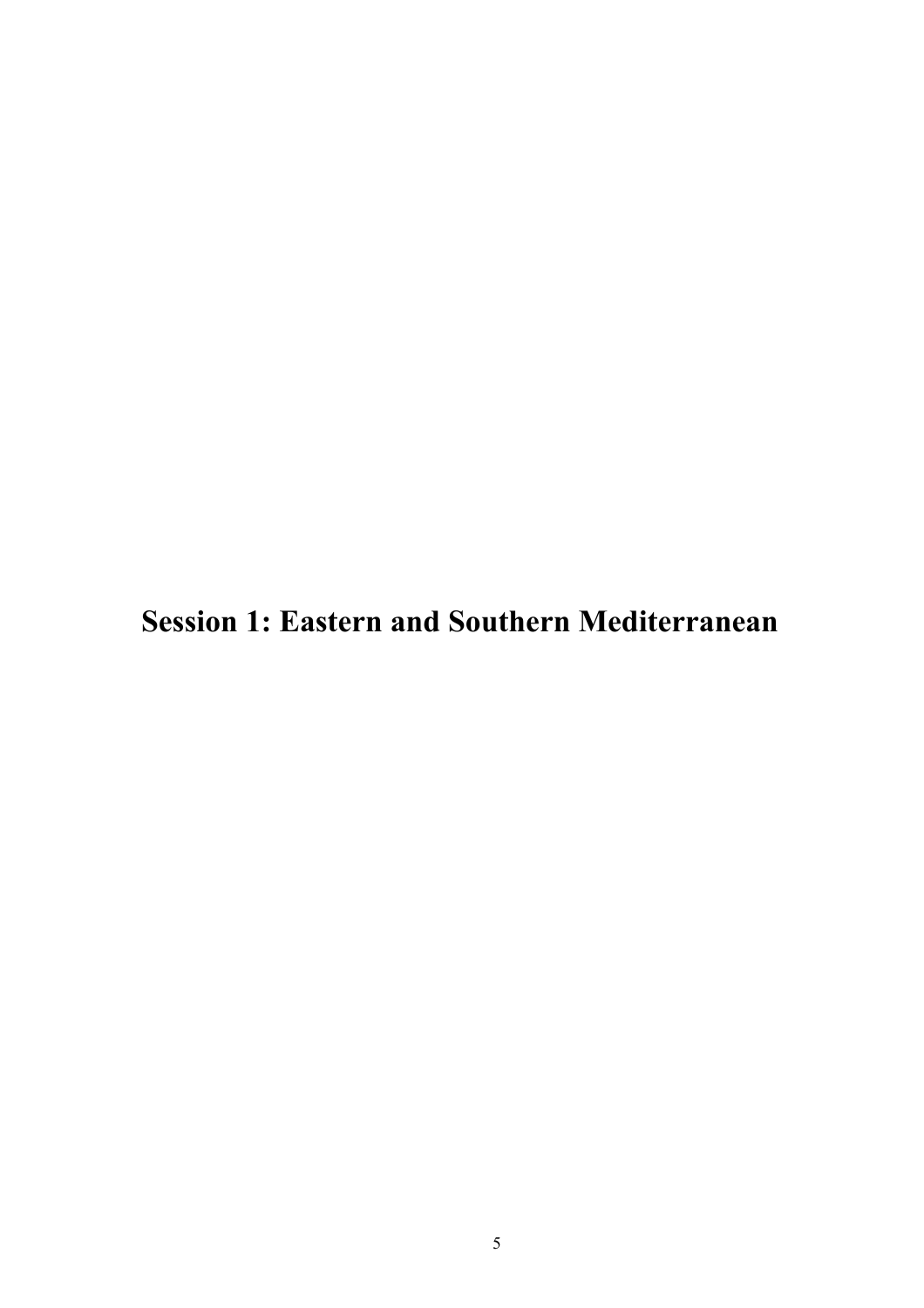# Session 1: Eastern and Southern Mediterranean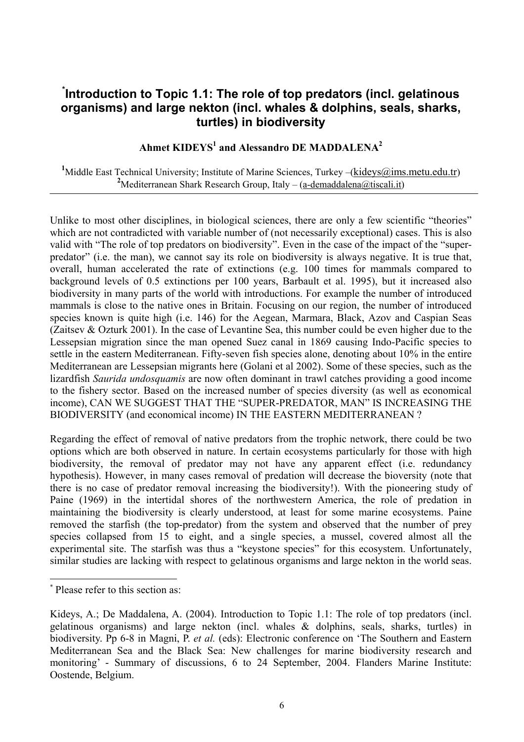# [*]Introduction to Topic 1.1: The role of top predators (incl. gelatinous organisms) and large nekton (incl. whales & dolphins, seals, sharks, turtles) in biodiversity

**Ahmet KIDEYS[1] and Alessandro DE MADDALENA[2]**

[1]Middle East Technical University; Institute of Marine Sciences, Turkey –(kideys@ims.metu.edu.tr)
[2]Mediterranean Shark Research Group, Italy – (a-demaddalena@tiscali.it)

---

Unlike to most other disciplines, in biological sciences, there are only a few scientific "theories" which are not contradicted with variable number of (not necessarily exceptional) cases. This is also valid with "The role of top predators on biodiversity". Even in the case of the impact of the "super-predator" (i.e. the man), we cannot say its role on biodiversity is always negative. It is true that, overall, human accelerated the rate of extinctions (e.g. 100 times for mammals compared to background levels of 0.5 extinctions per 100 years, Barbault et al. 1995), but it increased also biodiversity in many parts of the world with introductions. For example the number of introduced mammals is close to the native ones in Britain. Focusing on our region, the number of introduced species known is quite high (i.e. 146) for the Aegean, Marmara, Black, Azov and Caspian Seas (Zaitsev & Ozturk 2001). In the case of Levantine Sea, this number could be even higher due to the Lessepsian migration since the man opened Suez canal in 1869 causing Indo-Pacific species to settle in the eastern Mediterranean. Fifty-seven fish species alone, denoting about 10% in the entire Mediterranean are Lessepsian migrants here (Golani et al 2002). Some of these species, such as the lizardfish *Saurida undosquamis* are now often dominant in trawl catches providing a good income to the fishery sector. Based on the increased number of species diversity (as well as economical income), CAN WE SUGGEST THAT THE "SUPER-PREDATOR, MAN" IS INCREASING THE BIODIVERSITY (and economical income) IN THE EASTERN MEDITERRANEAN ?

Regarding the effect of removal of native predators from the trophic network, there could be two options which are both observed in nature. In certain ecosystems particularly for those with high biodiversity, the removal of predator may not have any apparent effect (i.e. redundancy hypothesis). However, in many cases removal of predation will decrease the bioversity (note that there is no case of predator removal increasing the biodiversity!). With the pioneering study of Paine (1969) in the intertidal shores of the northwestern America, the role of predation in maintaining the biodiversity is clearly understood, at least for some marine ecosystems. Paine removed the starfish (the top-predator) from the system and observed that the number of prey species collapsed from 15 to eight, and a single species, a mussel, covered almost all the experimental site. The starfish was thus a "keystone species" for this ecosystem. Unfortunately, similar studies are lacking with respect to gelatinous organisms and large nekton in the world seas.

---

[*] Please refer to this section as:

Kideys, A.; De Maddalena, A. (2004). Introduction to Topic 1.1: The role of top predators (incl. gelatinous organisms) and large nekton (incl. whales & dolphins, seals, sharks, turtles) in biodiversity. Pp 6-8 in Magni, P. *et al.* (eds): Electronic conference on 'The Southern and Eastern Mediterranean Sea and the Black Sea: New challenges for marine biodiversity research and monitoring' - Summary of discussions, 6 to 24 September, 2004. Flanders Marine Institute: Oostende, Belgium.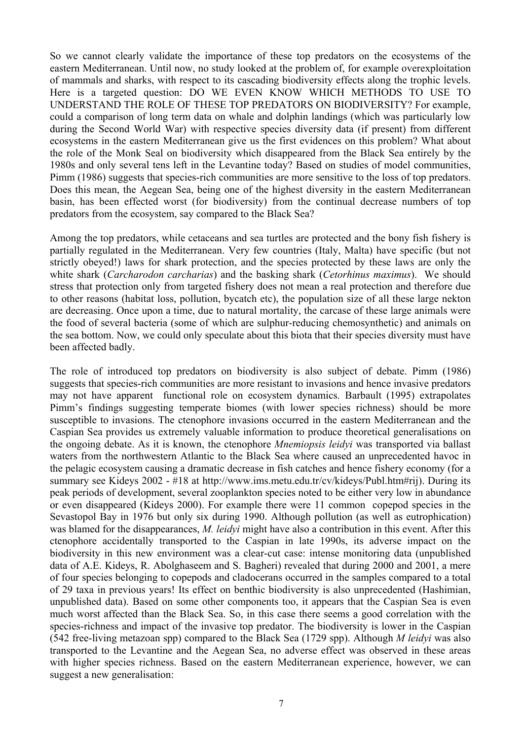So we cannot clearly validate the importance of these top predators on the ecosystems of the eastern Mediterranean. Until now, no study looked at the problem of, for example overexploitation of mammals and sharks, with respect to its cascading biodiversity effects along the trophic levels. Here is a targeted question: DO WE EVEN KNOW WHICH METHODS TO USE TO UNDERSTAND THE ROLE OF THESE TOP PREDATORS ON BIODIVERSITY? For example, could a comparison of long term data on whale and dolphin landings (which was particularly low during the Second World War) with respective species diversity data (if present) from different ecosystems in the eastern Mediterranean give us the first evidences on this problem? What about the role of the Monk Seal on biodiversity which disappeared from the Black Sea entirely by the 1980s and only several tens left in the Levantine today? Based on studies of model communities, Pimm (1986) suggests that species-rich communities are more sensitive to the loss of top predators. Does this mean, the Aegean Sea, being one of the highest diversity in the eastern Mediterranean basin, has been effected worst (for biodiversity) from the continual decrease numbers of top predators from the ecosystem, say compared to the Black Sea?

Among the top predators, while cetaceans and sea turtles are protected and the bony fish fishery is partially regulated in the Mediterranean. Very few countries (Italy, Malta) have specific (but not strictly obeyed!) laws for shark protection, and the species protected by these laws are only the white shark (*Carcharodon carcharias*) and the basking shark (*Cetorhinus maximus*). We should stress that protection only from targeted fishery does not mean a real protection and therefore due to other reasons (habitat loss, pollution, bycatch etc), the population size of all these large nekton are decreasing. Once upon a time, due to natural mortality, the carcase of these large animals were the food of several bacteria (some of which are sulphur-reducing chemosynthetic) and animals on the sea bottom. Now, we could only speculate about this biota that their species diversity must have been affected badly.

The role of introduced top predators on biodiversity is also subject of debate. Pimm (1986) suggests that species-rich communities are more resistant to invasions and hence invasive predators may not have apparent functional role on ecosystem dynamics. Barbault (1995) extrapolates Pimm's findings suggesting temperate biomes (with lower species richness) should be more susceptible to invasions. The ctenophore invasions occurred in the eastern Mediterranean and the Caspian Sea provides us extremely valuable information to produce theoretical generalisations on the ongoing debate. As it is known, the ctenophore *Mnemiopsis leidyi* was transported via ballast waters from the northwestern Atlantic to the Black Sea where caused an unprecedented havoc in the pelagic ecosystem causing a dramatic decrease in fish catches and hence fishery economy (for a summary see Kideys 2002 - #18 at http://www.ims.metu.edu.tr/cv/kideys/Publ.htm#rij). During its peak periods of development, several zooplankton species noted to be either very low in abundance or even disappeared (Kideys 2000). For example there were 11 common copepod species in the Sevastopol Bay in 1976 but only six during 1990. Although pollution (as well as eutrophication) was blamed for the disappearances, *M. leidyi* might have also a contribution in this event. After this ctenophore accidentally transported to the Caspian in late 1990s, its adverse impact on the biodiversity in this new environment was a clear-cut case: intense monitoring data (unpublished data of A.E. Kideys, R. Abolghaseem and S. Bagheri) revealed that during 2000 and 2001, a mere of four species belonging to copepods and cladocerans occurred in the samples compared to a total of 29 taxa in previous years! Its effect on benthic biodiversity is also unprecedented (Hashimian, unpublished data). Based on some other components too, it appears that the Caspian Sea is even much worst affected than the Black Sea. So, in this case there seems a good correlation with the species-richness and impact of the invasive top predator. The biodiversity is lower in the Caspian (542 free-living metazoan spp) compared to the Black Sea (1729 spp). Although *M leidyi* was also transported to the Levantine and the Aegean Sea, no adverse effect was observed in these areas with higher species richness. Based on the eastern Mediterranean experience, however, we can suggest a new generalisation: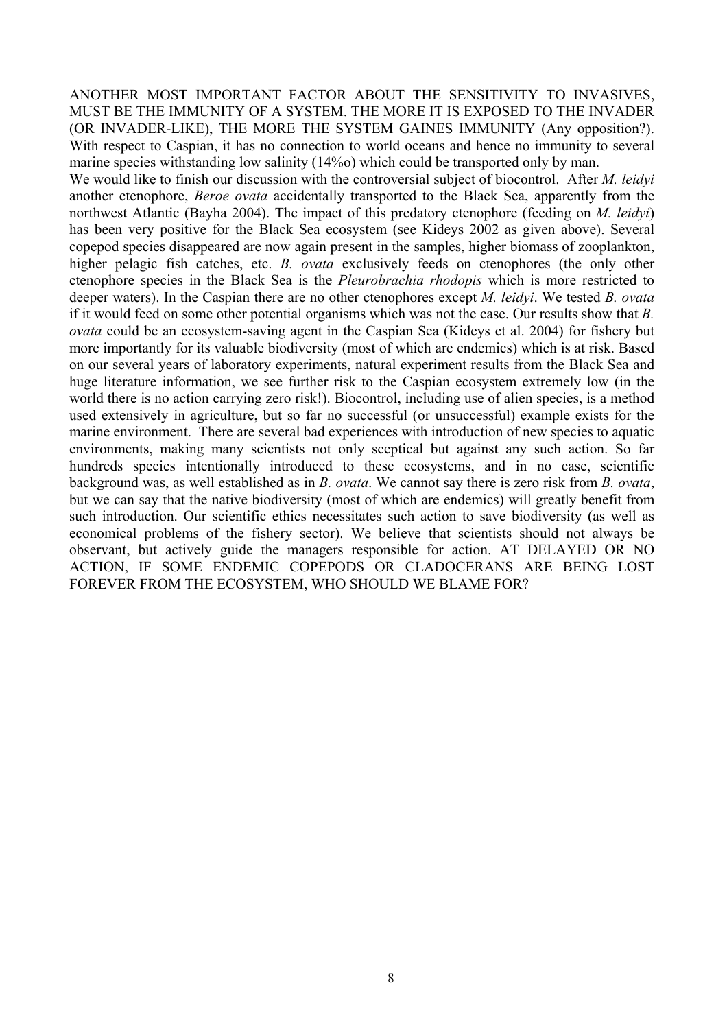ANOTHER MOST IMPORTANT FACTOR ABOUT THE SENSITIVITY TO INVASIVES, MUST BE THE IMMUNITY OF A SYSTEM. THE MORE IT IS EXPOSED TO THE INVADER (OR INVADER-LIKE), THE MORE THE SYSTEM GAINES IMMUNITY (Any opposition?). With respect to Caspian, it has no connection to world oceans and hence no immunity to several marine species withstanding low salinity (14‰) which could be transported only by man.

We would like to finish our discussion with the controversial subject of biocontrol. After *M. leidyi* another ctenophore, *Beroe ovata* accidentally transported to the Black Sea, apparently from the northwest Atlantic (Bayha 2004). The impact of this predatory ctenophore (feeding on *M. leidyi*) has been very positive for the Black Sea ecosystem (see Kideys 2002 as given above). Several copepod species disappeared are now again present in the samples, higher biomass of zooplankton, higher pelagic fish catches, etc. *B. ovata* exclusively feeds on ctenophores (the only other ctenophore species in the Black Sea is the *Pleurobrachia rhodopis* which is more restricted to deeper waters). In the Caspian there are no other ctenophores except *M. leidyi*. We tested *B. ovata* if it would feed on some other potential organisms which was not the case. Our results show that *B. ovata* could be an ecosystem-saving agent in the Caspian Sea (Kideys et al. 2004) for fishery but more importantly for its valuable biodiversity (most of which are endemics) which is at risk. Based on our several years of laboratory experiments, natural experiment results from the Black Sea and huge literature information, we see further risk to the Caspian ecosystem extremely low (in the world there is no action carrying zero risk!). Biocontrol, including use of alien species, is a method used extensively in agriculture, but so far no successful (or unsuccessful) example exists for the marine environment. There are several bad experiences with introduction of new species to aquatic environments, making many scientists not only sceptical but against any such action. So far hundreds species intentionally introduced to these ecosystems, and in no case, scientific background was, as well established as in *B. ovata*. We cannot say there is zero risk from *B. ovata*, but we can say that the native biodiversity (most of which are endemics) will greatly benefit from such introduction. Our scientific ethics necessitates such action to save biodiversity (as well as economical problems of the fishery sector). We believe that scientists should not always be observant, but actively guide the managers responsible for action. AT DELAYED OR NO ACTION, IF SOME ENDEMIC COPEPODS OR CLADOCERANS ARE BEING LOST FOREVER FROM THE ECOSYSTEM, WHO SHOULD WE BLAME FOR?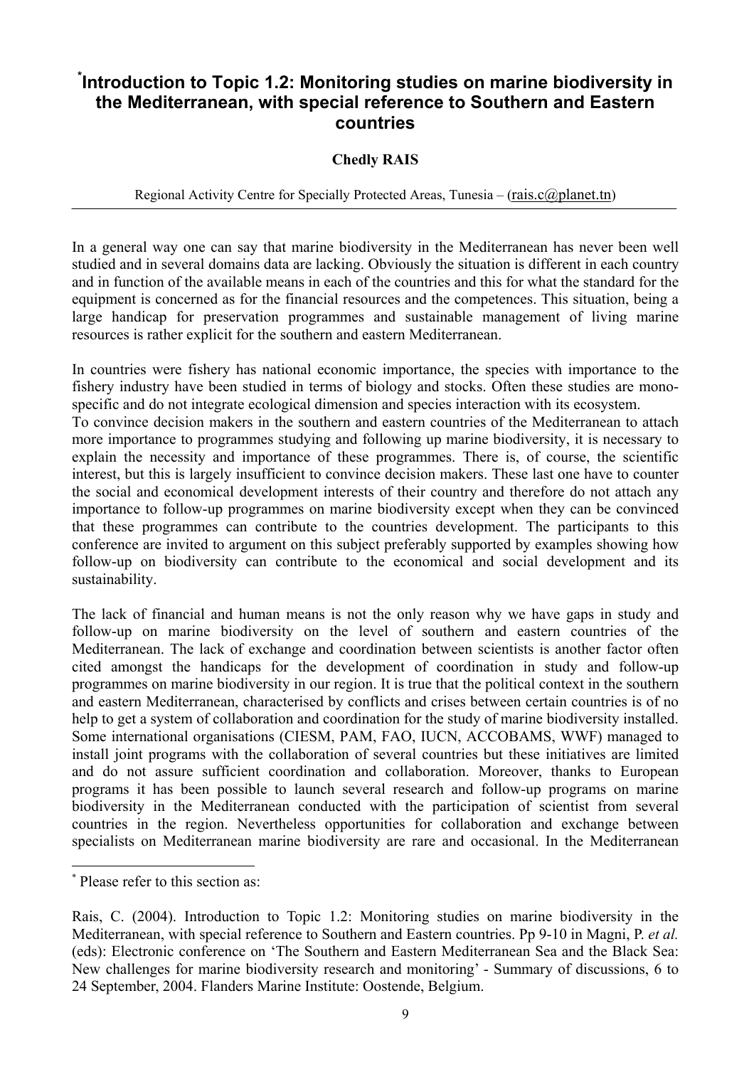# [*]Introduction to Topic 1.2: Monitoring studies on marine biodiversity in the Mediterranean, with special reference to Southern and Eastern countries

**Chedly RAIS**

Regional Activity Centre for Specially Protected Areas, Tunesia – (rais.c@planet.tn)

---

In a general way one can say that marine biodiversity in the Mediterranean has never been well studied and in several domains data are lacking. Obviously the situation is different in each country and in function of the available means in each of the countries and this for what the standard for the equipment is concerned as for the financial resources and the competences. This situation, being a large handicap for preservation programmes and sustainable management of living marine resources is rather explicit for the southern and eastern Mediterranean.

In countries were fishery has national economic importance, the species with importance to the fishery industry have been studied in terms of biology and stocks. Often these studies are mono-specific and do not integrate ecological dimension and species interaction with its ecosystem.
To convince decision makers in the southern and eastern countries of the Mediterranean to attach more importance to programmes studying and following up marine biodiversity, it is necessary to explain the necessity and importance of these programmes. There is, of course, the scientific interest, but this is largely insufficient to convince decision makers. These last one have to counter the social and economical development interests of their country and therefore do not attach any importance to follow-up programmes on marine biodiversity except when they can be convinced that these programmes can contribute to the countries development. The participants to this conference are invited to argument on this subject preferably supported by examples showing how follow-up on biodiversity can contribute to the economical and social development and its sustainability.

The lack of financial and human means is not the only reason why we have gaps in study and follow-up on marine biodiversity on the level of southern and eastern countries of the Mediterranean. The lack of exchange and coordination between scientists is another factor often cited amongst the handicaps for the development of coordination in study and follow-up programmes on marine biodiversity in our region. It is true that the political context in the southern and eastern Mediterranean, characterised by conflicts and crises between certain countries is of no help to get a system of collaboration and coordination for the study of marine biodiversity installed. Some international organisations (CIESM, PAM, FAO, IUCN, ACCOBAMS, WWF) managed to install joint programs with the collaboration of several countries but these initiatives are limited and do not assure sufficient coordination and collaboration. Moreover, thanks to European programs it has been possible to launch several research and follow-up programs on marine biodiversity in the Mediterranean conducted with the participation of scientist from several countries in the region. Nevertheless opportunities for collaboration and exchange between specialists on Mediterranean marine biodiversity are rare and occasional. In the Mediterranean

---

[*] Please refer to this section as:

Rais, C. (2004). Introduction to Topic 1.2: Monitoring studies on marine biodiversity in the Mediterranean, with special reference to Southern and Eastern countries. Pp 9-10 in Magni, P. *et al.* (eds): Electronic conference on 'The Southern and Eastern Mediterranean Sea and the Black Sea: New challenges for marine biodiversity research and monitoring' - Summary of discussions, 6 to 24 September, 2004. Flanders Marine Institute: Oostende, Belgium.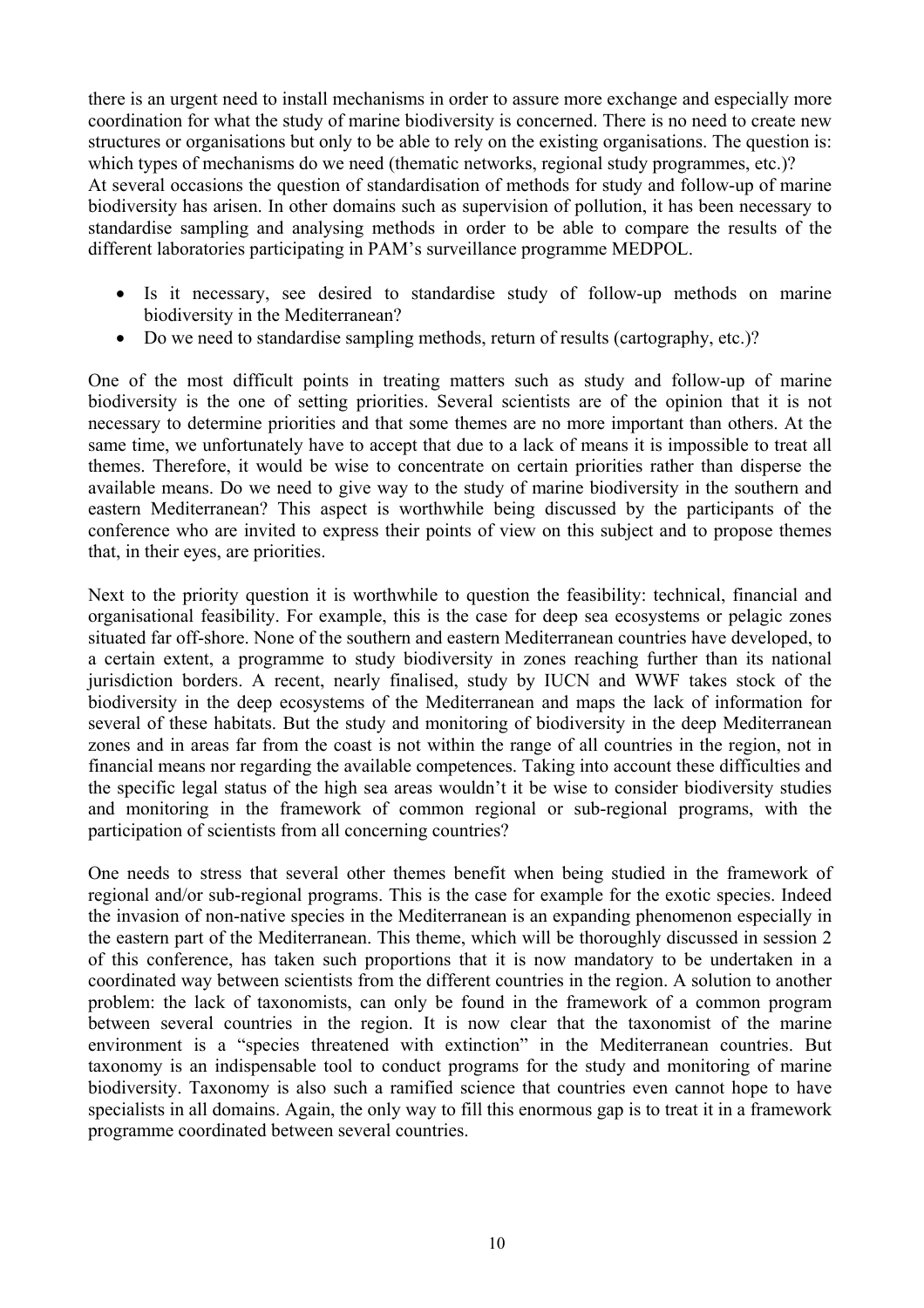there is an urgent need to install mechanisms in order to assure more exchange and especially more coordination for what the study of marine biodiversity is concerned. There is no need to create new structures or organisations but only to be able to rely on the existing organisations. The question is: which types of mechanisms do we need (thematic networks, regional study programmes, etc.)?
At several occasions the question of standardisation of methods for study and follow-up of marine biodiversity has arisen. In other domains such as supervision of pollution, it has been necessary to standardise sampling and analysing methods in order to be able to compare the results of the different laboratories participating in PAM's surveillance programme MEDPOL.

- Is it necessary, see desired to standardise study of follow-up methods on marine biodiversity in the Mediterranean?
- Do we need to standardise sampling methods, return of results (cartography, etc.)?

One of the most difficult points in treating matters such as study and follow-up of marine biodiversity is the one of setting priorities. Several scientists are of the opinion that it is not necessary to determine priorities and that some themes are no more important than others. At the same time, we unfortunately have to accept that due to a lack of means it is impossible to treat all themes. Therefore, it would be wise to concentrate on certain priorities rather than disperse the available means. Do we need to give way to the study of marine biodiversity in the southern and eastern Mediterranean? This aspect is worthwhile being discussed by the participants of the conference who are invited to express their points of view on this subject and to propose themes that, in their eyes, are priorities.

Next to the priority question it is worthwhile to question the feasibility: technical, financial and organisational feasibility. For example, this is the case for deep sea ecosystems or pelagic zones situated far off-shore. None of the southern and eastern Mediterranean countries have developed, to a certain extent, a programme to study biodiversity in zones reaching further than its national jurisdiction borders. A recent, nearly finalised, study by IUCN and WWF takes stock of the biodiversity in the deep ecosystems of the Mediterranean and maps the lack of information for several of these habitats. But the study and monitoring of biodiversity in the deep Mediterranean zones and in areas far from the coast is not within the range of all countries in the region, not in financial means nor regarding the available competences. Taking into account these difficulties and the specific legal status of the high sea areas wouldn't it be wise to consider biodiversity studies and monitoring in the framework of common regional or sub-regional programs, with the participation of scientists from all concerning countries?

One needs to stress that several other themes benefit when being studied in the framework of regional and/or sub-regional programs. This is the case for example for the exotic species. Indeed the invasion of non-native species in the Mediterranean is an expanding phenomenon especially in the eastern part of the Mediterranean. This theme, which will be thoroughly discussed in session 2 of this conference, has taken such proportions that it is now mandatory to be undertaken in a coordinated way between scientists from the different countries in the region. A solution to another problem: the lack of taxonomists, can only be found in the framework of a common program between several countries in the region. It is now clear that the taxonomist of the marine environment is a "species threatened with extinction" in the Mediterranean countries. But taxonomy is an indispensable tool to conduct programs for the study and monitoring of marine biodiversity. Taxonomy is also such a ramified science that countries even cannot hope to have specialists in all domains. Again, the only way to fill this enormous gap is to treat it in a framework programme coordinated between several countries.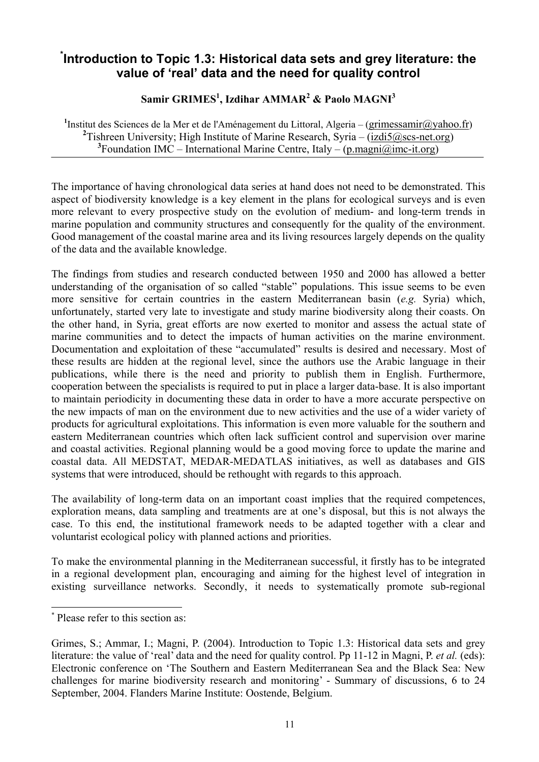# [*]Introduction to Topic 1.3: Historical data sets and grey literature: the value of 'real' data and the need for quality control

**Samir GRIMES[1], Izdihar AMMAR[2] & Paolo MAGNI[3]**

[1]Institut des Sciences de la Mer et de l'Aménagement du Littoral, Algeria – (grimessamir@yahoo.fr)
[2]Tishreen University; High Institute of Marine Research, Syria – (izdi5@scs-net.org)
[3]Foundation IMC – International Marine Centre, Italy – (p.magni@imc-it.org)

---

The importance of having chronological data series at hand does not need to be demonstrated. This aspect of biodiversity knowledge is a key element in the plans for ecological surveys and is even more relevant to every prospective study on the evolution of medium- and long-term trends in marine population and community structures and consequently for the quality of the environment. Good management of the coastal marine area and its living resources largely depends on the quality of the data and the available knowledge.

The findings from studies and research conducted between 1950 and 2000 has allowed a better understanding of the organisation of so called "stable" populations. This issue seems to be even more sensitive for certain countries in the eastern Mediterranean basin (*e.g.* Syria) which, unfortunately, started very late to investigate and study marine biodiversity along their coasts. On the other hand, in Syria, great efforts are now exerted to monitor and assess the actual state of marine communities and to detect the impacts of human activities on the marine environment. Documentation and exploitation of these "accumulated" results is desired and necessary. Most of these results are hidden at the regional level, since the authors use the Arabic language in their publications, while there is the need and priority to publish them in English. Furthermore, cooperation between the specialists is required to put in place a larger data-base. It is also important to maintain periodicity in documenting these data in order to have a more accurate perspective on the new impacts of man on the environment due to new activities and the use of a wider variety of products for agricultural exploitations. This information is even more valuable for the southern and eastern Mediterranean countries which often lack sufficient control and supervision over marine and coastal activities. Regional planning would be a good moving force to update the marine and coastal data. All MEDSTAT, MEDAR-MEDATLAS initiatives, as well as databases and GIS systems that were introduced, should be rethought with regards to this approach.

The availability of long-term data on an important coast implies that the required competences, exploration means, data sampling and treatments are at one's disposal, but this is not always the case. To this end, the institutional framework needs to be adapted together with a clear and voluntarist ecological policy with planned actions and priorities.

To make the environmental planning in the Mediterranean successful, it firstly has to be integrated in a regional development plan, encouraging and aiming for the highest level of integration in existing surveillance networks. Secondly, it needs to systematically promote sub-regional

---

[*] Please refer to this section as:

Grimes, S.; Ammar, I.; Magni, P. (2004). Introduction to Topic 1.3: Historical data sets and grey literature: the value of 'real' data and the need for quality control. Pp 11-12 in Magni, P. *et al.* (eds): Electronic conference on 'The Southern and Eastern Mediterranean Sea and the Black Sea: New challenges for marine biodiversity research and monitoring' - Summary of discussions, 6 to 24 September, 2004. Flanders Marine Institute: Oostende, Belgium.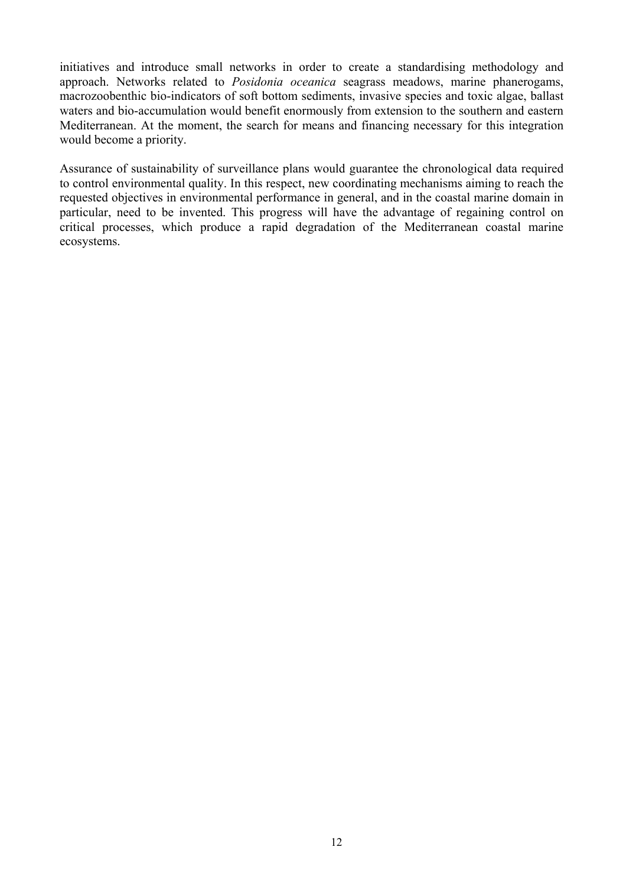initiatives and introduce small networks in order to create a standardising methodology and approach. Networks related to *Posidonia oceanica* seagrass meadows, marine phanerogams, macrozoobenthic bio-indicators of soft bottom sediments, invasive species and toxic algae, ballast waters and bio-accumulation would benefit enormously from extension to the southern and eastern Mediterranean. At the moment, the search for means and financing necessary for this integration would become a priority.

Assurance of sustainability of surveillance plans would guarantee the chronological data required to control environmental quality. In this respect, new coordinating mechanisms aiming to reach the requested objectives in environmental performance in general, and in the coastal marine domain in particular, need to be invented. This progress will have the advantage of regaining control on critical processes, which produce a rapid degradation of the Mediterranean coastal marine ecosystems.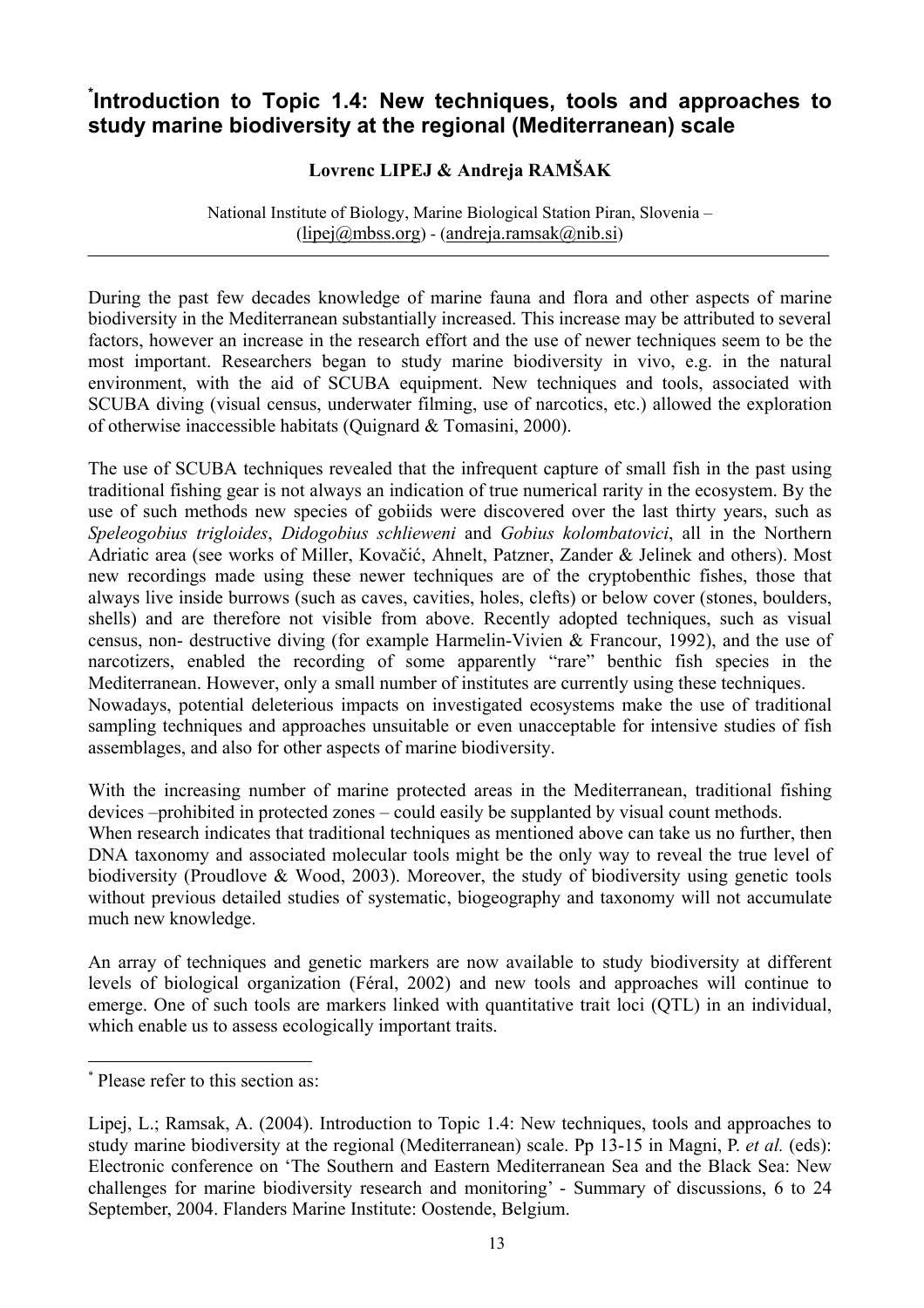# [*] Introduction to Topic 1.4: New techniques, tools and approaches to study marine biodiversity at the regional (Mediterranean) scale

**Lovrenc LIPEJ & Andreja RAMŠAK**

National Institute of Biology, Marine Biological Station Piran, Slovenia – (lipej@mbss.org) - (andreja.ramsak@nib.si)

---

During the past few decades knowledge of marine fauna and flora and other aspects of marine biodiversity in the Mediterranean substantially increased. This increase may be attributed to several factors, however an increase in the research effort and the use of newer techniques seem to be the most important. Researchers began to study marine biodiversity in vivo, e.g. in the natural environment, with the aid of SCUBA equipment. New techniques and tools, associated with SCUBA diving (visual census, underwater filming, use of narcotics, etc.) allowed the exploration of otherwise inaccessible habitats (Quignard & Tomasini, 2000).

The use of SCUBA techniques revealed that the infrequent capture of small fish in the past using traditional fishing gear is not always an indication of true numerical rarity in the ecosystem. By the use of such methods new species of gobiids were discovered over the last thirty years, such as *Speleogobius trigloides*, *Didogobius schlieweni* and *Gobius kolombatovici*, all in the Northern Adriatic area (see works of Miller, Kovačić, Ahnelt, Patzner, Zander & Jelinek and others). Most new recordings made using these newer techniques are of the cryptobenthic fishes, those that always live inside burrows (such as caves, cavities, holes, clefts) or below cover (stones, boulders, shells) and are therefore not visible from above. Recently adopted techniques, such as visual census, non- destructive diving (for example Harmelin-Vivien & Francour, 1992), and the use of narcotizers, enabled the recording of some apparently "rare" benthic fish species in the Mediterranean. However, only a small number of institutes are currently using these techniques.
Nowadays, potential deleterious impacts on investigated ecosystems make the use of traditional sampling techniques and approaches unsuitable or even unacceptable for intensive studies of fish assemblages, and also for other aspects of marine biodiversity.

With the increasing number of marine protected areas in the Mediterranean, traditional fishing devices –prohibited in protected zones – could easily be supplanted by visual count methods.
When research indicates that traditional techniques as mentioned above can take us no further, then DNA taxonomy and associated molecular tools might be the only way to reveal the true level of biodiversity (Proudlove & Wood, 2003). Moreover, the study of biodiversity using genetic tools without previous detailed studies of systematic, biogeography and taxonomy will not accumulate much new knowledge.

An array of techniques and genetic markers are now available to study biodiversity at different levels of biological organization (Féral, 2002) and new tools and approaches will continue to emerge. One of such tools are markers linked with quantitative trait loci (QTL) in an individual, which enable us to assess ecologically important traits.

---

[*] Please refer to this section as:

Lipej, L.; Ramsak, A. (2004). Introduction to Topic 1.4: New techniques, tools and approaches to study marine biodiversity at the regional (Mediterranean) scale. Pp 13-15 in Magni, P. *et al.* (eds): Electronic conference on 'The Southern and Eastern Mediterranean Sea and the Black Sea: New challenges for marine biodiversity research and monitoring' - Summary of discussions, 6 to 24 September, 2004. Flanders Marine Institute: Oostende, Belgium.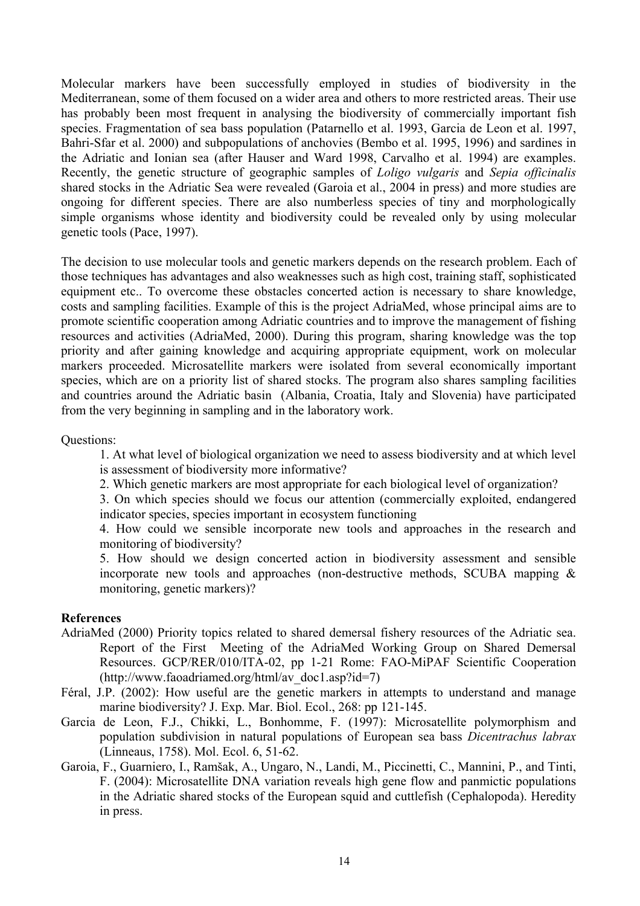Molecular markers have been successfully employed in studies of biodiversity in the Mediterranean, some of them focused on a wider area and others to more restricted areas. Their use has probably been most frequent in analysing the biodiversity of commercially important fish species. Fragmentation of sea bass population (Patarnello et al. 1993, Garcia de Leon et al. 1997, Bahri-Sfar et al. 2000) and subpopulations of anchovies (Bembo et al. 1995, 1996) and sardines in the Adriatic and Ionian sea (after Hauser and Ward 1998, Carvalho et al. 1994) are examples. Recently, the genetic structure of geographic samples of *Loligo vulgaris* and *Sepia officinalis* shared stocks in the Adriatic Sea were revealed (Garoia et al., 2004 in press) and more studies are ongoing for different species. There are also numberless species of tiny and morphologically simple organisms whose identity and biodiversity could be revealed only by using molecular genetic tools (Pace, 1997).

The decision to use molecular tools and genetic markers depends on the research problem. Each of those techniques has advantages and also weaknesses such as high cost, training staff, sophisticated equipment etc.. To overcome these obstacles concerted action is necessary to share knowledge, costs and sampling facilities. Example of this is the project AdriaMed, whose principal aims are to promote scientific cooperation among Adriatic countries and to improve the management of fishing resources and activities (AdriaMed, 2000). During this program, sharing knowledge was the top priority and after gaining knowledge and acquiring appropriate equipment, work on molecular markers proceeded. Microsatellite markers were isolated from several economically important species, which are on a priority list of shared stocks. The program also shares sampling facilities and countries around the Adriatic basin (Albania, Croatia, Italy and Slovenia) have participated from the very beginning in sampling and in the laboratory work.

Questions:

1. At what level of biological organization we need to assess biodiversity and at which level is assessment of biodiversity more informative?
2. Which genetic markers are most appropriate for each biological level of organization?
3. On which species should we focus our attention (commercially exploited, endangered indicator species, species important in ecosystem functioning
4. How could we sensible incorporate new tools and approaches in the research and monitoring of biodiversity?
5. How should we design concerted action in biodiversity assessment and sensible incorporate new tools and approaches (non-destructive methods, SCUBA mapping & monitoring, genetic markers)?

**References**

AdriaMed (2000) Priority topics related to shared demersal fishery resources of the Adriatic sea. Report of the First Meeting of the AdriaMed Working Group on Shared Demersal Resources. GCP/RER/010/ITA-02, pp 1-21 Rome: FAO-MiPAF Scientific Cooperation (http://www.faoadriamed.org/html/av_doc1.asp?id=7)

Féral, J.P. (2002): How useful are the genetic markers in attempts to understand and manage marine biodiversity? J. Exp. Mar. Biol. Ecol., 268: pp 121-145.

Garcia de Leon, F.J., Chikki, L., Bonhomme, F. (1997): Microsatellite polymorphism and population subdivision in natural populations of European sea bass *Dicentrachus labrax* (Linneaus, 1758). Mol. Ecol. 6, 51-62.

Garoia, F., Guarniero, I., Ramšak, A., Ungaro, N., Landi, M., Piccinetti, C., Mannini, P., and Tinti, F. (2004): Microsatellite DNA variation reveals high gene flow and panmictic populations in the Adriatic shared stocks of the European squid and cuttlefish (Cephalopoda). Heredity in press.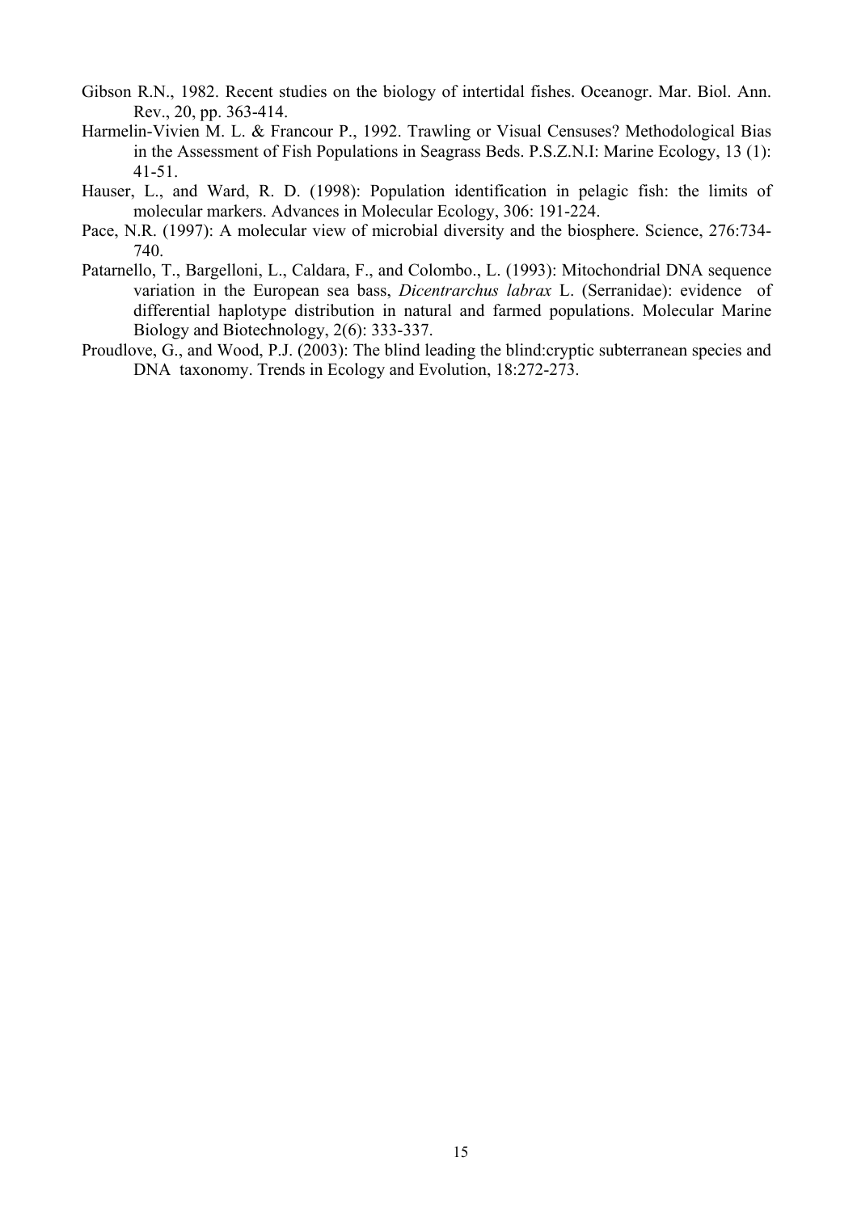Gibson R.N., 1982. Recent studies on the biology of intertidal fishes. Oceanogr. Mar. Biol. Ann. Rev., 20, pp. 363-414.

Harmelin-Vivien M. L. & Francour P., 1992. Trawling or Visual Censuses? Methodological Bias in the Assessment of Fish Populations in Seagrass Beds. P.S.Z.N.I: Marine Ecology, 13 (1): 41-51.

Hauser, L., and Ward, R. D. (1998): Population identification in pelagic fish: the limits of molecular markers. Advances in Molecular Ecology, 306: 191-224.

Pace, N.R. (1997): A molecular view of microbial diversity and the biosphere. Science, 276:734-740.

Patarnello, T., Bargelloni, L., Caldara, F., and Colombo., L. (1993): Mitochondrial DNA sequence variation in the European sea bass, *Dicentrarchus labrax* L. (Serranidae): evidence of differential haplotype distribution in natural and farmed populations. Molecular Marine Biology and Biotechnology, 2(6): 333-337.

Proudlove, G., and Wood, P.J. (2003): The blind leading the blind:cryptic subterranean species and DNA taxonomy. Trends in Ecology and Evolution, 18:272-273.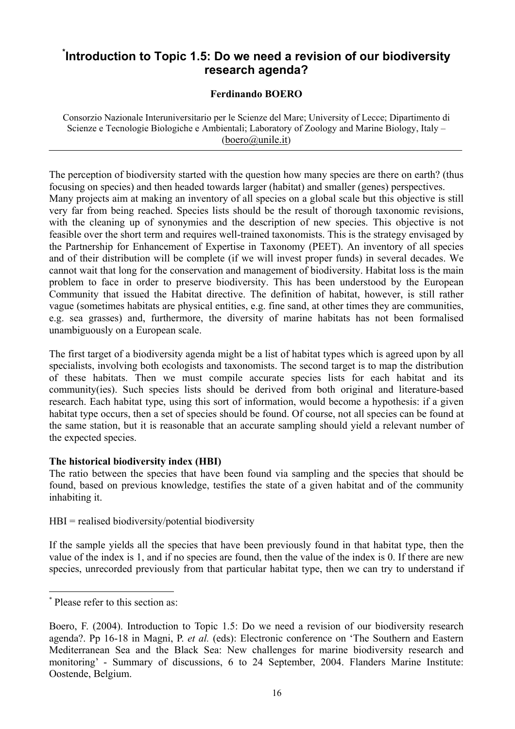# [*]Introduction to Topic 1.5: Do we need a revision of our biodiversity research agenda?

**Ferdinando BOERO**

Consorzio Nazionale Interuniversitario per le Scienze del Mare; University of Lecce; Dipartimento di Scienze e Tecnologie Biologiche e Ambientali; Laboratory of Zoology and Marine Biology, Italy – (boero@unile.it)

---

The perception of biodiversity started with the question how many species are there on earth? (thus focusing on species) and then headed towards larger (habitat) and smaller (genes) perspectives. Many projects aim at making an inventory of all species on a global scale but this objective is still very far from being reached. Species lists should be the result of thorough taxonomic revisions, with the cleaning up of synonymies and the description of new species. This objective is not feasible over the short term and requires well-trained taxonomists. This is the strategy envisaged by the Partnership for Enhancement of Expertise in Taxonomy (PEET). An inventory of all species and of their distribution will be complete (if we will invest proper funds) in several decades. We cannot wait that long for the conservation and management of biodiversity. Habitat loss is the main problem to face in order to preserve biodiversity. This has been understood by the European Community that issued the Habitat directive. The definition of habitat, however, is still rather vague (sometimes habitats are physical entities, e.g. fine sand, at other times they are communities, e.g. sea grasses) and, furthermore, the diversity of marine habitats has not been formalised unambiguously on a European scale.

The first target of a biodiversity agenda might be a list of habitat types which is agreed upon by all specialists, involving both ecologists and taxonomists. The second target is to map the distribution of these habitats. Then we must compile accurate species lists for each habitat and its community(ies). Such species lists should be derived from both original and literature-based research. Each habitat type, using this sort of information, would become a hypothesis: if a given habitat type occurs, then a set of species should be found. Of course, not all species can be found at the same station, but it is reasonable that an accurate sampling should yield a relevant number of the expected species.

**The historical biodiversity index (HBI)**

The ratio between the species that have been found via sampling and the species that should be found, based on previous knowledge, testifies the state of a given habitat and of the community inhabiting it.

HBI = realised biodiversity/potential biodiversity

If the sample yields all the species that have been previously found in that habitat type, then the value of the index is 1, and if no species are found, then the value of the index is 0. If there are new species, unrecorded previously from that particular habitat type, then we can try to understand if

---

[*] Please refer to this section as:

Boero, F. (2004). Introduction to Topic 1.5: Do we need a revision of our biodiversity research agenda?. Pp 16-18 in Magni, P. *et al.* (eds): Electronic conference on 'The Southern and Eastern Mediterranean Sea and the Black Sea: New challenges for marine biodiversity research and monitoring' - Summary of discussions, 6 to 24 September, 2004. Flanders Marine Institute: Oostende, Belgium.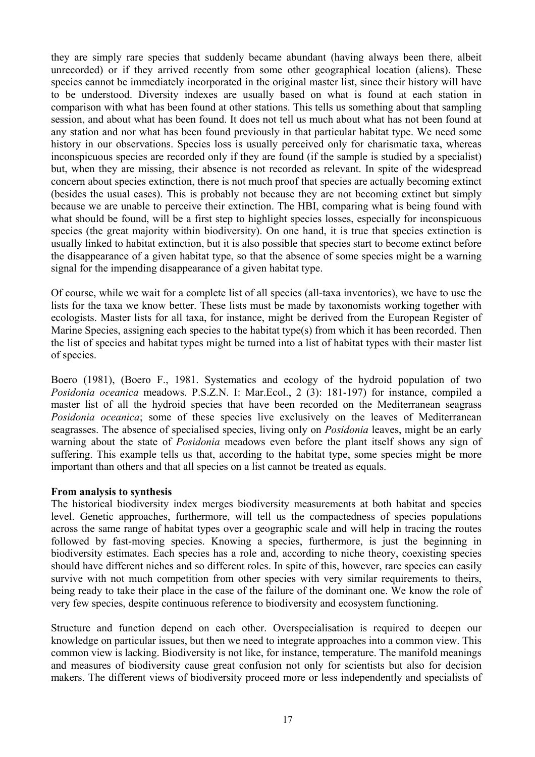they are simply rare species that suddenly became abundant (having always been there, albeit unrecorded) or if they arrived recently from some other geographical location (aliens). These species cannot be immediately incorporated in the original master list, since their history will have to be understood. Diversity indexes are usually based on what is found at each station in comparison with what has been found at other stations. This tells us something about that sampling session, and about what has been found. It does not tell us much about what has not been found at any station and nor what has been found previously in that particular habitat type. We need some history in our observations. Species loss is usually perceived only for charismatic taxa, whereas inconspicuous species are recorded only if they are found (if the sample is studied by a specialist) but, when they are missing, their absence is not recorded as relevant. In spite of the widespread concern about species extinction, there is not much proof that species are actually becoming extinct (besides the usual cases). This is probably not because they are not becoming extinct but simply because we are unable to perceive their extinction. The HBI, comparing what is being found with what should be found, will be a first step to highlight species losses, especially for inconspicuous species (the great majority within biodiversity). On one hand, it is true that species extinction is usually linked to habitat extinction, but it is also possible that species start to become extinct before the disappearance of a given habitat type, so that the absence of some species might be a warning signal for the impending disappearance of a given habitat type.

Of course, while we wait for a complete list of all species (all-taxa inventories), we have to use the lists for the taxa we know better. These lists must be made by taxonomists working together with ecologists. Master lists for all taxa, for instance, might be derived from the European Register of Marine Species, assigning each species to the habitat type(s) from which it has been recorded. Then the list of species and habitat types might be turned into a list of habitat types with their master list of species.

Boero (1981), (Boero F., 1981. Systematics and ecology of the hydroid population of two *Posidonia oceanica* meadows. P.S.Z.N. I: Mar.Ecol., 2 (3): 181-197) for instance, compiled a master list of all the hydroid species that have been recorded on the Mediterranean seagrass *Posidonia oceanica*; some of these species live exclusively on the leaves of Mediterranean seagrasses. The absence of specialised species, living only on *Posidonia* leaves, might be an early warning about the state of *Posidonia* meadows even before the plant itself shows any sign of suffering. This example tells us that, according to the habitat type, some species might be more important than others and that all species on a list cannot be treated as equals.

**From analysis to synthesis**

The historical biodiversity index merges biodiversity measurements at both habitat and species level. Genetic approaches, furthermore, will tell us the compactedness of species populations across the same range of habitat types over a geographic scale and will help in tracing the routes followed by fast-moving species. Knowing a species, furthermore, is just the beginning in biodiversity estimates. Each species has a role and, according to niche theory, coexisting species should have different niches and so different roles. In spite of this, however, rare species can easily survive with not much competition from other species with very similar requirements to theirs, being ready to take their place in the case of the failure of the dominant one. We know the role of very few species, despite continuous reference to biodiversity and ecosystem functioning.

Structure and function depend on each other. Overspecialisation is required to deepen our knowledge on particular issues, but then we need to integrate approaches into a common view. This common view is lacking. Biodiversity is not like, for instance, temperature. The manifold meanings and measures of biodiversity cause great confusion not only for scientists but also for decision makers. The different views of biodiversity proceed more or less independently and specialists of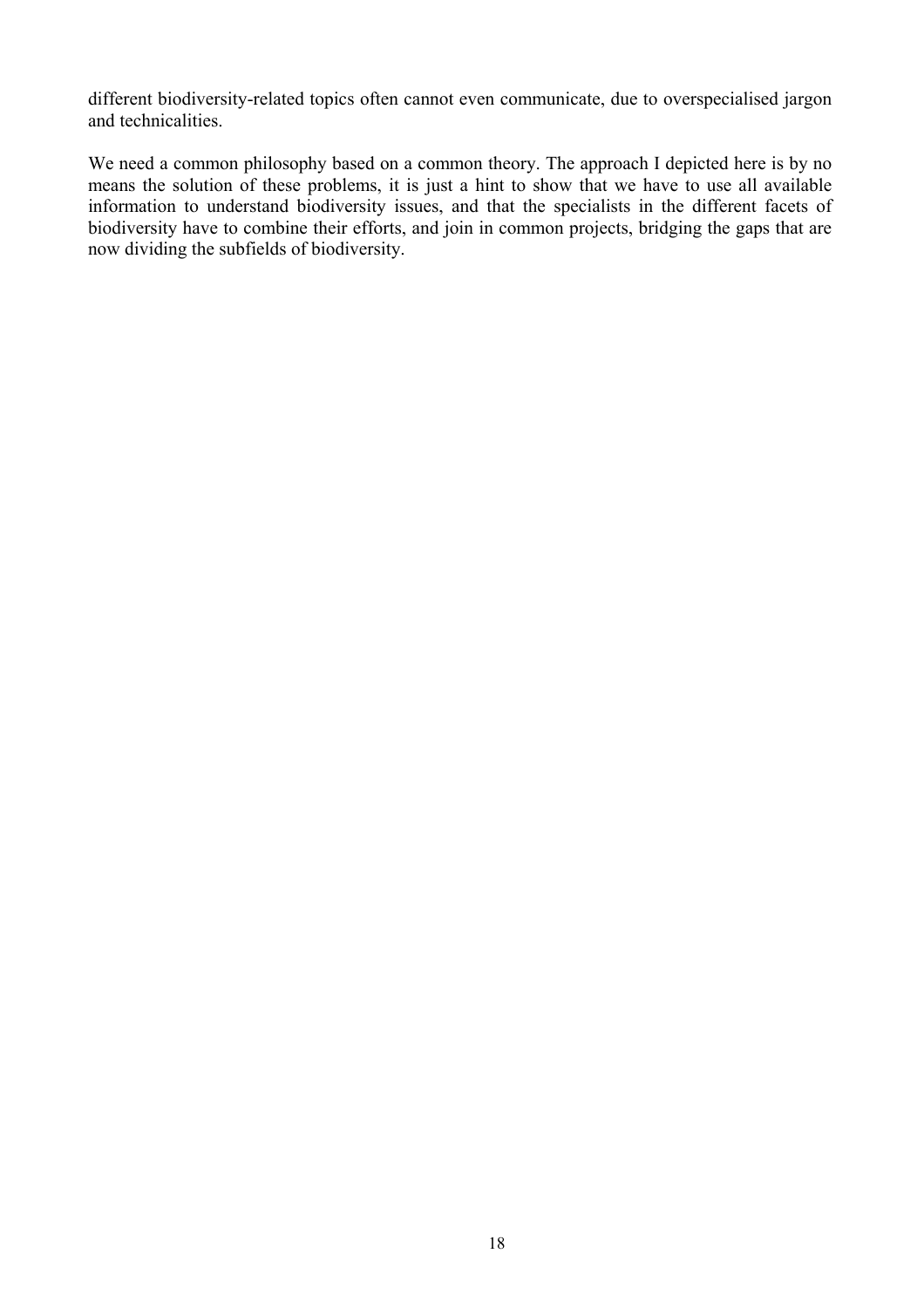different biodiversity-related topics often cannot even communicate, due to overspecialised jargon and technicalities.

We need a common philosophy based on a common theory. The approach I depicted here is by no means the solution of these problems, it is just a hint to show that we have to use all available information to understand biodiversity issues, and that the specialists in the different facets of biodiversity have to combine their efforts, and join in common projects, bridging the gaps that are now dividing the subfields of biodiversity.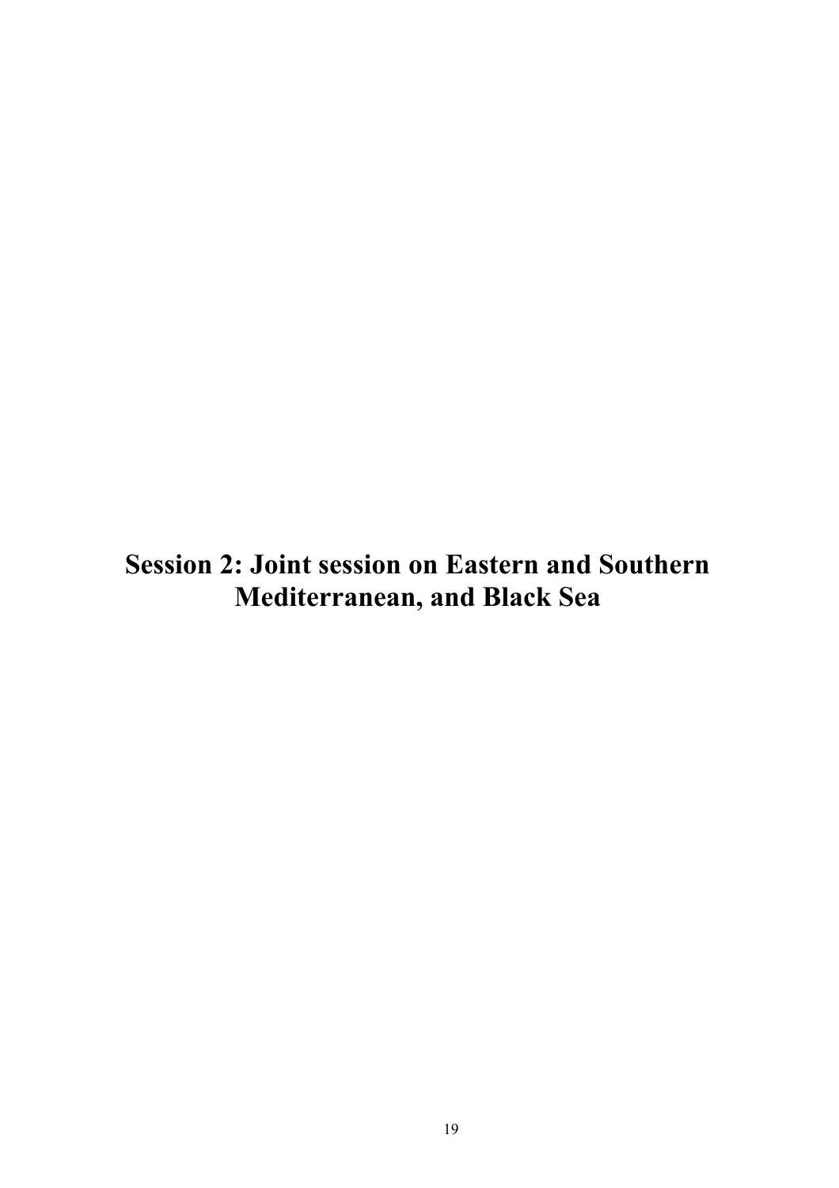# Session 2: Joint session on Eastern and Southern Mediterranean, and Black Sea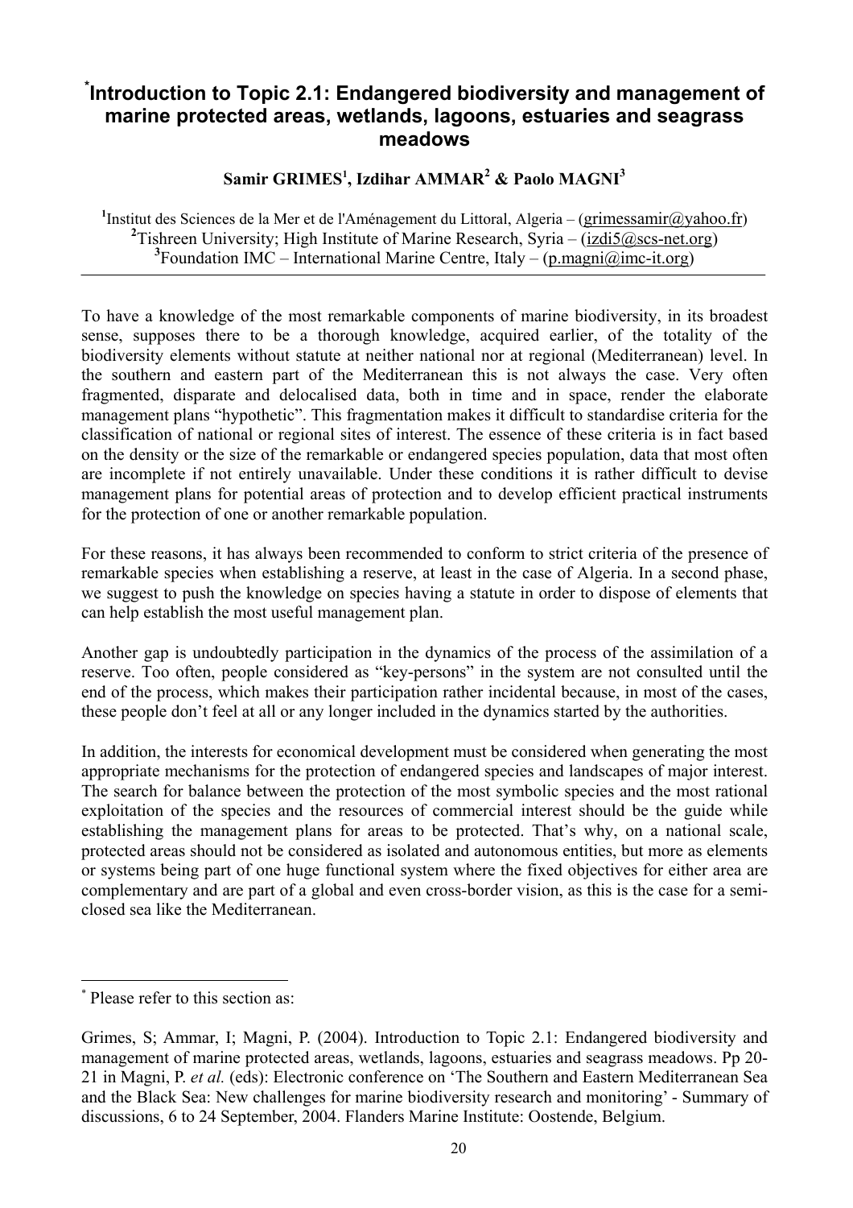# [*]Introduction to Topic 2.1: Endangered biodiversity and management of marine protected areas, wetlands, lagoons, estuaries and seagrass meadows

**Samir GRIMES[1], Izdihar AMMAR[2] & Paolo MAGNI[3]**

[1]Institut des Sciences de la Mer et de l'Aménagement du Littoral, Algeria – (grimessamir@yahoo.fr)
[2]Tishreen University; High Institute of Marine Research, Syria – (izdi5@scs-net.org)
[3]Foundation IMC – International Marine Centre, Italy – (p.magni@imc-it.org)

---

To have a knowledge of the most remarkable components of marine biodiversity, in its broadest sense, supposes there to be a thorough knowledge, acquired earlier, of the totality of the biodiversity elements without statute at neither national nor at regional (Mediterranean) level. In the southern and eastern part of the Mediterranean this is not always the case. Very often fragmented, disparate and delocalised data, both in time and in space, render the elaborate management plans "hypothetic". This fragmentation makes it difficult to standardise criteria for the classification of national or regional sites of interest. The essence of these criteria is in fact based on the density or the size of the remarkable or endangered species population, data that most often are incomplete if not entirely unavailable. Under these conditions it is rather difficult to devise management plans for potential areas of protection and to develop efficient practical instruments for the protection of one or another remarkable population.

For these reasons, it has always been recommended to conform to strict criteria of the presence of remarkable species when establishing a reserve, at least in the case of Algeria. In a second phase, we suggest to push the knowledge on species having a statute in order to dispose of elements that can help establish the most useful management plan.

Another gap is undoubtedly participation in the dynamics of the process of the assimilation of a reserve. Too often, people considered as "key-persons" in the system are not consulted until the end of the process, which makes their participation rather incidental because, in most of the cases, these people don't feel at all or any longer included in the dynamics started by the authorities.

In addition, the interests for economical development must be considered when generating the most appropriate mechanisms for the protection of endangered species and landscapes of major interest. The search for balance between the protection of the most symbolic species and the most rational exploitation of the species and the resources of commercial interest should be the guide while establishing the management plans for areas to be protected. That's why, on a national scale, protected areas should not be considered as isolated and autonomous entities, but more as elements or systems being part of one huge functional system where the fixed objectives for either area are complementary and are part of a global and even cross-border vision, as this is the case for a semi-closed sea like the Mediterranean.

---

[*] Please refer to this section as:

Grimes, S; Ammar, I; Magni, P. (2004). Introduction to Topic 2.1: Endangered biodiversity and management of marine protected areas, wetlands, lagoons, estuaries and seagrass meadows. Pp 20-21 in Magni, P. *et al.* (eds): Electronic conference on 'The Southern and Eastern Mediterranean Sea and the Black Sea: New challenges for marine biodiversity research and monitoring' - Summary of discussions, 6 to 24 September, 2004. Flanders Marine Institute: Oostende, Belgium.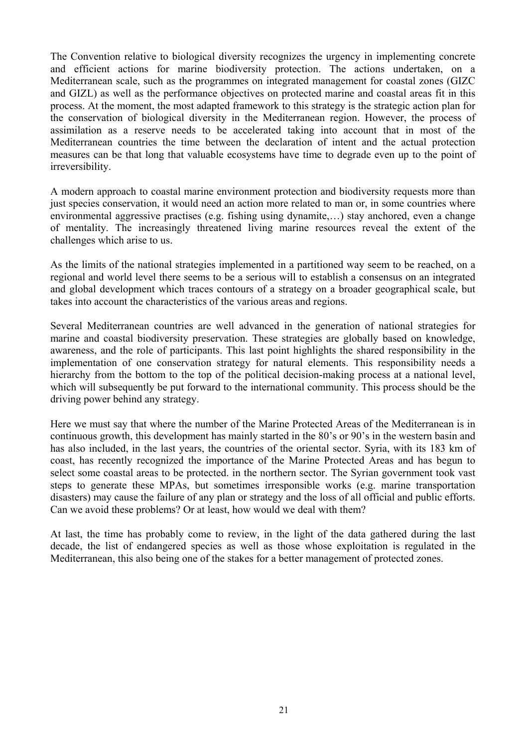The Convention relative to biological diversity recognizes the urgency in implementing concrete and efficient actions for marine biodiversity protection. The actions undertaken, on a Mediterranean scale, such as the programmes on integrated management for coastal zones (GIZC and GIZL) as well as the performance objectives on protected marine and coastal areas fit in this process. At the moment, the most adapted framework to this strategy is the strategic action plan for the conservation of biological diversity in the Mediterranean region. However, the process of assimilation as a reserve needs to be accelerated taking into account that in most of the Mediterranean countries the time between the declaration of intent and the actual protection measures can be that long that valuable ecosystems have time to degrade even up to the point of irreversibility.

A modern approach to coastal marine environment protection and biodiversity requests more than just species conservation, it would need an action more related to man or, in some countries where environmental aggressive practises (e.g. fishing using dynamite,…) stay anchored, even a change of mentality. The increasingly threatened living marine resources reveal the extent of the challenges which arise to us.

As the limits of the national strategies implemented in a partitioned way seem to be reached, on a regional and world level there seems to be a serious will to establish a consensus on an integrated and global development which traces contours of a strategy on a broader geographical scale, but takes into account the characteristics of the various areas and regions.

Several Mediterranean countries are well advanced in the generation of national strategies for marine and coastal biodiversity preservation. These strategies are globally based on knowledge, awareness, and the role of participants. This last point highlights the shared responsibility in the implementation of one conservation strategy for natural elements. This responsibility needs a hierarchy from the bottom to the top of the political decision-making process at a national level, which will subsequently be put forward to the international community. This process should be the driving power behind any strategy.

Here we must say that where the number of the Marine Protected Areas of the Mediterranean is in continuous growth, this development has mainly started in the 80's or 90's in the western basin and has also included, in the last years, the countries of the oriental sector. Syria, with its 183 km of coast, has recently recognized the importance of the Marine Protected Areas and has begun to select some coastal areas to be protected. in the northern sector. The Syrian government took vast steps to generate these MPAs, but sometimes irresponsible works (e.g. marine transportation disasters) may cause the failure of any plan or strategy and the loss of all official and public efforts. Can we avoid these problems? Or at least, how would we deal with them?

At last, the time has probably come to review, in the light of the data gathered during the last decade, the list of endangered species as well as those whose exploitation is regulated in the Mediterranean, this also being one of the stakes for a better management of protected zones.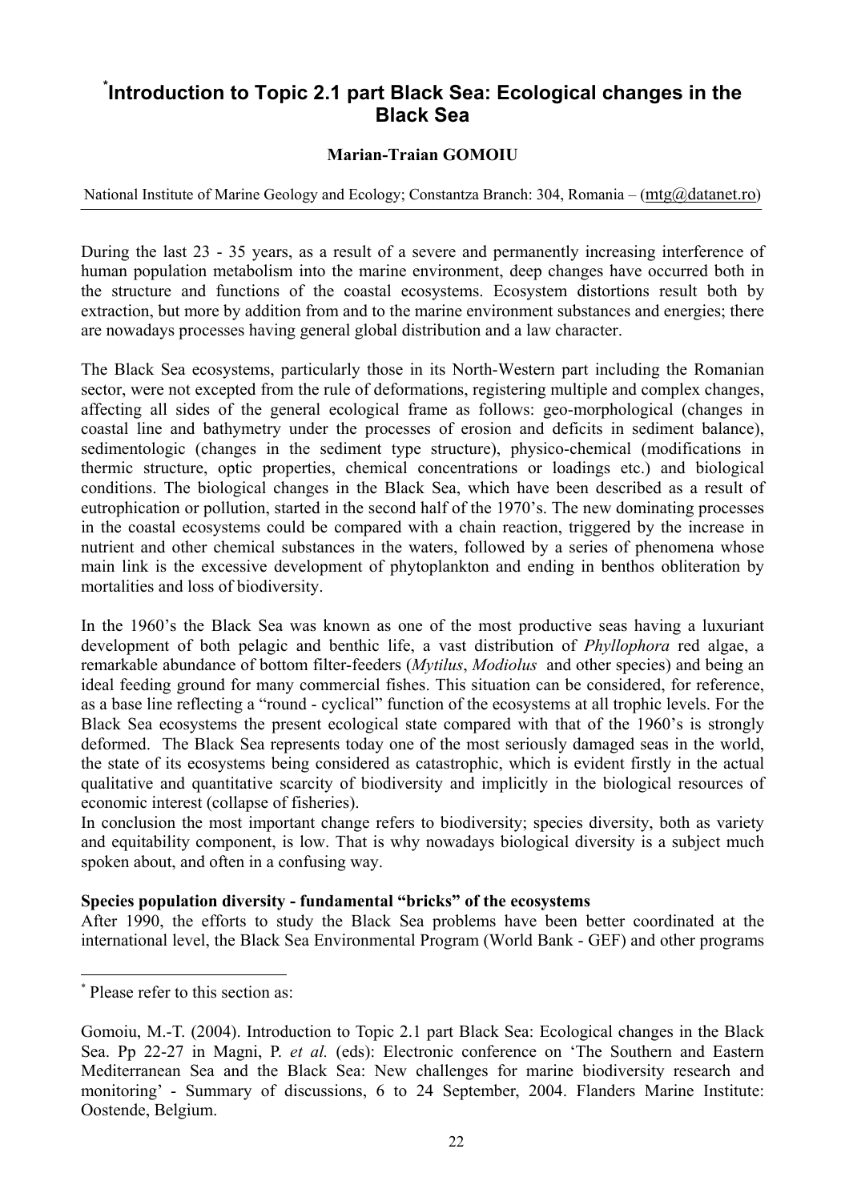# [*]Introduction to Topic 2.1 part Black Sea: Ecological changes in the Black Sea

**Marian-Traian GOMOIU**

National Institute of Marine Geology and Ecology; Constantza Branch: 304, Romania – (mtg@datanet.ro)

---

During the last 23 - 35 years, as a result of a severe and permanently increasing interference of human population metabolism into the marine environment, deep changes have occurred both in the structure and functions of the coastal ecosystems. Ecosystem distortions result both by extraction, but more by addition from and to the marine environment substances and energies; there are nowadays processes having general global distribution and a law character.

The Black Sea ecosystems, particularly those in its North-Western part including the Romanian sector, were not excepted from the rule of deformations, registering multiple and complex changes, affecting all sides of the general ecological frame as follows: geo-morphological (changes in coastal line and bathymetry under the processes of erosion and deficits in sediment balance), sedimentologic (changes in the sediment type structure), physico-chemical (modifications in thermic structure, optic properties, chemical concentrations or loadings etc.) and biological conditions. The biological changes in the Black Sea, which have been described as a result of eutrophication or pollution, started in the second half of the 1970's. The new dominating processes in the coastal ecosystems could be compared with a chain reaction, triggered by the increase in nutrient and other chemical substances in the waters, followed by a series of phenomena whose main link is the excessive development of phytoplankton and ending in benthos obliteration by mortalities and loss of biodiversity.

In the 1960's the Black Sea was known as one of the most productive seas having a luxuriant development of both pelagic and benthic life, a vast distribution of *Phyllophora* red algae, a remarkable abundance of bottom filter-feeders (*Mytilus*, *Modiolus* and other species) and being an ideal feeding ground for many commercial fishes. This situation can be considered, for reference, as a base line reflecting a "round - cyclical" function of the ecosystems at all trophic levels. For the Black Sea ecosystems the present ecological state compared with that of the 1960's is strongly deformed. The Black Sea represents today one of the most seriously damaged seas in the world, the state of its ecosystems being considered as catastrophic, which is evident firstly in the actual qualitative and quantitative scarcity of biodiversity and implicitly in the biological resources of economic interest (collapse of fisheries).

In conclusion the most important change refers to biodiversity; species diversity, both as variety and equitability component, is low. That is why nowadays biological diversity is a subject much spoken about, and often in a confusing way.

**Species population diversity - fundamental "bricks" of the ecosystems**

After 1990, the efforts to study the Black Sea problems have been better coordinated at the international level, the Black Sea Environmental Program (World Bank - GEF) and other programs

---

[*] Please refer to this section as:

Gomoiu, M.-T. (2004). Introduction to Topic 2.1 part Black Sea: Ecological changes in the Black Sea. Pp 22-27 in Magni, P. *et al.* (eds): Electronic conference on 'The Southern and Eastern Mediterranean Sea and the Black Sea: New challenges for marine biodiversity research and monitoring' - Summary of discussions, 6 to 24 September, 2004. Flanders Marine Institute: Oostende, Belgium.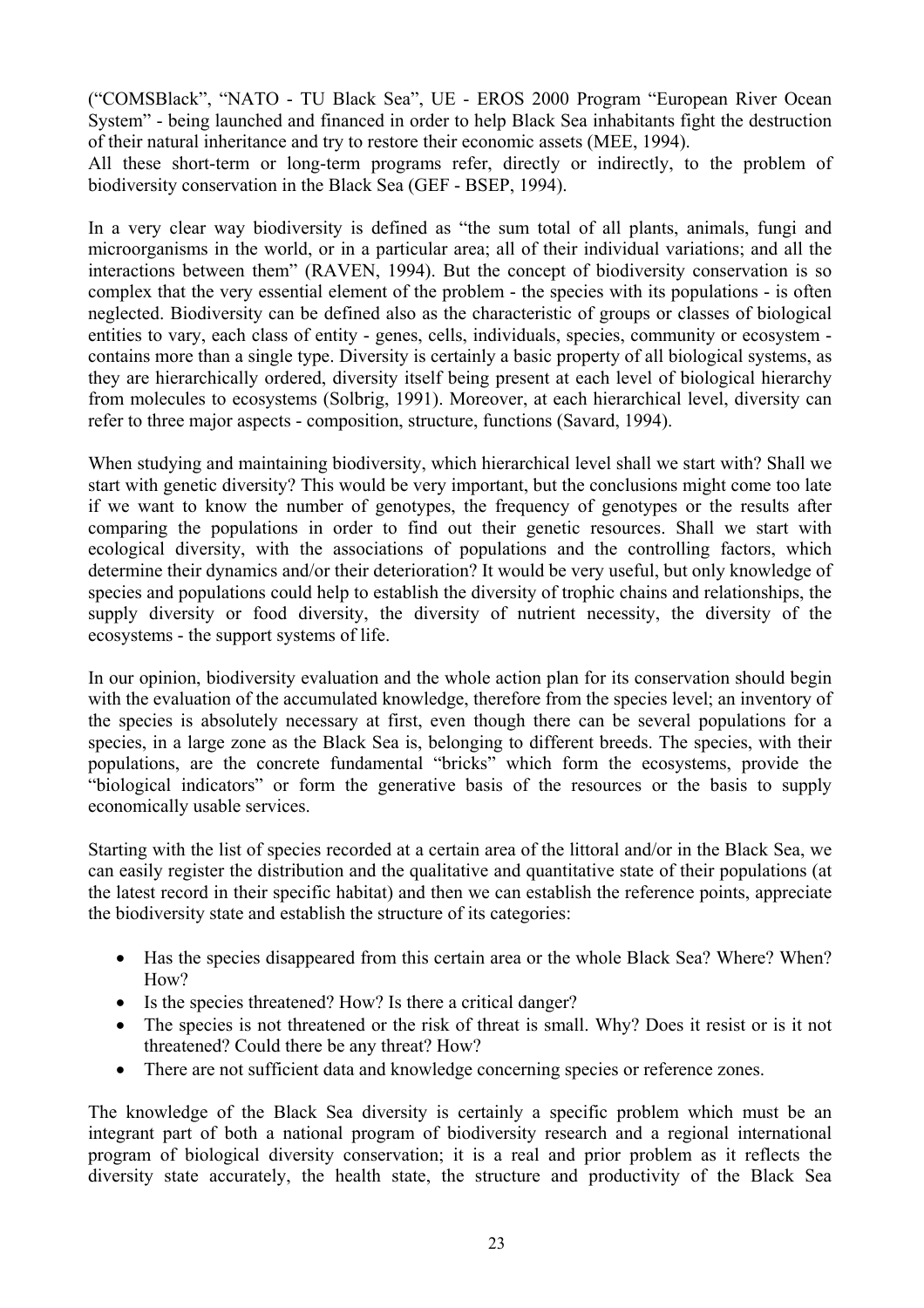("COMSBlack", "NATO - TU Black Sea", UE - EROS 2000 Program "European River Ocean System" - being launched and financed in order to help Black Sea inhabitants fight the destruction of their natural inheritance and try to restore their economic assets (MEE, 1994).
All these short-term or long-term programs refer, directly or indirectly, to the problem of biodiversity conservation in the Black Sea (GEF - BSEP, 1994).

In a very clear way biodiversity is defined as "the sum total of all plants, animals, fungi and microorganisms in the world, or in a particular area; all of their individual variations; and all the interactions between them" (RAVEN, 1994). But the concept of biodiversity conservation is so complex that the very essential element of the problem - the species with its populations - is often neglected. Biodiversity can be defined also as the characteristic of groups or classes of biological entities to vary, each class of entity - genes, cells, individuals, species, community or ecosystem - contains more than a single type. Diversity is certainly a basic property of all biological systems, as they are hierarchically ordered, diversity itself being present at each level of biological hierarchy from molecules to ecosystems (Solbrig, 1991). Moreover, at each hierarchical level, diversity can refer to three major aspects - composition, structure, functions (Savard, 1994).

When studying and maintaining biodiversity, which hierarchical level shall we start with? Shall we start with genetic diversity? This would be very important, but the conclusions might come too late if we want to know the number of genotypes, the frequency of genotypes or the results after comparing the populations in order to find out their genetic resources. Shall we start with ecological diversity, with the associations of populations and the controlling factors, which determine their dynamics and/or their deterioration? It would be very useful, but only knowledge of species and populations could help to establish the diversity of trophic chains and relationships, the supply diversity or food diversity, the diversity of nutrient necessity, the diversity of the ecosystems - the support systems of life.

In our opinion, biodiversity evaluation and the whole action plan for its conservation should begin with the evaluation of the accumulated knowledge, therefore from the species level; an inventory of the species is absolutely necessary at first, even though there can be several populations for a species, in a large zone as the Black Sea is, belonging to different breeds. The species, with their populations, are the concrete fundamental "bricks" which form the ecosystems, provide the "biological indicators" or form the generative basis of the resources or the basis to supply economically usable services.

Starting with the list of species recorded at a certain area of the littoral and/or in the Black Sea, we can easily register the distribution and the qualitative and quantitative state of their populations (at the latest record in their specific habitat) and then we can establish the reference points, appreciate the biodiversity state and establish the structure of its categories:

- Has the species disappeared from this certain area or the whole Black Sea? Where? When? How?
- Is the species threatened? How? Is there a critical danger?
- The species is not threatened or the risk of threat is small. Why? Does it resist or is it not threatened? Could there be any threat? How?
- There are not sufficient data and knowledge concerning species or reference zones.

The knowledge of the Black Sea diversity is certainly a specific problem which must be an integrant part of both a national program of biodiversity research and a regional international program of biological diversity conservation; it is a real and prior problem as it reflects the diversity state accurately, the health state, the structure and productivity of the Black Sea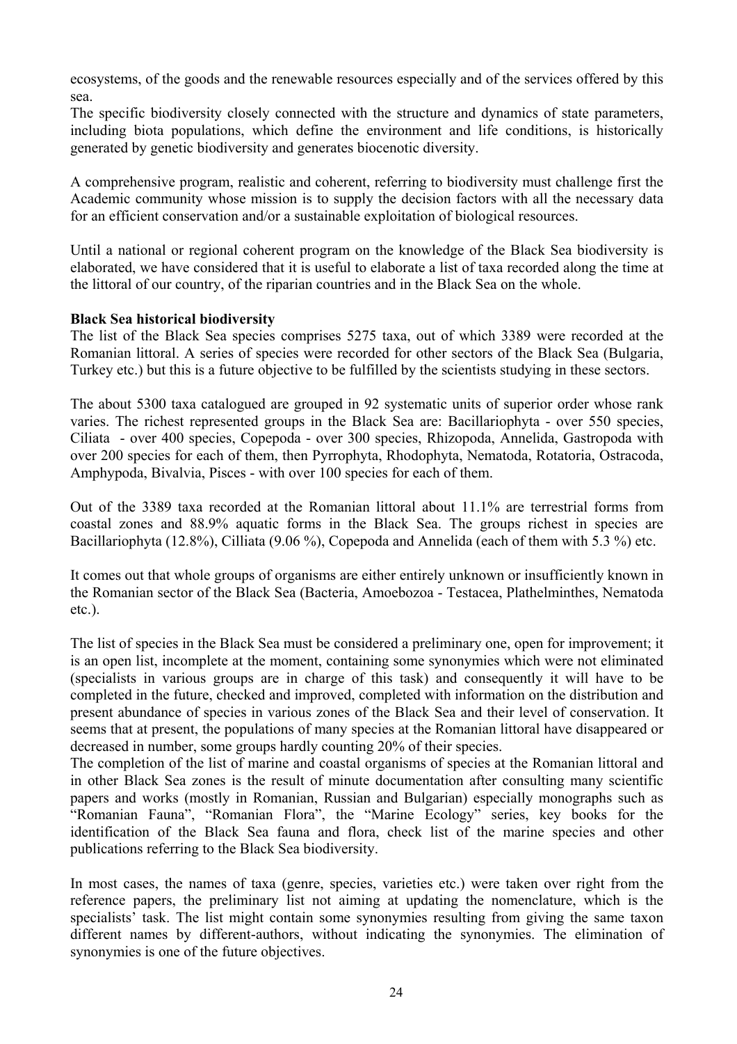ecosystems, of the goods and the renewable resources especially and of the services offered by this sea.
The specific biodiversity closely connected with the structure and dynamics of state parameters, including biota populations, which define the environment and life conditions, is historically generated by genetic biodiversity and generates biocenotic diversity.

A comprehensive program, realistic and coherent, referring to biodiversity must challenge first the Academic community whose mission is to supply the decision factors with all the necessary data for an efficient conservation and/or a sustainable exploitation of biological resources.

Until a national or regional coherent program on the knowledge of the Black Sea biodiversity is elaborated, we have considered that it is useful to elaborate a list of taxa recorded along the time at the littoral of our country, of the riparian countries and in the Black Sea on the whole.

**Black Sea historical biodiversity**

The list of the Black Sea species comprises 5275 taxa, out of which 3389 were recorded at the Romanian littoral. A series of species were recorded for other sectors of the Black Sea (Bulgaria, Turkey etc.) but this is a future objective to be fulfilled by the scientists studying in these sectors.

The about 5300 taxa catalogued are grouped in 92 systematic units of superior order whose rank varies. The richest represented groups in the Black Sea are: Bacillariophyta - over 550 species, Ciliata - over 400 species, Copepoda - over 300 species, Rhizopoda, Annelida, Gastropoda with over 200 species for each of them, then Pyrrophyta, Rhodophyta, Nematoda, Rotatoria, Ostracoda, Amphypoda, Bivalvia, Pisces - with over 100 species for each of them.

Out of the 3389 taxa recorded at the Romanian littoral about 11.1% are terrestrial forms from coastal zones and 88.9% aquatic forms in the Black Sea. The groups richest in species are Bacillariophyta (12.8%), Cilliata (9.06 %), Copepoda and Annelida (each of them with 5.3 %) etc.

It comes out that whole groups of organisms are either entirely unknown or insufficiently known in the Romanian sector of the Black Sea (Bacteria, Amoebozoa - Testacea, Plathelminthes, Nematoda etc.).

The list of species in the Black Sea must be considered a preliminary one, open for improvement; it is an open list, incomplete at the moment, containing some synonymies which were not eliminated (specialists in various groups are in charge of this task) and consequently it will have to be completed in the future, checked and improved, completed with information on the distribution and present abundance of species in various zones of the Black Sea and their level of conservation. It seems that at present, the populations of many species at the Romanian littoral have disappeared or decreased in number, some groups hardly counting 20% of their species.
The completion of the list of marine and coastal organisms of species at the Romanian littoral and in other Black Sea zones is the result of minute documentation after consulting many scientific papers and works (mostly in Romanian, Russian and Bulgarian) especially monographs such as "Romanian Fauna", "Romanian Flora", the "Marine Ecology" series, key books for the identification of the Black Sea fauna and flora, check list of the marine species and other publications referring to the Black Sea biodiversity.

In most cases, the names of taxa (genre, species, varieties etc.) were taken over right from the reference papers, the preliminary list not aiming at updating the nomenclature, which is the specialists' task. The list might contain some synonymies resulting from giving the same taxon different names by different-authors, without indicating the synonymies. The elimination of synonymies is one of the future objectives.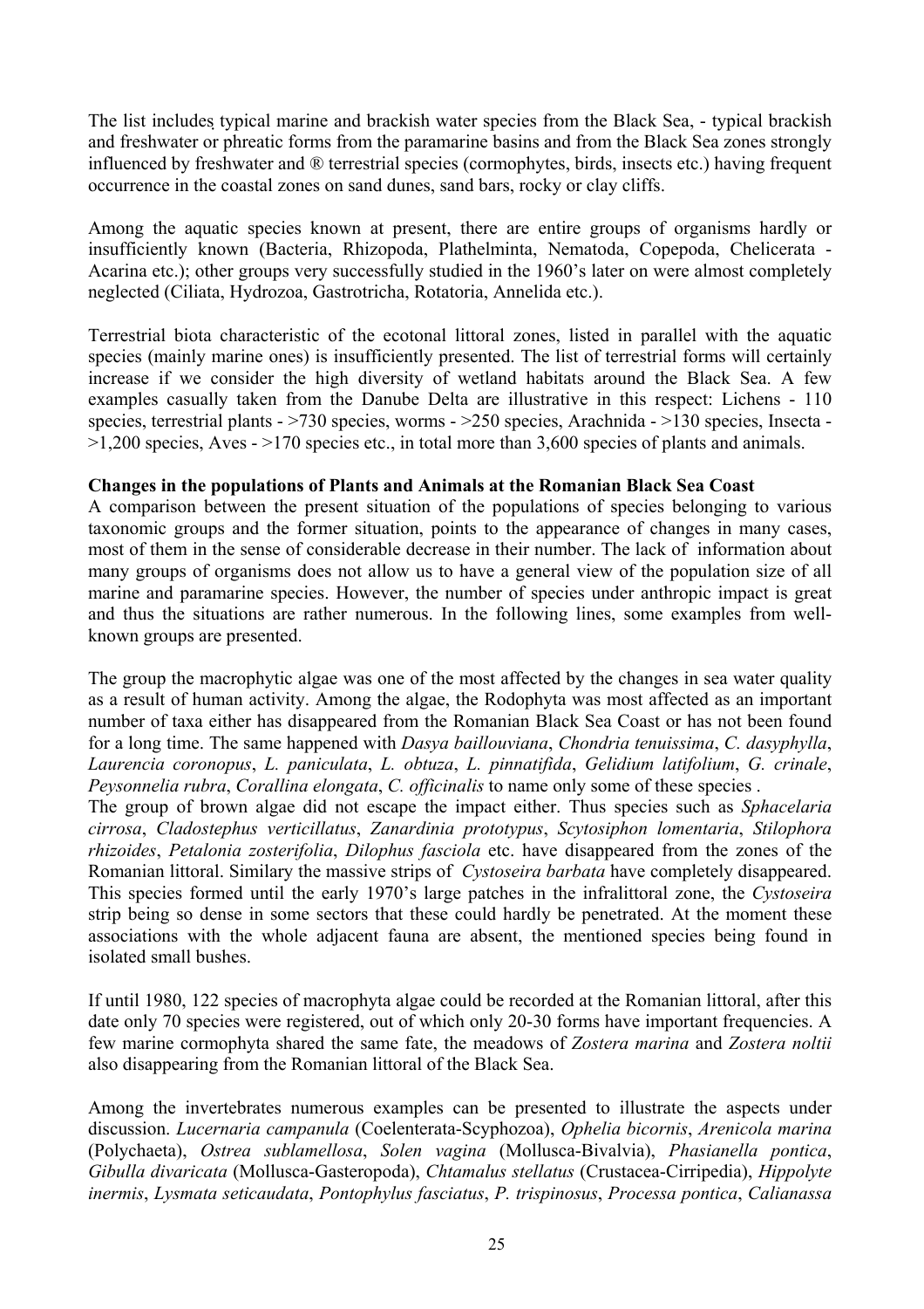The list includes̹ typical marine and brackish water species from the Black Sea, - typical brackish and freshwater or phreatic forms from the paramarine basins and from the Black Sea zones strongly influenced by freshwater and ® terrestrial species (cormophytes, birds, insects etc.) having frequent occurrence in the coastal zones on sand dunes, sand bars, rocky or clay cliffs.

Among the aquatic species known at present, there are entire groups of organisms hardly or insufficiently known (Bacteria, Rhizopoda, Plathelminta, Nematoda, Copepoda, Chelicerata - Acarina etc.); other groups very successfully studied in the 1960's later on were almost completely neglected (Ciliata, Hydrozoa, Gastrotricha, Rotatoria, Annelida etc.).

Terrestrial biota characteristic of the ecotonal littoral zones, listed in parallel with the aquatic species (mainly marine ones) is insufficiently presented. The list of terrestrial forms will certainly increase if we consider the high diversity of wetland habitats around the Black Sea. A few examples casually taken from the Danube Delta are illustrative in this respect: Lichens - 110 species, terrestrial plants - >730 species, worms - >250 species, Arachnida - >130 species, Insecta - >1,200 species, Aves - >170 species etc., in total more than 3,600 species of plants and animals.

**Changes in the populations of Plants and Animals at the Romanian Black Sea Coast**

A comparison between the present situation of the populations of species belonging to various taxonomic groups and the former situation, points to the appearance of changes in many cases, most of them in the sense of considerable decrease in their number. The lack of information about many groups of organisms does not allow us to have a general view of the population size of all marine and paramarine species. However, the number of species under anthropic impact is great and thus the situations are rather numerous. In the following lines, some examples from well-known groups are presented.

The group the macrophytic algae was one of the most affected by the changes in sea water quality as a result of human activity. Among the algae, the Rodophyta was most affected as an important number of taxa either has disappeared from the Romanian Black Sea Coast or has not been found for a long time. The same happened with *Dasya baillouviana*, *Chondria tenuissima*, *C. dasyphylla*, *Laurencia coronopus*, *L. paniculata*, *L. obtuza*, *L. pinnatifida*, *Gelidium latifolium*, *G. crinale*, *Peysonnelia rubra*, *Corallina elongata*, *C. officinalis* to name only some of these species .

The group of brown algae did not escape the impact either. Thus species such as *Sphacelaria cirrosa*, *Cladostephus verticillatus*, *Zanardinia prototypus*, *Scytosiphon lomentaria*, *Stilophora rhizoides*, *Petalonia zosterifolia*, *Dilophus fasciola* etc. have disappeared from the zones of the Romanian littoral. Similary the massive strips of *Cystoseira barbata* have completely disappeared. This species formed until the early 1970's large patches in the infralittoral zone, the *Cystoseira* strip being so dense in some sectors that these could hardly be penetrated. At the moment these associations with the whole adjacent fauna are absent, the mentioned species being found in isolated small bushes.

If until 1980, 122 species of macrophyta algae could be recorded at the Romanian littoral, after this date only 70 species were registered, out of which only 20-30 forms have important frequencies. A few marine cormophyta shared the same fate, the meadows of *Zostera marina* and *Zostera noltii* also disappearing from the Romanian littoral of the Black Sea.

Among the invertebrates numerous examples can be presented to illustrate the aspects under discussion. *Lucernaria campanula* (Coelenterata-Scyphozoa), *Ophelia bicornis*, *Arenicola marina* (Polychaeta), *Ostrea sublamellosa*, *Solen vagina* (Mollusca-Bivalvia), *Phasianella pontica*, *Gibulla divaricata* (Mollusca-Gasteropoda), *Chtamalus stellatus* (Crustacea-Cirripedia), *Hippolyte inermis*, *Lysmata seticaudata*, *Pontophylus fasciatus*, *P. trispinosus*, *Processa pontica*, *Calianassa*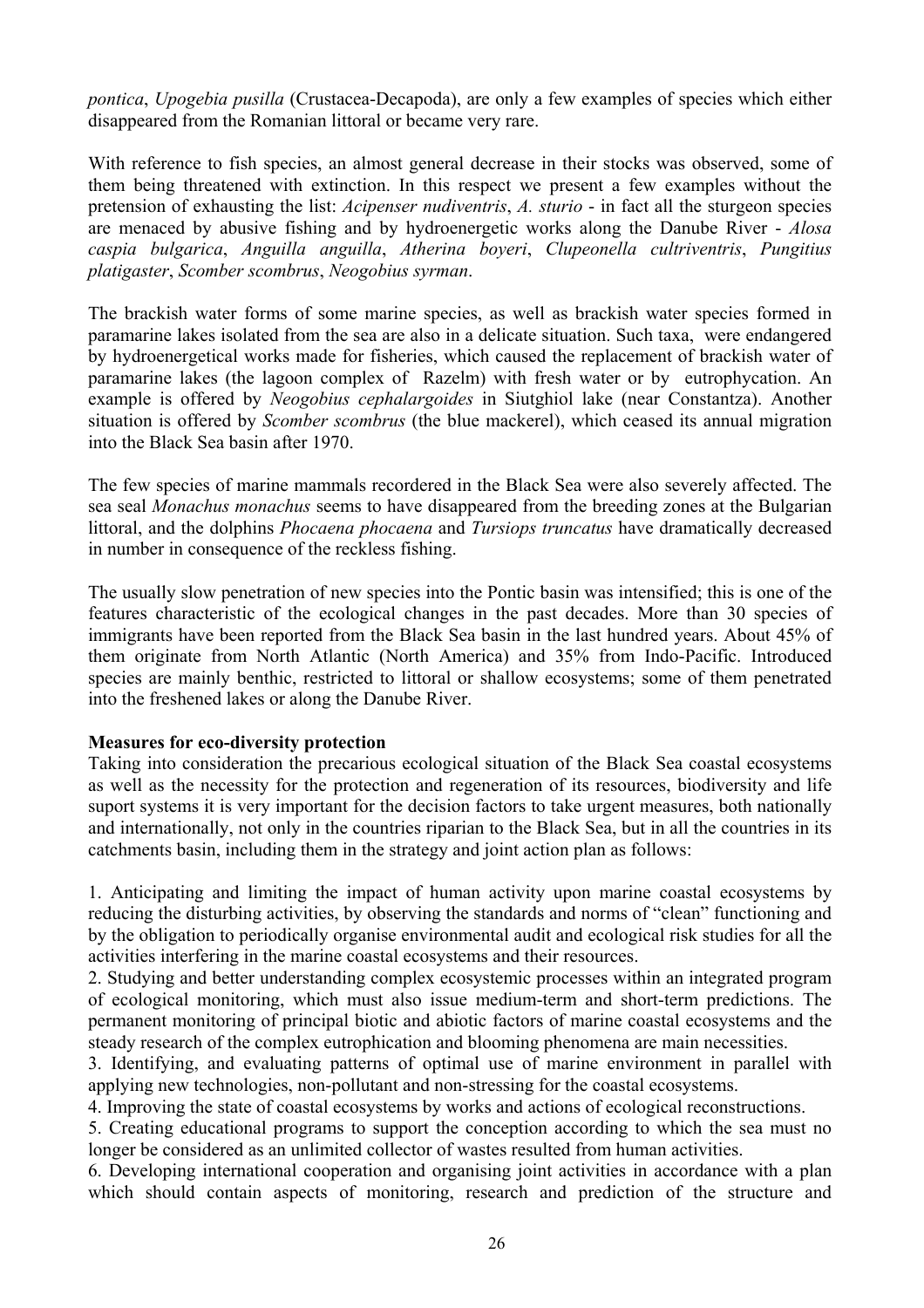*pontica*, *Upogebia pusilla* (Crustacea-Decapoda), are only a few examples of species which either disappeared from the Romanian littoral or became very rare.

With reference to fish species, an almost general decrease in their stocks was observed, some of them being threatened with extinction. In this respect we present a few examples without the pretension of exhausting the list: *Acipenser nudiventris*, *A. sturio* - in fact all the sturgeon species are menaced by abusive fishing and by hydroenergetic works along the Danube River - *Alosa caspia bulgarica*, *Anguilla anguilla*, *Atherina boyeri*, *Clupeonella cultriventris*, *Pungitius platigaster*, *Scomber scombrus*, *Neogobius syrman*.

The brackish water forms of some marine species, as well as brackish water species formed in paramarine lakes isolated from the sea are also in a delicate situation. Such taxa, were endangered by hydroenergetical works made for fisheries, which caused the replacement of brackish water of paramarine lakes (the lagoon complex of Razelm) with fresh water or by eutrophycation. An example is offered by *Neogobius cephalargoides* in Siutghiol lake (near Constantza). Another situation is offered by *Scomber scombrus* (the blue mackerel), which ceased its annual migration into the Black Sea basin after 1970.

The few species of marine mammals recordered in the Black Sea were also severely affected. The sea seal *Monachus monachus* seems to have disappeared from the breeding zones at the Bulgarian littoral, and the dolphins *Phocaena phocaena* and *Tursiops truncatus* have dramatically decreased in number in consequence of the reckless fishing.

The usually slow penetration of new species into the Pontic basin was intensified; this is one of the features characteristic of the ecological changes in the past decades. More than 30 species of immigrants have been reported from the Black Sea basin in the last hundred years. About 45% of them originate from North Atlantic (North America) and 35% from Indo-Pacific. Introduced species are mainly benthic, restricted to littoral or shallow ecosystems; some of them penetrated into the freshened lakes or along the Danube River.

**Measures for eco-diversity protection**

Taking into consideration the precarious ecological situation of the Black Sea coastal ecosystems as well as the necessity for the protection and regeneration of its resources, biodiversity and life suport systems it is very important for the decision factors to take urgent measures, both nationally and internationally, not only in the countries riparian to the Black Sea, but in all the countries in its catchments basin, including them in the strategy and joint action plan as follows:

1. Anticipating and limiting the impact of human activity upon marine coastal ecosystems by reducing the disturbing activities, by observing the standards and norms of "clean" functioning and by the obligation to periodically organise environmental audit and ecological risk studies for all the activities interfering in the marine coastal ecosystems and their resources.
2. Studying and better understanding complex ecosystemic processes within an integrated program of ecological monitoring, which must also issue medium-term and short-term predictions. The permanent monitoring of principal biotic and abiotic factors of marine coastal ecosystems and the steady research of the complex eutrophication and blooming phenomena are main necessities.
3. Identifying, and evaluating patterns of optimal use of marine environment in parallel with applying new technologies, non-pollutant and non-stressing for the coastal ecosystems.
4. Improving the state of coastal ecosystems by works and actions of ecological reconstructions.
5. Creating educational programs to support the conception according to which the sea must no longer be considered as an unlimited collector of wastes resulted from human activities.
6. Developing international cooperation and organising joint activities in accordance with a plan which should contain aspects of monitoring, research and prediction of the structure and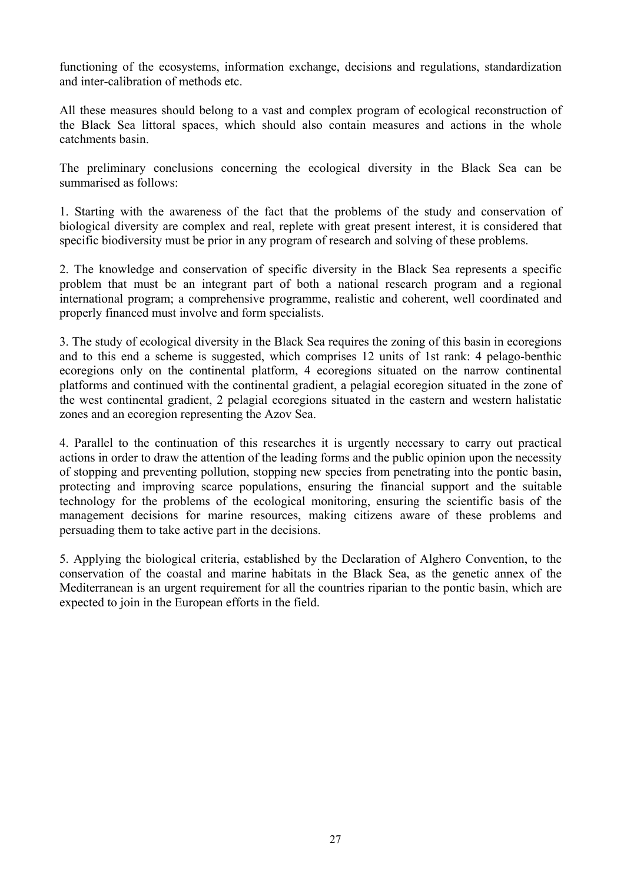functioning of the ecosystems, information exchange, decisions and regulations, standardization and inter-calibration of methods etc.

All these measures should belong to a vast and complex program of ecological reconstruction of the Black Sea littoral spaces, which should also contain measures and actions in the whole catchments basin.

The preliminary conclusions concerning the ecological diversity in the Black Sea can be summarised as follows:

1. Starting with the awareness of the fact that the problems of the study and conservation of biological diversity are complex and real, replete with great present interest, it is considered that specific biodiversity must be prior in any program of research and solving of these problems.

2. The knowledge and conservation of specific diversity in the Black Sea represents a specific problem that must be an integrant part of both a national research program and a regional international program; a comprehensive programme, realistic and coherent, well coordinated and properly financed must involve and form specialists.

3. The study of ecological diversity in the Black Sea requires the zoning of this basin in ecoregions and to this end a scheme is suggested, which comprises 12 units of 1st rank: 4 pelago-benthic ecoregions only on the continental platform, 4 ecoregions situated on the narrow continental platforms and continued with the continental gradient, a pelagial ecoregion situated in the zone of the west continental gradient, 2 pelagial ecoregions situated in the eastern and western halistatic zones and an ecoregion representing the Azov Sea.

4. Parallel to the continuation of this researches it is urgently necessary to carry out practical actions in order to draw the attention of the leading forms and the public opinion upon the necessity of stopping and preventing pollution, stopping new species from penetrating into the pontic basin, protecting and improving scarce populations, ensuring the financial support and the suitable technology for the problems of the ecological monitoring, ensuring the scientific basis of the management decisions for marine resources, making citizens aware of these problems and persuading them to take active part in the decisions.

5. Applying the biological criteria, established by the Declaration of Alghero Convention, to the conservation of the coastal and marine habitats in the Black Sea, as the genetic annex of the Mediterranean is an urgent requirement for all the countries riparian to the pontic basin, which are expected to join in the European efforts in the field.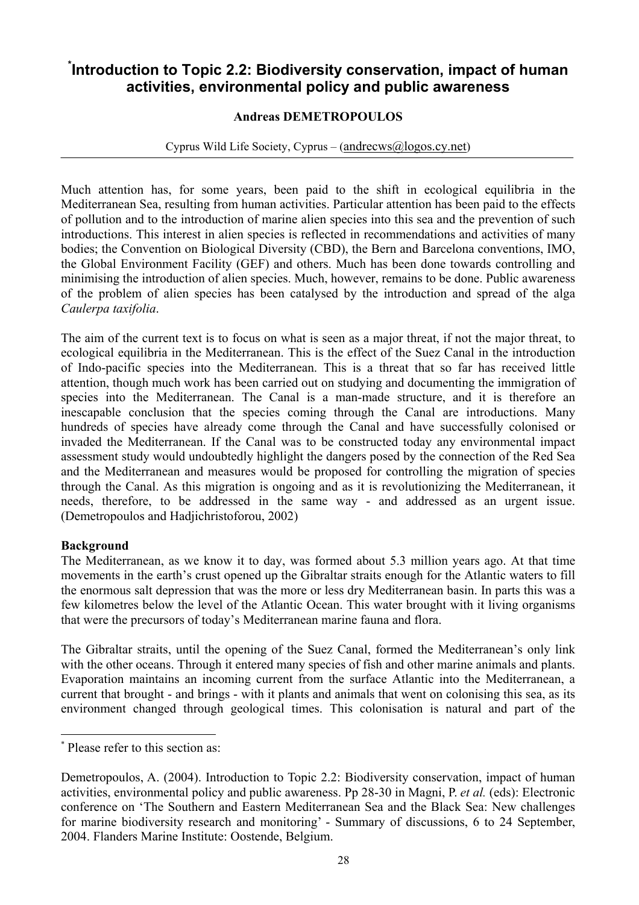# [*]Introduction to Topic 2.2: Biodiversity conservation, impact of human activities, environmental policy and public awareness

**Andreas DEMETROPOULOS**

Cyprus Wild Life Society, Cyprus – (andrecws@logos.cy.net)

---

Much attention has, for some years, been paid to the shift in ecological equilibria in the Mediterranean Sea, resulting from human activities. Particular attention has been paid to the effects of pollution and to the introduction of marine alien species into this sea and the prevention of such introductions. This interest in alien species is reflected in recommendations and activities of many bodies; the Convention on Biological Diversity (CBD), the Bern and Barcelona conventions, IMO, the Global Environment Facility (GEF) and others. Much has been done towards controlling and minimising the introduction of alien species. Much, however, remains to be done. Public awareness of the problem of alien species has been catalysed by the introduction and spread of the alga *Caulerpa taxifolia*.

The aim of the current text is to focus on what is seen as a major threat, if not the major threat, to ecological equilibria in the Mediterranean. This is the effect of the Suez Canal in the introduction of Indo-pacific species into the Mediterranean. This is a threat that so far has received little attention, though much work has been carried out on studying and documenting the immigration of species into the Mediterranean. The Canal is a man-made structure, and it is therefore an inescapable conclusion that the species coming through the Canal are introductions. Many hundreds of species have already come through the Canal and have successfully colonised or invaded the Mediterranean. If the Canal was to be constructed today any environmental impact assessment study would undoubtedly highlight the dangers posed by the connection of the Red Sea and the Mediterranean and measures would be proposed for controlling the migration of species through the Canal. As this migration is ongoing and as it is revolutionizing the Mediterranean, it needs, therefore, to be addressed in the same way - and addressed as an urgent issue. (Demetropoulos and Hadjichristoforou, 2002)

**Background**

The Mediterranean, as we know it to day, was formed about 5.3 million years ago. At that time movements in the earth's crust opened up the Gibraltar straits enough for the Atlantic waters to fill the enormous salt depression that was the more or less dry Mediterranean basin. In parts this was a few kilometres below the level of the Atlantic Ocean. This water brought with it living organisms that were the precursors of today's Mediterranean marine fauna and flora.

The Gibraltar straits, until the opening of the Suez Canal, formed the Mediterranean's only link with the other oceans. Through it entered many species of fish and other marine animals and plants. Evaporation maintains an incoming current from the surface Atlantic into the Mediterranean, a current that brought - and brings - with it plants and animals that went on colonising this sea, as its environment changed through geological times. This colonisation is natural and part of the

---

[*] Please refer to this section as:

Demetropoulos, A. (2004). Introduction to Topic 2.2: Biodiversity conservation, impact of human activities, environmental policy and public awareness. Pp 28-30 in Magni, P. *et al.* (eds): Electronic conference on 'The Southern and Eastern Mediterranean Sea and the Black Sea: New challenges for marine biodiversity research and monitoring' - Summary of discussions, 6 to 24 September, 2004. Flanders Marine Institute: Oostende, Belgium.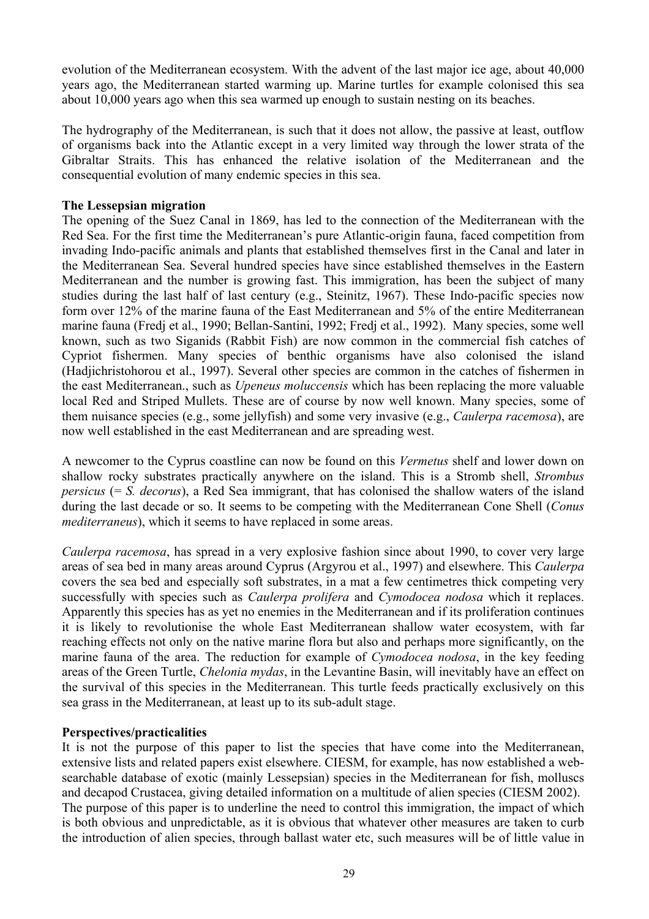evolution of the Mediterranean ecosystem. With the advent of the last major ice age, about 40,000 years ago, the Mediterranean started warming up. Marine turtles for example colonised this sea about 10,000 years ago when this sea warmed up enough to sustain nesting on its beaches.

The hydrography of the Mediterranean, is such that it does not allow, the passive at least, outflow of organisms back into the Atlantic except in a very limited way through the lower strata of the Gibraltar Straits. This has enhanced the relative isolation of the Mediterranean and the consequential evolution of many endemic species in this sea.

**The Lessepsian migration**

The opening of the Suez Canal in 1869, has led to the connection of the Mediterranean with the Red Sea. For the first time the Mediterranean's pure Atlantic-origin fauna, faced competition from invading Indo-pacific animals and plants that established themselves first in the Canal and later in the Mediterranean Sea. Several hundred species have since established themselves in the Eastern Mediterranean and the number is growing fast. This immigration, has been the subject of many studies during the last half of last century (e.g., Steinitz, 1967). These Indo-pacific species now form over 12% of the marine fauna of the East Mediterranean and 5% of the entire Mediterranean marine fauna (Fredj et al., 1990; Bellan-Santini, 1992; Fredj et al., 1992). Many species, some well known, such as two Siganids (Rabbit Fish) are now common in the commercial fish catches of Cypriot fishermen. Many species of benthic organisms have also colonised the island (Hadjichristohorou et al., 1997). Several other species are common in the catches of fishermen in the east Mediterranean., such as *Upeneus moluccensis* which has been replacing the more valuable local Red and Striped Mullets. These are of course by now well known. Many species, some of them nuisance species (e.g., some jellyfish) and some very invasive (e.g., *Caulerpa racemosa*), are now well established in the east Mediterranean and are spreading west.

A newcomer to the Cyprus coastline can now be found on this *Vermetus* shelf and lower down on shallow rocky substrates practically anywhere on the island. This is a Stromb shell, *Strombus persicus* (= *S. decorus*), a Red Sea immigrant, that has colonised the shallow waters of the island during the last decade or so. It seems to be competing with the Mediterranean Cone Shell (*Conus mediterraneus*), which it seems to have replaced in some areas.

*Caulerpa racemosa*, has spread in a very explosive fashion since about 1990, to cover very large areas of sea bed in many areas around Cyprus (Argyrou et al., 1997) and elsewhere. This *Caulerpa* covers the sea bed and especially soft substrates, in a mat a few centimetres thick competing very successfully with species such as *Caulerpa prolifera* and *Cymodocea nodosa* which it replaces. Apparently this species has as yet no enemies in the Mediterranean and if its proliferation continues it is likely to revolutionise the whole East Mediterranean shallow water ecosystem, with far reaching effects not only on the native marine flora but also and perhaps more significantly, on the marine fauna of the area. The reduction for example of *Cymodocea nodosa*, in the key feeding areas of the Green Turtle, *Chelonia mydas*, in the Levantine Basin, will inevitably have an effect on the survival of this species in the Mediterranean. This turtle feeds practically exclusively on this sea grass in the Mediterranean, at least up to its sub-adult stage.

**Perspectives/practicalities**

It is not the purpose of this paper to list the species that have come into the Mediterranean, extensive lists and related papers exist elsewhere. CIESM, for example, has now established a web-searchable database of exotic (mainly Lessepsian) species in the Mediterranean for fish, molluscs and decapod Crustacea, giving detailed information on a multitude of alien species (CIESM 2002). The purpose of this paper is to underline the need to control this immigration, the impact of which is both obvious and unpredictable, as it is obvious that whatever other measures are taken to curb the introduction of alien species, through ballast water etc, such measures will be of little value in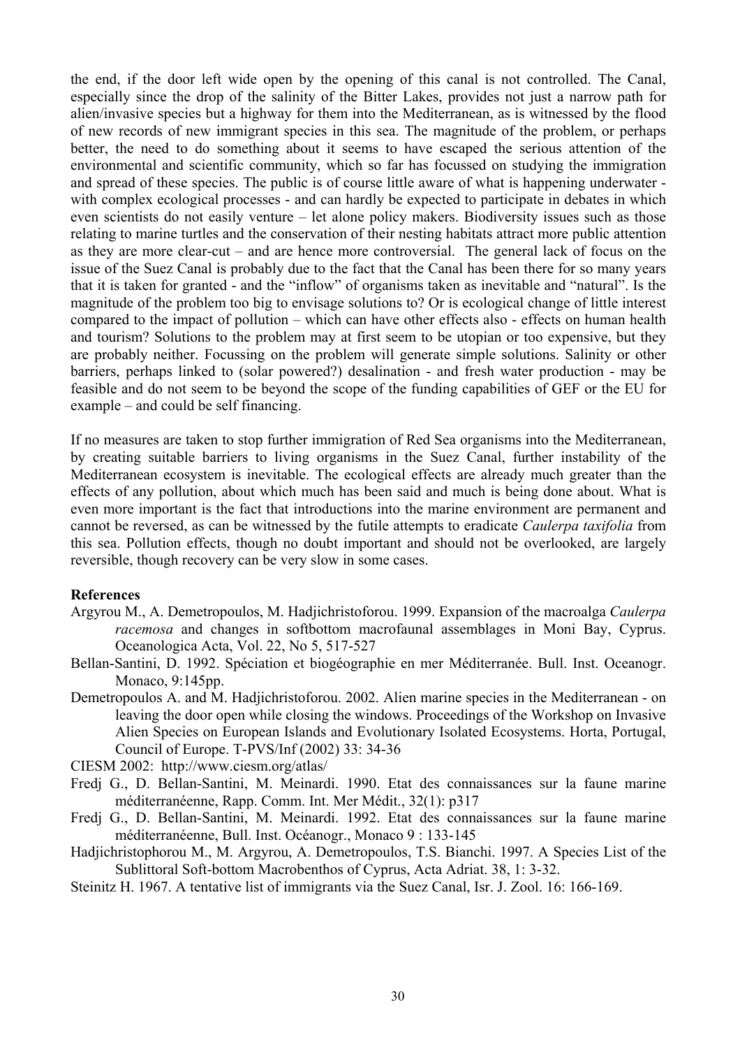the end, if the door left wide open by the opening of this canal is not controlled. The Canal, especially since the drop of the salinity of the Bitter Lakes, provides not just a narrow path for alien/invasive species but a highway for them into the Mediterranean, as is witnessed by the flood of new records of new immigrant species in this sea. The magnitude of the problem, or perhaps better, the need to do something about it seems to have escaped the serious attention of the environmental and scientific community, which so far has focussed on studying the immigration and spread of these species. The public is of course little aware of what is happening underwater - with complex ecological processes - and can hardly be expected to participate in debates in which even scientists do not easily venture – let alone policy makers. Biodiversity issues such as those relating to marine turtles and the conservation of their nesting habitats attract more public attention as they are more clear-cut – and are hence more controversial. The general lack of focus on the issue of the Suez Canal is probably due to the fact that the Canal has been there for so many years that it is taken for granted - and the "inflow" of organisms taken as inevitable and "natural". Is the magnitude of the problem too big to envisage solutions to? Or is ecological change of little interest compared to the impact of pollution – which can have other effects also - effects on human health and tourism? Solutions to the problem may at first seem to be utopian or too expensive, but they are probably neither. Focussing on the problem will generate simple solutions. Salinity or other barriers, perhaps linked to (solar powered?) desalination - and fresh water production - may be feasible and do not seem to be beyond the scope of the funding capabilities of GEF or the EU for example – and could be self financing.

If no measures are taken to stop further immigration of Red Sea organisms into the Mediterranean, by creating suitable barriers to living organisms in the Suez Canal, further instability of the Mediterranean ecosystem is inevitable. The ecological effects are already much greater than the effects of any pollution, about which much has been said and much is being done about. What is even more important is the fact that introductions into the marine environment are permanent and cannot be reversed, as can be witnessed by the futile attempts to eradicate *Caulerpa taxifolia* from this sea. Pollution effects, though no doubt important and should not be overlooked, are largely reversible, though recovery can be very slow in some cases.

**References**

Argyrou M., A. Demetropoulos, M. Hadjichristoforou. 1999. Expansion of the macroalga *Caulerpa racemosa* and changes in softbottom macrofaunal assemblages in Moni Bay, Cyprus. Oceanologica Acta, Vol. 22, No 5, 517-527

Bellan-Santini, D. 1992. Spéciation et biogéographie en mer Méditerranée. Bull. Inst. Oceanogr. Monaco, 9:145pp.

Demetropoulos A. and M. Hadjichristoforou. 2002. Alien marine species in the Mediterranean - on leaving the door open while closing the windows. Proceedings of the Workshop on Invasive Alien Species on European Islands and Evolutionary Isolated Ecosystems. Horta, Portugal, Council of Europe. T-PVS/Inf (2002) 33: 34-36

CIESM 2002: http://www.ciesm.org/atlas/

Fredj G., D. Bellan-Santini, M. Meinardi. 1990. Etat des connaissances sur la faune marine méditerranéenne, Rapp. Comm. Int. Mer Médit., 32(1): p317

Fredj G., D. Bellan-Santini, M. Meinardi. 1992. Etat des connaissances sur la faune marine méditerranéenne, Bull. Inst. Océanogr., Monaco 9 : 133-145

Hadjichristophorou M., M. Argyrou, A. Demetropoulos, T.S. Bianchi. 1997. A Species List of the Sublittoral Soft-bottom Macrobenthos of Cyprus, Acta Adriat. 38, 1: 3-32.

Steinitz H. 1967. A tentative list of immigrants via the Suez Canal, Isr. J. Zool. 16: 166-169.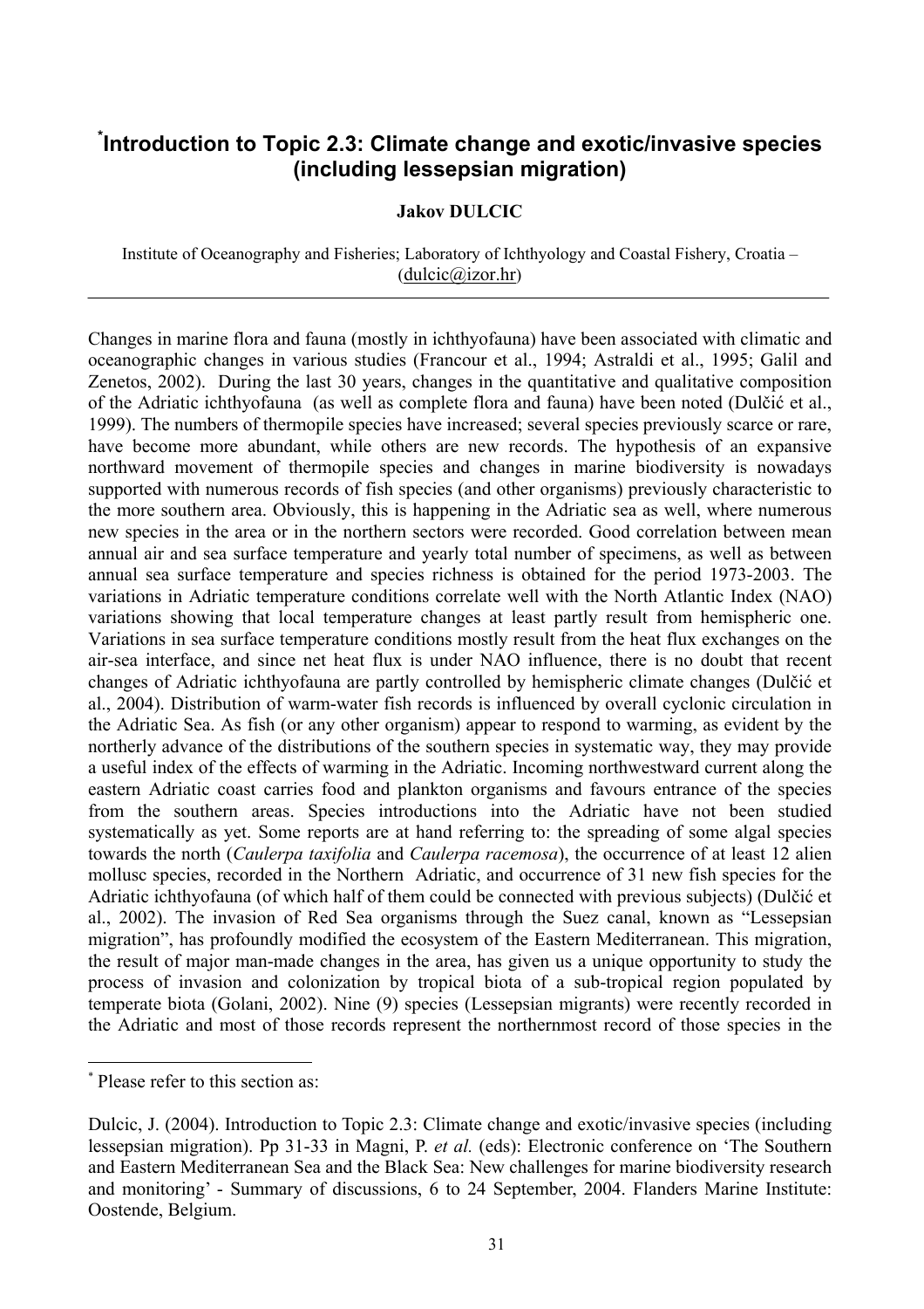# [*]Introduction to Topic 2.3: Climate change and exotic/invasive species (including lessepsian migration)

**Jakov DULCIC**

Institute of Oceanography and Fisheries; Laboratory of Ichthyology and Coastal Fishery, Croatia – (dulcic@izor.hr)

---

Changes in marine flora and fauna (mostly in ichthyofauna) have been associated with climatic and oceanographic changes in various studies (Francour et al., 1994; Astraldi et al., 1995; Galil and Zenetos, 2002). During the last 30 years, changes in the quantitative and qualitative composition of the Adriatic ichthyofauna (as well as complete flora and fauna) have been noted (Dulčić et al., 1999). The numbers of thermopile species have increased; several species previously scarce or rare, have become more abundant, while others are new records. The hypothesis of an expansive northward movement of thermopile species and changes in marine biodiversity is nowadays supported with numerous records of fish species (and other organisms) previously characteristic to the more southern area. Obviously, this is happening in the Adriatic sea as well, where numerous new species in the area or in the northern sectors were recorded. Good correlation between mean annual air and sea surface temperature and yearly total number of specimens, as well as between annual sea surface temperature and species richness is obtained for the period 1973-2003. The variations in Adriatic temperature conditions correlate well with the North Atlantic Index (NAO) variations showing that local temperature changes at least partly result from hemispheric one. Variations in sea surface temperature conditions mostly result from the heat flux exchanges on the air-sea interface, and since net heat flux is under NAO influence, there is no doubt that recent changes of Adriatic ichthyofauna are partly controlled by hemispheric climate changes (Dulčić et al., 2004). Distribution of warm-water fish records is influenced by overall cyclonic circulation in the Adriatic Sea. As fish (or any other organism) appear to respond to warming, as evident by the northerly advance of the distributions of the southern species in systematic way, they may provide a useful index of the effects of warming in the Adriatic. Incoming northwestward current along the eastern Adriatic coast carries food and plankton organisms and favours entrance of the species from the southern areas. Species introductions into the Adriatic have not been studied systematically as yet. Some reports are at hand referring to: the spreading of some algal species towards the north (*Caulerpa taxifolia* and *Caulerpa racemosa*), the occurrence of at least 12 alien mollusc species, recorded in the Northern Adriatic, and occurrence of 31 new fish species for the Adriatic ichthyofauna (of which half of them could be connected with previous subjects) (Dulčić et al., 2002). The invasion of Red Sea organisms through the Suez canal, known as "Lessepsian migration", has profoundly modified the ecosystem of the Eastern Mediterranean. This migration, the result of major man-made changes in the area, has given us a unique opportunity to study the process of invasion and colonization by tropical biota of a sub-tropical region populated by temperate biota (Golani, 2002). Nine (9) species (Lessepsian migrants) were recently recorded in the Adriatic and most of those records represent the northernmost record of those species in the

---

[*] Please refer to this section as:

Dulcic, J. (2004). Introduction to Topic 2.3: Climate change and exotic/invasive species (including lessepsian migration). Pp 31-33 in Magni, P. *et al.* (eds): Electronic conference on 'The Southern and Eastern Mediterranean Sea and the Black Sea: New challenges for marine biodiversity research and monitoring' - Summary of discussions, 6 to 24 September, 2004. Flanders Marine Institute: Oostende, Belgium.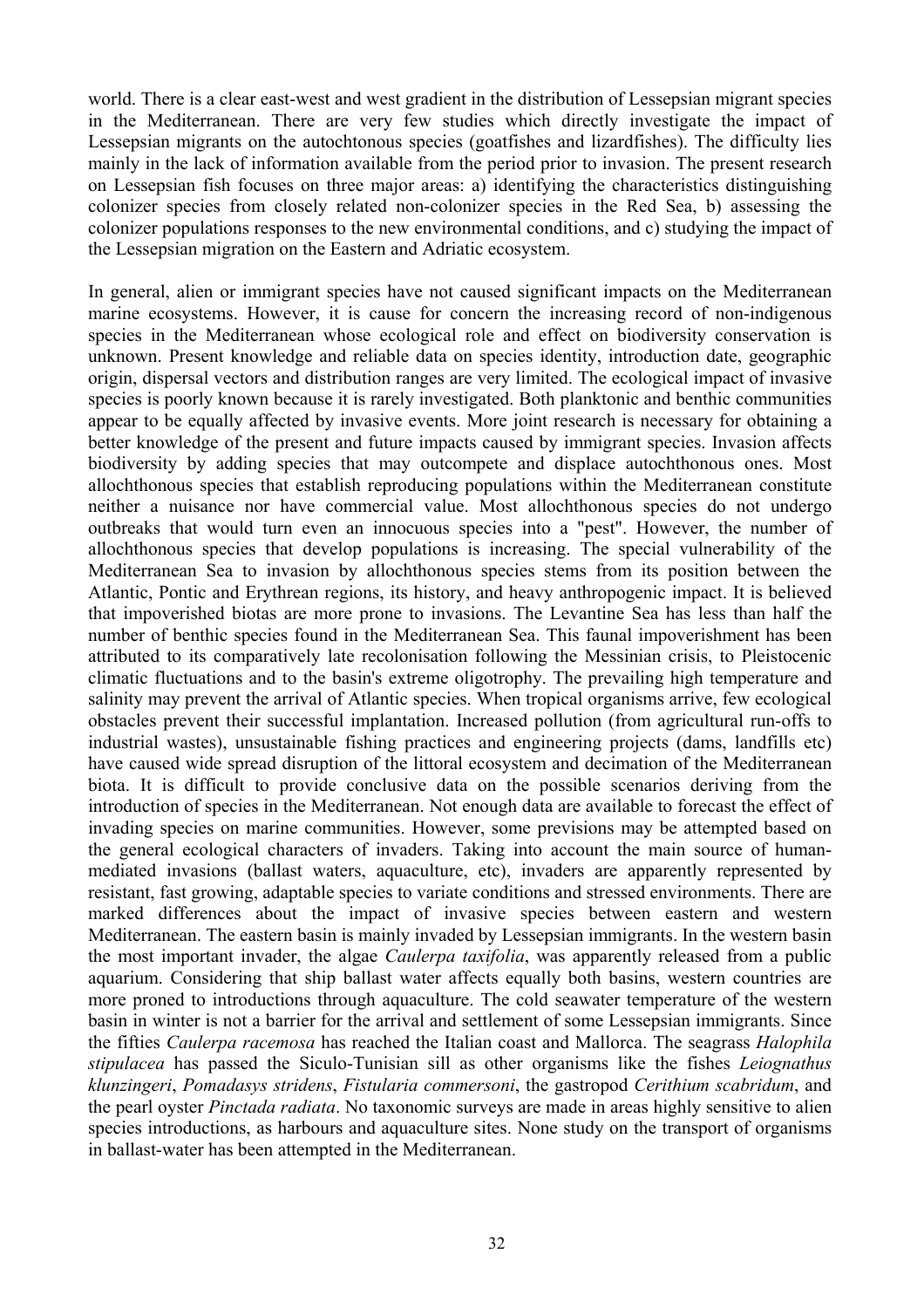world. There is a clear east-west and west gradient in the distribution of Lessepsian migrant species in the Mediterranean. There are very few studies which directly investigate the impact of Lessepsian migrants on the autochtonous species (goatfishes and lizardfishes). The difficulty lies mainly in the lack of information available from the period prior to invasion. The present research on Lessepsian fish focuses on three major areas: a) identifying the characteristics distinguishing colonizer species from closely related non-colonizer species in the Red Sea, b) assessing the colonizer populations responses to the new environmental conditions, and c) studying the impact of the Lessepsian migration on the Eastern and Adriatic ecosystem.

In general, alien or immigrant species have not caused significant impacts on the Mediterranean marine ecosystems. However, it is cause for concern the increasing record of non-indigenous species in the Mediterranean whose ecological role and effect on biodiversity conservation is unknown. Present knowledge and reliable data on species identity, introduction date, geographic origin, dispersal vectors and distribution ranges are very limited. The ecological impact of invasive species is poorly known because it is rarely investigated. Both planktonic and benthic communities appear to be equally affected by invasive events. More joint research is necessary for obtaining a better knowledge of the present and future impacts caused by immigrant species. Invasion affects biodiversity by adding species that may outcompete and displace autochthonous ones. Most allochthonous species that establish reproducing populations within the Mediterranean constitute neither a nuisance nor have commercial value. Most allochthonous species do not undergo outbreaks that would turn even an innocuous species into a "pest". However, the number of allochthonous species that develop populations is increasing. The special vulnerability of the Mediterranean Sea to invasion by allochthonous species stems from its position between the Atlantic, Pontic and Erythrean regions, its history, and heavy anthropogenic impact. It is believed that impoverished biotas are more prone to invasions. The Levantine Sea has less than half the number of benthic species found in the Mediterranean Sea. This faunal impoverishment has been attributed to its comparatively late recolonisation following the Messinian crisis, to Pleistocenic climatic fluctuations and to the basin's extreme oligotrophy. The prevailing high temperature and salinity may prevent the arrival of Atlantic species. When tropical organisms arrive, few ecological obstacles prevent their successful implantation. Increased pollution (from agricultural run-offs to industrial wastes), unsustainable fishing practices and engineering projects (dams, landfills etc) have caused wide spread disruption of the littoral ecosystem and decimation of the Mediterranean biota. It is difficult to provide conclusive data on the possible scenarios deriving from the introduction of species in the Mediterranean. Not enough data are available to forecast the effect of invading species on marine communities. However, some previsions may be attempted based on the general ecological characters of invaders. Taking into account the main source of human-mediated invasions (ballast waters, aquaculture, etc), invaders are apparently represented by resistant, fast growing, adaptable species to variate conditions and stressed environments. There are marked differences about the impact of invasive species between eastern and western Mediterranean. The eastern basin is mainly invaded by Lessepsian immigrants. In the western basin the most important invader, the algae *Caulerpa taxifolia*, was apparently released from a public aquarium. Considering that ship ballast water affects equally both basins, western countries are more proned to introductions through aquaculture. The cold seawater temperature of the western basin in winter is not a barrier for the arrival and settlement of some Lessepsian immigrants. Since the fifties *Caulerpa racemosa* has reached the Italian coast and Mallorca. The seagrass *Halophila stipulacea* has passed the Siculo-Tunisian sill as other organisms like the fishes *Leiognathus klunzingeri*, *Pomadasys stridens*, *Fistularia commersoni*, the gastropod *Cerithium scabridum*, and the pearl oyster *Pinctada radiata*. No taxonomic surveys are made in areas highly sensitive to alien species introductions, as harbours and aquaculture sites. None study on the transport of organisms in ballast-water has been attempted in the Mediterranean.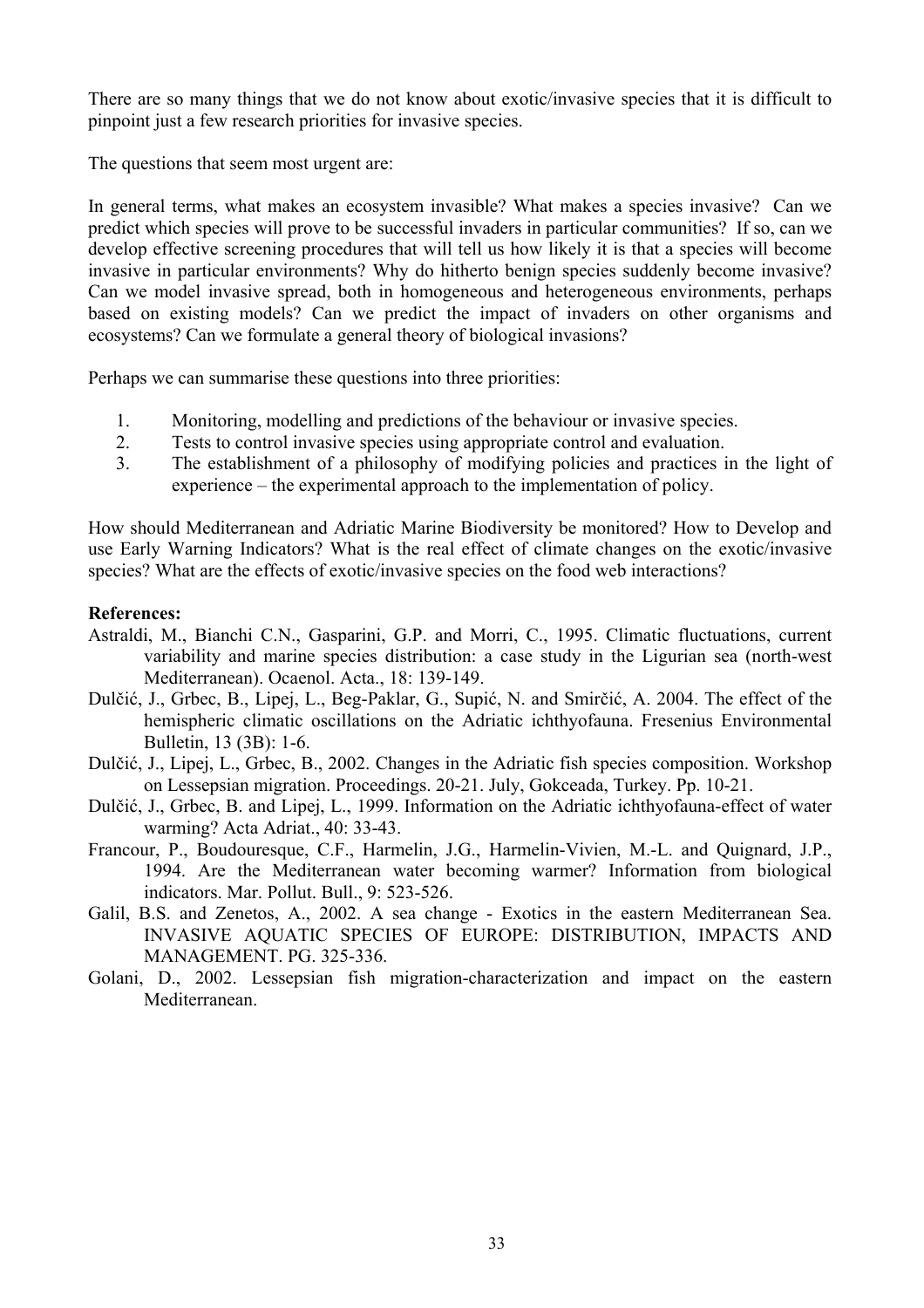There are so many things that we do not know about exotic/invasive species that it is difficult to pinpoint just a few research priorities for invasive species.

The questions that seem most urgent are:

In general terms, what makes an ecosystem invasible? What makes a species invasive? Can we predict which species will prove to be successful invaders in particular communities? If so, can we develop effective screening procedures that will tell us how likely it is that a species will become invasive in particular environments? Why do hitherto benign species suddenly become invasive? Can we model invasive spread, both in homogeneous and heterogeneous environments, perhaps based on existing models? Can we predict the impact of invaders on other organisms and ecosystems? Can we formulate a general theory of biological invasions?

Perhaps we can summarise these questions into three priorities:

1. Monitoring, modelling and predictions of the behaviour or invasive species.
2. Tests to control invasive species using appropriate control and evaluation.
3. The establishment of a philosophy of modifying policies and practices in the light of experience – the experimental approach to the implementation of policy.

How should Mediterranean and Adriatic Marine Biodiversity be monitored? How to Develop and use Early Warning Indicators? What is the real effect of climate changes on the exotic/invasive species? What are the effects of exotic/invasive species on the food web interactions?

**References:**

Astraldi, M., Bianchi C.N., Gasparini, G.P. and Morri, C., 1995. Climatic fluctuations, current variability and marine species distribution: a case study in the Ligurian sea (north-west Mediterranean). Ocaenol. Acta., 18: 139-149.

Dulčić, J., Grbec, B., Lipej, L., Beg-Paklar, G., Supić, N. and Smirčić, A. 2004. The effect of the hemispheric climatic oscillations on the Adriatic ichthyofauna. Fresenius Environmental Bulletin, 13 (3B): 1-6.

Dulčić, J., Lipej, L., Grbec, B., 2002. Changes in the Adriatic fish species composition. Workshop on Lessepsian migration. Proceedings. 20-21. July, Gokceada, Turkey. Pp. 10-21.

Dulčić, J., Grbec, B. and Lipej, L., 1999. Information on the Adriatic ichthyofauna-effect of water warming? Acta Adriat., 40: 33-43.

Francour, P., Boudouresque, C.F., Harmelin, J.G., Harmelin-Vivien, M.-L. and Quignard, J.P., 1994. Are the Mediterranean water becoming warmer? Information from biological indicators. Mar. Pollut. Bull., 9: 523-526.

Galil, B.S. and Zenetos, A., 2002. A sea change - Exotics in the eastern Mediterranean Sea. INVASIVE AQUATIC SPECIES OF EUROPE: DISTRIBUTION, IMPACTS AND MANAGEMENT. PG. 325-336.

Golani, D., 2002. Lessepsian fish migration-characterization and impact on the eastern Mediterranean.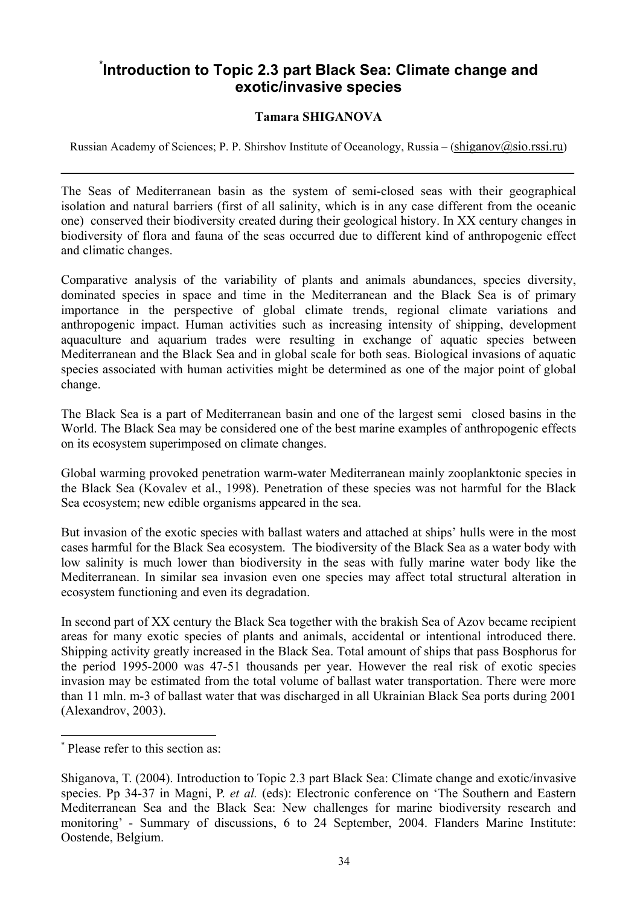# [*]Introduction to Topic 2.3 part Black Sea: Climate change and exotic/invasive species

**Tamara SHIGANOVA**

Russian Academy of Sciences; P. P. Shirshov Institute of Oceanology, Russia – (shiganov@sio.rssi.ru)

---

The Seas of Mediterranean basin as the system of semi-closed seas with their geographical isolation and natural barriers (first of all salinity, which is in any case different from the oceanic one) conserved their biodiversity created during their geological history. In XX century changes in biodiversity of flora and fauna of the seas occurred due to different kind of anthropogenic effect and climatic changes.

Comparative analysis of the variability of plants and animals abundances, species diversity, dominated species in space and time in the Mediterranean and the Black Sea is of primary importance in the perspective of global climate trends, regional climate variations and anthropogenic impact. Human activities such as increasing intensity of shipping, development aquaculture and aquarium trades were resulting in exchange of aquatic species between Mediterranean and the Black Sea and in global scale for both seas. Biological invasions of aquatic species associated with human activities might be determined as one of the major point of global change.

The Black Sea is a part of Mediterranean basin and one of the largest semi closed basins in the World. The Black Sea may be considered one of the best marine examples of anthropogenic effects on its ecosystem superimposed on climate changes.

Global warming provoked penetration warm-water Mediterranean mainly zooplanktonic species in the Black Sea (Kovalev et al., 1998). Penetration of these species was not harmful for the Black Sea ecosystem; new edible organisms appeared in the sea.

But invasion of the exotic species with ballast waters and attached at ships' hulls were in the most cases harmful for the Black Sea ecosystem. The biodiversity of the Black Sea as a water body with low salinity is much lower than biodiversity in the seas with fully marine water body like the Mediterranean. In similar sea invasion even one species may affect total structural alteration in ecosystem functioning and even its degradation.

In second part of XX century the Black Sea together with the brakish Sea of Azov became recipient areas for many exotic species of plants and animals, accidental or intentional introduced there. Shipping activity greatly increased in the Black Sea. Total amount of ships that pass Bosphorus for the period 1995-2000 was 47-51 thousands per year. However the real risk of exotic species invasion may be estimated from the total volume of ballast water transportation. There were more than 11 mln. m-3 of ballast water that was discharged in all Ukrainian Black Sea ports during 2001 (Alexandrov, 2003).

---

[*] Please refer to this section as:

Shiganova, T. (2004). Introduction to Topic 2.3 part Black Sea: Climate change and exotic/invasive species. Pp 34-37 in Magni, P. *et al.* (eds): Electronic conference on 'The Southern and Eastern Mediterranean Sea and the Black Sea: New challenges for marine biodiversity research and monitoring' - Summary of discussions, 6 to 24 September, 2004. Flanders Marine Institute: Oostende, Belgium.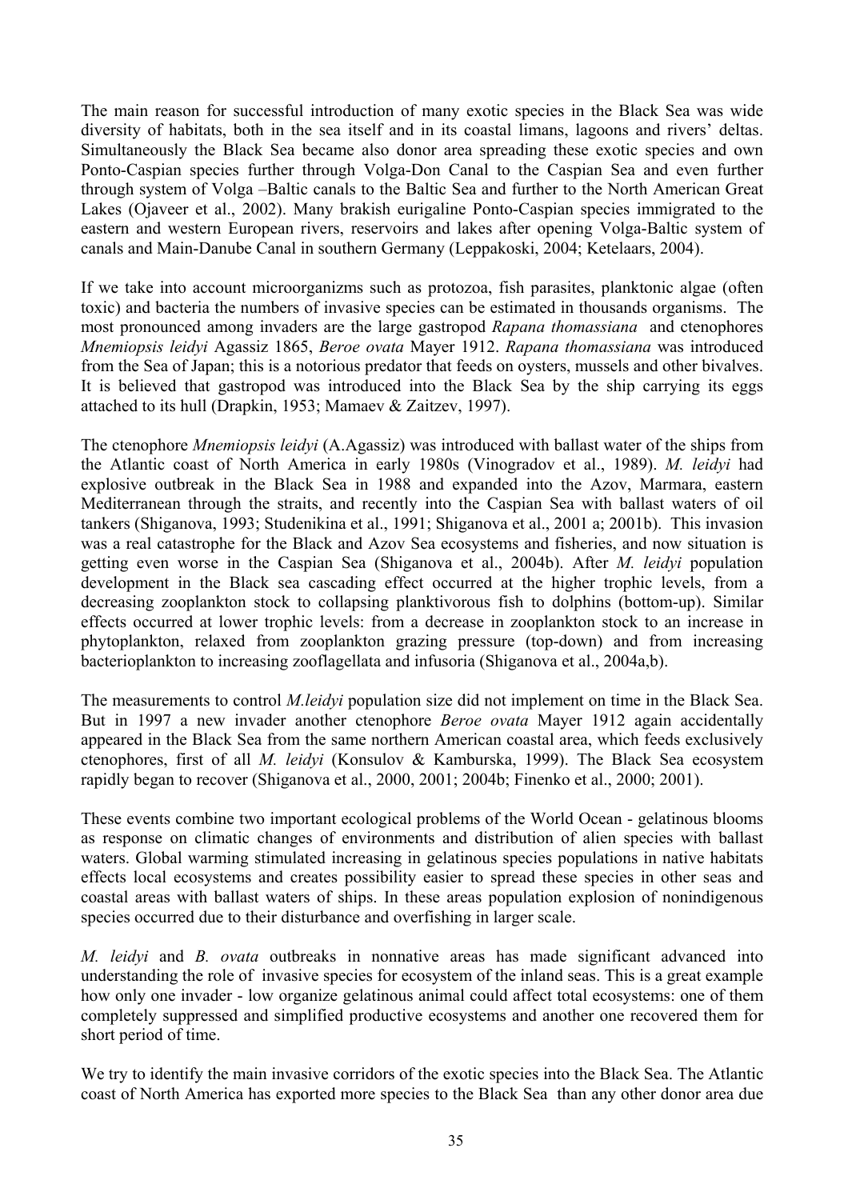The main reason for successful introduction of many exotic species in the Black Sea was wide diversity of habitats, both in the sea itself and in its coastal limans, lagoons and rivers' deltas. Simultaneously the Black Sea became also donor area spreading these exotic species and own Ponto-Caspian species further through Volga-Don Canal to the Caspian Sea and even further through system of Volga –Baltic canals to the Baltic Sea and further to the North American Great Lakes (Ojaveer et al., 2002). Many brakish eurigaline Ponto-Caspian species immigrated to the eastern and western European rivers, reservoirs and lakes after opening Volga-Baltic system of canals and Main-Danube Canal in southern Germany (Leppakoski, 2004; Ketelaars, 2004).

If we take into account microorganizms such as protozoa, fish parasites, planktonic algae (often toxic) and bacteria the numbers of invasive species can be estimated in thousands organisms. The most pronounced among invaders are the large gastropod *Rapana thomassiana* and ctenophores *Mnemiopsis leidyi* Agassiz 1865, *Beroe ovata* Mayer 1912. *Rapana thomassiana* was introduced from the Sea of Japan; this is a notorious predator that feeds on oysters, mussels and other bivalves. It is believed that gastropod was introduced into the Black Sea by the ship carrying its eggs attached to its hull (Drapkin, 1953; Mamaev & Zaitzev, 1997).

The ctenophore *Mnemiopsis leidyi* (A.Agassiz) was introduced with ballast water of the ships from the Atlantic coast of North America in early 1980s (Vinogradov et al., 1989). *M. leidyi* had explosive outbreak in the Black Sea in 1988 and expanded into the Azov, Marmara, eastern Mediterranean through the straits, and recently into the Caspian Sea with ballast waters of oil tankers (Shiganova, 1993; Studenikina et al., 1991; Shiganova et al., 2001 a; 2001b). This invasion was a real catastrophe for the Black and Azov Sea ecosystems and fisheries, and now situation is getting even worse in the Caspian Sea (Shiganova et al., 2004b). After *M. leidyi* population development in the Black sea cascading effect occurred at the higher trophic levels, from a decreasing zooplankton stock to collapsing planktivorous fish to dolphins (bottom-up). Similar effects occurred at lower trophic levels: from a decrease in zooplankton stock to an increase in phytoplankton, relaxed from zooplankton grazing pressure (top-down) and from increasing bacterioplankton to increasing zooflagellata and infusoria (Shiganova et al., 2004a,b).

The measurements to control *M.leidyi* population size did not implement on time in the Black Sea. But in 1997 a new invader another ctenophore *Beroe ovata* Mayer 1912 again accidentally appeared in the Black Sea from the same northern American coastal area, which feeds exclusively ctenophores, first of all *M. leidyi* (Konsulov & Kamburska, 1999). The Black Sea ecosystem rapidly began to recover (Shiganova et al., 2000, 2001; 2004b; Finenko et al., 2000; 2001).

These events combine two important ecological problems of the World Ocean - gelatinous blooms as response on climatic changes of environments and distribution of alien species with ballast waters. Global warming stimulated increasing in gelatinous species populations in native habitats effects local ecosystems and creates possibility easier to spread these species in other seas and coastal areas with ballast waters of ships. In these areas population explosion of nonindigenous species occurred due to their disturbance and overfishing in larger scale.

*M. leidyi* and *B. ovata* outbreaks in nonnative areas has made significant advanced into understanding the role of invasive species for ecosystem of the inland seas. This is a great example how only one invader - low organize gelatinous animal could affect total ecosystems: one of them completely suppressed and simplified productive ecosystems and another one recovered them for short period of time.

We try to identify the main invasive corridors of the exotic species into the Black Sea. The Atlantic coast of North America has exported more species to the Black Sea than any other donor area due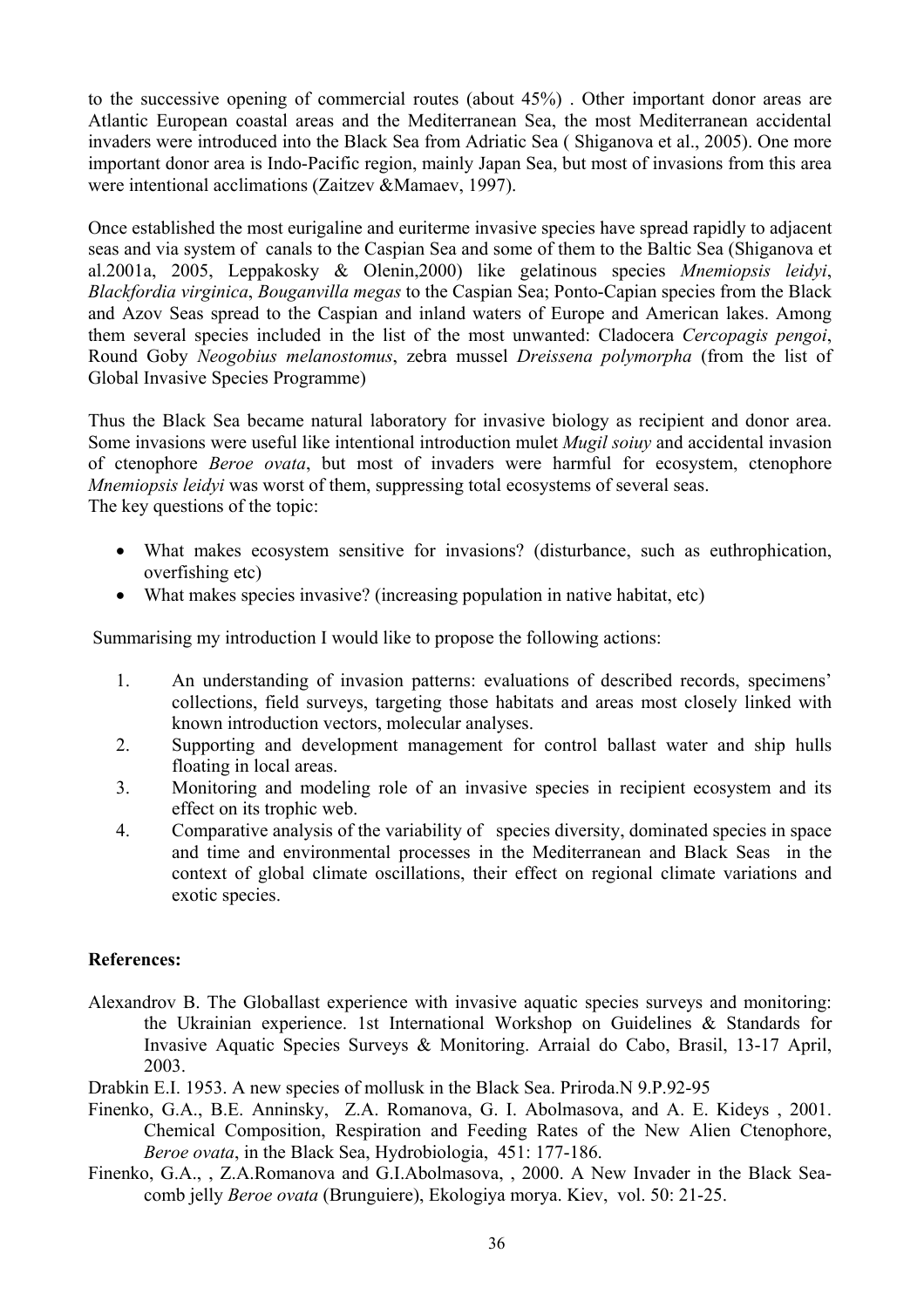to the successive opening of commercial routes (about 45%) . Other important donor areas are Atlantic European coastal areas and the Mediterranean Sea, the most Mediterranean accidental invaders were introduced into the Black Sea from Adriatic Sea ( Shiganova et al., 2005). One more important donor area is Indo-Pacific region, mainly Japan Sea, but most of invasions from this area were intentional acclimations (Zaitzev &Mamaev, 1997).

Once established the most eurigaline and euriterme invasive species have spread rapidly to adjacent seas and via system of canals to the Caspian Sea and some of them to the Baltic Sea (Shiganova et al.2001a, 2005, Leppakosky & Olenin,2000) like gelatinous species *Mnemiopsis leidyi*, *Blackfordia virginica*, *Bouganvilla megas* to the Caspian Sea; Ponto-Capian species from the Black and Azov Seas spread to the Caspian and inland waters of Europe and American lakes. Among them several species included in the list of the most unwanted: Cladocera *Cercopagis pengoi*, Round Goby *Neogobius melanostomus*, zebra mussel *Dreissena polymorpha* (from the list of Global Invasive Species Programme)

Thus the Black Sea became natural laboratory for invasive biology as recipient and donor area. Some invasions were useful like intentional introduction mulet *Mugil soiuy* and accidental invasion of ctenophore *Beroe ovata*, but most of invaders were harmful for ecosystem, ctenophore *Mnemiopsis leidyi* was worst of them, suppressing total ecosystems of several seas.
The key questions of the topic:

- What makes ecosystem sensitive for invasions? (disturbance, such as euthrophication, overfishing etc)
- What makes species invasive? (increasing population in native habitat, etc)

Summarising my introduction I would like to propose the following actions:

1. An understanding of invasion patterns: evaluations of described records, specimens' collections, field surveys, targeting those habitats and areas most closely linked with known introduction vectors, molecular analyses.
2. Supporting and development management for control ballast water and ship hulls floating in local areas.
3. Monitoring and modeling role of an invasive species in recipient ecosystem and its effect on its trophic web.
4. Comparative analysis of the variability of species diversity, dominated species in space and time and environmental processes in the Mediterranean and Black Seas in the context of global climate oscillations, their effect on regional climate variations and exotic species.

**References:**

Alexandrov B. The Globallast experience with invasive aquatic species surveys and monitoring: the Ukrainian experience. 1st International Workshop on Guidelines & Standards for Invasive Aquatic Species Surveys & Monitoring. Arraial do Cabo, Brasil, 13-17 April, 2003.

Drabkin E.I. 1953. A new species of mollusk in the Black Sea. Priroda.N 9.P.92-95

Finenko, G.A., B.E. Anninsky, Z.A. Romanova, G. I. Abolmasova, and A. E. Kideys , 2001. Chemical Composition, Respiration and Feeding Rates of the New Alien Ctenophore, *Beroe ovata*, in the Black Sea, Hydrobiologia, 451: 177-186.

Finenko, G.A., , Z.A.Romanova and G.I.Abolmasova, , 2000. A New Invader in the Black Sea-comb jelly *Beroe ovata* (Brunguiere), Ekologiya morya. Kiev, vol. 50: 21-25.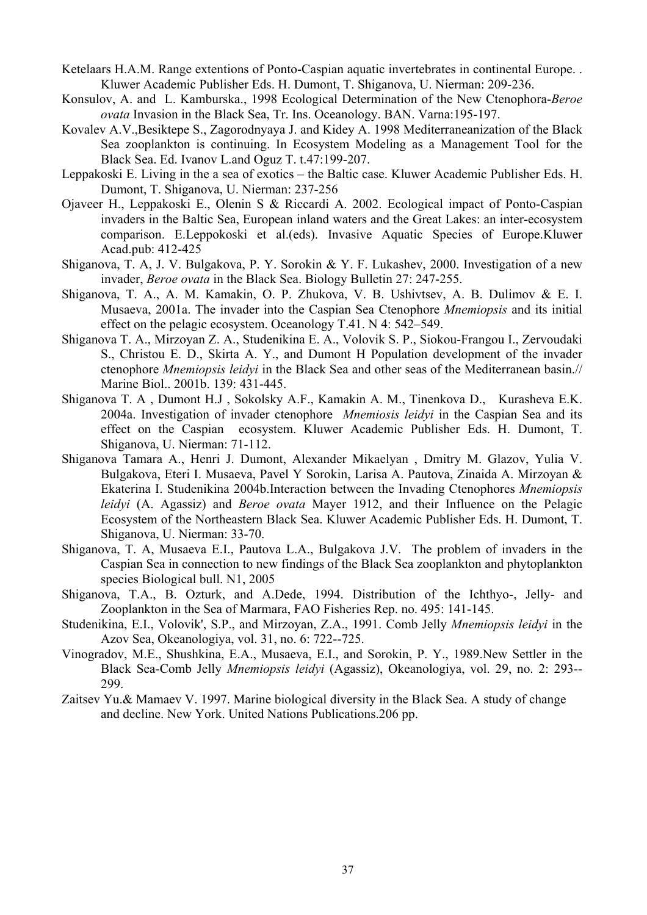Ketelaars H.A.M. Range extentions of Ponto-Caspian aquatic invertebrates in continental Europe. . Kluwer Academic Publisher Eds. H. Dumont, T. Shiganova, U. Nierman: 209-236.

Konsulov, A. and L. Kamburska., 1998 Ecological Determination of the New Ctenophora-*Beroe ovata* Invasion in the Black Sea, Tr. Ins. Oceanology. BAN. Varna:195-197.

Kovalev A.V.,Besiktepe S., Zagorodnyaya J. and Kidey A. 1998 Mediterraneanization of the Black Sea zooplankton is continuing. In Ecosystem Modeling as a Management Tool for the Black Sea. Ed. Ivanov L.and Oguz T. t.47:199-207.

Leppakoski E. Living in the a sea of exotics – the Baltic case. Kluwer Academic Publisher Eds. H. Dumont, T. Shiganova, U. Nierman: 237-256

Ojaveer H., Leppakoski E., Olenin S & Riccardi A. 2002. Ecological impact of Ponto-Caspian invaders in the Baltic Sea, European inland waters and the Great Lakes: an inter-ecosystem comparison. E.Leppokoski et al.(eds). Invasive Aquatic Species of Europe.Kluwer Acad.pub: 412-425

Shiganova, T. A, J. V. Bulgakova, P. Y. Sorokin & Y. F. Lukashev, 2000. Investigation of a new invader, *Beroe ovata* in the Black Sea. Biology Bulletin 27: 247-255.

Shiganova, T. A., A. M. Kamakin, O. P. Zhukova, V. B. Ushivtsev, A. B. Dulimov & E. I. Musaeva, 2001a. The invader into the Caspian Sea Ctenophore *Mnemiopsis* and its initial effect on the pelagic ecosystem. Oceanology T.41. N 4: 542–549.

Shiganova T. A., Mirzoyan Z. A., Studenikina E. A., Volovik S. P., Siokou-Frangou I., Zervoudaki S., Christou E. D., Skirta A. Y., and Dumont H Population development of the invader ctenophore *Mnemiopsis leidyi* in the Black Sea and other seas of the Mediterranean basin.// Marine Biol.. 2001b. 139: 431-445.

Shiganova T. A , Dumont H.J , Sokolsky A.F., Kamakin A. M., Tinenkova D., Kurasheva E.K. 2004a. Investigation of invader ctenophore *Mnemiosis leidyi* in the Caspian Sea and its effect on the Caspian ecosystem. Kluwer Academic Publisher Eds. H. Dumont, T. Shiganova, U. Nierman: 71-112.

Shiganova Tamara A., Henri J. Dumont, Alexander Mikaelyan , Dmitry M. Glazov, Yulia V. Bulgakova, Eteri I. Musaeva, Pavel Y Sorokin, Larisa A. Pautova, Zinaida A. Mirzoyan & Ekaterina I. Studenikina 2004b.Interaction between the Invading Ctenophores *Mnemiopsis leidyi* (A. Agassiz) and *Beroe ovata* Mayer 1912, and their Influence on the Pelagic Ecosystem of the Northeastern Black Sea. Kluwer Academic Publisher Eds. H. Dumont, T. Shiganova, U. Nierman: 33-70.

Shiganova, T. A, Musaeva E.I., Pautova L.A., Bulgakova J.V. The problem of invaders in the Caspian Sea in connection to new findings of the Black Sea zooplankton and phytoplankton species Biological bull. N1, 2005

Shiganova, T.A., B. Ozturk, and A.Dede, 1994. Distribution of the Ichthyo-, Jelly- and Zooplankton in the Sea of Marmara, FAO Fisheries Rep. no. 495: 141-145.

Studenikina, E.I., Volovik', S.P., and Mirzoyan, Z.A., 1991. Comb Jelly *Mnemiopsis leidyi* in the Azov Sea, Okeanologiya, vol. 31, no. 6: 722--725.

Vinogradov, M.E., Shushkina, E.A., Musaeva, E.I., and Sorokin, P. Y., 1989.New Settler in the Black Sea-Comb Jelly *Mnemiopsis leidyi* (Agassiz), Okeanologiya, vol. 29, no. 2: 293--299.

Zaitsev Yu.& Mamaev V. 1997. Marine biological diversity in the Black Sea. A study of change and decline. New York. United Nations Publications.206 pp.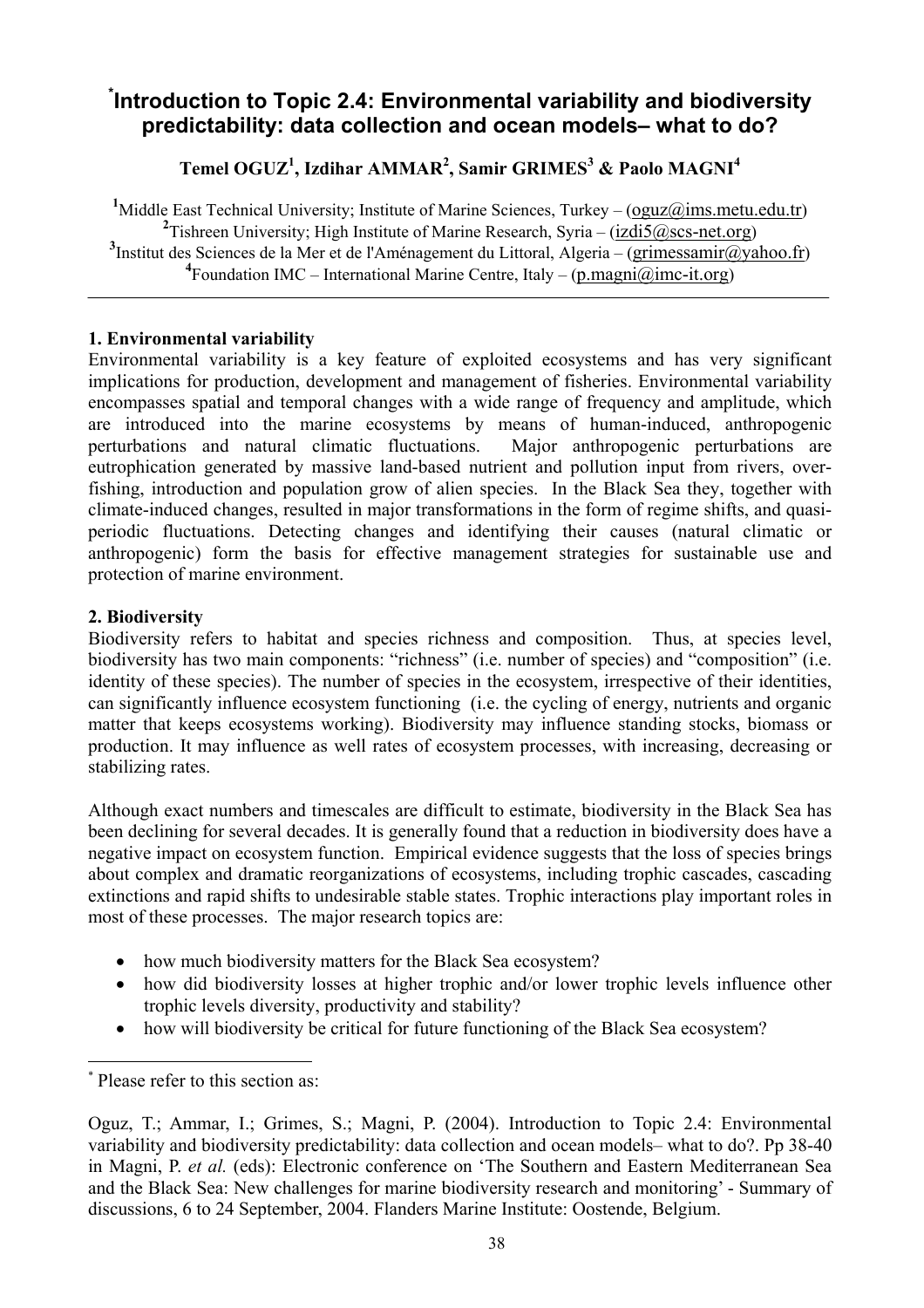# [*]Introduction to Topic 2.4: Environmental variability and biodiversity predictability: data collection and ocean models– what to do?

**Temel OGUZ[1], Izdihar AMMAR[2], Samir GRIMES[3] & Paolo MAGNI[4]**

[1]Middle East Technical University; Institute of Marine Sciences, Turkey – (oguz@ims.metu.edu.tr)
[2]Tishreen University; High Institute of Marine Research, Syria – (izdi5@scs-net.org)
[3]Institut des Sciences de la Mer et de l'Aménagement du Littoral, Algeria – (grimessamir@yahoo.fr)
[4]Foundation IMC – International Marine Centre, Italy – (p.magni@imc-it.org)

---

**1. Environmental variability**

Environmental variability is a key feature of exploited ecosystems and has very significant implications for production, development and management of fisheries. Environmental variability encompasses spatial and temporal changes with a wide range of frequency and amplitude, which are introduced into the marine ecosystems by means of human-induced, anthropogenic perturbations and natural climatic fluctuations. Major anthropogenic perturbations are eutrophication generated by massive land-based nutrient and pollution input from rivers, over-fishing, introduction and population grow of alien species. In the Black Sea they, together with climate-induced changes, resulted in major transformations in the form of regime shifts, and quasi-periodic fluctuations. Detecting changes and identifying their causes (natural climatic or anthropogenic) form the basis for effective management strategies for sustainable use and protection of marine environment.

**2. Biodiversity**

Biodiversity refers to habitat and species richness and composition. Thus, at species level, biodiversity has two main components: "richness" (i.e. number of species) and "composition" (i.e. identity of these species). The number of species in the ecosystem, irrespective of their identities, can significantly influence ecosystem functioning (i.e. the cycling of energy, nutrients and organic matter that keeps ecosystems working). Biodiversity may influence standing stocks, biomass or production. It may influence as well rates of ecosystem processes, with increasing, decreasing or stabilizing rates.

Although exact numbers and timescales are difficult to estimate, biodiversity in the Black Sea has been declining for several decades. It is generally found that a reduction in biodiversity does have a negative impact on ecosystem function. Empirical evidence suggests that the loss of species brings about complex and dramatic reorganizations of ecosystems, including trophic cascades, cascading extinctions and rapid shifts to undesirable stable states. Trophic interactions play important roles in most of these processes. The major research topics are:

- how much biodiversity matters for the Black Sea ecosystem?
- how did biodiversity losses at higher trophic and/or lower trophic levels influence other trophic levels diversity, productivity and stability?
- how will biodiversity be critical for future functioning of the Black Sea ecosystem?

---

[*] Please refer to this section as:

Oguz, T.; Ammar, I.; Grimes, S.; Magni, P. (2004). Introduction to Topic 2.4: Environmental variability and biodiversity predictability: data collection and ocean models– what to do?. Pp 38-40 in Magni, P. *et al.* (eds): Electronic conference on 'The Southern and Eastern Mediterranean Sea and the Black Sea: New challenges for marine biodiversity research and monitoring' - Summary of discussions, 6 to 24 September, 2004. Flanders Marine Institute: Oostende, Belgium.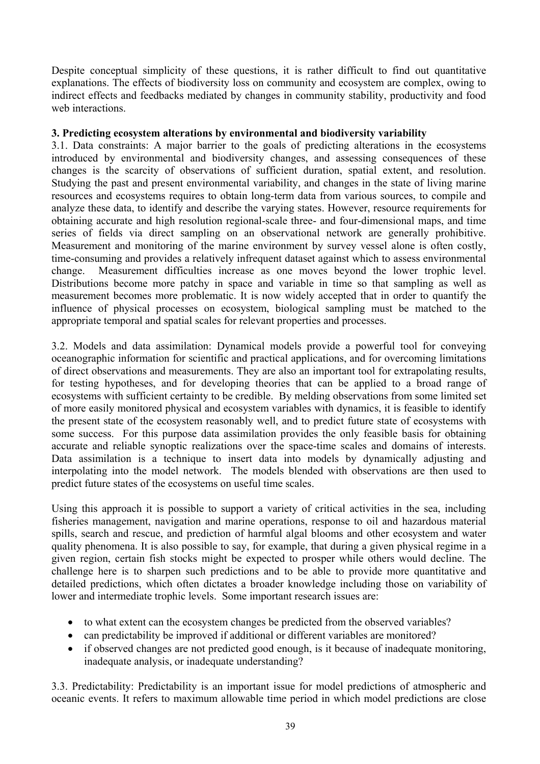Despite conceptual simplicity of these questions, it is rather difficult to find out quantitative explanations. The effects of biodiversity loss on community and ecosystem are complex, owing to indirect effects and feedbacks mediated by changes in community stability, productivity and food web interactions.

**3. Predicting ecosystem alterations by environmental and biodiversity variability**

3.1. Data constraints: A major barrier to the goals of predicting alterations in the ecosystems introduced by environmental and biodiversity changes, and assessing consequences of these changes is the scarcity of observations of sufficient duration, spatial extent, and resolution. Studying the past and present environmental variability, and changes in the state of living marine resources and ecosystems requires to obtain long-term data from various sources, to compile and analyze these data, to identify and describe the varying states. However, resource requirements for obtaining accurate and high resolution regional-scale three- and four-dimensional maps, and time series of fields via direct sampling on an observational network are generally prohibitive. Measurement and monitoring of the marine environment by survey vessel alone is often costly, time-consuming and provides a relatively infrequent dataset against which to assess environmental change. Measurement difficulties increase as one moves beyond the lower trophic level. Distributions become more patchy in space and variable in time so that sampling as well as measurement becomes more problematic. It is now widely accepted that in order to quantify the influence of physical processes on ecosystem, biological sampling must be matched to the appropriate temporal and spatial scales for relevant properties and processes.

3.2. Models and data assimilation: Dynamical models provide a powerful tool for conveying oceanographic information for scientific and practical applications, and for overcoming limitations of direct observations and measurements. They are also an important tool for extrapolating results, for testing hypotheses, and for developing theories that can be applied to a broad range of ecosystems with sufficient certainty to be credible. By melding observations from some limited set of more easily monitored physical and ecosystem variables with dynamics, it is feasible to identify the present state of the ecosystem reasonably well, and to predict future state of ecosystems with some success. For this purpose data assimilation provides the only feasible basis for obtaining accurate and reliable synoptic realizations over the space-time scales and domains of interests. Data assimilation is a technique to insert data into models by dynamically adjusting and interpolating into the model network. The models blended with observations are then used to predict future states of the ecosystems on useful time scales.

Using this approach it is possible to support a variety of critical activities in the sea, including fisheries management, navigation and marine operations, response to oil and hazardous material spills, search and rescue, and prediction of harmful algal blooms and other ecosystem and water quality phenomena. It is also possible to say, for example, that during a given physical regime in a given region, certain fish stocks might be expected to prosper while others would decline. The challenge here is to sharpen such predictions and to be able to provide more quantitative and detailed predictions, which often dictates a broader knowledge including those on variability of lower and intermediate trophic levels. Some important research issues are:

- to what extent can the ecosystem changes be predicted from the observed variables?
- can predictability be improved if additional or different variables are monitored?
- if observed changes are not predicted good enough, is it because of inadequate monitoring, inadequate analysis, or inadequate understanding?

3.3. Predictability: Predictability is an important issue for model predictions of atmospheric and oceanic events. It refers to maximum allowable time period in which model predictions are close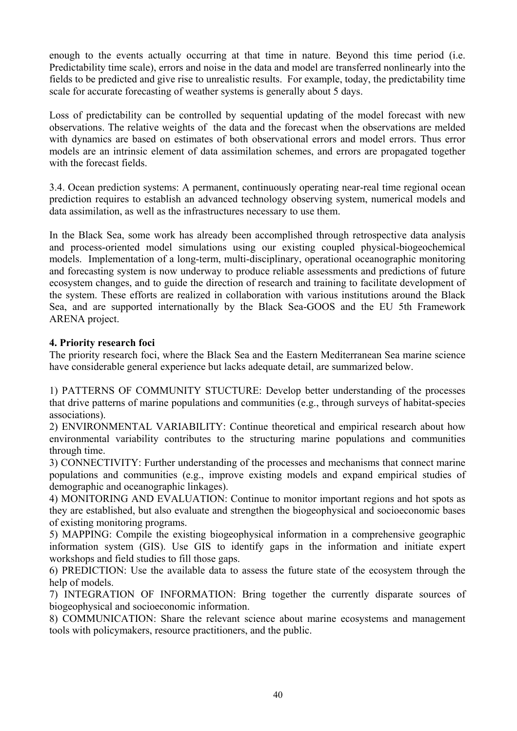enough to the events actually occurring at that time in nature. Beyond this time period (i.e. Predictability time scale), errors and noise in the data and model are transferred nonlinearly into the fields to be predicted and give rise to unrealistic results. For example, today, the predictability time scale for accurate forecasting of weather systems is generally about 5 days.

Loss of predictability can be controlled by sequential updating of the model forecast with new observations. The relative weights of the data and the forecast when the observations are melded with dynamics are based on estimates of both observational errors and model errors. Thus error models are an intrinsic element of data assimilation schemes, and errors are propagated together with the forecast fields.

3.4. Ocean prediction systems: A permanent, continuously operating near-real time regional ocean prediction requires to establish an advanced technology observing system, numerical models and data assimilation, as well as the infrastructures necessary to use them.

In the Black Sea, some work has already been accomplished through retrospective data analysis and process-oriented model simulations using our existing coupled physical-biogeochemical models. Implementation of a long-term, multi-disciplinary, operational oceanographic monitoring and forecasting system is now underway to produce reliable assessments and predictions of future ecosystem changes, and to guide the direction of research and training to facilitate development of the system. These efforts are realized in collaboration with various institutions around the Black Sea, and are supported internationally by the Black Sea-GOOS and the EU 5th Framework ARENA project.

**4. Priority research foci**

The priority research foci, where the Black Sea and the Eastern Mediterranean Sea marine science have considerable general experience but lacks adequate detail, are summarized below.

1) PATTERNS OF COMMUNITY STUCTURE: Develop better understanding of the processes that drive patterns of marine populations and communities (e.g., through surveys of habitat-species associations).
2) ENVIRONMENTAL VARIABILITY: Continue theoretical and empirical research about how environmental variability contributes to the structuring marine populations and communities through time.
3) CONNECTIVITY: Further understanding of the processes and mechanisms that connect marine populations and communities (e.g., improve existing models and expand empirical studies of demographic and oceanographic linkages).
4) MONITORING AND EVALUATION: Continue to monitor important regions and hot spots as they are established, but also evaluate and strengthen the biogeophysical and socioeconomic bases of existing monitoring programs.
5) MAPPING: Compile the existing biogeophysical information in a comprehensive geographic information system (GIS). Use GIS to identify gaps in the information and initiate expert workshops and field studies to fill those gaps.
6) PREDICTION: Use the available data to assess the future state of the ecosystem through the help of models.
7) INTEGRATION OF INFORMATION: Bring together the currently disparate sources of biogeophysical and socioeconomic information.
8) COMMUNICATION: Share the relevant science about marine ecosystems and management tools with policymakers, resource practitioners, and the public.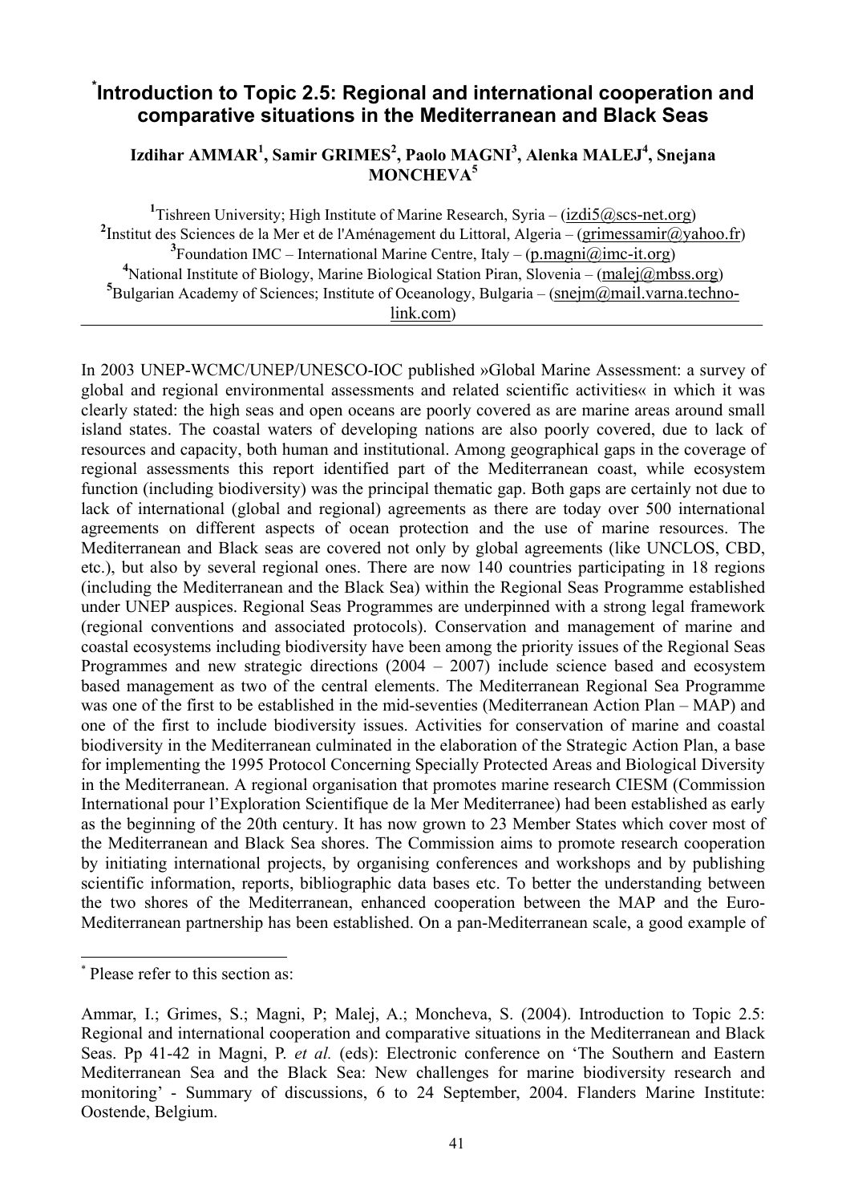# [*]Introduction to Topic 2.5: Regional and international cooperation and comparative situations in the Mediterranean and Black Seas

**Izdihar AMMAR[1], Samir GRIMES[2], Paolo MAGNI[3], Alenka MALEJ[4], Snejana MONCHEVA[5]**

[1]Tishreen University; High Institute of Marine Research, Syria – (izdi5@scs-net.org)
[2]Institut des Sciences de la Mer et de l'Aménagement du Littoral, Algeria – (grimessamir@yahoo.fr)
[3]Foundation IMC – International Marine Centre, Italy – (p.magni@imc-it.org)
[4]National Institute of Biology, Marine Biological Station Piran, Slovenia – (malej@mbss.org)
[5]Bulgarian Academy of Sciences; Institute of Oceanology, Bulgaria – (snejm@mail.varna.techno-link.com)

---

In 2003 UNEP-WCMC/UNEP/UNESCO-IOC published »Global Marine Assessment: a survey of global and regional environmental assessments and related scientific activities« in which it was clearly stated: the high seas and open oceans are poorly covered as are marine areas around small island states. The coastal waters of developing nations are also poorly covered, due to lack of resources and capacity, both human and institutional. Among geographical gaps in the coverage of regional assessments this report identified part of the Mediterranean coast, while ecosystem function (including biodiversity) was the principal thematic gap. Both gaps are certainly not due to lack of international (global and regional) agreements as there are today over 500 international agreements on different aspects of ocean protection and the use of marine resources. The Mediterranean and Black seas are covered not only by global agreements (like UNCLOS, CBD, etc.), but also by several regional ones. There are now 140 countries participating in 18 regions (including the Mediterranean and the Black Sea) within the Regional Seas Programme established under UNEP auspices. Regional Seas Programmes are underpinned with a strong legal framework (regional conventions and associated protocols). Conservation and management of marine and coastal ecosystems including biodiversity have been among the priority issues of the Regional Seas Programmes and new strategic directions (2004 – 2007) include science based and ecosystem based management as two of the central elements. The Mediterranean Regional Sea Programme was one of the first to be established in the mid-seventies (Mediterranean Action Plan – MAP) and one of the first to include biodiversity issues. Activities for conservation of marine and coastal biodiversity in the Mediterranean culminated in the elaboration of the Strategic Action Plan, a base for implementing the 1995 Protocol Concerning Specially Protected Areas and Biological Diversity in the Mediterranean. A regional organisation that promotes marine research CIESM (Commission International pour l'Exploration Scientifique de la Mer Mediterranee) had been established as early as the beginning of the 20th century. It has now grown to 23 Member States which cover most of the Mediterranean and Black Sea shores. The Commission aims to promote research cooperation by initiating international projects, by organising conferences and workshops and by publishing scientific information, reports, bibliographic data bases etc. To better the understanding between the two shores of the Mediterranean, enhanced cooperation between the MAP and the Euro-Mediterranean partnership has been established. On a pan-Mediterranean scale, a good example of

---

[*] Please refer to this section as:

Ammar, I.; Grimes, S.; Magni, P; Malej, A.; Moncheva, S. (2004). Introduction to Topic 2.5: Regional and international cooperation and comparative situations in the Mediterranean and Black Seas. Pp 41-42 in Magni, P. *et al.* (eds): Electronic conference on 'The Southern and Eastern Mediterranean Sea and the Black Sea: New challenges for marine biodiversity research and monitoring' - Summary of discussions, 6 to 24 September, 2004. Flanders Marine Institute: Oostende, Belgium.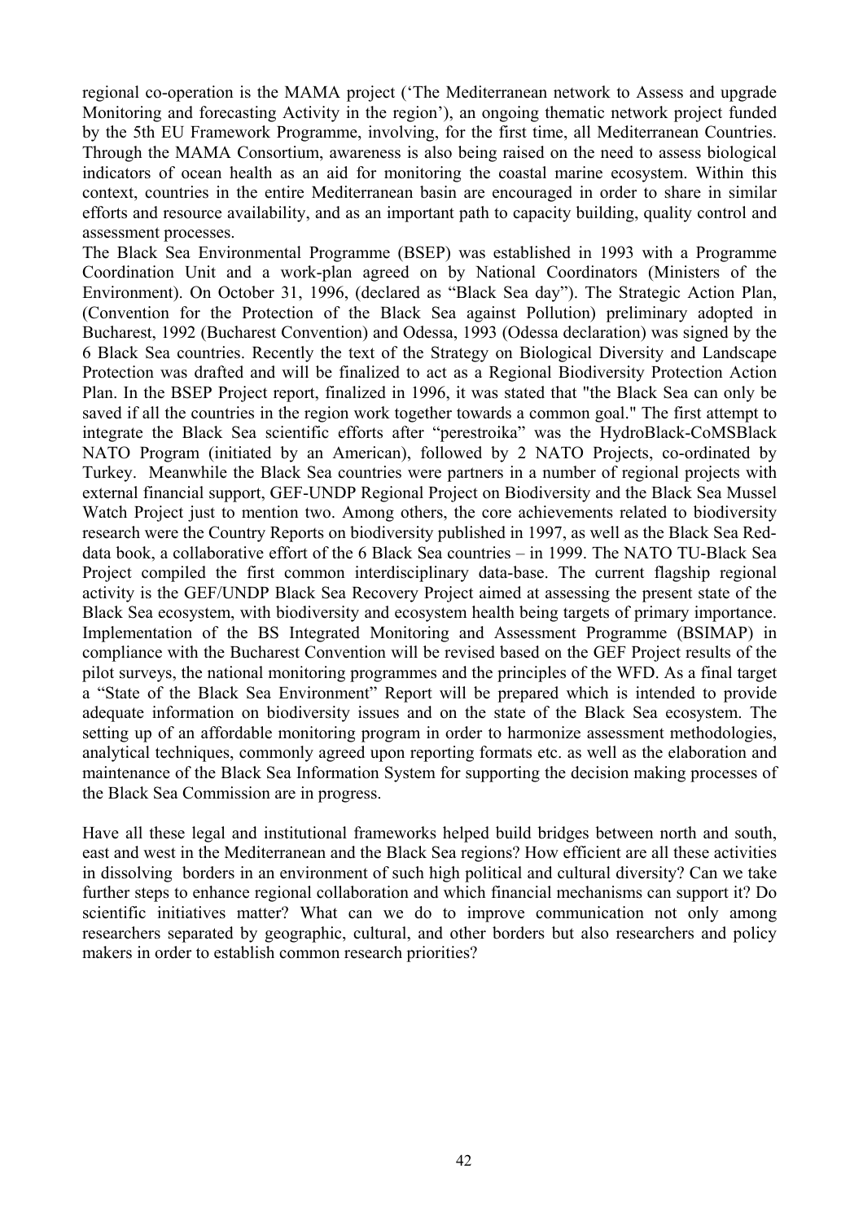regional co-operation is the MAMA project ('The Mediterranean network to Assess and upgrade Monitoring and forecasting Activity in the region'), an ongoing thematic network project funded by the 5th EU Framework Programme, involving, for the first time, all Mediterranean Countries. Through the MAMA Consortium, awareness is also being raised on the need to assess biological indicators of ocean health as an aid for monitoring the coastal marine ecosystem. Within this context, countries in the entire Mediterranean basin are encouraged in order to share in similar efforts and resource availability, and as an important path to capacity building, quality control and assessment processes.

The Black Sea Environmental Programme (BSEP) was established in 1993 with a Programme Coordination Unit and a work-plan agreed on by National Coordinators (Ministers of the Environment). On October 31, 1996, (declared as "Black Sea day"). The Strategic Action Plan, (Convention for the Protection of the Black Sea against Pollution) preliminary adopted in Bucharest, 1992 (Bucharest Convention) and Odessa, 1993 (Odessa declaration) was signed by the 6 Black Sea countries. Recently the text of the Strategy on Biological Diversity and Landscape Protection was drafted and will be finalized to act as a Regional Biodiversity Protection Action Plan. In the BSEP Project report, finalized in 1996, it was stated that "the Black Sea can only be saved if all the countries in the region work together towards a common goal." The first attempt to integrate the Black Sea scientific efforts after "perestroika" was the HydroBlack-CoMSBlack NATO Program (initiated by an American), followed by 2 NATO Projects, co-ordinated by Turkey. Meanwhile the Black Sea countries were partners in a number of regional projects with external financial support, GEF-UNDP Regional Project on Biodiversity and the Black Sea Mussel Watch Project just to mention two. Among others, the core achievements related to biodiversity research were the Country Reports on biodiversity published in 1997, as well as the Black Sea Red-data book, a collaborative effort of the 6 Black Sea countries – in 1999. The NATO TU-Black Sea Project compiled the first common interdisciplinary data-base. The current flagship regional activity is the GEF/UNDP Black Sea Recovery Project aimed at assessing the present state of the Black Sea ecosystem, with biodiversity and ecosystem health being targets of primary importance. Implementation of the BS Integrated Monitoring and Assessment Programme (BSIMAP) in compliance with the Bucharest Convention will be revised based on the GEF Project results of the pilot surveys, the national monitoring programmes and the principles of the WFD. As a final target a "State of the Black Sea Environment" Report will be prepared which is intended to provide adequate information on biodiversity issues and on the state of the Black Sea ecosystem. The setting up of an affordable monitoring program in order to harmonize assessment methodologies, analytical techniques, commonly agreed upon reporting formats etc. as well as the elaboration and maintenance of the Black Sea Information System for supporting the decision making processes of the Black Sea Commission are in progress.

Have all these legal and institutional frameworks helped build bridges between north and south, east and west in the Mediterranean and the Black Sea regions? How efficient are all these activities in dissolving borders in an environment of such high political and cultural diversity? Can we take further steps to enhance regional collaboration and which financial mechanisms can support it? Do scientific initiatives matter? What can we do to improve communication not only among researchers separated by geographic, cultural, and other borders but also researchers and policy makers in order to establish common research priorities?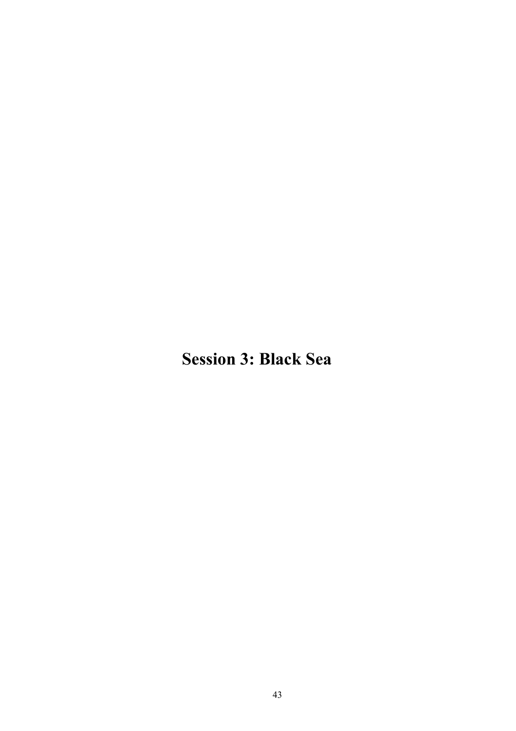# Session 3: Black Sea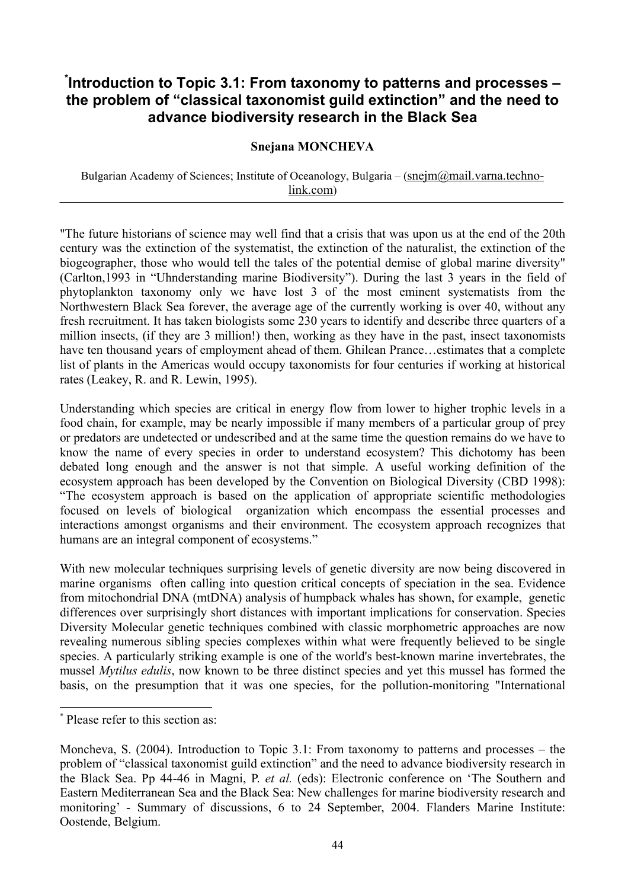# [*]Introduction to Topic 3.1: From taxonomy to patterns and processes – the problem of "classical taxonomist guild extinction" and the need to advance biodiversity research in the Black Sea

**Snejana MONCHEVA**

Bulgarian Academy of Sciences; Institute of Oceanology, Bulgaria – (snejm@mail.varna.techno-link.com)

---

"The future historians of science may well find that a crisis that was upon us at the end of the 20th century was the extinction of the systematist, the extinction of the naturalist, the extinction of the biogeographer, those who would tell the tales of the potential demise of global marine diversity" (Carlton,1993 in "Uhnderstanding marine Biodiversity"). During the last 3 years in the field of phytoplankton taxonomy only we have lost 3 of the most eminent systematists from the Northwestern Black Sea forever, the average age of the currently working is over 40, without any fresh recruitment. It has taken biologists some 230 years to identify and describe three quarters of a million insects, (if they are 3 million!) then, working as they have in the past, insect taxonomists have ten thousand years of employment ahead of them. Ghilean Prance…estimates that a complete list of plants in the Americas would occupy taxonomists for four centuries if working at historical rates (Leakey, R. and R. Lewin, 1995).

Understanding which species are critical in energy flow from lower to higher trophic levels in a food chain, for example, may be nearly impossible if many members of a particular group of prey or predators are undetected or undescribed and at the same time the question remains do we have to know the name of every species in order to understand ecosystem? This dichotomy has been debated long enough and the answer is not that simple. A useful working definition of the ecosystem approach has been developed by the Convention on Biological Diversity (CBD 1998): "The ecosystem approach is based on the application of appropriate scientific methodologies focused on levels of biological organization which encompass the essential processes and interactions amongst organisms and their environment. The ecosystem approach recognizes that humans are an integral component of ecosystems."

With new molecular techniques surprising levels of genetic diversity are now being discovered in marine organisms often calling into question critical concepts of speciation in the sea. Evidence from mitochondrial DNA (mtDNA) analysis of humpback whales has shown, for example, genetic differences over surprisingly short distances with important implications for conservation. Species Diversity Molecular genetic techniques combined with classic morphometric approaches are now revealing numerous sibling species complexes within what were frequently believed to be single species. A particularly striking example is one of the world's best-known marine invertebrates, the mussel *Mytilus edulis*, now known to be three distinct species and yet this mussel has formed the basis, on the presumption that it was one species, for the pollution-monitoring "International

---

[*] Please refer to this section as:

Moncheva, S. (2004). Introduction to Topic 3.1: From taxonomy to patterns and processes – the problem of "classical taxonomist guild extinction" and the need to advance biodiversity research in the Black Sea. Pp 44-46 in Magni, P. *et al.* (eds): Electronic conference on 'The Southern and Eastern Mediterranean Sea and the Black Sea: New challenges for marine biodiversity research and monitoring' - Summary of discussions, 6 to 24 September, 2004. Flanders Marine Institute: Oostende, Belgium.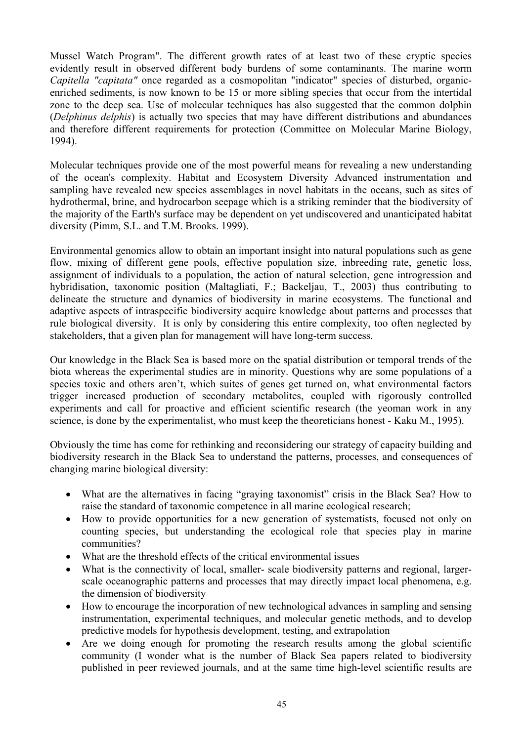Mussel Watch Program". The different growth rates of at least two of these cryptic species evidently result in observed different body burdens of some contaminants. The marine worm *Capitella "capitata"* once regarded as a cosmopolitan "indicator" species of disturbed, organic-enriched sediments, is now known to be 15 or more sibling species that occur from the intertidal zone to the deep sea. Use of molecular techniques has also suggested that the common dolphin (*Delphinus delphis*) is actually two species that may have different distributions and abundances and therefore different requirements for protection (Committee on Molecular Marine Biology, 1994).

Molecular techniques provide one of the most powerful means for revealing a new understanding of the ocean's complexity. Habitat and Ecosystem Diversity Advanced instrumentation and sampling have revealed new species assemblages in novel habitats in the oceans, such as sites of hydrothermal, brine, and hydrocarbon seepage which is a striking reminder that the biodiversity of the majority of the Earth's surface may be dependent on yet undiscovered and unanticipated habitat diversity (Pimm, S.L. and T.M. Brooks. 1999).

Environmental genomics allow to obtain an important insight into natural populations such as gene flow, mixing of different gene pools, effective population size, inbreeding rate, genetic loss, assignment of individuals to a population, the action of natural selection, gene introgression and hybridisation, taxonomic position (Maltagliati, F.; Backeljau, T., 2003) thus contributing to delineate the structure and dynamics of biodiversity in marine ecosystems. The functional and adaptive aspects of intraspecific biodiversity acquire knowledge about patterns and processes that rule biological diversity. It is only by considering this entire complexity, too often neglected by stakeholders, that a given plan for management will have long-term success.

Our knowledge in the Black Sea is based more on the spatial distribution or temporal trends of the biota whereas the experimental studies are in minority. Questions why are some populations of a species toxic and others aren't, which suites of genes get turned on, what environmental factors trigger increased production of secondary metabolites, coupled with rigorously controlled experiments and call for proactive and efficient scientific research (the yeoman work in any science, is done by the experimentalist, who must keep the theoreticians honest - Kaku M., 1995).

Obviously the time has come for rethinking and reconsidering our strategy of capacity building and biodiversity research in the Black Sea to understand the patterns, processes, and consequences of changing marine biological diversity:

- What are the alternatives in facing "graying taxonomist" crisis in the Black Sea? How to raise the standard of taxonomic competence in all marine ecological research;
- How to provide opportunities for a new generation of systematists, focused not only on counting species, but understanding the ecological role that species play in marine communities?
- What are the threshold effects of the critical environmental issues
- What is the connectivity of local, smaller- scale biodiversity patterns and regional, larger-scale oceanographic patterns and processes that may directly impact local phenomena, e.g. the dimension of biodiversity
- How to encourage the incorporation of new technological advances in sampling and sensing instrumentation, experimental techniques, and molecular genetic methods, and to develop predictive models for hypothesis development, testing, and extrapolation
- Are we doing enough for promoting the research results among the global scientific community (I wonder what is the number of Black Sea papers related to biodiversity published in peer reviewed journals, and at the same time high-level scientific results are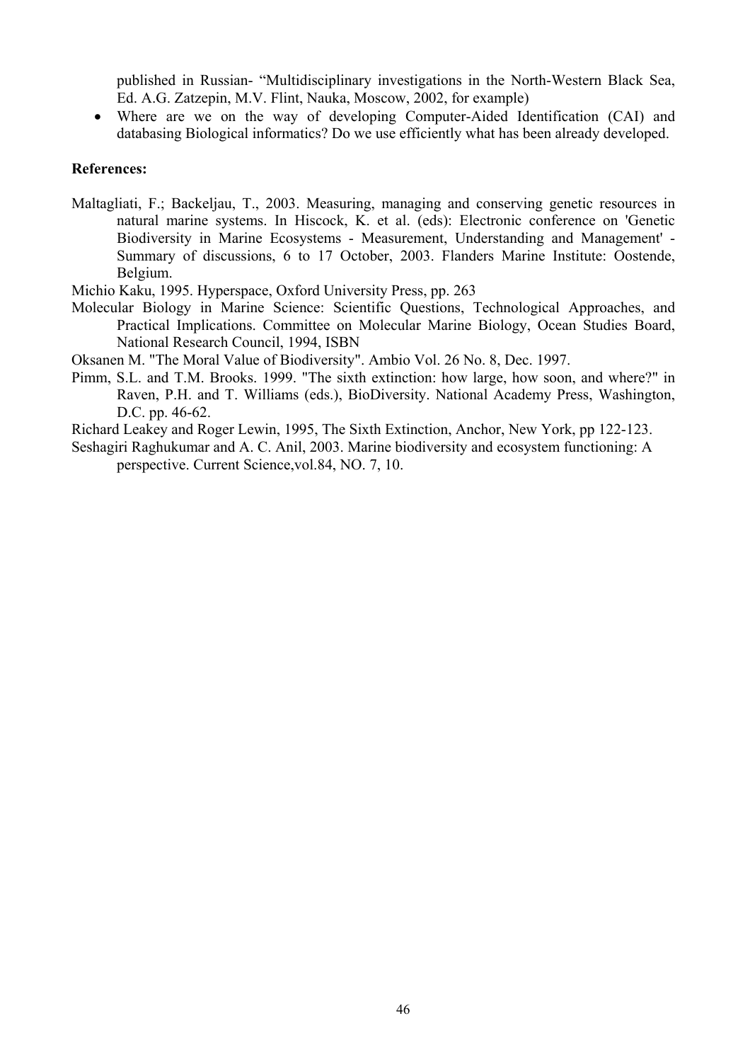published in Russian- "Multidisciplinary investigations in the North-Western Black Sea, Ed. A.G. Zatzepin, M.V. Flint, Nauka, Moscow, 2002, for example)

- Where are we on the way of developing Computer-Aided Identification (CAI) and databasing Biological informatics? Do we use efficiently what has been already developed.

**References:**

Maltagliati, F.; Backeljau, T., 2003. Measuring, managing and conserving genetic resources in natural marine systems. In Hiscock, K. et al. (eds): Electronic conference on 'Genetic Biodiversity in Marine Ecosystems - Measurement, Understanding and Management' - Summary of discussions, 6 to 17 October, 2003. Flanders Marine Institute: Oostende, Belgium.

Michio Kaku, 1995. Hyperspace, Oxford University Press, pp. 263

Molecular Biology in Marine Science: Scientific Questions, Technological Approaches, and Practical Implications. Committee on Molecular Marine Biology, Ocean Studies Board, National Research Council, 1994, ISBN

Oksanen M. "The Moral Value of Biodiversity". Ambio Vol. 26 No. 8, Dec. 1997.

Pimm, S.L. and T.M. Brooks. 1999. "The sixth extinction: how large, how soon, and where?" in Raven, P.H. and T. Williams (eds.), BioDiversity. National Academy Press, Washington, D.C. pp. 46-62.

Richard Leakey and Roger Lewin, 1995, The Sixth Extinction, Anchor, New York, pp 122-123.

Seshagiri Raghukumar and A. C. Anil, 2003. Marine biodiversity and ecosystem functioning: A perspective. Current Science,vol.84, NO. 7, 10.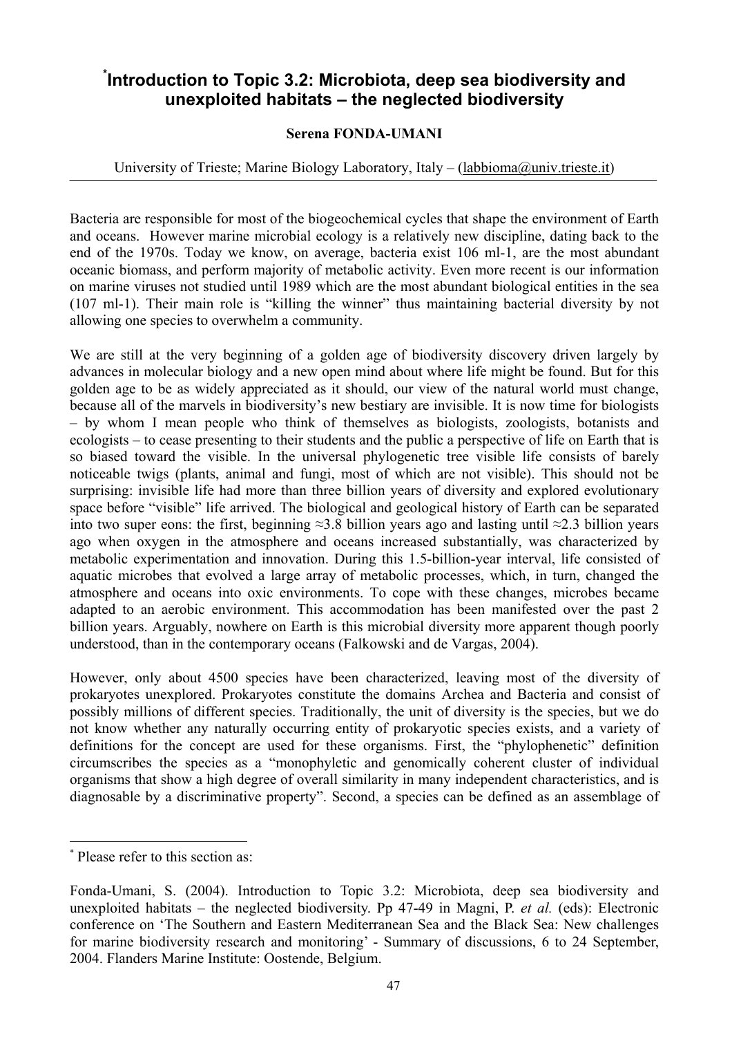## *Introduction to Topic 3.2: Microbiota, deep sea biodiversity and unexploited habitats – the neglected biodiversity

**Serena FONDA-UMANI**

University of Trieste; Marine Biology Laboratory, Italy – (labbioma@univ.trieste.it)

Bacteria are responsible for most of the biogeochemical cycles that shape the environment of Earth and oceans. However marine microbial ecology is a relatively new discipline, dating back to the end of the 1970s. Today we know, on average, bacteria exist 106 ml-1, are the most abundant oceanic biomass, and perform majority of metabolic activity. Even more recent is our information on marine viruses not studied until 1989 which are the most abundant biological entities in the sea (107 ml-1). Their main role is "killing the winner" thus maintaining bacterial diversity by not allowing one species to overwhelm a community.

We are still at the very beginning of a golden age of biodiversity discovery driven largely by advances in molecular biology and a new open mind about where life might be found. But for this golden age to be as widely appreciated as it should, our view of the natural world must change, because all of the marvels in biodiversity's new bestiary are invisible. It is now time for biologists – by whom I mean people who think of themselves as biologists, zoologists, botanists and ecologists – to cease presenting to their students and the public a perspective of life on Earth that is so biased toward the visible. In the universal phylogenetic tree visible life consists of barely noticeable twigs (plants, animal and fungi, most of which are not visible). This should not be surprising: invisible life had more than three billion years of diversity and explored evolutionary space before "visible" life arrived. The biological and geological history of Earth can be separated into two super eons: the first, beginning ≈3.8 billion years ago and lasting until ≈2.3 billion years ago when oxygen in the atmosphere and oceans increased substantially, was characterized by metabolic experimentation and innovation. During this 1.5-billion-year interval, life consisted of aquatic microbes that evolved a large array of metabolic processes, which, in turn, changed the atmosphere and oceans into oxic environments. To cope with these changes, microbes became adapted to an aerobic environment. This accommodation has been manifested over the past 2 billion years. Arguably, nowhere on Earth is this microbial diversity more apparent though poorly understood, than in the contemporary oceans (Falkowski and de Vargas, 2004).

However, only about 4500 species have been characterized, leaving most of the diversity of prokaryotes unexplored. Prokaryotes constitute the domains Archea and Bacteria and consist of possibly millions of different species. Traditionally, the unit of diversity is the species, but we do not know whether any naturally occurring entity of prokaryotic species exists, and a variety of definitions for the concept are used for these organisms. First, the "phylophenetic" definition circumscribes the species as a "monophyletic and genomically coherent cluster of individual organisms that show a high degree of overall similarity in many independent characteristics, and is diagnosable by a discriminative property". Second, a species can be defined as an assemblage of

---

* Please refer to this section as:

Fonda-Umani, S. (2004). Introduction to Topic 3.2: Microbiota, deep sea biodiversity and unexploited habitats – the neglected biodiversity. Pp 47-49 in Magni, P. *et al.* (eds): Electronic conference on 'The Southern and Eastern Mediterranean Sea and the Black Sea: New challenges for marine biodiversity research and monitoring' - Summary of discussions, 6 to 24 September, 2004. Flanders Marine Institute: Oostende, Belgium.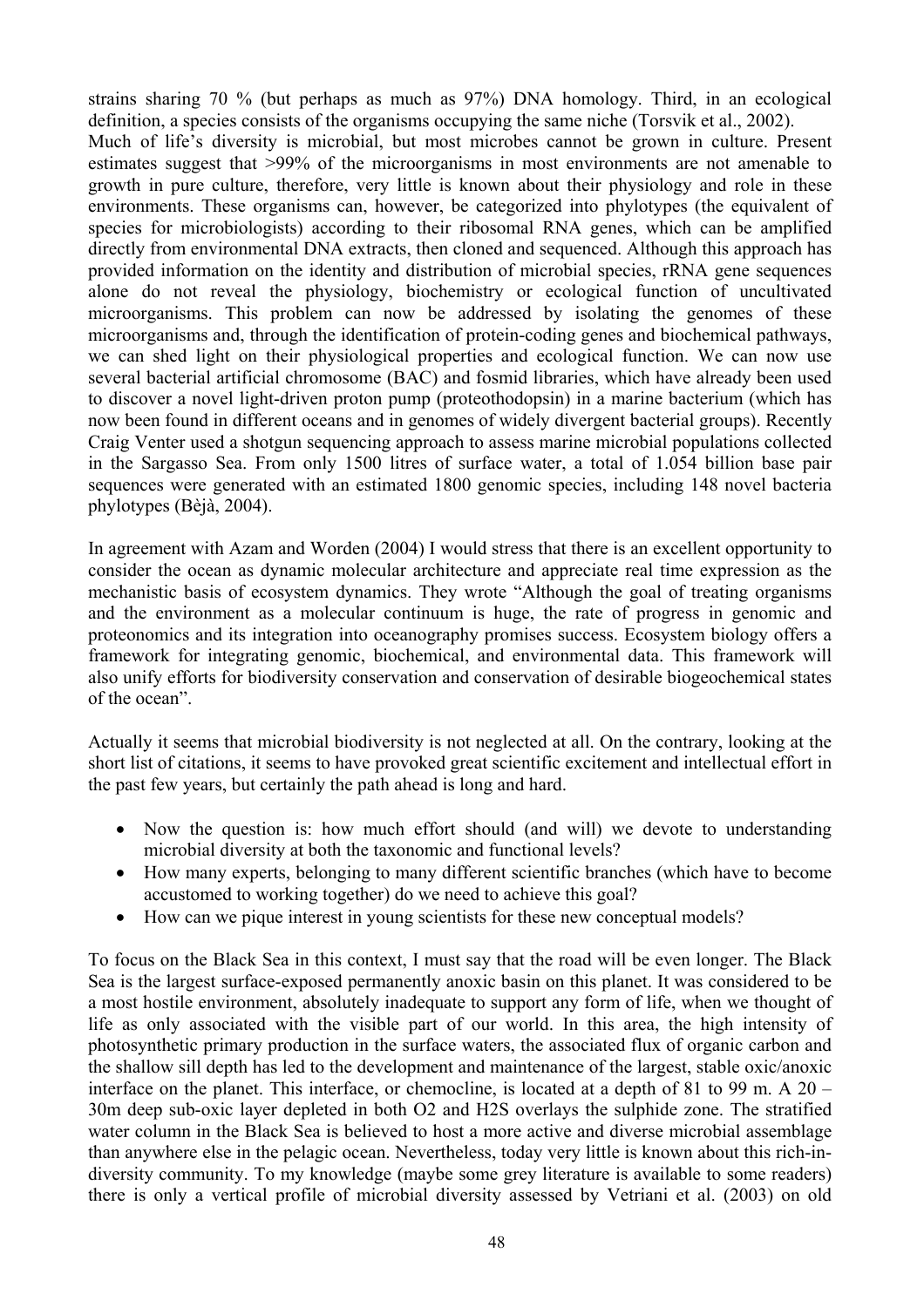strains sharing 70 % (but perhaps as much as 97%) DNA homology. Third, in an ecological definition, a species consists of the organisms occupying the same niche (Torsvik et al., 2002).
Much of life's diversity is microbial, but most microbes cannot be grown in culture. Present estimates suggest that >99% of the microorganisms in most environments are not amenable to growth in pure culture, therefore, very little is known about their physiology and role in these environments. These organisms can, however, be categorized into phylotypes (the equivalent of species for microbiologists) according to their ribosomal RNA genes, which can be amplified directly from environmental DNA extracts, then cloned and sequenced. Although this approach has provided information on the identity and distribution of microbial species, rRNA gene sequences alone do not reveal the physiology, biochemistry or ecological function of uncultivated microorganisms. This problem can now be addressed by isolating the genomes of these microorganisms and, through the identification of protein-coding genes and biochemical pathways, we can shed light on their physiological properties and ecological function. We can now use several bacterial artificial chromosome (BAC) and fosmid libraries, which have already been used to discover a novel light-driven proton pump (proteothodopsin) in a marine bacterium (which has now been found in different oceans and in genomes of widely divergent bacterial groups). Recently Craig Venter used a shotgun sequencing approach to assess marine microbial populations collected in the Sargasso Sea. From only 1500 litres of surface water, a total of 1.054 billion base pair sequences were generated with an estimated 1800 genomic species, including 148 novel bacteria phylotypes (Bèjà, 2004).

In agreement with Azam and Worden (2004) I would stress that there is an excellent opportunity to consider the ocean as dynamic molecular architecture and appreciate real time expression as the mechanistic basis of ecosystem dynamics. They wrote "Although the goal of treating organisms and the environment as a molecular continuum is huge, the rate of progress in genomic and proteonomics and its integration into oceanography promises success. Ecosystem biology offers a framework for integrating genomic, biochemical, and environmental data. This framework will also unify efforts for biodiversity conservation and conservation of desirable biogeochemical states of the ocean".

Actually it seems that microbial biodiversity is not neglected at all. On the contrary, looking at the short list of citations, it seems to have provoked great scientific excitement and intellectual effort in the past few years, but certainly the path ahead is long and hard.

- Now the question is: how much effort should (and will) we devote to understanding microbial diversity at both the taxonomic and functional levels?
- How many experts, belonging to many different scientific branches (which have to become accustomed to working together) do we need to achieve this goal?
- How can we pique interest in young scientists for these new conceptual models?

To focus on the Black Sea in this context, I must say that the road will be even longer. The Black Sea is the largest surface-exposed permanently anoxic basin on this planet. It was considered to be a most hostile environment, absolutely inadequate to support any form of life, when we thought of life as only associated with the visible part of our world. In this area, the high intensity of photosynthetic primary production in the surface waters, the associated flux of organic carbon and the shallow sill depth has led to the development and maintenance of the largest, stable oxic/anoxic interface on the planet. This interface, or chemocline, is located at a depth of 81 to 99 m. A 20 – 30m deep sub-oxic layer depleted in both $O_2$ and $H_2S$ overlays the sulphide zone. The stratified water column in the Black Sea is believed to host a more active and diverse microbial assemblage than anywhere else in the pelagic ocean. Nevertheless, today very little is known about this rich-in-diversity community. To my knowledge (maybe some grey literature is available to some readers) there is only a vertical profile of microbial diversity assessed by Vetriani et al. (2003) on old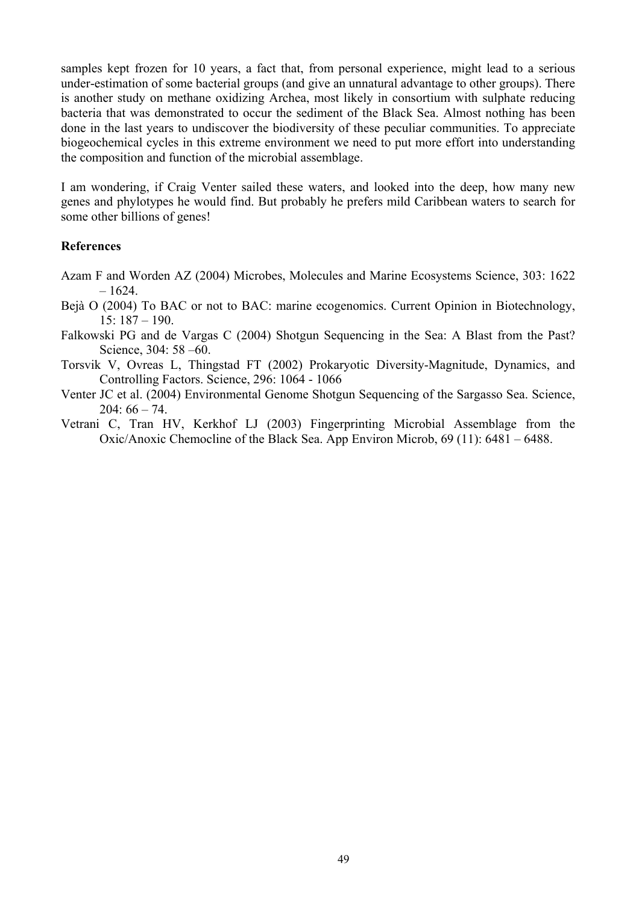samples kept frozen for 10 years, a fact that, from personal experience, might lead to a serious under-estimation of some bacterial groups (and give an unnatural advantage to other groups). There is another study on methane oxidizing Archea, most likely in consortium with sulphate reducing bacteria that was demonstrated to occur the sediment of the Black Sea. Almost nothing has been done in the last years to undiscover the biodiversity of these peculiar communities. To appreciate biogeochemical cycles in this extreme environment we need to put more effort into understanding the composition and function of the microbial assemblage.

I am wondering, if Craig Venter sailed these waters, and looked into the deep, how many new genes and phylotypes he would find. But probably he prefers mild Caribbean waters to search for some other billions of genes!

**References**

Azam F and Worden AZ (2004) Microbes, Molecules and Marine Ecosystems Science, 303: 1622 – 1624.

Bejà O (2004) To BAC or not to BAC: marine ecogenomics. Current Opinion in Biotechnology, 15: 187 – 190.

Falkowski PG and de Vargas C (2004) Shotgun Sequencing in the Sea: A Blast from the Past? Science, 304: 58 –60.

Torsvik V, Ovreas L, Thingstad FT (2002) Prokaryotic Diversity-Magnitude, Dynamics, and Controlling Factors. Science, 296: 1064 - 1066

Venter JC et al. (2004) Environmental Genome Shotgun Sequencing of the Sargasso Sea. Science, 204: 66 – 74.

Vetrani C, Tran HV, Kerkhof LJ (2003) Fingerprinting Microbial Assemblage from the Oxic/Anoxic Chemocline of the Black Sea. App Environ Microb, 69 (11): 6481 – 6488.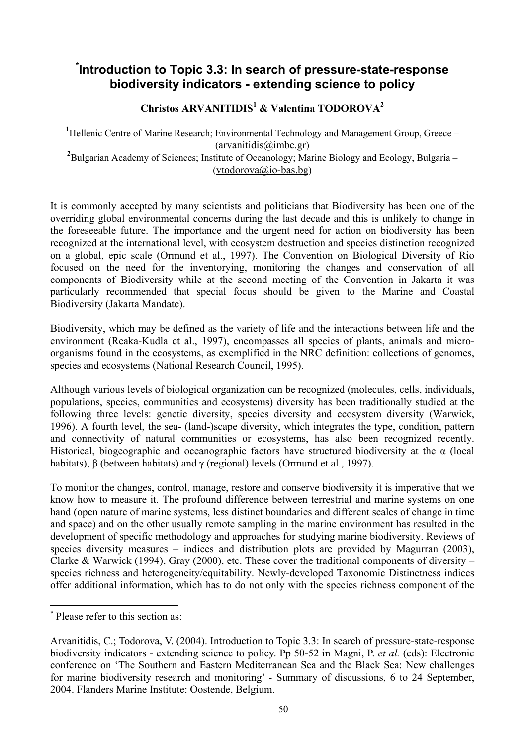# [*]Introduction to Topic 3.3: In search of pressure-state-response biodiversity indicators - extending science to policy

**Christos ARVANITIDIS[1] & Valentina TODOROVA[2]**

[1]Hellenic Centre of Marine Research; Environmental Technology and Management Group, Greece – (arvanitidis@imbc.gr)
[2]Bulgarian Academy of Sciences; Institute of Oceanology; Marine Biology and Ecology, Bulgaria – (vtodorova@io-bas.bg)

---

It is commonly accepted by many scientists and politicians that Biodiversity has been one of the overriding global environmental concerns during the last decade and this is unlikely to change in the foreseeable future. The importance and the urgent need for action on biodiversity has been recognized at the international level, with ecosystem destruction and species distinction recognized on a global, epic scale (Ormund et al., 1997). The Convention on Biological Diversity of Rio focused on the need for the inventorying, monitoring the changes and conservation of all components of Biodiversity while at the second meeting of the Convention in Jakarta it was particularly recommended that special focus should be given to the Marine and Coastal Biodiversity (Jakarta Mandate).

Biodiversity, which may be defined as the variety of life and the interactions between life and the environment (Reaka-Kudla et al., 1997), encompasses all species of plants, animals and micro-organisms found in the ecosystems, as exemplified in the NRC definition: collections of genomes, species and ecosystems (National Research Council, 1995).

Although various levels of biological organization can be recognized (molecules, cells, individuals, populations, species, communities and ecosystems) diversity has been traditionally studied at the following three levels: genetic diversity, species diversity and ecosystem diversity (Warwick, 1996). A fourth level, the sea- (land-)scape diversity, which integrates the type, condition, pattern and connectivity of natural communities or ecosystems, has also been recognized recently. Historical, biogeographic and oceanographic factors have structured biodiversity at the α (local habitats), β (between habitats) and γ (regional) levels (Ormund et al., 1997).

To monitor the changes, control, manage, restore and conserve biodiversity it is imperative that we know how to measure it. The profound difference between terrestrial and marine systems on one hand (open nature of marine systems, less distinct boundaries and different scales of change in time and space) and on the other usually remote sampling in the marine environment has resulted in the development of specific methodology and approaches for studying marine biodiversity. Reviews of species diversity measures – indices and distribution plots are provided by Magurran (2003), Clarke & Warwick (1994), Gray (2000), etc. These cover the traditional components of diversity – species richness and heterogeneity/equitability. Newly-developed Taxonomic Distinctness indices offer additional information, which has to do not only with the species richness component of the

---

[*] Please refer to this section as:

Arvanitidis, C.; Todorova, V. (2004). Introduction to Topic 3.3: In search of pressure-state-response biodiversity indicators - extending science to policy. Pp 50-52 in Magni, P. *et al.* (eds): Electronic conference on 'The Southern and Eastern Mediterranean Sea and the Black Sea: New challenges for marine biodiversity research and monitoring' - Summary of discussions, 6 to 24 September, 2004. Flanders Marine Institute: Oostende, Belgium.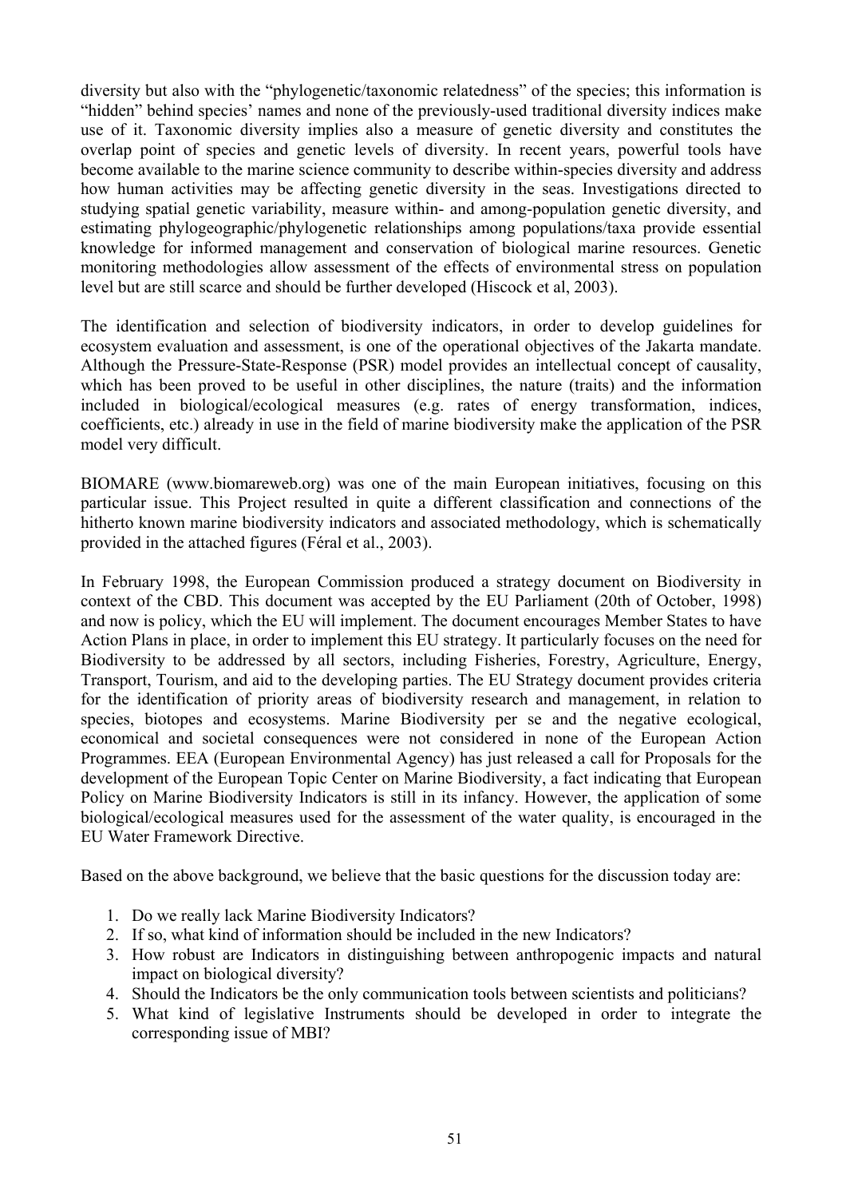diversity but also with the "phylogenetic/taxonomic relatedness" of the species; this information is "hidden" behind species' names and none of the previously-used traditional diversity indices make use of it. Taxonomic diversity implies also a measure of genetic diversity and constitutes the overlap point of species and genetic levels of diversity. In recent years, powerful tools have become available to the marine science community to describe within-species diversity and address how human activities may be affecting genetic diversity in the seas. Investigations directed to studying spatial genetic variability, measure within- and among-population genetic diversity, and estimating phylogeographic/phylogenetic relationships among populations/taxa provide essential knowledge for informed management and conservation of biological marine resources. Genetic monitoring methodologies allow assessment of the effects of environmental stress on population level but are still scarce and should be further developed (Hiscock et al, 2003).

The identification and selection of biodiversity indicators, in order to develop guidelines for ecosystem evaluation and assessment, is one of the operational objectives of the Jakarta mandate. Although the Pressure-State-Response (PSR) model provides an intellectual concept of causality, which has been proved to be useful in other disciplines, the nature (traits) and the information included in biological/ecological measures (e.g. rates of energy transformation, indices, coefficients, etc.) already in use in the field of marine biodiversity make the application of the PSR model very difficult.

BIOMARE (www.biomareweb.org) was one of the main European initiatives, focusing on this particular issue. This Project resulted in quite a different classification and connections of the hitherto known marine biodiversity indicators and associated methodology, which is schematically provided in the attached figures (Féral et al., 2003).

In February 1998, the European Commission produced a strategy document on Biodiversity in context of the CBD. This document was accepted by the EU Parliament (20th of October, 1998) and now is policy, which the EU will implement. The document encourages Member States to have Action Plans in place, in order to implement this EU strategy. It particularly focuses on the need for Biodiversity to be addressed by all sectors, including Fisheries, Forestry, Agriculture, Energy, Transport, Tourism, and aid to the developing parties. The EU Strategy document provides criteria for the identification of priority areas of biodiversity research and management, in relation to species, biotopes and ecosystems. Marine Biodiversity per se and the negative ecological, economical and societal consequences were not considered in none of the European Action Programmes. EEA (European Environmental Agency) has just released a call for Proposals for the development of the European Topic Center on Marine Biodiversity, a fact indicating that European Policy on Marine Biodiversity Indicators is still in its infancy. However, the application of some biological/ecological measures used for the assessment of the water quality, is encouraged in the EU Water Framework Directive.

Based on the above background, we believe that the basic questions for the discussion today are:

1. Do we really lack Marine Biodiversity Indicators?
2. If so, what kind of information should be included in the new Indicators?
3. How robust are Indicators in distinguishing between anthropogenic impacts and natural impact on biological diversity?
4. Should the Indicators be the only communication tools between scientists and politicians?
5. What kind of legislative Instruments should be developed in order to integrate the corresponding issue of MBI?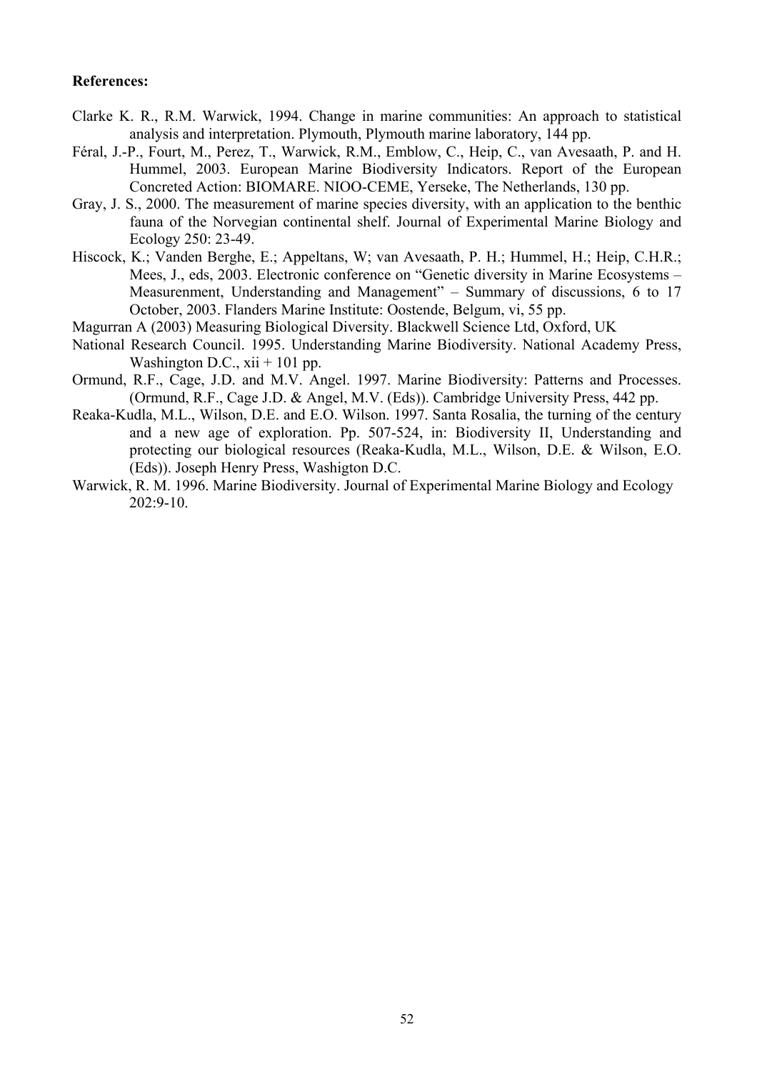**References:**

Clarke K. R., R.M. Warwick, 1994. Change in marine communities: An approach to statistical analysis and interpretation. Plymouth, Plymouth marine laboratory, 144 pp.

Féral, J.-P., Fourt, M., Perez, T., Warwick, R.M., Emblow, C., Heip, C., van Avesaath, P. and H. Hummel, 2003. European Marine Biodiversity Indicators. Report of the European Concreted Action: BIOMARE. NIOO-CEME, Yerseke, The Netherlands, 130 pp.

Gray, J. S., 2000. The measurement of marine species diversity, with an application to the benthic fauna of the Norvegian continental shelf. Journal of Experimental Marine Biology and Ecology 250: 23-49.

Hiscock, K.; Vanden Berghe, E.; Appeltans, W; van Avesaath, P. H.; Hummel, H.; Heip, C.H.R.; Mees, J., eds, 2003. Electronic conference on "Genetic diversity in Marine Ecosystems – Measurenment, Understanding and Management" – Summary of discussions, 6 to 17 October, 2003. Flanders Marine Institute: Oostende, Belgum, vi, 55 pp.

Magurran A (2003) Measuring Biological Diversity. Blackwell Science Ltd, Oxford, UK

National Research Council. 1995. Understanding Marine Biodiversity. National Academy Press, Washington D.C., xii + 101 pp.

Ormund, R.F., Cage, J.D. and M.V. Angel. 1997. Marine Biodiversity: Patterns and Processes. (Ormund, R.F., Cage J.D. & Angel, M.V. (Eds)). Cambridge University Press, 442 pp.

Reaka-Kudla, M.L., Wilson, D.E. and E.O. Wilson. 1997. Santa Rosalia, the turning of the century and a new age of exploration. Pp. 507-524, in: Biodiversity II, Understanding and protecting our biological resources (Reaka-Kudla, M.L., Wilson, D.E. & Wilson, E.O. (Eds)). Joseph Henry Press, Washigton D.C.

Warwick, R. M. 1996. Marine Biodiversity. Journal of Experimental Marine Biology and Ecology 202:9-10.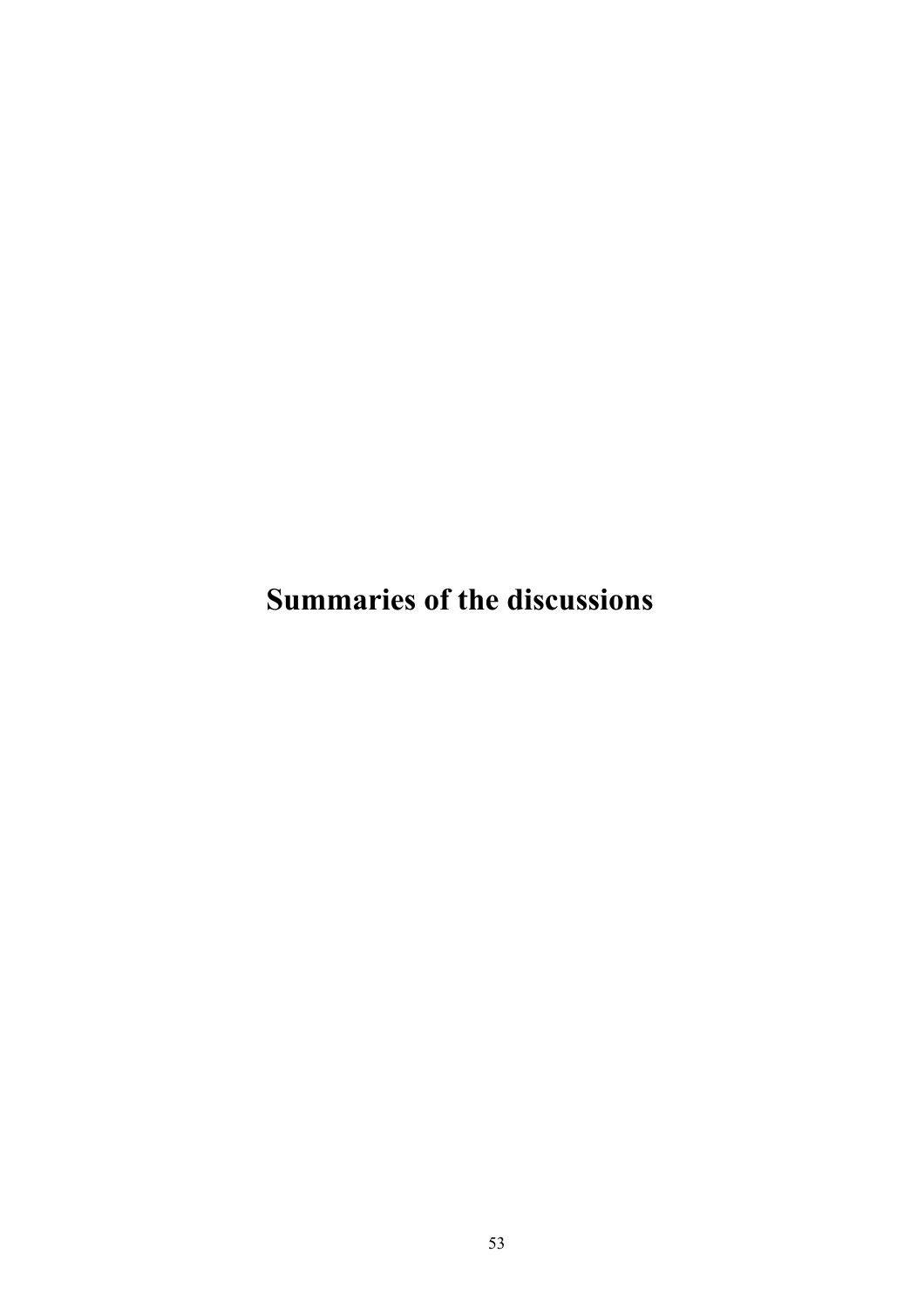# Summaries of the discussions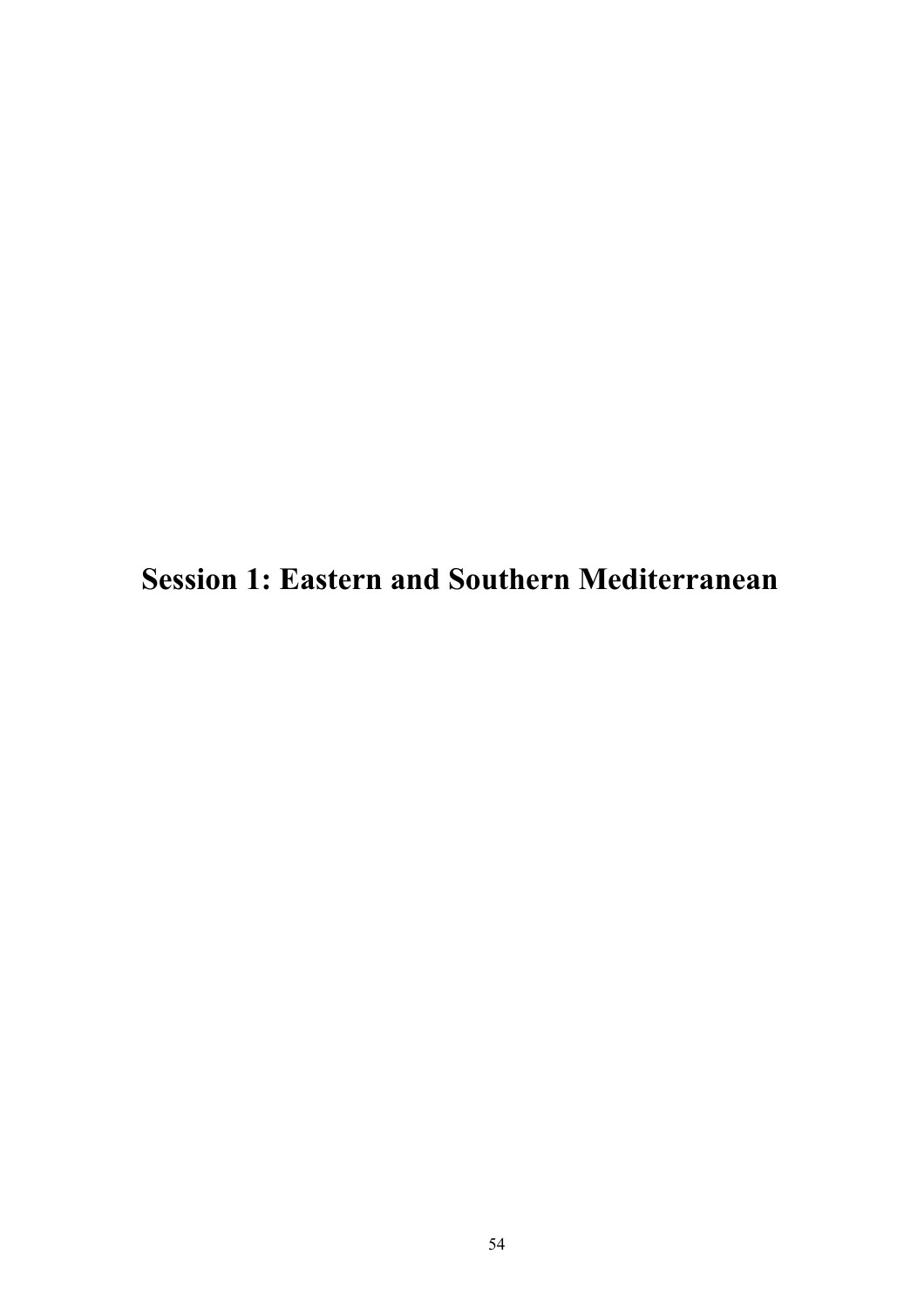# Session 1: Eastern and Southern Mediterranean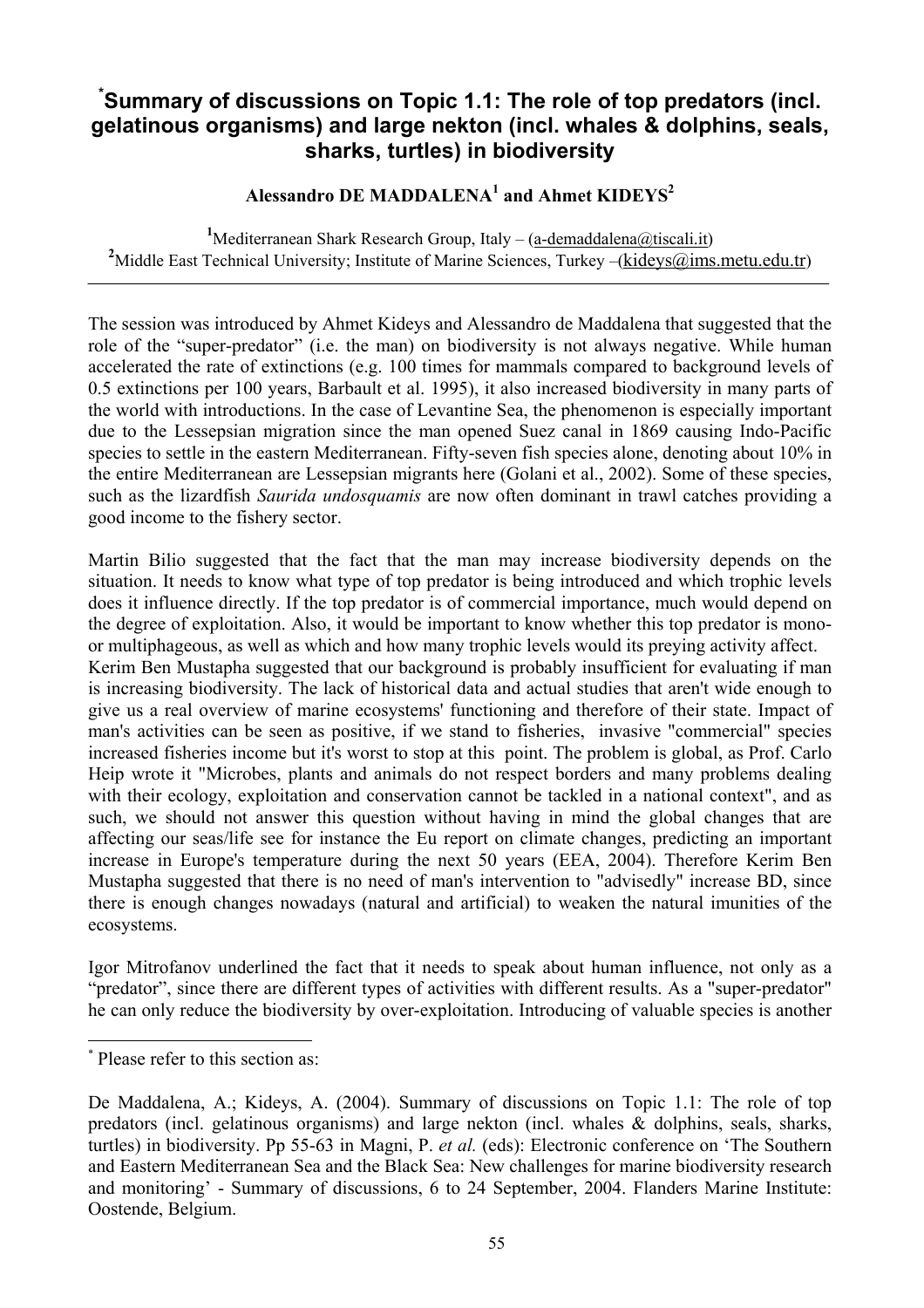# [*]Summary of discussions on Topic 1.1: The role of top predators (incl. gelatinous organisms) and large nekton (incl. whales & dolphins, seals, sharks, turtles) in biodiversity

**Alessandro DE MADDALENA[1] and Ahmet KIDEYS[2]**

[1]Mediterranean Shark Research Group, Italy – (a-demaddalena@tiscali.it)
[2]Middle East Technical University; Institute of Marine Sciences, Turkey –(kideys@ims.metu.edu.tr)

---

The session was introduced by Ahmet Kideys and Alessandro de Maddalena that suggested that the role of the "super-predator" (i.e. the man) on biodiversity is not always negative. While human accelerated the rate of extinctions (e.g. 100 times for mammals compared to background levels of 0.5 extinctions per 100 years, Barbault et al. 1995), it also increased biodiversity in many parts of the world with introductions. In the case of Levantine Sea, the phenomenon is especially important due to the Lessepsian migration since the man opened Suez canal in 1869 causing Indo-Pacific species to settle in the eastern Mediterranean. Fifty-seven fish species alone, denoting about 10% in the entire Mediterranean are Lessepsian migrants here (Golani et al., 2002). Some of these species, such as the lizardfish *Saurida undosquamis* are now often dominant in trawl catches providing a good income to the fishery sector.

Martin Bilio suggested that the fact that the man may increase biodiversity depends on the situation. It needs to know what type of top predator is being introduced and which trophic levels does it influence directly. If the top predator is of commercial importance, much would depend on the degree of exploitation. Also, it would be important to know whether this top predator is mono- or multiphageous, as well as which and how many trophic levels would its preying activity affect.
Kerim Ben Mustapha suggested that our background is probably insufficient for evaluating if man is increasing biodiversity. The lack of historical data and actual studies that aren't wide enough to give us a real overview of marine ecosystems' functioning and therefore of their state. Impact of man's activities can be seen as positive, if we stand to fisheries, invasive "commercial" species increased fisheries income but it's worst to stop at this point. The problem is global, as Prof. Carlo Heip wrote it "Microbes, plants and animals do not respect borders and many problems dealing with their ecology, exploitation and conservation cannot be tackled in a national context", and as such, we should not answer this question without having in mind the global changes that are affecting our seas/life see for instance the Eu report on climate changes, predicting an important increase in Europe's temperature during the next 50 years (EEA, 2004). Therefore Kerim Ben Mustapha suggested that there is no need of man's intervention to "advisedly" increase BD, since there is enough changes nowadays (natural and artificial) to weaken the natural imunities of the ecosystems.

Igor Mitrofanov underlined the fact that it needs to speak about human influence, not only as a "predator", since there are different types of activities with different results. As a "super-predator" he can only reduce the biodiversity by over-exploitation. Introducing of valuable species is another

---

[*] Please refer to this section as:

De Maddalena, A.; Kideys, A. (2004). Summary of discussions on Topic 1.1: The role of top predators (incl. gelatinous organisms) and large nekton (incl. whales & dolphins, seals, sharks, turtles) in biodiversity. Pp 55-63 in Magni, P. *et al.* (eds): Electronic conference on 'The Southern and Eastern Mediterranean Sea and the Black Sea: New challenges for marine biodiversity research and monitoring' - Summary of discussions, 6 to 24 September, 2004. Flanders Marine Institute: Oostende, Belgium.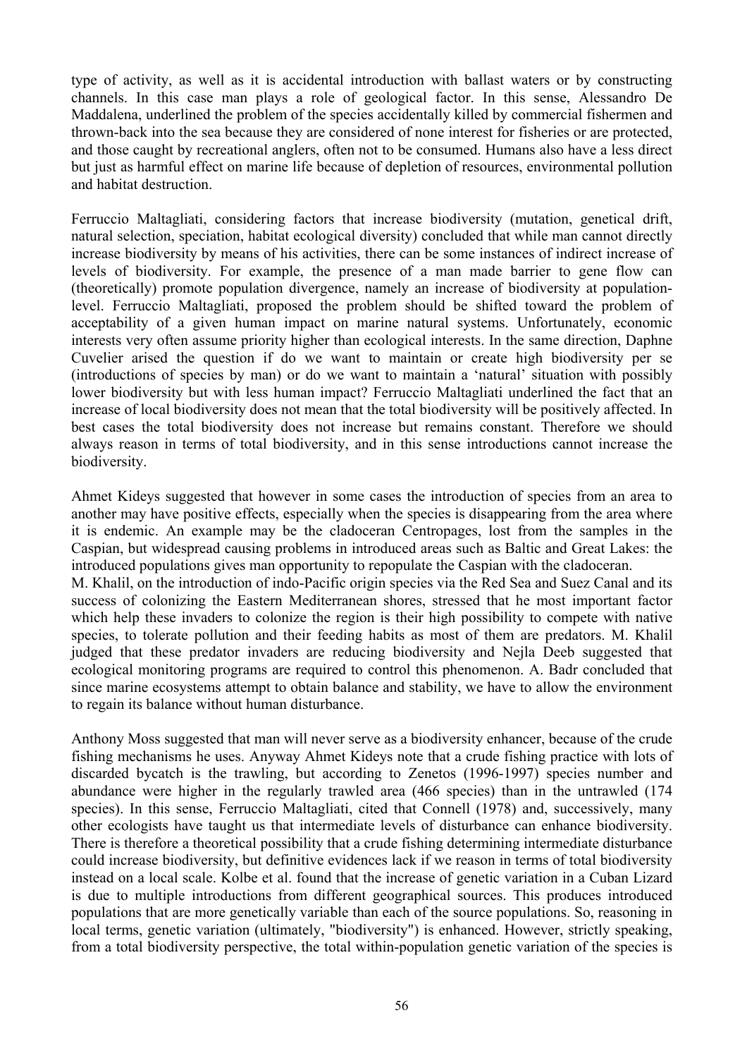type of activity, as well as it is accidental introduction with ballast waters or by constructing channels. In this case man plays a role of geological factor. In this sense, Alessandro De Maddalena, underlined the problem of the species accidentally killed by commercial fishermen and thrown-back into the sea because they are considered of none interest for fisheries or are protected, and those caught by recreational anglers, often not to be consumed. Humans also have a less direct but just as harmful effect on marine life because of depletion of resources, environmental pollution and habitat destruction.

Ferruccio Maltagliati, considering factors that increase biodiversity (mutation, genetical drift, natural selection, speciation, habitat ecological diversity) concluded that while man cannot directly increase biodiversity by means of his activities, there can be some instances of indirect increase of levels of biodiversity. For example, the presence of a man made barrier to gene flow can (theoretically) promote population divergence, namely an increase of biodiversity at population-level. Ferruccio Maltagliati, proposed the problem should be shifted toward the problem of acceptability of a given human impact on marine natural systems. Unfortunately, economic interests very often assume priority higher than ecological interests. In the same direction, Daphne Cuvelier arised the question if do we want to maintain or create high biodiversity per se (introductions of species by man) or do we want to maintain a 'natural' situation with possibly lower biodiversity but with less human impact? Ferruccio Maltagliati underlined the fact that an increase of local biodiversity does not mean that the total biodiversity will be positively affected. In best cases the total biodiversity does not increase but remains constant. Therefore we should always reason in terms of total biodiversity, and in this sense introductions cannot increase the biodiversity.

Ahmet Kideys suggested that however in some cases the introduction of species from an area to another may have positive effects, especially when the species is disappearing from the area where it is endemic. An example may be the cladoceran Centropages, lost from the samples in the Caspian, but widespread causing problems in introduced areas such as Baltic and Great Lakes: the introduced populations gives man opportunity to repopulate the Caspian with the cladoceran.
M. Khalil, on the introduction of indo-Pacific origin species via the Red Sea and Suez Canal and its success of colonizing the Eastern Mediterranean shores, stressed that he most important factor which help these invaders to colonize the region is their high possibility to compete with native species, to tolerate pollution and their feeding habits as most of them are predators. M. Khalil judged that these predator invaders are reducing biodiversity and Nejla Deeb suggested that ecological monitoring programs are required to control this phenomenon. A. Badr concluded that since marine ecosystems attempt to obtain balance and stability, we have to allow the environment to regain its balance without human disturbance.

Anthony Moss suggested that man will never serve as a biodiversity enhancer, because of the crude fishing mechanisms he uses. Anyway Ahmet Kideys note that a crude fishing practice with lots of discarded bycatch is the trawling, but according to Zenetos (1996-1997) species number and abundance were higher in the regularly trawled area (466 species) than in the untrawled (174 species). In this sense, Ferruccio Maltagliati, cited that Connell (1978) and, successively, many other ecologists have taught us that intermediate levels of disturbance can enhance biodiversity. There is therefore a theoretical possibility that a crude fishing determining intermediate disturbance could increase biodiversity, but definitive evidences lack if we reason in terms of total biodiversity instead on a local scale. Kolbe et al. found that the increase of genetic variation in a Cuban Lizard is due to multiple introductions from different geographical sources. This produces introduced populations that are more genetically variable than each of the source populations. So, reasoning in local terms, genetic variation (ultimately, "biodiversity") is enhanced. However, strictly speaking, from a total biodiversity perspective, the total within-population genetic variation of the species is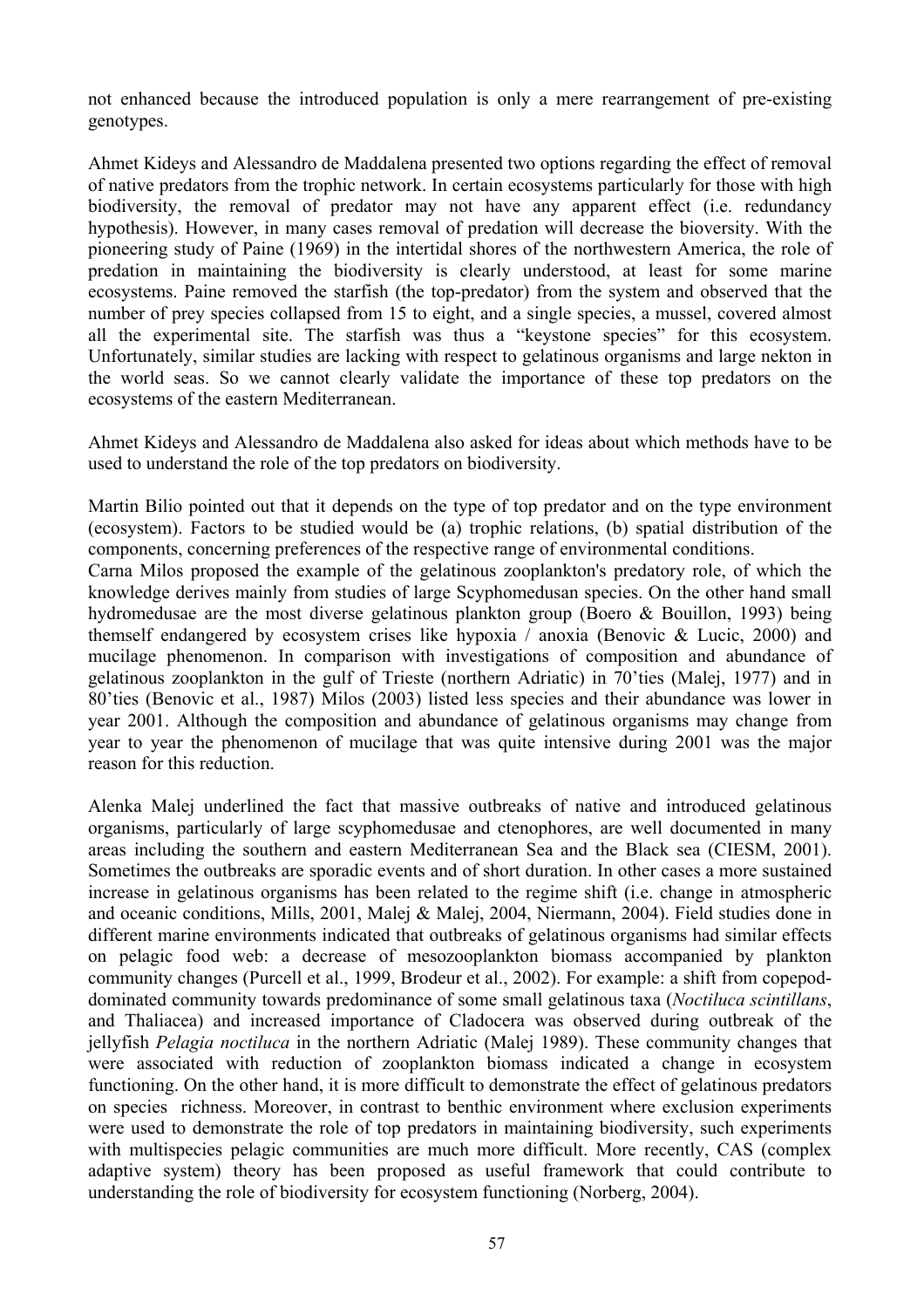not enhanced because the introduced population is only a mere rearrangement of pre-existing genotypes.

Ahmet Kideys and Alessandro de Maddalena presented two options regarding the effect of removal of native predators from the trophic network. In certain ecosystems particularly for those with high biodiversity, the removal of predator may not have any apparent effect (i.e. redundancy hypothesis). However, in many cases removal of predation will decrease the bioversity. With the pioneering study of Paine (1969) in the intertidal shores of the northwestern America, the role of predation in maintaining the biodiversity is clearly understood, at least for some marine ecosystems. Paine removed the starfish (the top-predator) from the system and observed that the number of prey species collapsed from 15 to eight, and a single species, a mussel, covered almost all the experimental site. The starfish was thus a "keystone species" for this ecosystem. Unfortunately, similar studies are lacking with respect to gelatinous organisms and large nekton in the world seas. So we cannot clearly validate the importance of these top predators on the ecosystems of the eastern Mediterranean.

Ahmet Kideys and Alessandro de Maddalena also asked for ideas about which methods have to be used to understand the role of the top predators on biodiversity.

Martin Bilio pointed out that it depends on the type of top predator and on the type environment (ecosystem). Factors to be studied would be (a) trophic relations, (b) spatial distribution of the components, concerning preferences of the respective range of environmental conditions.
Carna Milos proposed the example of the gelatinous zooplankton's predatory role, of which the knowledge derives mainly from studies of large Scyphomedusan species. On the other hand small hydromedusae are the most diverse gelatinous plankton group (Boero & Bouillon, 1993) being themself endangered by ecosystem crises like hypoxia / anoxia (Benovic & Lucic, 2000) and mucilage phenomenon. In comparison with investigations of composition and abundance of gelatinous zooplankton in the gulf of Trieste (northern Adriatic) in 70'ties (Malej, 1977) and in 80'ties (Benovic et al., 1987) Milos (2003) listed less species and their abundance was lower in year 2001. Although the composition and abundance of gelatinous organisms may change from year to year the phenomenon of mucilage that was quite intensive during 2001 was the major reason for this reduction.

Alenka Malej underlined the fact that massive outbreaks of native and introduced gelatinous organisms, particularly of large scyphomedusae and ctenophores, are well documented in many areas including the southern and eastern Mediterranean Sea and the Black sea (CIESM, 2001). Sometimes the outbreaks are sporadic events and of short duration. In other cases a more sustained increase in gelatinous organisms has been related to the regime shift (i.e. change in atmospheric and oceanic conditions, Mills, 2001, Malej & Malej, 2004, Niermann, 2004). Field studies done in different marine environments indicated that outbreaks of gelatinous organisms had similar effects on pelagic food web: a decrease of mesozooplankton biomass accompanied by plankton community changes (Purcell et al., 1999, Brodeur et al., 2002). For example: a shift from copepod-dominated community towards predominance of some small gelatinous taxa (*Noctiluca scintillans*, and Thaliacea) and increased importance of Cladocera was observed during outbreak of the jellyfish *Pelagia noctiluca* in the northern Adriatic (Malej 1989). These community changes that were associated with reduction of zooplankton biomass indicated a change in ecosystem functioning. On the other hand, it is more difficult to demonstrate the effect of gelatinous predators on species richness. Moreover, in contrast to benthic environment where exclusion experiments were used to demonstrate the role of top predators in maintaining biodiversity, such experiments with multispecies pelagic communities are much more difficult. More recently, CAS (complex adaptive system) theory has been proposed as useful framework that could contribute to understanding the role of biodiversity for ecosystem functioning (Norberg, 2004).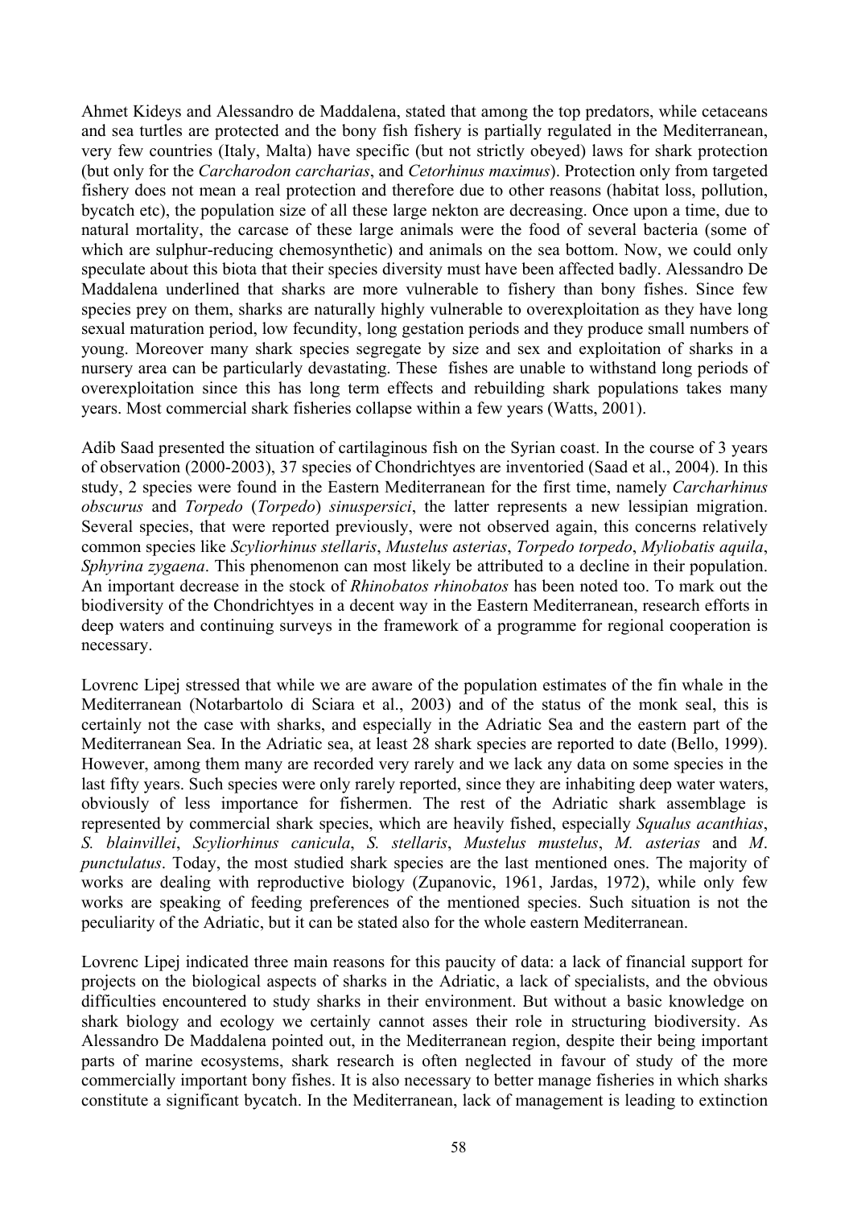Ahmet Kideys and Alessandro de Maddalena, stated that among the top predators, while cetaceans and sea turtles are protected and the bony fish fishery is partially regulated in the Mediterranean, very few countries (Italy, Malta) have specific (but not strictly obeyed) laws for shark protection (but only for the *Carcharodon carcharias*, and *Cetorhinus maximus*). Protection only from targeted fishery does not mean a real protection and therefore due to other reasons (habitat loss, pollution, bycatch etc), the population size of all these large nekton are decreasing. Once upon a time, due to natural mortality, the carcase of these large animals were the food of several bacteria (some of which are sulphur-reducing chemosynthetic) and animals on the sea bottom. Now, we could only speculate about this biota that their species diversity must have been affected badly. Alessandro De Maddalena underlined that sharks are more vulnerable to fishery than bony fishes. Since few species prey on them, sharks are naturally highly vulnerable to overexploitation as they have long sexual maturation period, low fecundity, long gestation periods and they produce small numbers of young. Moreover many shark species segregate by size and sex and exploitation of sharks in a nursery area can be particularly devastating. These fishes are unable to withstand long periods of overexploitation since this has long term effects and rebuilding shark populations takes many years. Most commercial shark fisheries collapse within a few years (Watts, 2001).

Adib Saad presented the situation of cartilaginous fish on the Syrian coast. In the course of 3 years of observation (2000-2003), 37 species of Chondrichtyes are inventoried (Saad et al., 2004). In this study, 2 species were found in the Eastern Mediterranean for the first time, namely *Carcharhinus obscurus* and *Torpedo* (*Torpedo*) *sinuspersici*, the latter represents a new lessipian migration. Several species, that were reported previously, were not observed again, this concerns relatively common species like *Scyliorhinus stellaris*, *Mustelus asterias*, *Torpedo torpedo*, *Myliobatis aquila*, *Sphyrina zygaena*. This phenomenon can most likely be attributed to a decline in their population. An important decrease in the stock of *Rhinobatos rhinobatos* has been noted too. To mark out the biodiversity of the Chondrichtyes in a decent way in the Eastern Mediterranean, research efforts in deep waters and continuing surveys in the framework of a programme for regional cooperation is necessary.

Lovrenc Lipej stressed that while we are aware of the population estimates of the fin whale in the Mediterranean (Notarbartolo di Sciara et al., 2003) and of the status of the monk seal, this is certainly not the case with sharks, and especially in the Adriatic Sea and the eastern part of the Mediterranean Sea. In the Adriatic sea, at least 28 shark species are reported to date (Bello, 1999). However, among them many are recorded very rarely and we lack any data on some species in the last fifty years. Such species were only rarely reported, since they are inhabiting deep water waters, obviously of less importance for fishermen. The rest of the Adriatic shark assemblage is represented by commercial shark species, which are heavily fished, especially *Squalus acanthias*, *S. blainvillei*, *Scyliorhinus canicula*, *S. stellaris*, *Mustelus mustelus*, *M. asterias* and *M. punctulatus*. Today, the most studied shark species are the last mentioned ones. The majority of works are dealing with reproductive biology (Zupanovic, 1961, Jardas, 1972), while only few works are speaking of feeding preferences of the mentioned species. Such situation is not the peculiarity of the Adriatic, but it can be stated also for the whole eastern Mediterranean.

Lovrenc Lipej indicated three main reasons for this paucity of data: a lack of financial support for projects on the biological aspects of sharks in the Adriatic, a lack of specialists, and the obvious difficulties encountered to study sharks in their environment. But without a basic knowledge on shark biology and ecology we certainly cannot asses their role in structuring biodiversity. As Alessandro De Maddalena pointed out, in the Mediterranean region, despite their being important parts of marine ecosystems, shark research is often neglected in favour of study of the more commercially important bony fishes. It is also necessary to better manage fisheries in which sharks constitute a significant bycatch. In the Mediterranean, lack of management is leading to extinction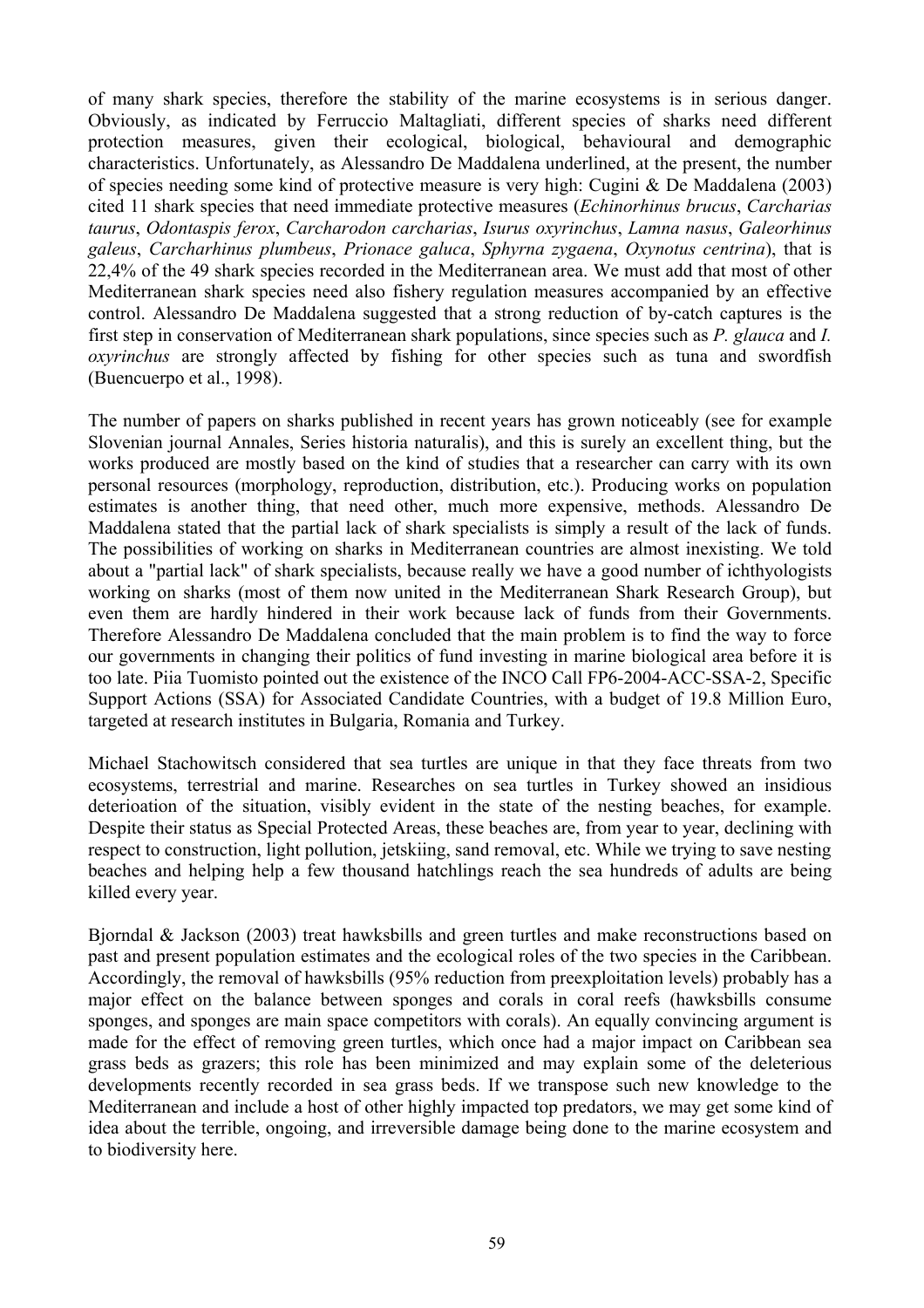of many shark species, therefore the stability of the marine ecosystems is in serious danger. Obviously, as indicated by Ferruccio Maltagliati, different species of sharks need different protection measures, given their ecological, biological, behavioural and demographic characteristics. Unfortunately, as Alessandro De Maddalena underlined, at the present, the number of species needing some kind of protective measure is very high: Cugini & De Maddalena (2003) cited 11 shark species that need immediate protective measures (*Echinorhinus brucus*, *Carcharias taurus*, *Odontaspis ferox*, *Carcharodon carcharias*, *Isurus oxyrinchus*, *Lamna nasus*, *Galeorhinus galeus*, *Carcharhinus plumbeus*, *Prionace galuca*, *Sphyrna zygaena*, *Oxynotus centrina*), that is 22,4% of the 49 shark species recorded in the Mediterranean area. We must add that most of other Mediterranean shark species need also fishery regulation measures accompanied by an effective control. Alessandro De Maddalena suggested that a strong reduction of by-catch captures is the first step in conservation of Mediterranean shark populations, since species such as *P. glauca* and *I. oxyrinchus* are strongly affected by fishing for other species such as tuna and swordfish (Buencuerpo et al., 1998).

The number of papers on sharks published in recent years has grown noticeably (see for example Slovenian journal Annales, Series historia naturalis), and this is surely an excellent thing, but the works produced are mostly based on the kind of studies that a researcher can carry with its own personal resources (morphology, reproduction, distribution, etc.). Producing works on population estimates is another thing, that need other, much more expensive, methods. Alessandro De Maddalena stated that the partial lack of shark specialists is simply a result of the lack of funds. The possibilities of working on sharks in Mediterranean countries are almost inexisting. We told about a "partial lack" of shark specialists, because really we have a good number of ichthyologists working on sharks (most of them now united in the Mediterranean Shark Research Group), but even them are hardly hindered in their work because lack of funds from their Governments. Therefore Alessandro De Maddalena concluded that the main problem is to find the way to force our governments in changing their politics of fund investing in marine biological area before it is too late. Piia Tuomisto pointed out the existence of the INCO Call FP6-2004-ACC-SSA-2, Specific Support Actions (SSA) for Associated Candidate Countries, with a budget of 19.8 Million Euro, targeted at research institutes in Bulgaria, Romania and Turkey.

Michael Stachowitsch considered that sea turtles are unique in that they face threats from two ecosystems, terrestrial and marine. Researches on sea turtles in Turkey showed an insidious deterioation of the situation, visibly evident in the state of the nesting beaches, for example. Despite their status as Special Protected Areas, these beaches are, from year to year, declining with respect to construction, light pollution, jetskiing, sand removal, etc. While we trying to save nesting beaches and helping help a few thousand hatchlings reach the sea hundreds of adults are being killed every year.

Bjorndal & Jackson (2003) treat hawksbills and green turtles and make reconstructions based on past and present population estimates and the ecological roles of the two species in the Caribbean. Accordingly, the removal of hawksbills (95% reduction from preexploitation levels) probably has a major effect on the balance between sponges and corals in coral reefs (hawksbills consume sponges, and sponges are main space competitors with corals). An equally convincing argument is made for the effect of removing green turtles, which once had a major impact on Caribbean sea grass beds as grazers; this role has been minimized and may explain some of the deleterious developments recently recorded in sea grass beds. If we transpose such new knowledge to the Mediterranean and include a host of other highly impacted top predators, we may get some kind of idea about the terrible, ongoing, and irreversible damage being done to the marine ecosystem and to biodiversity here.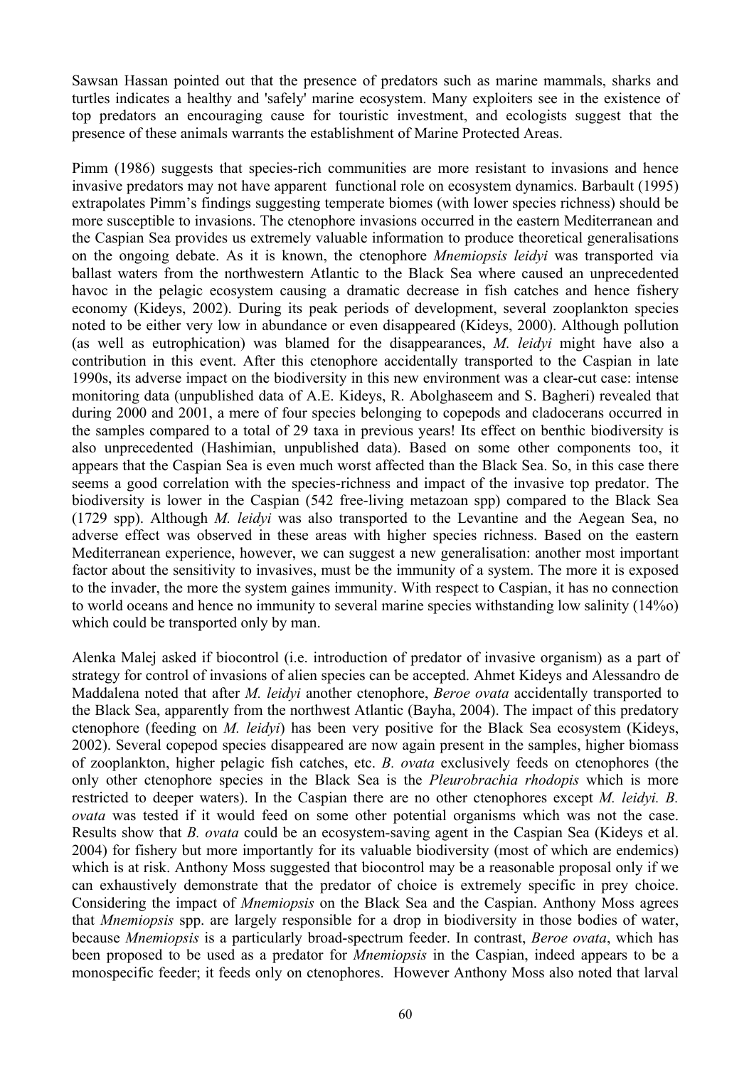Sawsan Hassan pointed out that the presence of predators such as marine mammals, sharks and turtles indicates a healthy and 'safely' marine ecosystem. Many exploiters see in the existence of top predators an encouraging cause for touristic investment, and ecologists suggest that the presence of these animals warrants the establishment of Marine Protected Areas.

Pimm (1986) suggests that species-rich communities are more resistant to invasions and hence invasive predators may not have apparent functional role on ecosystem dynamics. Barbault (1995) extrapolates Pimm's findings suggesting temperate biomes (with lower species richness) should be more susceptible to invasions. The ctenophore invasions occurred in the eastern Mediterranean and the Caspian Sea provides us extremely valuable information to produce theoretical generalisations on the ongoing debate. As it is known, the ctenophore *Mnemiopsis leidyi* was transported via ballast waters from the northwestern Atlantic to the Black Sea where caused an unprecedented havoc in the pelagic ecosystem causing a dramatic decrease in fish catches and hence fishery economy (Kideys, 2002). During its peak periods of development, several zooplankton species noted to be either very low in abundance or even disappeared (Kideys, 2000). Although pollution (as well as eutrophication) was blamed for the disappearances, *M. leidyi* might have also a contribution in this event. After this ctenophore accidentally transported to the Caspian in late 1990s, its adverse impact on the biodiversity in this new environment was a clear-cut case: intense monitoring data (unpublished data of A.E. Kideys, R. Abolghaseem and S. Bagheri) revealed that during 2000 and 2001, a mere of four species belonging to copepods and cladocerans occurred in the samples compared to a total of 29 taxa in previous years! Its effect on benthic biodiversity is also unprecedented (Hashimian, unpublished data). Based on some other components too, it appears that the Caspian Sea is even much worst affected than the Black Sea. So, in this case there seems a good correlation with the species-richness and impact of the invasive top predator. The biodiversity is lower in the Caspian (542 free-living metazoan spp) compared to the Black Sea (1729 spp). Although *M. leidyi* was also transported to the Levantine and the Aegean Sea, no adverse effect was observed in these areas with higher species richness. Based on the eastern Mediterranean experience, however, we can suggest a new generalisation: another most important factor about the sensitivity to invasives, must be the immunity of a system. The more it is exposed to the invader, the more the system gaines immunity. With respect to Caspian, it has no connection to world oceans and hence no immunity to several marine species withstanding low salinity (14‰) which could be transported only by man.

Alenka Malej asked if biocontrol (i.e. introduction of predator of invasive organism) as a part of strategy for control of invasions of alien species can be accepted. Ahmet Kideys and Alessandro de Maddalena noted that after *M. leidyi* another ctenophore, *Beroe ovata* accidentally transported to the Black Sea, apparently from the northwest Atlantic (Bayha, 2004). The impact of this predatory ctenophore (feeding on *M. leidyi*) has been very positive for the Black Sea ecosystem (Kideys, 2002). Several copepod species disappeared are now again present in the samples, higher biomass of zooplankton, higher pelagic fish catches, etc. *B. ovata* exclusively feeds on ctenophores (the only other ctenophore species in the Black Sea is the *Pleurobrachia rhodopis* which is more restricted to deeper waters). In the Caspian there are no other ctenophores except *M. leidyi. B. ovata* was tested if it would feed on some other potential organisms which was not the case. Results show that *B. ovata* could be an ecosystem-saving agent in the Caspian Sea (Kideys et al. 2004) for fishery but more importantly for its valuable biodiversity (most of which are endemics) which is at risk. Anthony Moss suggested that biocontrol may be a reasonable proposal only if we can exhaustively demonstrate that the predator of choice is extremely specific in prey choice. Considering the impact of *Mnemiopsis* on the Black Sea and the Caspian. Anthony Moss agrees that *Mnemiopsis* spp. are largely responsible for a drop in biodiversity in those bodies of water, because *Mnemiopsis* is a particularly broad-spectrum feeder. In contrast, *Beroe ovata*, which has been proposed to be used as a predator for *Mnemiopsis* in the Caspian, indeed appears to be a monospecific feeder; it feeds only on ctenophores. However Anthony Moss also noted that larval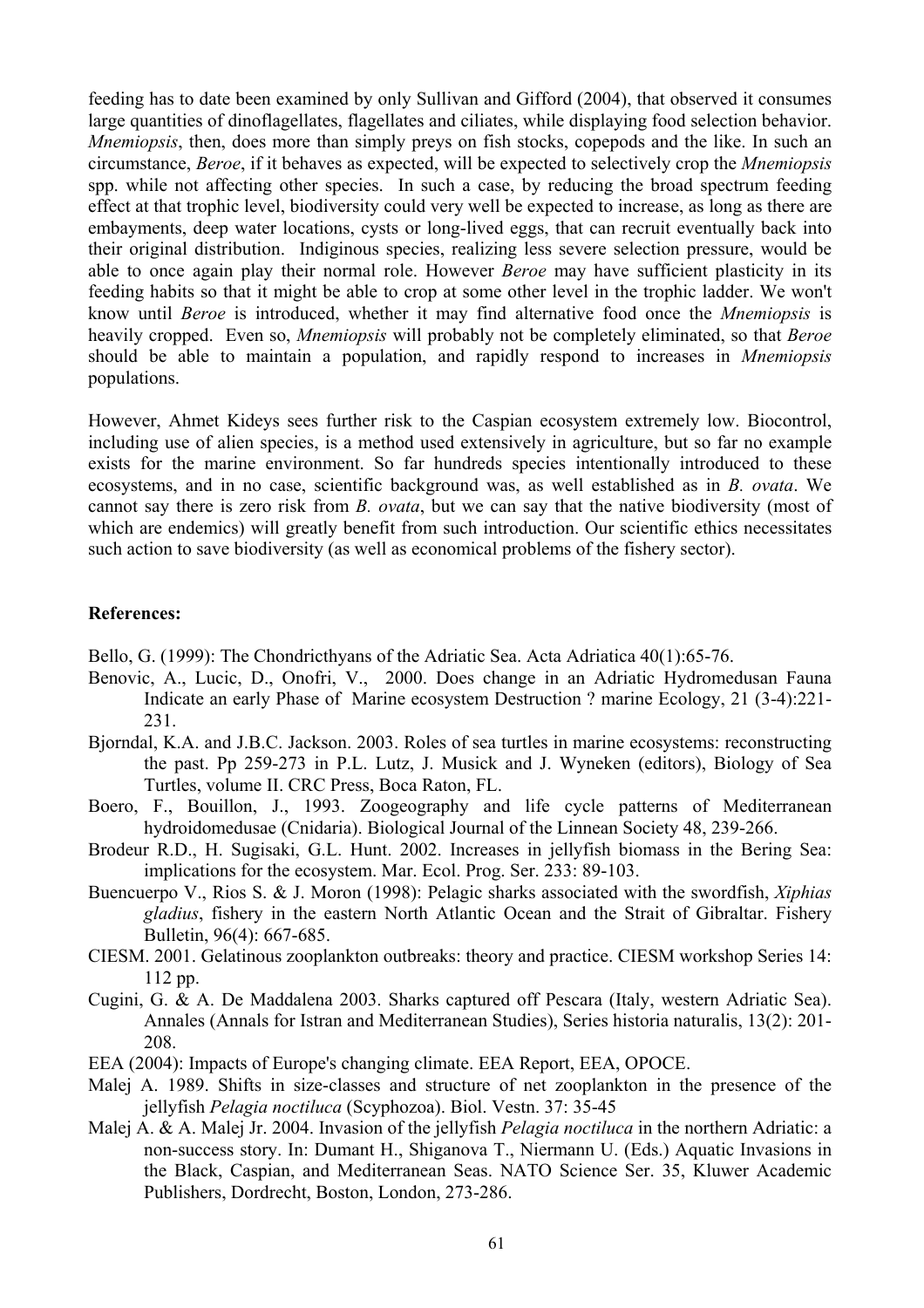feeding has to date been examined by only Sullivan and Gifford (2004), that observed it consumes large quantities of dinoflagellates, flagellates and ciliates, while displaying food selection behavior. *Mnemiopsis*, then, does more than simply preys on fish stocks, copepods and the like. In such an circumstance, *Beroe*, if it behaves as expected, will be expected to selectively crop the *Mnemiopsis* spp. while not affecting other species. In such a case, by reducing the broad spectrum feeding effect at that trophic level, biodiversity could very well be expected to increase, as long as there are embayments, deep water locations, cysts or long-lived eggs, that can recruit eventually back into their original distribution. Indiginous species, realizing less severe selection pressure, would be able to once again play their normal role. However *Beroe* may have sufficient plasticity in its feeding habits so that it might be able to crop at some other level in the trophic ladder. We won't know until *Beroe* is introduced, whether it may find alternative food once the *Mnemiopsis* is heavily cropped. Even so, *Mnemiopsis* will probably not be completely eliminated, so that *Beroe* should be able to maintain a population, and rapidly respond to increases in *Mnemiopsis* populations.

However, Ahmet Kideys sees further risk to the Caspian ecosystem extremely low. Biocontrol, including use of alien species, is a method used extensively in agriculture, but so far no example exists for the marine environment. So far hundreds species intentionally introduced to these ecosystems, and in no case, scientific background was, as well established as in *B. ovata*. We cannot say there is zero risk from *B. ovata*, but we can say that the native biodiversity (most of which are endemics) will greatly benefit from such introduction. Our scientific ethics necessitates such action to save biodiversity (as well as economical problems of the fishery sector).

**References:**

Bello, G. (1999): The Chondricthyans of the Adriatic Sea. Acta Adriatica 40(1):65-76.

Benovic, A., Lucic, D., Onofri, V., 2000. Does change in an Adriatic Hydromedusan Fauna Indicate an early Phase of Marine ecosystem Destruction ? marine Ecology, 21 (3-4):221-231.

Bjorndal, K.A. and J.B.C. Jackson. 2003. Roles of sea turtles in marine ecosystems: reconstructing the past. Pp 259-273 in P.L. Lutz, J. Musick and J. Wyneken (editors), Biology of Sea Turtles, volume II. CRC Press, Boca Raton, FL.

Boero, F., Bouillon, J., 1993. Zoogeography and life cycle patterns of Mediterranean hydroidomedusae (Cnidaria). Biological Journal of the Linnean Society 48, 239-266.

Brodeur R.D., H. Sugisaki, G.L. Hunt. 2002. Increases in jellyfish biomass in the Bering Sea: implications for the ecosystem. Mar. Ecol. Prog. Ser. 233: 89-103.

Buencuerpo V., Rios S. & J. Moron (1998): Pelagic sharks associated with the swordfish, *Xiphias gladius*, fishery in the eastern North Atlantic Ocean and the Strait of Gibraltar. Fishery Bulletin, 96(4): 667-685.

CIESM. 2001. Gelatinous zooplankton outbreaks: theory and practice. CIESM workshop Series 14: 112 pp.

Cugini, G. & A. De Maddalena 2003. Sharks captured off Pescara (Italy, western Adriatic Sea). Annales (Annals for Istran and Mediterranean Studies), Series historia naturalis, 13(2): 201-208.

EEA (2004): Impacts of Europe's changing climate. EEA Report, EEA, OPOCE.

Malej A. 1989. Shifts in size-classes and structure of net zooplankton in the presence of the jellyfish *Pelagia noctiluca* (Scyphozoa). Biol. Vestn. 37: 35-45

Malej A. & A. Malej Jr. 2004. Invasion of the jellyfish *Pelagia noctiluca* in the northern Adriatic: a non-success story. In: Dumant H., Shiganova T., Niermann U. (Eds.) Aquatic Invasions in the Black, Caspian, and Mediterranean Seas. NATO Science Ser. 35, Kluwer Academic Publishers, Dordrecht, Boston, London, 273-286.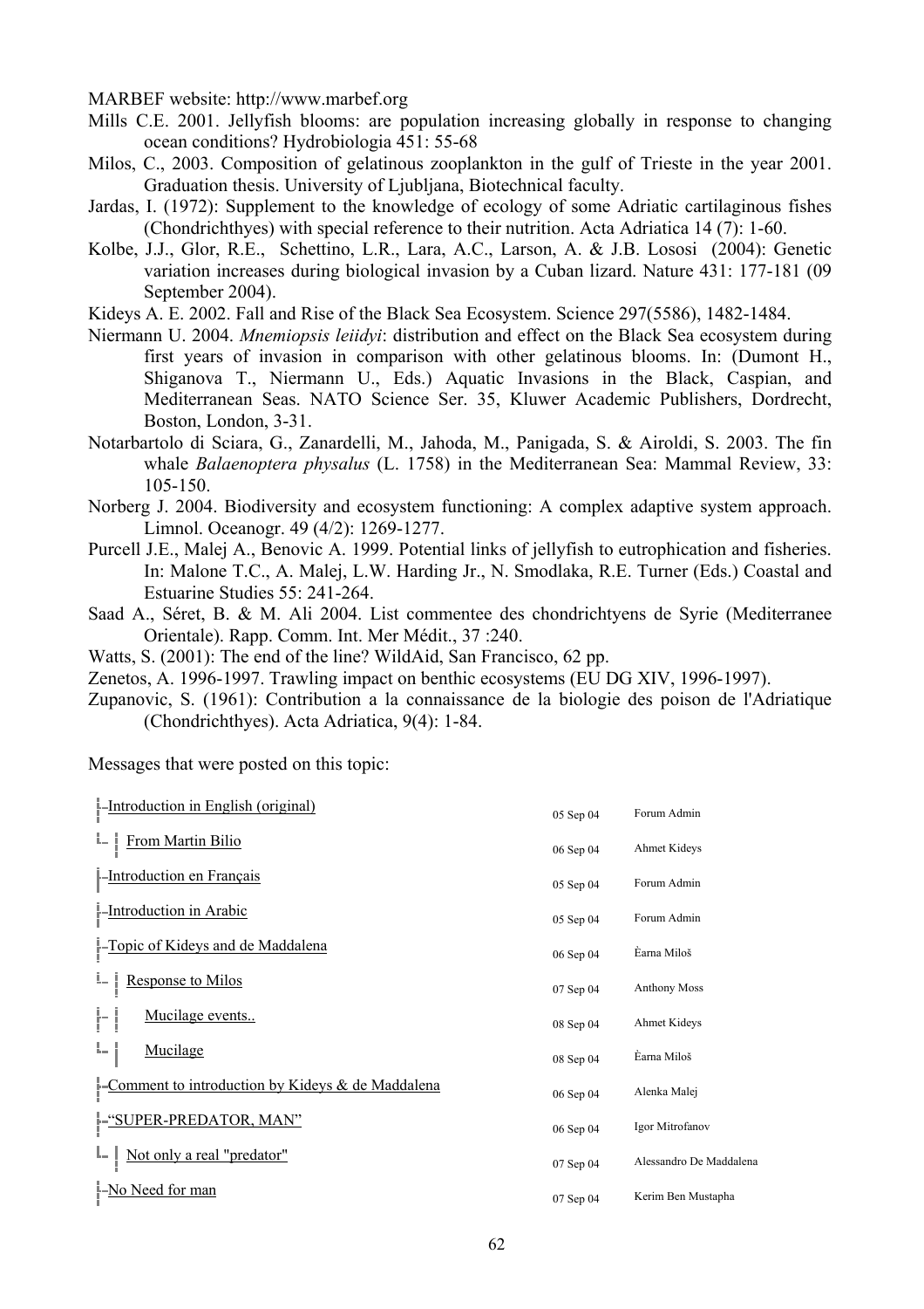MARBEF website: http://www.marbef.org

Mills C.E. 2001. Jellyfish blooms: are population increasing globally in response to changing ocean conditions? Hydrobiologia 451: 55-68

Milos, C., 2003. Composition of gelatinous zooplankton in the gulf of Trieste in the year 2001. Graduation thesis. University of Ljubljana, Biotechnical faculty.

Jardas, I. (1972): Supplement to the knowledge of ecology of some Adriatic cartilaginous fishes (Chondrichthyes) with special reference to their nutrition. Acta Adriatica 14 (7): 1-60.

Kolbe, J.J., Glor, R.E., Schettino, L.R., Lara, A.C., Larson, A. & J.B. Lososi (2004): Genetic variation increases during biological invasion by a Cuban lizard. Nature 431: 177-181 (09 September 2004).

Kideys A. E. 2002. Fall and Rise of the Black Sea Ecosystem. Science 297(5586), 1482-1484.

Niermann U. 2004. *Mnemiopsis leiidyi*: distribution and effect on the Black Sea ecosystem during first years of invasion in comparison with other gelatinous blooms. In: (Dumont H., Shiganova T., Niermann U., Eds.) Aquatic Invasions in the Black, Caspian, and Mediterranean Seas. NATO Science Ser. 35, Kluwer Academic Publishers, Dordrecht, Boston, London, 3-31.

Notarbartolo di Sciara, G., Zanardelli, M., Jahoda, M., Panigada, S. & Airoldi, S. 2003. The fin whale *Balaenoptera physalus* (L. 1758) in the Mediterranean Sea: Mammal Review, 33: 105-150.

Norberg J. 2004. Biodiversity and ecosystem functioning: A complex adaptive system approach. Limnol. Oceanogr. 49 (4/2): 1269-1277.

Purcell J.E., Malej A., Benovic A. 1999. Potential links of jellyfish to eutrophication and fisheries. In: Malone T.C., A. Malej, L.W. Harding Jr., N. Smodlaka, R.E. Turner (Eds.) Coastal and Estuarine Studies 55: 241-264.

Saad A., Séret, B. & M. Ali 2004. List commentee des chondrichtyens de Syrie (Mediterranee Orientale). Rapp. Comm. Int. Mer Médit., 37 :240.

Watts, S. (2001): The end of the line? WildAid, San Francisco, 62 pp.

Zenetos, A. 1996-1997. Trawling impact on benthic ecosystems (EU DG XIV, 1996-1997).

Zupanovic, S. (1961): Contribution a la connaissance de la biologie des poison de l'Adriatique (Chondrichthyes). Acta Adriatica, 9(4): 1-84.

Messages that were posted on this topic:

| Message | Date | Author |
|---|---|---|
| Introduction in English (original) | 05 Sep 04 | Forum Admin |
| From Martin Bilio | 06 Sep 04 | Ahmet Kideys |
| Introduction en Français | 05 Sep 04 | Forum Admin |
| Introduction in Arabic | 05 Sep 04 | Forum Admin |
| Topic of Kideys and de Maddalena | 06 Sep 04 | Èarna Miloš |
| Response to Milos | 07 Sep 04 | Anthony Moss |
| Mucilage events.. | 08 Sep 04 | Ahmet Kideys |
| Mucilage | 08 Sep 04 | Èarna Miloš |
| Comment to introduction by Kideys & de Maddalena | 06 Sep 04 | Alenka Malej |
| "SUPER-PREDATOR, MAN" | 06 Sep 04 | Igor Mitrofanov |
| Not only a real "predator" | 07 Sep 04 | Alessandro De Maddalena |
| No Need for man | 07 Sep 04 | Kerim Ben Mustapha |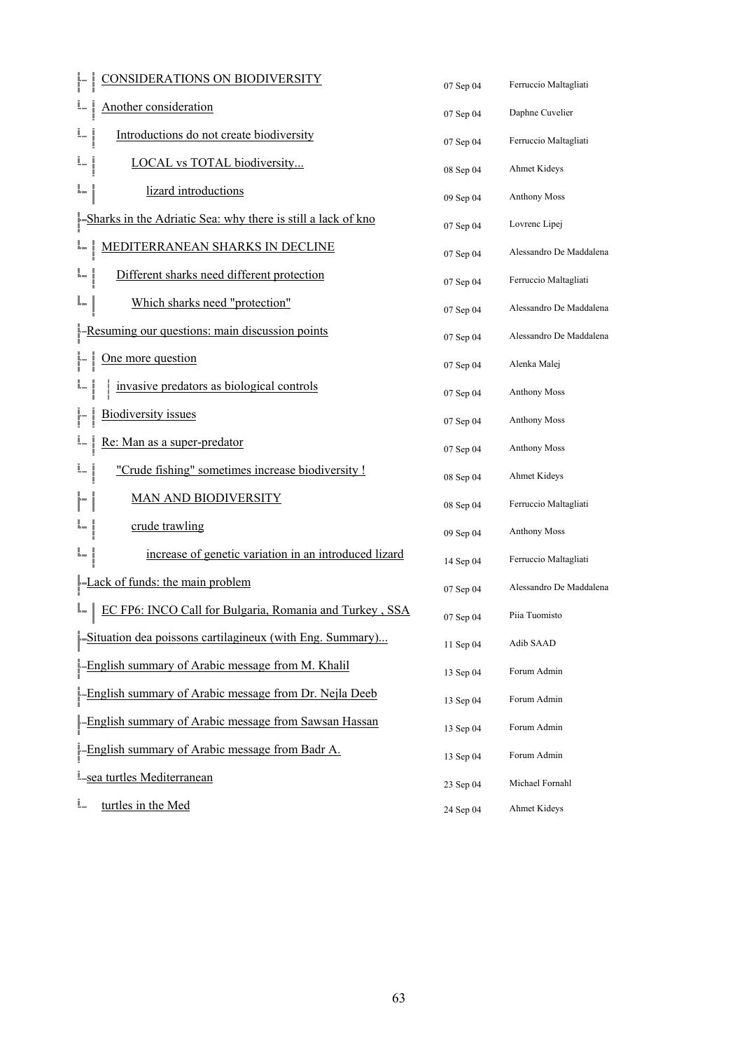| Topic | Date | Author |
|---|---|---|
| CONSIDERATIONS ON BIODIVERSITY | 07 Sep 04 | Ferruccio Maltagliati |
| Another consideration | 07 Sep 04 | Daphne Cuvelier |
| Introductions do not create biodiversity | 07 Sep 04 | Ferruccio Maltagliati |
| LOCAL vs TOTAL biodiversity... | 08 Sep 04 | Ahmet Kideys |
| lizard introductions | 09 Sep 04 | Anthony Moss |
| Sharks in the Adriatic Sea: why there is still a lack of kno | 07 Sep 04 | Lovrenc Lipej |
| MEDITERRANEAN SHARKS IN DECLINE | 07 Sep 04 | Alessandro De Maddalena |
| Different sharks need different protection | 07 Sep 04 | Ferruccio Maltagliati |
| Which sharks need "protection" | 07 Sep 04 | Alessandro De Maddalena |
| Resuming our questions: main discussion points | 07 Sep 04 | Alessandro De Maddalena |
| One more question | 07 Sep 04 | Alenka Malej |
| invasive predators as biological controls | 07 Sep 04 | Anthony Moss |
| Biodiversity issues | 07 Sep 04 | Anthony Moss |
| Re: Man as a super-predator | 07 Sep 04 | Anthony Moss |
| "Crude fishing" sometimes increase biodiversity ! | 08 Sep 04 | Ahmet Kideys |
| MAN AND BIODIVERSITY | 08 Sep 04 | Ferruccio Maltagliati |
| crude trawling | 09 Sep 04 | Anthony Moss |
| increase of genetic variation in an introduced lizard | 14 Sep 04 | Ferruccio Maltagliati |
| Lack of funds: the main problem | 07 Sep 04 | Alessandro De Maddalena |
| EC FP6: INCO Call for Bulgaria, Romania and Turkey , SSA | 07 Sep 04 | Piia Tuomisto |
| Situation dea poissons cartilagineux (with Eng. Summary)... | 11 Sep 04 | Adib SAAD |
| English summary of Arabic message from M. Khalil | 13 Sep 04 | Forum Admin |
| English summary of Arabic message from Dr. Nejla Deeb | 13 Sep 04 | Forum Admin |
| English summary of Arabic message from Sawsan Hassan | 13 Sep 04 | Forum Admin |
| English summary of Arabic message from Badr A. | 13 Sep 04 | Forum Admin |
| sea turtles Mediterranean | 23 Sep 04 | Michael Fornahl |
| turtles in the Med | 24 Sep 04 | Ahmet Kideys |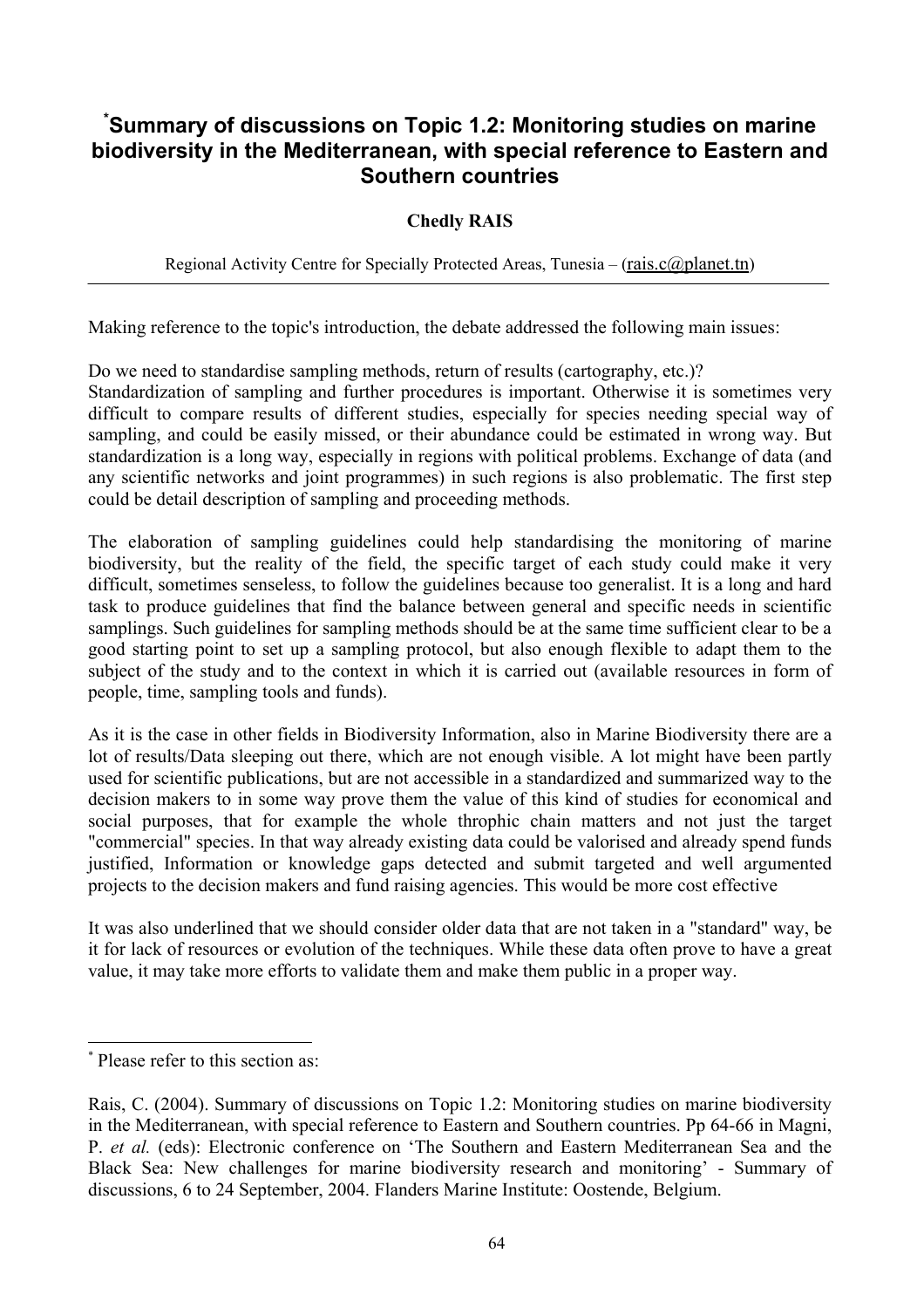## [*]Summary of discussions on Topic 1.2: Monitoring studies on marine biodiversity in the Mediterranean, with special reference to Eastern and Southern countries

**Chedly RAIS**

Regional Activity Centre for Specially Protected Areas, Tunisia – (rais.c@planet.tn)

---

Making reference to the topic's introduction, the debate addressed the following main issues:

Do we need to standardise sampling methods, return of results (cartography, etc.)?
Standardization of sampling and further procedures is important. Otherwise it is sometimes very difficult to compare results of different studies, especially for species needing special way of sampling, and could be easily missed, or their abundance could be estimated in wrong way. But standardization is a long way, especially in regions with political problems. Exchange of data (and any scientific networks and joint programmes) in such regions is also problematic. The first step could be detail description of sampling and proceeding methods.

The elaboration of sampling guidelines could help standardising the monitoring of marine biodiversity, but the reality of the field, the specific target of each study could make it very difficult, sometimes senseless, to follow the guidelines because too generalist. It is a long and hard task to produce guidelines that find the balance between general and specific needs in scientific samplings. Such guidelines for sampling methods should be at the same time sufficient clear to be a good starting point to set up a sampling protocol, but also enough flexible to adapt them to the subject of the study and to the context in which it is carried out (available resources in form of people, time, sampling tools and funds).

As it is the case in other fields in Biodiversity Information, also in Marine Biodiversity there are a lot of results/Data sleeping out there, which are not enough visible. A lot might have been partly used for scientific publications, but are not accessible in a standardized and summarized way to the decision makers to in some way prove them the value of this kind of studies for economical and social purposes, that for example the whole throphic chain matters and not just the target "commercial" species. In that way already existing data could be valorised and already spend funds justified, Information or knowledge gaps detected and submit targeted and well argumented projects to the decision makers and fund raising agencies. This would be more cost effective

It was also underlined that we should consider older data that are not taken in a "standard" way, be it for lack of resources or evolution of the techniques. While these data often prove to have a great value, it may take more efforts to validate them and make them public in a proper way.

---

[*] Please refer to this section as:

Rais, C. (2004). Summary of discussions on Topic 1.2: Monitoring studies on marine biodiversity in the Mediterranean, with special reference to Eastern and Southern countries. Pp 64-66 in Magni, P. *et al.* (eds): Electronic conference on 'The Southern and Eastern Mediterranean Sea and the Black Sea: New challenges for marine biodiversity research and monitoring' - Summary of discussions, 6 to 24 September, 2004. Flanders Marine Institute: Oostende, Belgium.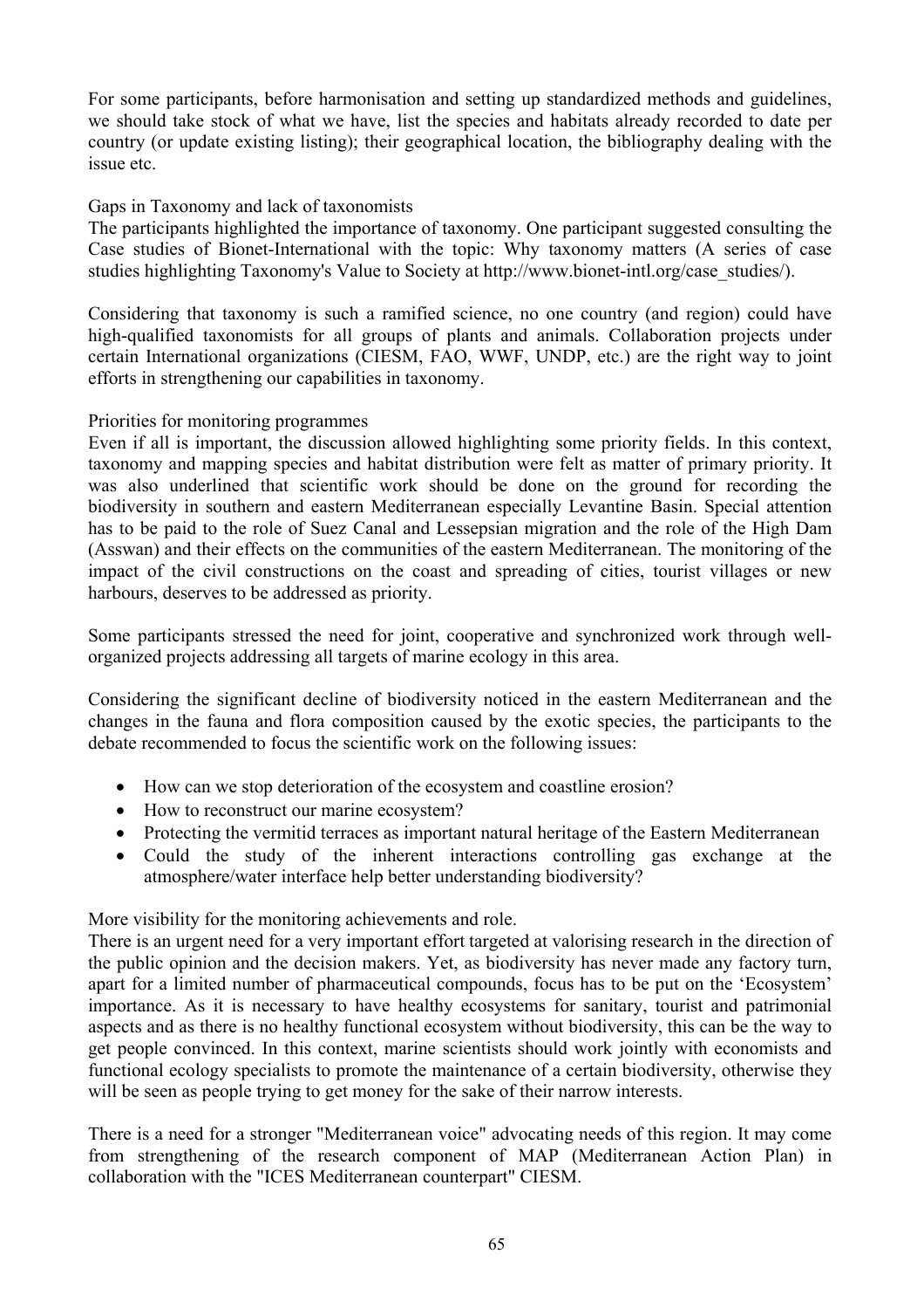For some participants, before harmonisation and setting up standardized methods and guidelines, we should take stock of what we have, list the species and habitats already recorded to date per country (or update existing listing); their geographical location, the bibliography dealing with the issue etc.

Gaps in Taxonomy and lack of taxonomists

The participants highlighted the importance of taxonomy. One participant suggested consulting the Case studies of Bionet-International with the topic: Why taxonomy matters (A series of case studies highlighting Taxonomy's Value to Society at http://www.bionet-intl.org/case_studies/).

Considering that taxonomy is such a ramified science, no one country (and region) could have high-qualified taxonomists for all groups of plants and animals. Collaboration projects under certain International organizations (CIESM, FAO, WWF, UNDP, etc.) are the right way to joint efforts in strengthening our capabilities in taxonomy.

Priorities for monitoring programmes

Even if all is important, the discussion allowed highlighting some priority fields. In this context, taxonomy and mapping species and habitat distribution were felt as matter of primary priority. It was also underlined that scientific work should be done on the ground for recording the biodiversity in southern and eastern Mediterranean especially Levantine Basin. Special attention has to be paid to the role of Suez Canal and Lessepsian migration and the role of the High Dam (Asswan) and their effects on the communities of the eastern Mediterranean. The monitoring of the impact of the civil constructions on the coast and spreading of cities, tourist villages or new harbours, deserves to be addressed as priority.

Some participants stressed the need for joint, cooperative and synchronized work through well-organized projects addressing all targets of marine ecology in this area.

Considering the significant decline of biodiversity noticed in the eastern Mediterranean and the changes in the fauna and flora composition caused by the exotic species, the participants to the debate recommended to focus the scientific work on the following issues:

- How can we stop deterioration of the ecosystem and coastline erosion?
- How to reconstruct our marine ecosystem?
- Protecting the vermitid terraces as important natural heritage of the Eastern Mediterranean
- Could the study of the inherent interactions controlling gas exchange at the atmosphere/water interface help better understanding biodiversity?

More visibility for the monitoring achievements and role.

There is an urgent need for a very important effort targeted at valorising research in the direction of the public opinion and the decision makers. Yet, as biodiversity has never made any factory turn, apart for a limited number of pharmaceutical compounds, focus has to be put on the 'Ecosystem' importance. As it is necessary to have healthy ecosystems for sanitary, tourist and patrimonial aspects and as there is no healthy functional ecosystem without biodiversity, this can be the way to get people convinced. In this context, marine scientists should work jointly with economists and functional ecology specialists to promote the maintenance of a certain biodiversity, otherwise they will be seen as people trying to get money for the sake of their narrow interests.

There is a need for a stronger "Mediterranean voice" advocating needs of this region. It may come from strengthening of the research component of MAP (Mediterranean Action Plan) in collaboration with the "ICES Mediterranean counterpart" CIESM.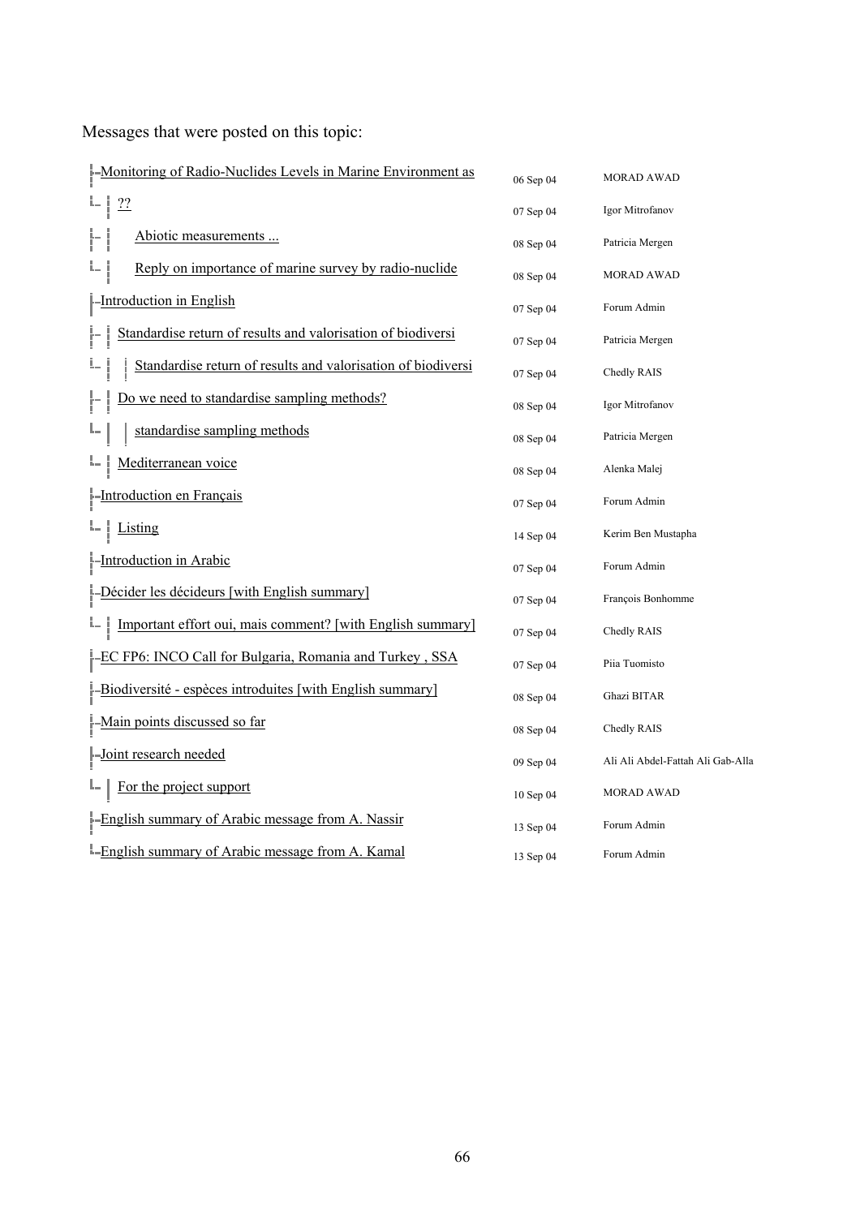Messages that were posted on this topic:

| Topic | Date | Author |
|---|---|---|
| Monitoring of Radio-Nuclides Levels in Marine Environment as | 06 Sep 04 | MORAD AWAD |
| └ ?? | 07 Sep 04 | Igor Mitrofanov |
| ├ Abiotic measurements ... | 08 Sep 04 | Patricia Mergen |
| └ Reply on importance of marine survey by radio-nuclide | 08 Sep 04 | MORAD AWAD |
| Introduction in English | 07 Sep 04 | Forum Admin |
| ├ Standardise return of results and valorisation of biodiversi | 07 Sep 04 | Patricia Mergen |
| └ Standardise return of results and valorisation of biodiversi | 07 Sep 04 | Chedly RAIS |
| ├ Do we need to standardise sampling methods? | 08 Sep 04 | Igor Mitrofanov |
| └ standardise sampling methods | 08 Sep 04 | Patricia Mergen |
| └ Mediterranean voice | 08 Sep 04 | Alenka Malej |
| Introduction en Français | 07 Sep 04 | Forum Admin |
| └ Listing | 14 Sep 04 | Kerim Ben Mustapha |
| Introduction in Arabic | 07 Sep 04 | Forum Admin |
| Décider les décideurs [with English summary] | 07 Sep 04 | François Bonhomme |
| └ Important effort oui, mais comment? [with English summary] | 07 Sep 04 | Chedly RAIS |
| EC FP6: INCO Call for Bulgaria, Romania and Turkey , SSA | 07 Sep 04 | Piia Tuomisto |
| Biodiversité - espèces introduites [with English summary] | 08 Sep 04 | Ghazi BITAR |
| Main points discussed so far | 08 Sep 04 | Chedly RAIS |
| Joint research needed | 09 Sep 04 | Ali Ali Abdel-Fattah Ali Gab-Alla |
| └ For the project support | 10 Sep 04 | MORAD AWAD |
| English summary of Arabic message from A. Nassir | 13 Sep 04 | Forum Admin |
| English summary of Arabic message from A. Kamal | 13 Sep 04 | Forum Admin |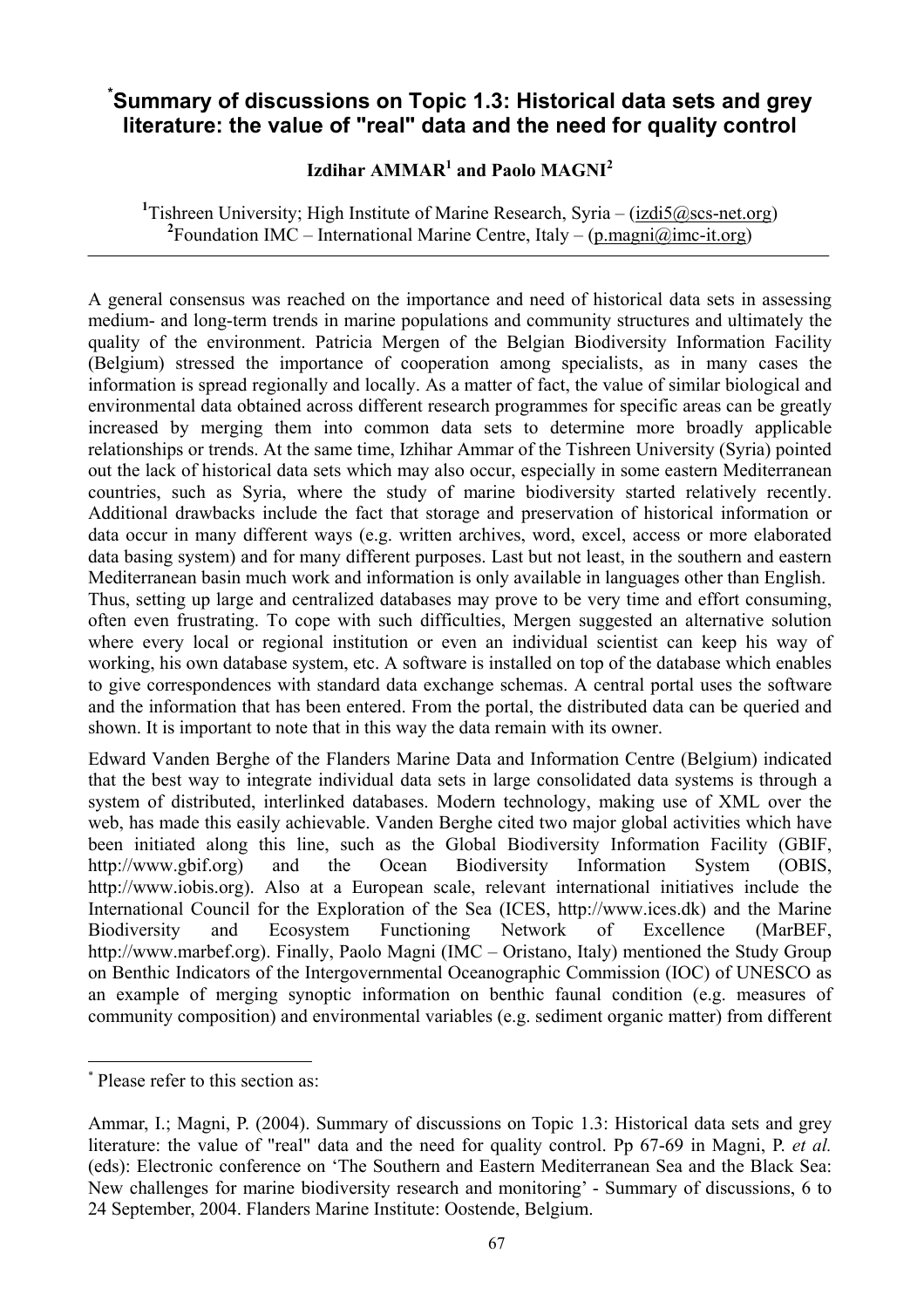# [*]Summary of discussions on Topic 1.3: Historical data sets and grey literature: the value of "real" data and the need for quality control

**Izdihar AMMAR[1] and Paolo MAGNI[2]**

[1]Tishreen University; High Institute of Marine Research, Syria – (izdi5@scs-net.org)
[2]Foundation IMC – International Marine Centre, Italy – (p.magni@imc-it.org)

---

A general consensus was reached on the importance and need of historical data sets in assessing medium- and long-term trends in marine populations and community structures and ultimately the quality of the environment. Patricia Mergen of the Belgian Biodiversity Information Facility (Belgium) stressed the importance of cooperation among specialists, as in many cases the information is spread regionally and locally. As a matter of fact, the value of similar biological and environmental data obtained across different research programmes for specific areas can be greatly increased by merging them into common data sets to determine more broadly applicable relationships or trends. At the same time, Izhihar Ammar of the Tishreen University (Syria) pointed out the lack of historical data sets which may also occur, especially in some eastern Mediterranean countries, such as Syria, where the study of marine biodiversity started relatively recently. Additional drawbacks include the fact that storage and preservation of historical information or data occur in many different ways (e.g. written archives, word, excel, access or more elaborated data basing system) and for many different purposes. Last but not least, in the southern and eastern Mediterranean basin much work and information is only available in languages other than English. Thus, setting up large and centralized databases may prove to be very time and effort consuming, often even frustrating. To cope with such difficulties, Mergen suggested an alternative solution where every local or regional institution or even an individual scientist can keep his way of working, his own database system, etc. A software is installed on top of the database which enables to give correspondences with standard data exchange schemas. A central portal uses the software and the information that has been entered. From the portal, the distributed data can be queried and shown. It is important to note that in this way the data remain with its owner.

Edward Vanden Berghe of the Flanders Marine Data and Information Centre (Belgium) indicated that the best way to integrate individual data sets in large consolidated data systems is through a system of distributed, interlinked databases. Modern technology, making use of XML over the web, has made this easily achievable. Vanden Berghe cited two major global activities which have been initiated along this line, such as the Global Biodiversity Information Facility (GBIF, http://www.gbif.org) and the Ocean Biodiversity Information System (OBIS, http://www.iobis.org). Also at a European scale, relevant international initiatives include the International Council for the Exploration of the Sea (ICES, http://www.ices.dk) and the Marine Biodiversity and Ecosystem Functioning Network of Excellence (MarBEF, http://www.marbef.org). Finally, Paolo Magni (IMC – Oristano, Italy) mentioned the Study Group on Benthic Indicators of the Intergovernmental Oceanographic Commission (IOC) of UNESCO as an example of merging synoptic information on benthic faunal condition (e.g. measures of community composition) and environmental variables (e.g. sediment organic matter) from different

---

[*] Please refer to this section as:

Ammar, I.; Magni, P. (2004). Summary of discussions on Topic 1.3: Historical data sets and grey literature: the value of "real" data and the need for quality control. Pp 67-69 in Magni, P. *et al.* (eds): Electronic conference on 'The Southern and Eastern Mediterranean Sea and the Black Sea: New challenges for marine biodiversity research and monitoring' - Summary of discussions, 6 to 24 September, 2004. Flanders Marine Institute: Oostende, Belgium.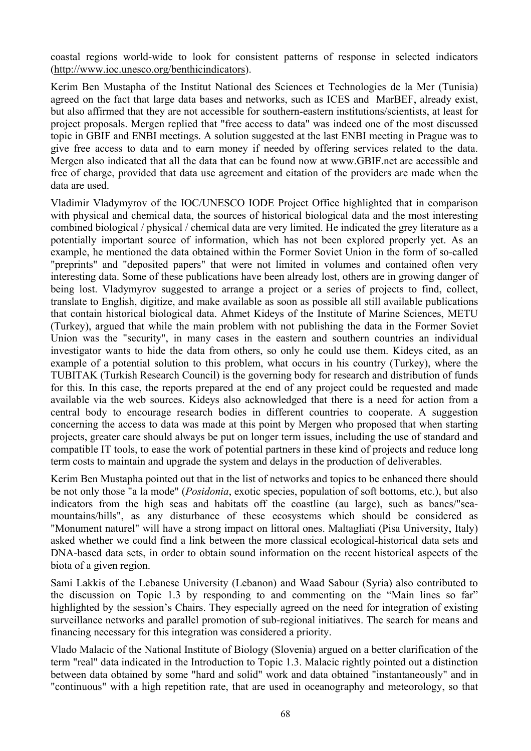coastal regions world-wide to look for consistent patterns of response in selected indicators (http://www.ioc.unesco.org/benthicindicators).

Kerim Ben Mustapha of the Institut National des Sciences et Technologies de la Mer (Tunisia) agreed on the fact that large data bases and networks, such as ICES and MarBEF, already exist, but also affirmed that they are not accessible for southern-eastern institutions/scientists, at least for project proposals. Mergen replied that "free access to data" was indeed one of the most discussed topic in GBIF and ENBI meetings. A solution suggested at the last ENBI meeting in Prague was to give free access to data and to earn money if needed by offering services related to the data. Mergen also indicated that all the data that can be found now at www.GBIF.net are accessible and free of charge, provided that data use agreement and citation of the providers are made when the data are used.

Vladimir Vladymyrov of the IOC/UNESCO IODE Project Office highlighted that in comparison with physical and chemical data, the sources of historical biological data and the most interesting combined biological / physical / chemical data are very limited. He indicated the grey literature as a potentially important source of information, which has not been explored properly yet. As an example, he mentioned the data obtained within the Former Soviet Union in the form of so-called "preprints" and "deposited papers" that were not limited in volumes and contained often very interesting data. Some of these publications have been already lost, others are in growing danger of being lost. Vladymyrov suggested to arrange a project or a series of projects to find, collect, translate to English, digitize, and make available as soon as possible all still available publications that contain historical biological data. Ahmet Kideys of the Institute of Marine Sciences, METU (Turkey), argued that while the main problem with not publishing the data in the Former Soviet Union was the "security", in many cases in the eastern and southern countries an individual investigator wants to hide the data from others, so only he could use them. Kideys cited, as an example of a potential solution to this problem, what occurs in his country (Turkey), where the TUBITAK (Turkish Research Council) is the governing body for research and distribution of funds for this. In this case, the reports prepared at the end of any project could be requested and made available via the web sources. Kideys also acknowledged that there is a need for action from a central body to encourage research bodies in different countries to cooperate. A suggestion concerning the access to data was made at this point by Mergen who proposed that when starting projects, greater care should always be put on longer term issues, including the use of standard and compatible IT tools, to ease the work of potential partners in these kind of projects and reduce long term costs to maintain and upgrade the system and delays in the production of deliverables.

Kerim Ben Mustapha pointed out that in the list of networks and topics to be enhanced there should be not only those "a la mode" (*Posidonia*, exotic species, population of soft bottoms, etc.), but also indicators from the high seas and habitats off the coastline (au large), such as bancs/"sea-mountains/hills", as any disturbance of these ecosystems which should be considered as "Monument naturel" will have a strong impact on littoral ones. Maltagliati (Pisa University, Italy) asked whether we could find a link between the more classical ecological-historical data sets and DNA-based data sets, in order to obtain sound information on the recent historical aspects of the biota of a given region.

Sami Lakkis of the Lebanese University (Lebanon) and Waad Sabour (Syria) also contributed to the discussion on Topic 1.3 by responding to and commenting on the "Main lines so far" highlighted by the session's Chairs. They especially agreed on the need for integration of existing surveillance networks and parallel promotion of sub-regional initiatives. The search for means and financing necessary for this integration was considered a priority.

Vlado Malacic of the National Institute of Biology (Slovenia) argued on a better clarification of the term "real" data indicated in the Introduction to Topic 1.3. Malacic rightly pointed out a distinction between data obtained by some "hard and solid" work and data obtained "instantaneously" and in "continuous" with a high repetition rate, that are used in oceanography and meteorology, so that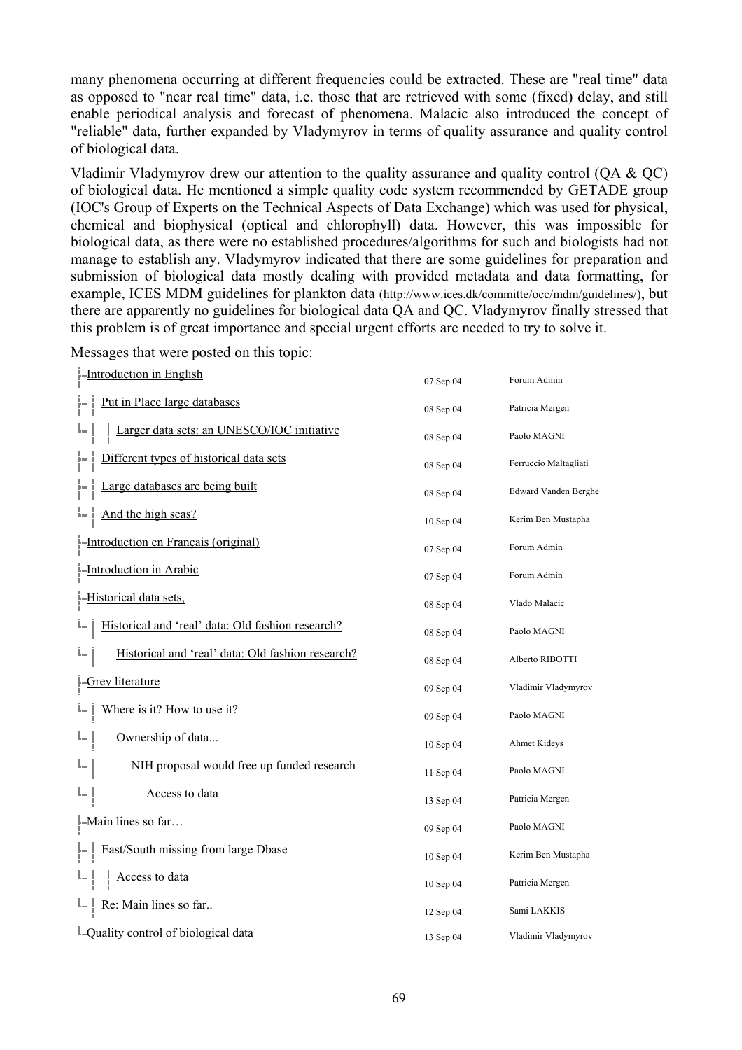many phenomena occurring at different frequencies could be extracted. These are "real time" data as opposed to "near real time" data, i.e. those that are retrieved with some (fixed) delay, and still enable periodical analysis and forecast of phenomena. Malacic also introduced the concept of "reliable" data, further expanded by Vladymyrov in terms of quality assurance and quality control of biological data.

Vladimir Vladymyrov drew our attention to the quality assurance and quality control (QA & QC) of biological data. He mentioned a simple quality code system recommended by GETADE group (IOC's Group of Experts on the Technical Aspects of Data Exchange) which was used for physical, chemical and biophysical (optical and chlorophyll) data. However, this was impossible for biological data, as there were no established procedures/algorithms for such and biologists had not manage to establish any. Vladymyrov indicated that there are some guidelines for preparation and submission of biological data mostly dealing with provided metadata and data formatting, for example, ICES MDM guidelines for plankton data (http://www.ices.dk/committe/occ/mdm/guidelines/), but there are apparently no guidelines for biological data QA and QC. Vladymyrov finally stressed that this problem is of great importance and special urgent efforts are needed to try to solve it.

Messages that were posted on this topic:

| Message | Date | Author |
|---|---|---|
| Introduction in English | 07 Sep 04 | Forum Admin |
| — Put in Place large databases | 08 Sep 04 | Patricia Mergen |
| — — Larger data sets: an UNESCO/IOC initiative | 08 Sep 04 | Paolo MAGNI |
| — Different types of historical data sets | 08 Sep 04 | Ferruccio Maltagliati |
| — Large databases are being built | 08 Sep 04 | Edward Vanden Berghe |
| — And the high seas? | 10 Sep 04 | Kerim Ben Mustapha |
| Introduction en Français (original) | 07 Sep 04 | Forum Admin |
| Introduction in Arabic | 07 Sep 04 | Forum Admin |
| Historical data sets, | 08 Sep 04 | Vlado Malacic |
| — Historical and 'real' data: Old fashion research? | 08 Sep 04 | Paolo MAGNI |
| — — Historical and 'real' data: Old fashion research? | 08 Sep 04 | Alberto RIBOTTI |
| Grey literature | 09 Sep 04 | Vladimir Vladymyrov |
| — Where is it? How to use it? | 09 Sep 04 | Paolo MAGNI |
| — — Ownership of data... | 10 Sep 04 | Ahmet Kideys |
| — — — NIH proposal would free up funded research | 11 Sep 04 | Paolo MAGNI |
| — — — — Access to data | 13 Sep 04 | Patricia Mergen |
| Main lines so far… | 09 Sep 04 | Paolo MAGNI |
| — East/South missing from large Dbase | 10 Sep 04 | Kerim Ben Mustapha |
| — — Access to data | 10 Sep 04 | Patricia Mergen |
| — Re: Main lines so far.. | 12 Sep 04 | Sami LAKKIS |
| Quality control of biological data | 13 Sep 04 | Vladimir Vladymyrov |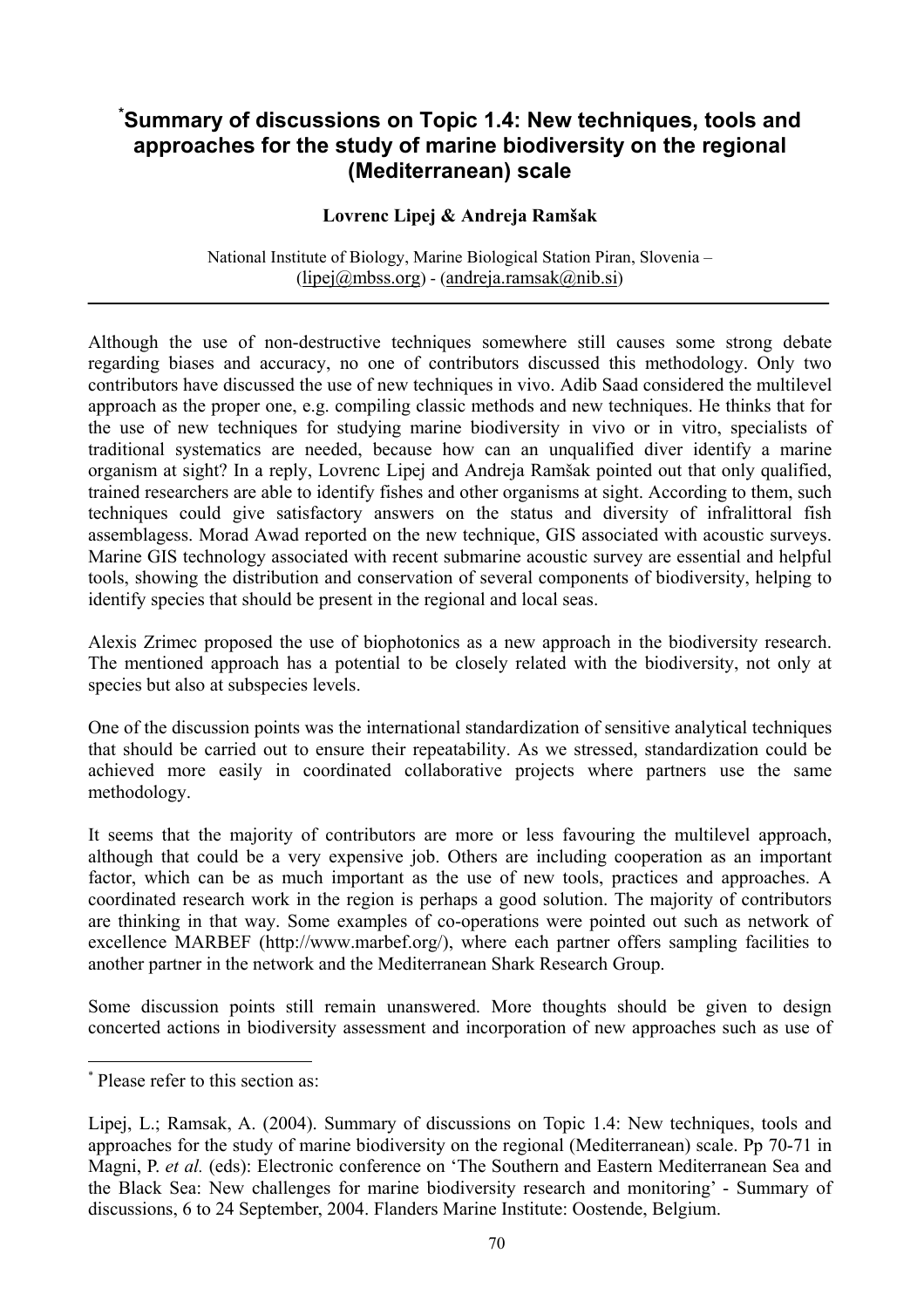# *Summary of discussions on Topic 1.4: New techniques, tools and approaches for the study of marine biodiversity on the regional (Mediterranean) scale

**Lovrenc Lipej & Andreja Ramšak**

National Institute of Biology, Marine Biological Station Piran, Slovenia – (lipej@mbss.org) - (andreja.ramsak@nib.si)

---

Although the use of non-destructive techniques somewhere still causes some strong debate regarding biases and accuracy, no one of contributors discussed this methodology. Only two contributors have discussed the use of new techniques in vivo. Adib Saad considered the multilevel approach as the proper one, e.g. compiling classic methods and new techniques. He thinks that for the use of new techniques for studying marine biodiversity in vivo or in vitro, specialists of traditional systematics are needed, because how can an unqualified diver identify a marine organism at sight? In a reply, Lovrenc Lipej and Andreja Ramšak pointed out that only qualified, trained researchers are able to identify fishes and other organisms at sight. According to them, such techniques could give satisfactory answers on the status and diversity of infralittoral fish assemblagess. Morad Awad reported on the new technique, GIS associated with acoustic surveys. Marine GIS technology associated with recent submarine acoustic survey are essential and helpful tools, showing the distribution and conservation of several components of biodiversity, helping to identify species that should be present in the regional and local seas.

Alexis Zrimec proposed the use of biophotonics as a new approach in the biodiversity research. The mentioned approach has a potential to be closely related with the biodiversity, not only at species but also at subspecies levels.

One of the discussion points was the international standardization of sensitive analytical techniques that should be carried out to ensure their repeatability. As we stressed, standardization could be achieved more easily in coordinated collaborative projects where partners use the same methodology.

It seems that the majority of contributors are more or less favouring the multilevel approach, although that could be a very expensive job. Others are including cooperation as an important factor, which can be as much important as the use of new tools, practices and approaches. A coordinated research work in the region is perhaps a good solution. The majority of contributors are thinking in that way. Some examples of co-operations were pointed out such as network of excellence MARBEF (http://www.marbef.org/), where each partner offers sampling facilities to another partner in the network and the Mediterranean Shark Research Group.

Some discussion points still remain unanswered. More thoughts should be given to design concerted actions in biodiversity assessment and incorporation of new approaches such as use of

---

* Please refer to this section as:

Lipej, L.; Ramsak, A. (2004). Summary of discussions on Topic 1.4: New techniques, tools and approaches for the study of marine biodiversity on the regional (Mediterranean) scale. Pp 70-71 in Magni, P. *et al.* (eds): Electronic conference on 'The Southern and Eastern Mediterranean Sea and the Black Sea: New challenges for marine biodiversity research and monitoring' - Summary of discussions, 6 to 24 September, 2004. Flanders Marine Institute: Oostende, Belgium.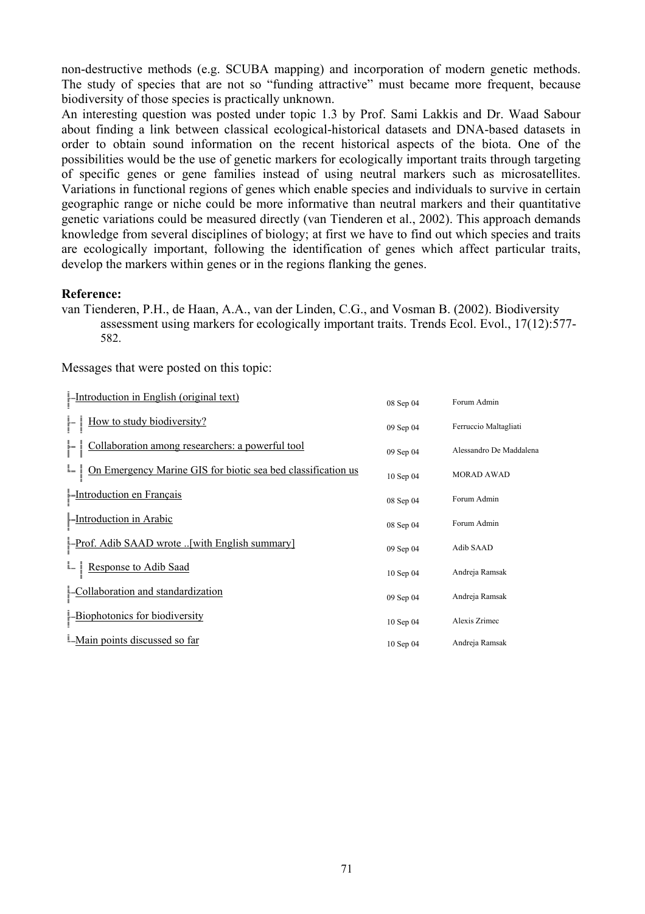non-destructive methods (e.g. SCUBA mapping) and incorporation of modern genetic methods. The study of species that are not so "funding attractive" must became more frequent, because biodiversity of those species is practically unknown.

An interesting question was posted under topic 1.3 by Prof. Sami Lakkis and Dr. Waad Sabour about finding a link between classical ecological-historical datasets and DNA-based datasets in order to obtain sound information on the recent historical aspects of the biota. One of the possibilities would be the use of genetic markers for ecologically important traits through targeting of specific genes or gene families instead of using neutral markers such as microsatellites. Variations in functional regions of genes which enable species and individuals to survive in certain geographic range or niche could be more informative than neutral markers and their quantitative genetic variations could be measured directly (van Tienderen et al., 2002). This approach demands knowledge from several disciplines of biology; at first we have to find out which species and traits are ecologically important, following the identification of genes which affect particular traits, develop the markers within genes or in the regions flanking the genes.

**Reference:**

van Tienderen, P.H., de Haan, A.A., van der Linden, C.G., and Vosman B. (2002). Biodiversity assessment using markers for ecologically important traits. Trends Ecol. Evol., 17(12):577-582.

Messages that were posted on this topic:

| Message | Date | Author |
|---|---|---|
| Introduction in English (original text) | 08 Sep 04 | Forum Admin |
| — How to study biodiversity? | 09 Sep 04 | Ferruccio Maltagliati |
| — Collaboration among researchers: a powerful tool | 09 Sep 04 | Alessandro De Maddalena |
| — On Emergency Marine GIS for biotic sea bed classification us | 10 Sep 04 | MORAD AWAD |
| Introduction en Français | 08 Sep 04 | Forum Admin |
| Introduction in Arabic | 08 Sep 04 | Forum Admin |
| Prof. Adib SAAD wrote ..[with English summary] | 09 Sep 04 | Adib SAAD |
| — Response to Adib Saad | 10 Sep 04 | Andreja Ramsak |
| Collaboration and standardization | 09 Sep 04 | Andreja Ramsak |
| Biophotonics for biodiversity | 10 Sep 04 | Alexis Zrimec |
| Main points discussed so far | 10 Sep 04 | Andreja Ramsak |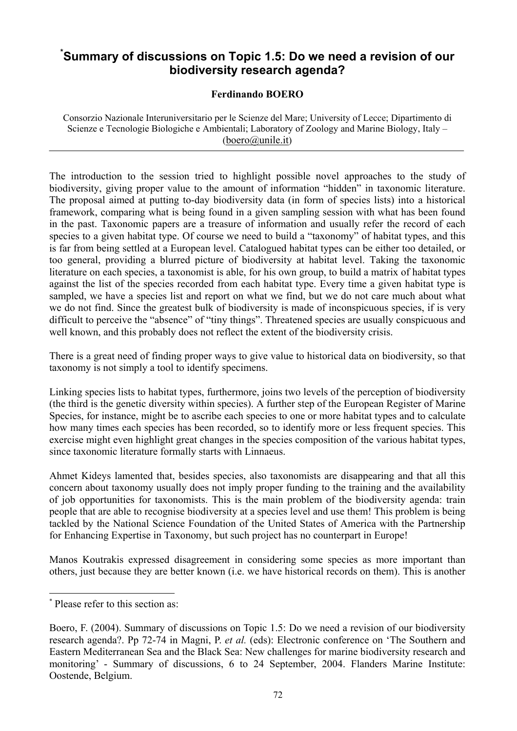# [*]Summary of discussions on Topic 1.5: Do we need a revision of our biodiversity research agenda?

**Ferdinando BOERO**

Consorzio Nazionale Interuniversitario per le Scienze del Mare; University of Lecce; Dipartimento di Scienze e Tecnologie Biologiche e Ambientali; Laboratory of Zoology and Marine Biology, Italy – (boero@unile.it)

---

The introduction to the session tried to highlight possible novel approaches to the study of biodiversity, giving proper value to the amount of information "hidden" in taxonomic literature. The proposal aimed at putting to-day biodiversity data (in form of species lists) into a historical framework, comparing what is being found in a given sampling session with what has been found in the past. Taxonomic papers are a treasure of information and usually refer the record of each species to a given habitat type. Of course we need to build a "taxonomy" of habitat types, and this is far from being settled at a European level. Catalogued habitat types can be either too detailed, or too general, providing a blurred picture of biodiversity at habitat level. Taking the taxonomic literature on each species, a taxonomist is able, for his own group, to build a matrix of habitat types against the list of the species recorded from each habitat type. Every time a given habitat type is sampled, we have a species list and report on what we find, but we do not care much about what we do not find. Since the greatest bulk of biodiversity is made of inconspicuous species, if is very difficult to perceive the "absence" of "tiny things". Threatened species are usually conspicuous and well known, and this probably does not reflect the extent of the biodiversity crisis.

There is a great need of finding proper ways to give value to historical data on biodiversity, so that taxonomy is not simply a tool to identify specimens.

Linking species lists to habitat types, furthermore, joins two levels of the perception of biodiversity (the third is the genetic diversity within species). A further step of the European Register of Marine Species, for instance, might be to ascribe each species to one or more habitat types and to calculate how many times each species has been recorded, so to identify more or less frequent species. This exercise might even highlight great changes in the species composition of the various habitat types, since taxonomic literature formally starts with Linnaeus.

Ahmet Kideys lamented that, besides species, also taxonomists are disappearing and that all this concern about taxonomy usually does not imply proper funding to the training and the availability of job opportunities for taxonomists. This is the main problem of the biodiversity agenda: train people that are able to recognise biodiversity at a species level and use them! This problem is being tackled by the National Science Foundation of the United States of America with the Partnership for Enhancing Expertise in Taxonomy, but such project has no counterpart in Europe!

Manos Koutrakis expressed disagreement in considering some species as more important than others, just because they are better known (i.e. we have historical records on them). This is another

---

[*] Please refer to this section as:

Boero, F. (2004). Summary of discussions on Topic 1.5: Do we need a revision of our biodiversity research agenda?. Pp 72-74 in Magni, P. *et al.* (eds): Electronic conference on 'The Southern and Eastern Mediterranean Sea and the Black Sea: New challenges for marine biodiversity research and monitoring' - Summary of discussions, 6 to 24 September, 2004. Flanders Marine Institute: Oostende, Belgium.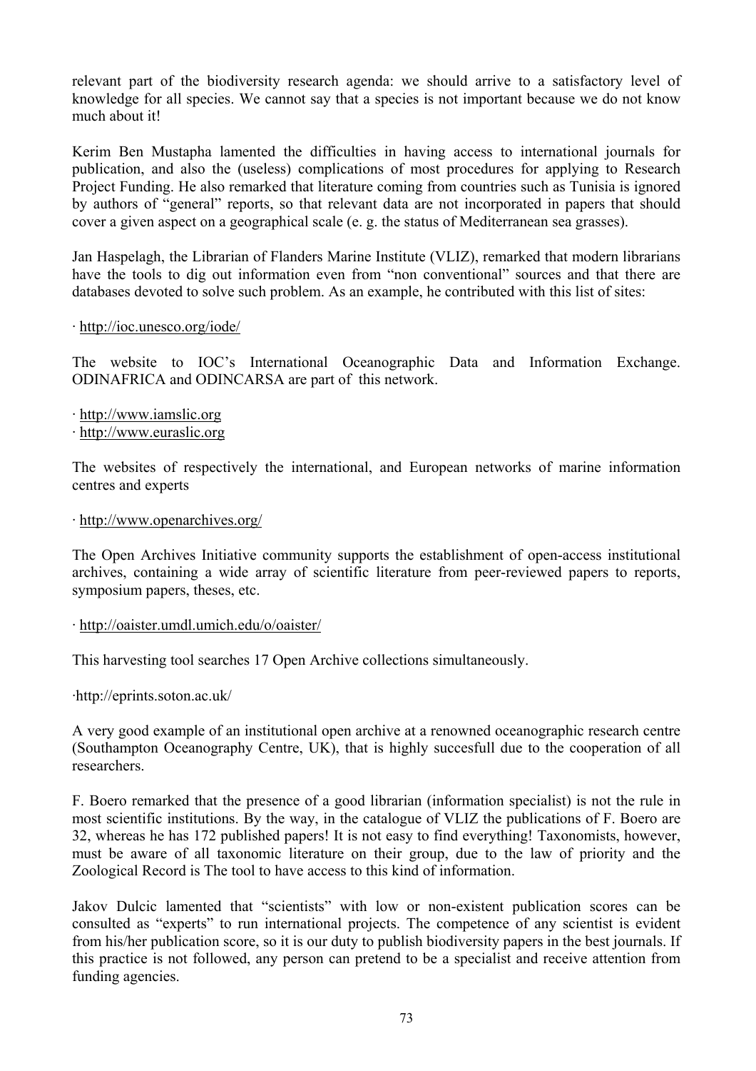relevant part of the biodiversity research agenda: we should arrive to a satisfactory level of knowledge for all species. We cannot say that a species is not important because we do not know much about it!

Kerim Ben Mustapha lamented the difficulties in having access to international journals for publication, and also the (useless) complications of most procedures for applying to Research Project Funding. He also remarked that literature coming from countries such as Tunisia is ignored by authors of "general" reports, so that relevant data are not incorporated in papers that should cover a given aspect on a geographical scale (e. g. the status of Mediterranean sea grasses).

Jan Haspelagh, the Librarian of Flanders Marine Institute (VLIZ), remarked that modern librarians have the tools to dig out information even from "non conventional" sources and that there are databases devoted to solve such problem. As an example, he contributed with this list of sites:

· http://ioc.unesco.org/iode/

The website to IOC's International Oceanographic Data and Information Exchange. ODINAFRICA and ODINCARSA are part of this network.

· http://www.iamslic.org
· http://www.euraslic.org

The websites of respectively the international, and European networks of marine information centres and experts

· http://www.openarchives.org/

The Open Archives Initiative community supports the establishment of open-access institutional archives, containing a wide array of scientific literature from peer-reviewed papers to reports, symposium papers, theses, etc.

· http://oaister.umdl.umich.edu/o/oaister/

This harvesting tool searches 17 Open Archive collections simultaneously.

·http://eprints.soton.ac.uk/

A very good example of an institutional open archive at a renowned oceanographic research centre (Southampton Oceanography Centre, UK), that is highly succesfull due to the cooperation of all researchers.

F. Boero remarked that the presence of a good librarian (information specialist) is not the rule in most scientific institutions. By the way, in the catalogue of VLIZ the publications of F. Boero are 32, whereas he has 172 published papers! It is not easy to find everything! Taxonomists, however, must be aware of all taxonomic literature on their group, due to the law of priority and the Zoological Record is The tool to have access to this kind of information.

Jakov Dulcic lamented that "scientists" with low or non-existent publication scores can be consulted as "experts" to run international projects. The competence of any scientist is evident from his/her publication score, so it is our duty to publish biodiversity papers in the best journals. If this practice is not followed, any person can pretend to be a specialist and receive attention from funding agencies.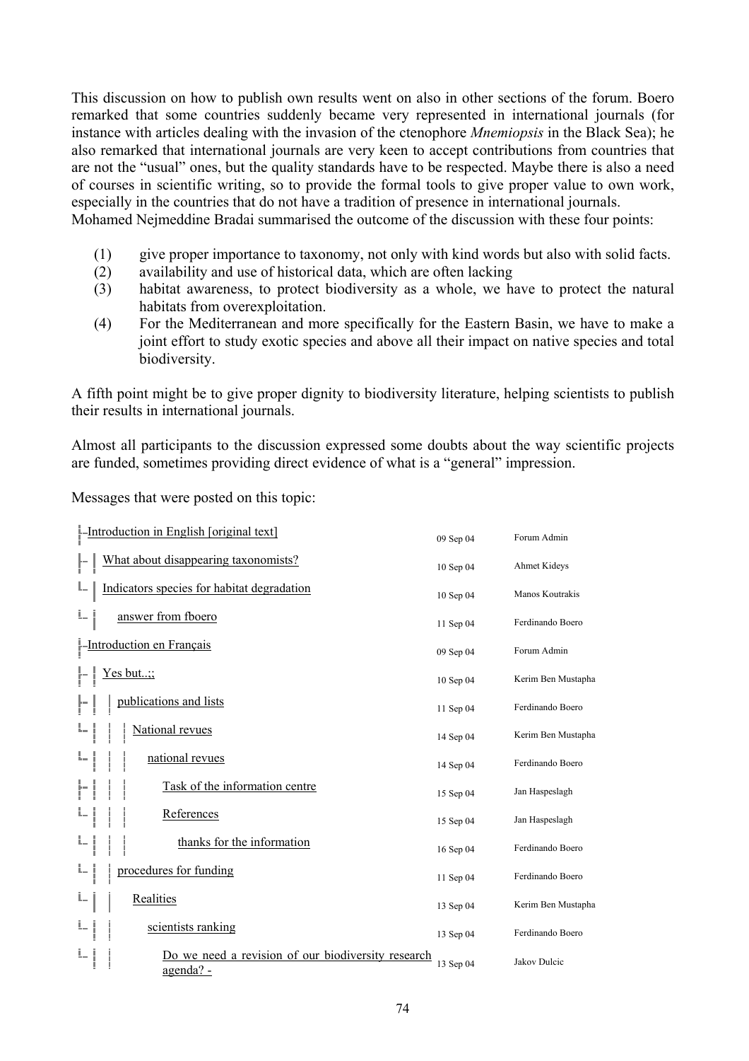This discussion on how to publish own results went on also in other sections of the forum. Boero remarked that some countries suddenly became very represented in international journals (for instance with articles dealing with the invasion of the ctenophore *Mnemiopsis* in the Black Sea); he also remarked that international journals are very keen to accept contributions from countries that are not the "usual" ones, but the quality standards have to be respected. Maybe there is also a need of courses in scientific writing, so to provide the formal tools to give proper value to own work, especially in the countries that do not have a tradition of presence in international journals.
Mohamed Nejmeddine Bradai summarised the outcome of the discussion with these four points:

(1) give proper importance to taxonomy, not only with kind words but also with solid facts.
(2) availability and use of historical data, which are often lacking
(3) habitat awareness, to protect biodiversity as a whole, we have to protect the natural habitats from overexploitation.
(4) For the Mediterranean and more specifically for the Eastern Basin, we have to make a joint effort to study exotic species and above all their impact on native species and total biodiversity.

A fifth point might be to give proper dignity to biodiversity literature, helping scientists to publish their results in international journals.

Almost all participants to the discussion expressed some doubts about the way scientific projects are funded, sometimes providing direct evidence of what is a "general" impression.

Messages that were posted on this topic:

| Message | Date | Author |
|---|---|---|
| Introduction in English [original text] | 09 Sep 04 | Forum Admin |
| — What about disappearing taxonomists? | 10 Sep 04 | Ahmet Kideys |
| — Indicators species for habitat degradation | 10 Sep 04 | Manos Koutrakis |
| — — answer from fboero | 11 Sep 04 | Ferdinando Boero |
| Introduction en Français | 09 Sep 04 | Forum Admin |
| — Yes but...;; | 10 Sep 04 | Kerim Ben Mustapha |
| — — publications and lists | 11 Sep 04 | Ferdinando Boero |
| — — — National revues | 14 Sep 04 | Kerim Ben Mustapha |
| — — — — national revues | 14 Sep 04 | Ferdinando Boero |
| — — — — — Task of the information centre | 15 Sep 04 | Jan Haspeslagh |
| — — — — — References | 15 Sep 04 | Jan Haspeslagh |
| — — — — — — thanks for the information | 16 Sep 04 | Ferdinando Boero |
| — — procedures for funding | 11 Sep 04 | Ferdinando Boero |
| — — — Realities | 13 Sep 04 | Kerim Ben Mustapha |
| — — — — scientists ranking | 13 Sep 04 | Ferdinando Boero |
| — — — — — Do we need a revision of our biodiversity research agenda? - | 13 Sep 04 | Jakov Dulcic |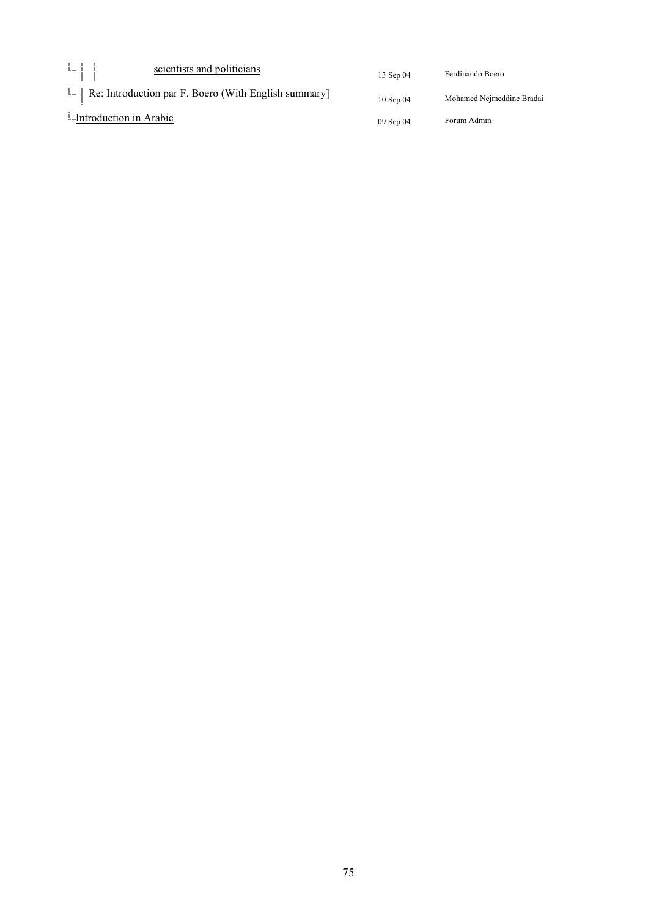| Topic | Date | Author |
| --- | --- | --- |
| scientists and politicians | 13 Sep 04 | Ferdinando Boero |
| Re: Introduction par F. Boero (With English summary] | 10 Sep 04 | Mohamed Nejmeddine Bradai |
| Introduction in Arabic | 09 Sep 04 | Forum Admin |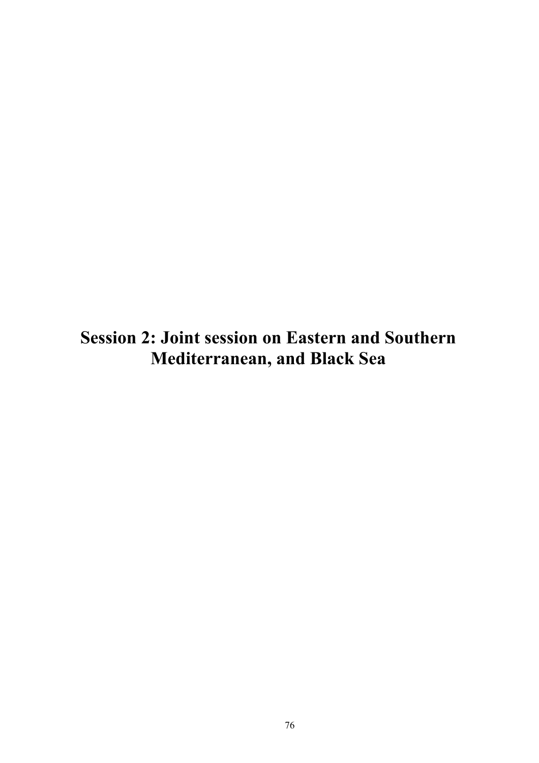# Session 2: Joint session on Eastern and Southern Mediterranean, and Black Sea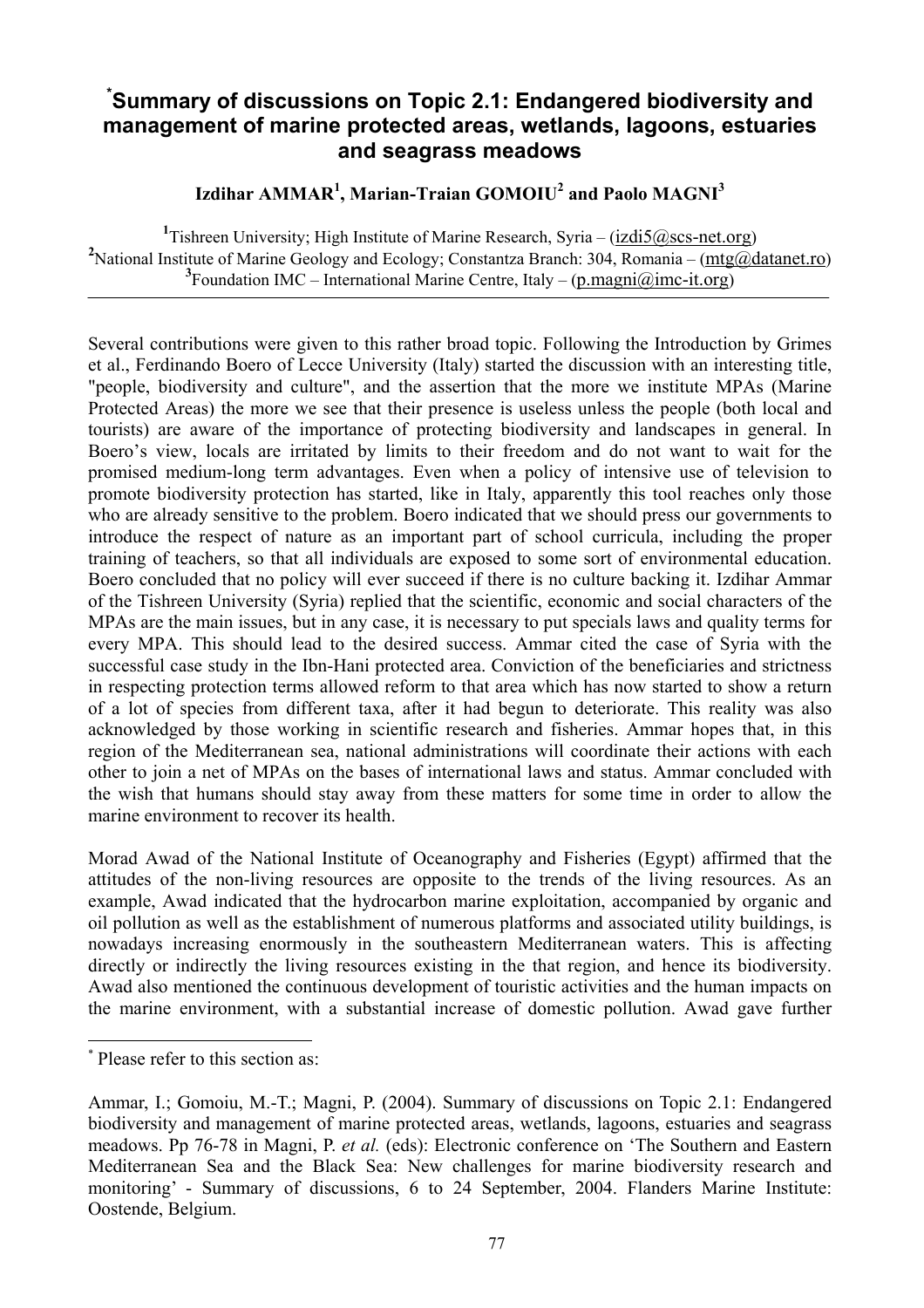# [*]Summary of discussions on Topic 2.1: Endangered biodiversity and management of marine protected areas, wetlands, lagoons, estuaries and seagrass meadows

**Izdihar AMMAR[1], Marian-Traian GOMOIU[2] and Paolo MAGNI[3]**

[1]Tishreen University; High Institute of Marine Research, Syria – (izdi5@scs-net.org)
[2]National Institute of Marine Geology and Ecology; Constantza Branch: 304, Romania – (mtg@datanet.ro)
[3]Foundation IMC – International Marine Centre, Italy – (p.magni@imc-it.org)

---

Several contributions were given to this rather broad topic. Following the Introduction by Grimes et al., Ferdinando Boero of Lecce University (Italy) started the discussion with an interesting title, "people, biodiversity and culture", and the assertion that the more we institute MPAs (Marine Protected Areas) the more we see that their presence is useless unless the people (both local and tourists) are aware of the importance of protecting biodiversity and landscapes in general. In Boero's view, locals are irritated by limits to their freedom and do not want to wait for the promised medium-long term advantages. Even when a policy of intensive use of television to promote biodiversity protection has started, like in Italy, apparently this tool reaches only those who are already sensitive to the problem. Boero indicated that we should press our governments to introduce the respect of nature as an important part of school curricula, including the proper training of teachers, so that all individuals are exposed to some sort of environmental education. Boero concluded that no policy will ever succeed if there is no culture backing it. Izdihar Ammar of the Tishreen University (Syria) replied that the scientific, economic and social characters of the MPAs are the main issues, but in any case, it is necessary to put specials laws and quality terms for every MPA. This should lead to the desired success. Ammar cited the case of Syria with the successful case study in the Ibn-Hani protected area. Conviction of the beneficiaries and strictness in respecting protection terms allowed reform to that area which has now started to show a return of a lot of species from different taxa, after it had begun to deteriorate. This reality was also acknowledged by those working in scientific research and fisheries. Ammar hopes that, in this region of the Mediterranean sea, national administrations will coordinate their actions with each other to join a net of MPAs on the bases of international laws and status. Ammar concluded with the wish that humans should stay away from these matters for some time in order to allow the marine environment to recover its health.

Morad Awad of the National Institute of Oceanography and Fisheries (Egypt) affirmed that the attitudes of the non-living resources are opposite to the trends of the living resources. As an example, Awad indicated that the hydrocarbon marine exploitation, accompanied by organic and oil pollution as well as the establishment of numerous platforms and associated utility buildings, is nowadays increasing enormously in the southeastern Mediterranean waters. This is affecting directly or indirectly the living resources existing in the that region, and hence its biodiversity. Awad also mentioned the continuous development of touristic activities and the human impacts on the marine environment, with a substantial increase of domestic pollution. Awad gave further

---

[*] Please refer to this section as:

Ammar, I.; Gomoiu, M.-T.; Magni, P. (2004). Summary of discussions on Topic 2.1: Endangered biodiversity and management of marine protected areas, wetlands, lagoons, estuaries and seagrass meadows. Pp 76-78 in Magni, P. *et al.* (eds): Electronic conference on 'The Southern and Eastern Mediterranean Sea and the Black Sea: New challenges for marine biodiversity research and monitoring' - Summary of discussions, 6 to 24 September, 2004. Flanders Marine Institute: Oostende, Belgium.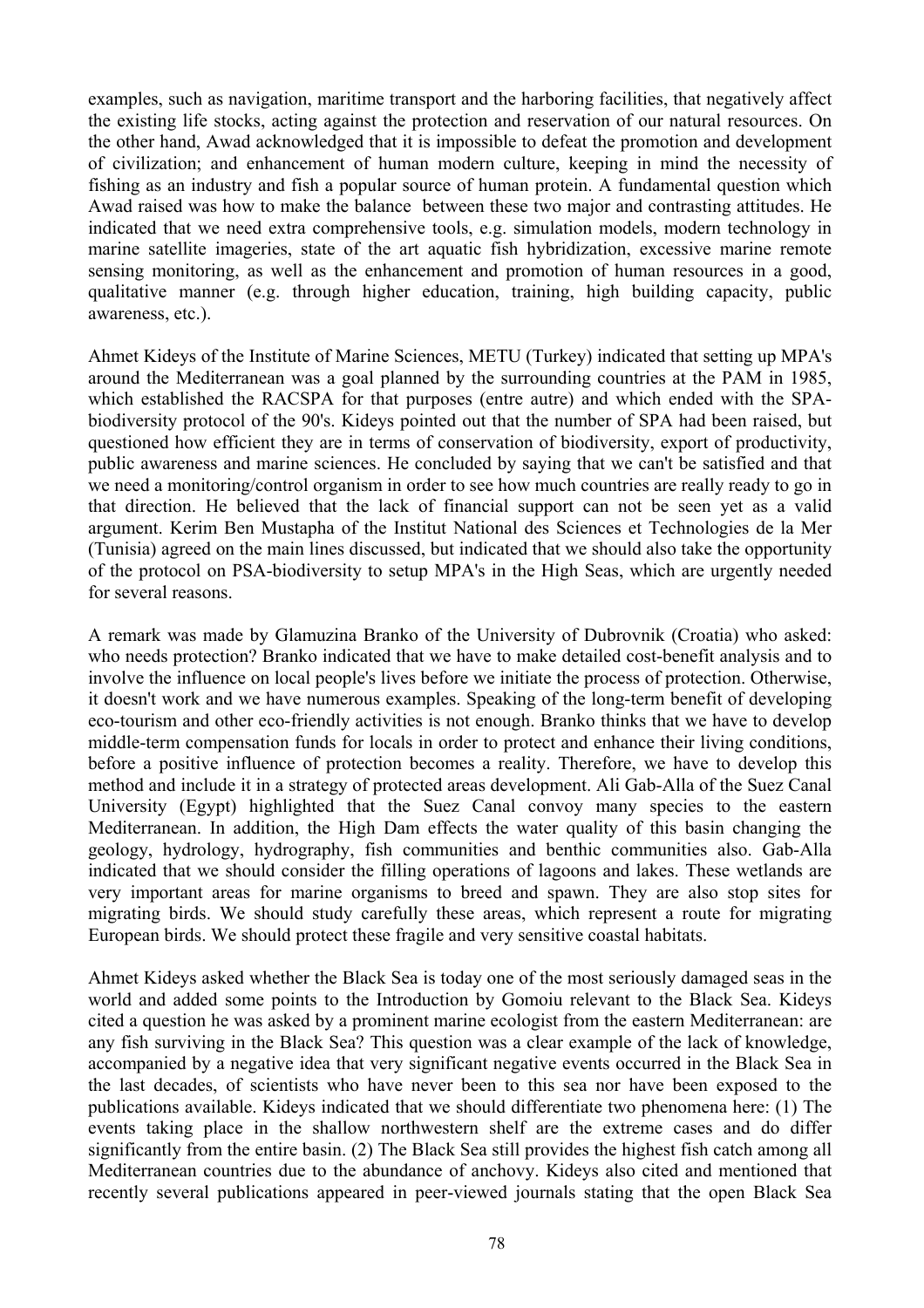examples, such as navigation, maritime transport and the harboring facilities, that negatively affect the existing life stocks, acting against the protection and reservation of our natural resources. On the other hand, Awad acknowledged that it is impossible to defeat the promotion and development of civilization; and enhancement of human modern culture, keeping in mind the necessity of fishing as an industry and fish a popular source of human protein. A fundamental question which Awad raised was how to make the balance between these two major and contrasting attitudes. He indicated that we need extra comprehensive tools, e.g. simulation models, modern technology in marine satellite imageries, state of the art aquatic fish hybridization, excessive marine remote sensing monitoring, as well as the enhancement and promotion of human resources in a good, qualitative manner (e.g. through higher education, training, high building capacity, public awareness, etc.).

Ahmet Kideys of the Institute of Marine Sciences, METU (Turkey) indicated that setting up MPA's around the Mediterranean was a goal planned by the surrounding countries at the PAM in 1985, which established the RACSPA for that purposes (entre autre) and which ended with the SPA-biodiversity protocol of the 90's. Kideys pointed out that the number of SPA had been raised, but questioned how efficient they are in terms of conservation of biodiversity, export of productivity, public awareness and marine sciences. He concluded by saying that we can't be satisfied and that we need a monitoring/control organism in order to see how much countries are really ready to go in that direction. He believed that the lack of financial support can not be seen yet as a valid argument. Kerim Ben Mustapha of the Institut National des Sciences et Technologies de la Mer (Tunisia) agreed on the main lines discussed, but indicated that we should also take the opportunity of the protocol on PSA-biodiversity to setup MPA's in the High Seas, which are urgently needed for several reasons.

A remark was made by Glamuzina Branko of the University of Dubrovnik (Croatia) who asked: who needs protection? Branko indicated that we have to make detailed cost-benefit analysis and to involve the influence on local people's lives before we initiate the process of protection. Otherwise, it doesn't work and we have numerous examples. Speaking of the long-term benefit of developing eco-tourism and other eco-friendly activities is not enough. Branko thinks that we have to develop middle-term compensation funds for locals in order to protect and enhance their living conditions, before a positive influence of protection becomes a reality. Therefore, we have to develop this method and include it in a strategy of protected areas development. Ali Gab-Alla of the Suez Canal University (Egypt) highlighted that the Suez Canal convoy many species to the eastern Mediterranean. In addition, the High Dam effects the water quality of this basin changing the geology, hydrology, hydrography, fish communities and benthic communities also. Gab-Alla indicated that we should consider the filling operations of lagoons and lakes. These wetlands are very important areas for marine organisms to breed and spawn. They are also stop sites for migrating birds. We should study carefully these areas, which represent a route for migrating European birds. We should protect these fragile and very sensitive coastal habitats.

Ahmet Kideys asked whether the Black Sea is today one of the most seriously damaged seas in the world and added some points to the Introduction by Gomoiu relevant to the Black Sea. Kideys cited a question he was asked by a prominent marine ecologist from the eastern Mediterranean: are any fish surviving in the Black Sea? This question was a clear example of the lack of knowledge, accompanied by a negative idea that very significant negative events occurred in the Black Sea in the last decades, of scientists who have never been to this sea nor have been exposed to the publications available. Kideys indicated that we should differentiate two phenomena here: (1) The events taking place in the shallow northwestern shelf are the extreme cases and do differ significantly from the entire basin. (2) The Black Sea still provides the highest fish catch among all Mediterranean countries due to the abundance of anchovy. Kideys also cited and mentioned that recently several publications appeared in peer-viewed journals stating that the open Black Sea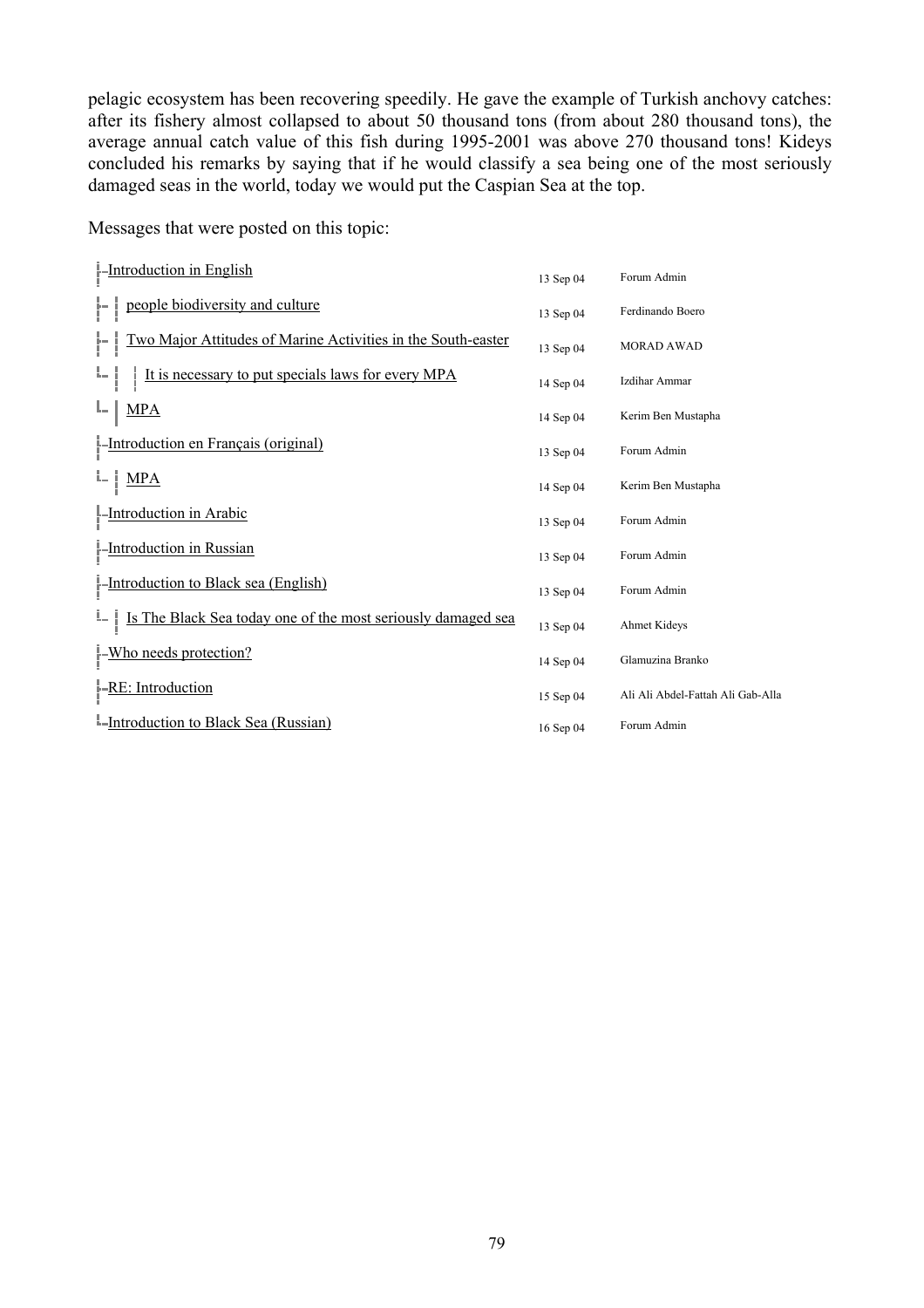pelagic ecosystem has been recovering speedily. He gave the example of Turkish anchovy catches: after its fishery almost collapsed to about 50 thousand tons (from about 280 thousand tons), the average annual catch value of this fish during 1995-2001 was above 270 thousand tons! Kideys concluded his remarks by saying that if he would classify a sea being one of the most seriously damaged seas in the world, today we would put the Caspian Sea at the top.

Messages that were posted on this topic:

| Topic | Date | Author |
|---|---|---|
| Introduction in English | 13 Sep 04 | Forum Admin |
| — people biodiversity and culture | 13 Sep 04 | Ferdinando Boero |
| — Two Major Attitudes of Marine Activities in the South-easter | 13 Sep 04 | MORAD AWAD |
| — — It is necessary to put specials laws for every MPA | 14 Sep 04 | Izdihar Ammar |
| — MPA | 14 Sep 04 | Kerim Ben Mustapha |
| Introduction en Français (original) | 13 Sep 04 | Forum Admin |
| — MPA | 14 Sep 04 | Kerim Ben Mustapha |
| Introduction in Arabic | 13 Sep 04 | Forum Admin |
| Introduction in Russian | 13 Sep 04 | Forum Admin |
| Introduction to Black sea (English) | 13 Sep 04 | Forum Admin |
| — Is The Black Sea today one of the most seriously damaged sea | 13 Sep 04 | Ahmet Kideys |
| Who needs protection? | 14 Sep 04 | Glamuzina Branko |
| RE: Introduction | 15 Sep 04 | Ali Ali Abdel-Fattah Ali Gab-Alla |
| Introduction to Black Sea (Russian) | 16 Sep 04 | Forum Admin |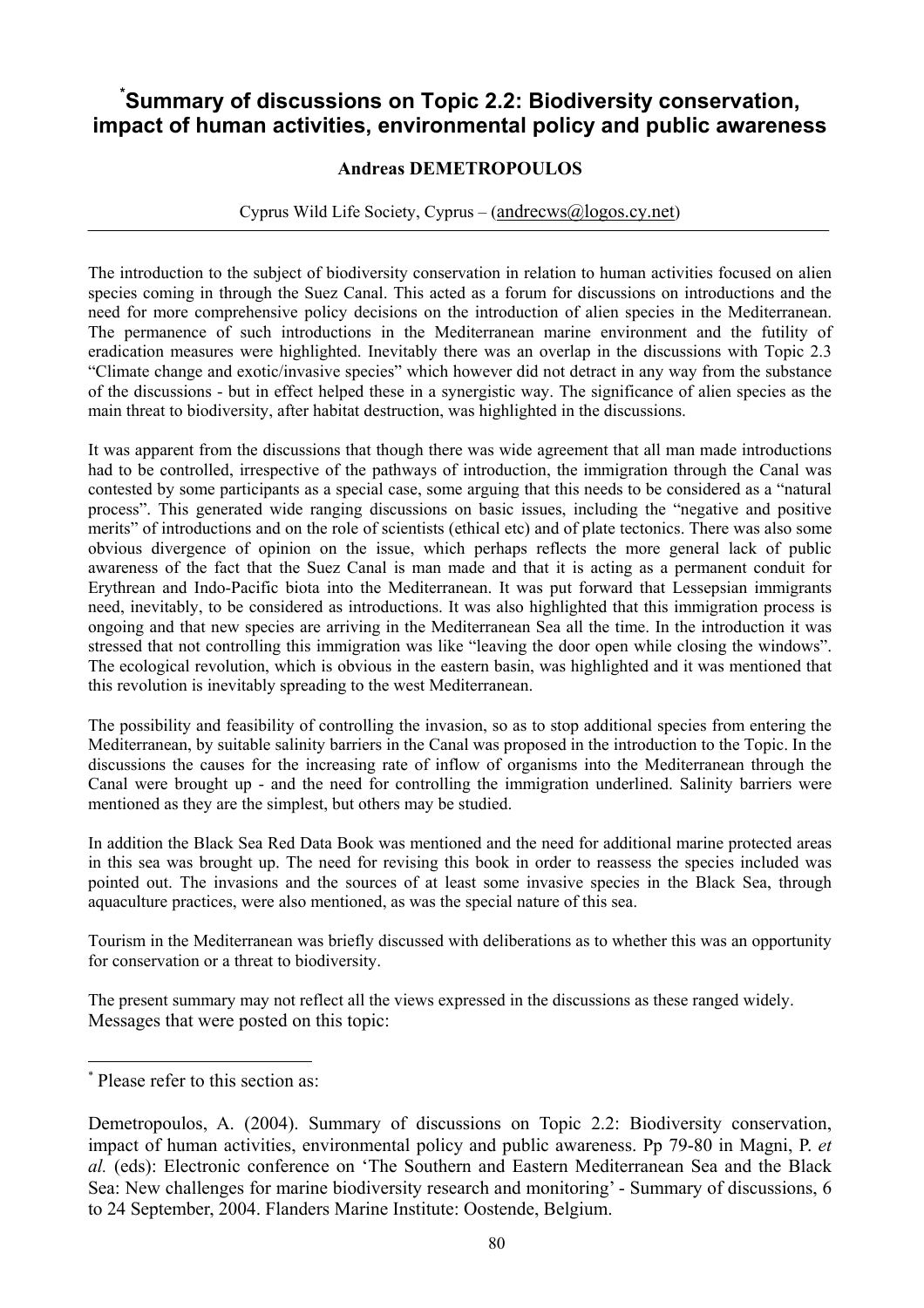# [*]Summary of discussions on Topic 2.2: Biodiversity conservation, impact of human activities, environmental policy and public awareness

**Andreas DEMETROPOULOS**

Cyprus Wild Life Society, Cyprus – (andrecws@logos.cy.net)

---

The introduction to the subject of biodiversity conservation in relation to human activities focused on alien species coming in through the Suez Canal. This acted as a forum for discussions on introductions and the need for more comprehensive policy decisions on the introduction of alien species in the Mediterranean. The permanence of such introductions in the Mediterranean marine environment and the futility of eradication measures were highlighted. Inevitably there was an overlap in the discussions with Topic 2.3 "Climate change and exotic/invasive species" which however did not detract in any way from the substance of the discussions - but in effect helped these in a synergistic way. The significance of alien species as the main threat to biodiversity, after habitat destruction, was highlighted in the discussions.

It was apparent from the discussions that though there was wide agreement that all man made introductions had to be controlled, irrespective of the pathways of introduction, the immigration through the Canal was contested by some participants as a special case, some arguing that this needs to be considered as a "natural process". This generated wide ranging discussions on basic issues, including the "negative and positive merits" of introductions and on the role of scientists (ethical etc) and of plate tectonics. There was also some obvious divergence of opinion on the issue, which perhaps reflects the more general lack of public awareness of the fact that the Suez Canal is man made and that it is acting as a permanent conduit for Erythrean and Indo-Pacific biota into the Mediterranean. It was put forward that Lessepsian immigrants need, inevitably, to be considered as introductions. It was also highlighted that this immigration process is ongoing and that new species are arriving in the Mediterranean Sea all the time. In the introduction it was stressed that not controlling this immigration was like "leaving the door open while closing the windows". The ecological revolution, which is obvious in the eastern basin, was highlighted and it was mentioned that this revolution is inevitably spreading to the west Mediterranean.

The possibility and feasibility of controlling the invasion, so as to stop additional species from entering the Mediterranean, by suitable salinity barriers in the Canal was proposed in the introduction to the Topic. In the discussions the causes for the increasing rate of inflow of organisms into the Mediterranean through the Canal were brought up - and the need for controlling the immigration underlined. Salinity barriers were mentioned as they are the simplest, but others may be studied.

In addition the Black Sea Red Data Book was mentioned and the need for additional marine protected areas in this sea was brought up. The need for revising this book in order to reassess the species included was pointed out. The invasions and the sources of at least some invasive species in the Black Sea, through aquaculture practices, were also mentioned, as was the special nature of this sea.

Tourism in the Mediterranean was briefly discussed with deliberations as to whether this was an opportunity for conservation or a threat to biodiversity.

The present summary may not reflect all the views expressed in the discussions as these ranged widely.
Messages that were posted on this topic:

---

[*] Please refer to this section as:

Demetropoulos, A. (2004). Summary of discussions on Topic 2.2: Biodiversity conservation, impact of human activities, environmental policy and public awareness. Pp 79-80 in Magni, P. *et al.* (eds): Electronic conference on 'The Southern and Eastern Mediterranean Sea and the Black Sea: New challenges for marine biodiversity research and monitoring' - Summary of discussions, 6 to 24 September, 2004. Flanders Marine Institute: Oostende, Belgium.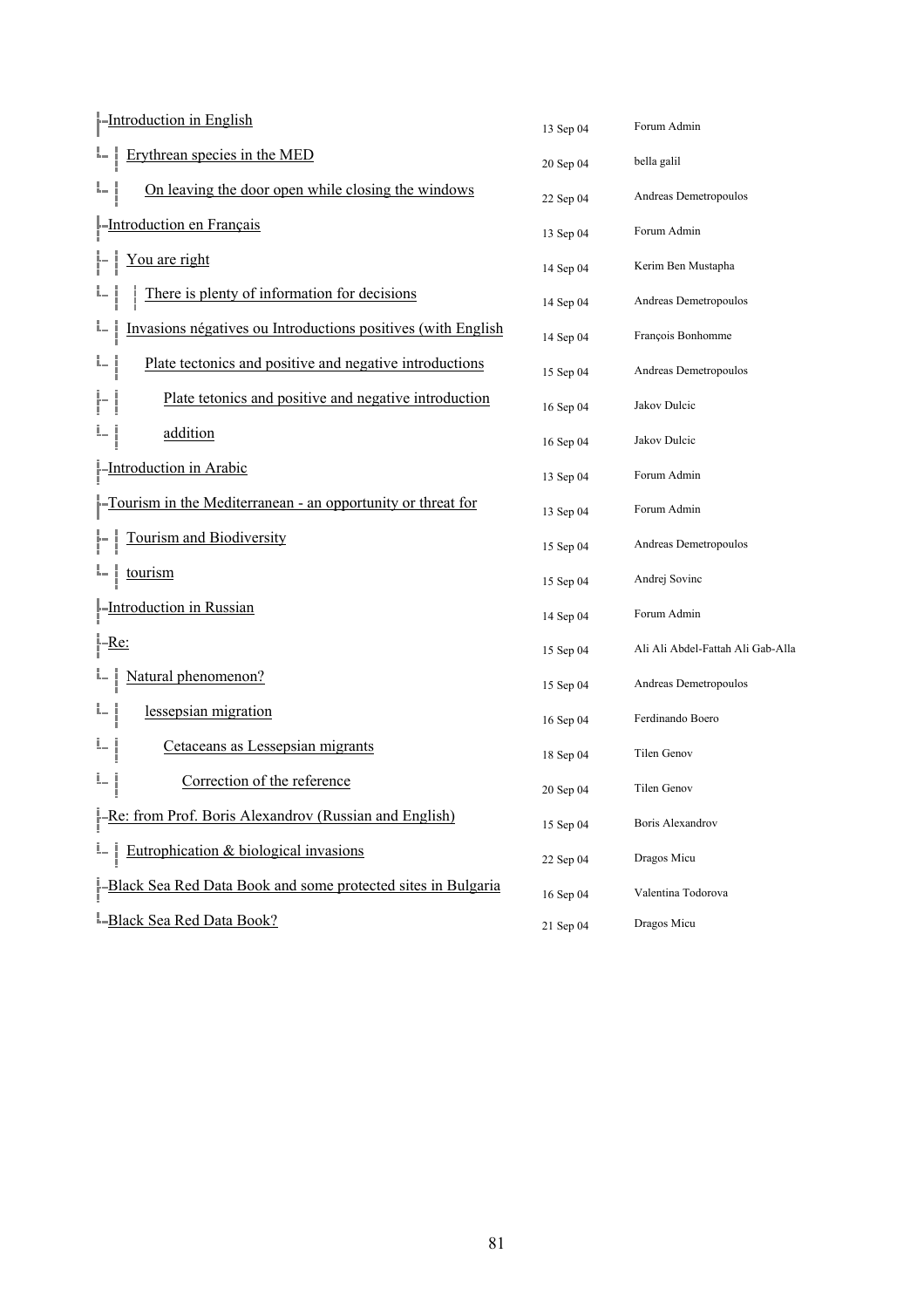| Topic | Date | Author |
| --- | --- | --- |
| Introduction in English | 13 Sep 04 | Forum Admin |
| └ Erythrean species in the MED | 20 Sep 04 | bella galil |
| └ On leaving the door open while closing the windows | 22 Sep 04 | Andreas Demetropoulos |
| Introduction en Français | 13 Sep 04 | Forum Admin |
| ├ You are right | 14 Sep 04 | Kerim Ben Mustapha |
| └ There is plenty of information for decisions | 14 Sep 04 | Andreas Demetropoulos |
| └ Invasions négatives ou Introductions positives (with English | 14 Sep 04 | François Bonhomme |
| └ Plate tectonics and positive and negative introductions | 15 Sep 04 | Andreas Demetropoulos |
| ├ Plate tetonics and positive and negative introduction | 16 Sep 04 | Jakov Dulcic |
| └ addition | 16 Sep 04 | Jakov Dulcic |
| Introduction in Arabic | 13 Sep 04 | Forum Admin |
| Tourism in the Mediterranean - an opportunity or threat for | 13 Sep 04 | Forum Admin |
| ├ Tourism and Biodiversity | 15 Sep 04 | Andreas Demetropoulos |
| └ tourism | 15 Sep 04 | Andrej Sovinc |
| Introduction in Russian | 14 Sep 04 | Forum Admin |
| Re: | 15 Sep 04 | Ali Ali Abdel-Fattah Ali Gab-Alla |
| └ Natural phenomenon? | 15 Sep 04 | Andreas Demetropoulos |
| └ lessepsian migration | 16 Sep 04 | Ferdinando Boero |
| └ Cetaceans as Lessepsian migrants | 18 Sep 04 | Tilen Genov |
| └ Correction of the reference | 20 Sep 04 | Tilen Genov |
| Re: from Prof. Boris Alexandrov (Russian and English) | 15 Sep 04 | Boris Alexandrov |
| └ Eutrophication & biological invasions | 22 Sep 04 | Dragos Micu |
| Black Sea Red Data Book and some protected sites in Bulgaria | 16 Sep 04 | Valentina Todorova |
| Black Sea Red Data Book? | 21 Sep 04 | Dragos Micu |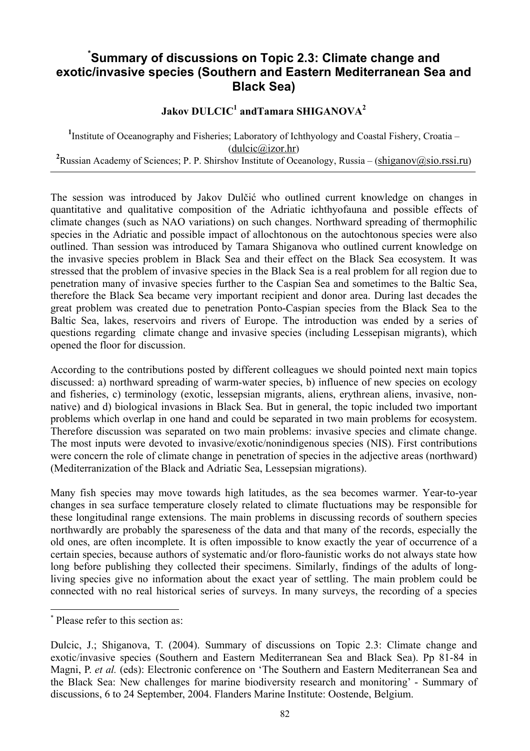# [*]Summary of discussions on Topic 2.3: Climate change and exotic/invasive species (Southern and Eastern Mediterranean Sea and Black Sea)

**Jakov DULCIC[1] andTamara SHIGANOVA[2]**

[1]Institute of Oceanography and Fisheries; Laboratory of Ichthyology and Coastal Fishery, Croatia – (dulcic@izor.hr)
[2]Russian Academy of Sciences; P. P. Shirshov Institute of Oceanology, Russia – (shiganov@sio.rssi.ru)

---

The session was introduced by Jakov Dulčić who outlined current knowledge on changes in quantitative and qualitative composition of the Adriatic ichthyofauna and possible effects of climate changes (such as NAO variations) on such changes. Northward spreading of thermophilic species in the Adriatic and possible impact of allochtonous on the autochtonous species were also outlined. Than session was introduced by Tamara Shiganova who outlined current knowledge on the invasive species problem in Black Sea and their effect on the Black Sea ecosystem. It was stressed that the problem of invasive species in the Black Sea is a real problem for all region due to penetration many of invasive species further to the Caspian Sea and sometimes to the Baltic Sea, therefore the Black Sea became very important recipient and donor area. During last decades the great problem was created due to penetration Ponto-Caspian species from the Black Sea to the Baltic Sea, lakes, reservoirs and rivers of Europe. The introduction was ended by a series of questions regarding climate change and invasive species (including Lessepisan migrants), which opened the floor for discussion.

According to the contributions posted by different colleagues we should pointed next main topics discussed: a) northward spreading of warm-water species, b) influence of new species on ecology and fisheries, c) terminology (exotic, lessepsian migrants, aliens, erythrean aliens, invasive, non-native) and d) biological invasions in Black Sea. But in general, the topic included two important problems which overlap in one hand and could be separated in two main problems for ecosystem. Therefore discussion was separated on two main problems: invasive species and climate change. The most inputs were devoted to invasive/exotic/nonindigenous species (NIS). First contributions were concern the role of climate change in penetration of species in the adjective areas (northward) (Mediterranization of the Black and Adriatic Sea, Lessepsian migrations).

Many fish species may move towards high latitudes, as the sea becomes warmer. Year-to-year changes in sea surface temperature closely related to climate fluctuations may be responsible for these longitudinal range extensions. The main problems in discussing records of southern species northwardly are probably the spareseness of the data and that many of the records, especially the old ones, are often incomplete. It is often impossible to know exactly the year of occurrence of a certain species, because authors of systematic and/or floro-faunistic works do not always state how long before publishing they collected their specimens. Similarly, findings of the adults of long-living species give no information about the exact year of settling. The main problem could be connected with no real historical series of surveys. In many surveys, the recording of a species

---

[*] Please refer to this section as:

Dulcic, J.; Shiganova, T. (2004). Summary of discussions on Topic 2.3: Climate change and exotic/invasive species (Southern and Eastern Mediterranean Sea and Black Sea). Pp 81-84 in Magni, P. *et al.* (eds): Electronic conference on 'The Southern and Eastern Mediterranean Sea and the Black Sea: New challenges for marine biodiversity research and monitoring' - Summary of discussions, 6 to 24 September, 2004. Flanders Marine Institute: Oostende, Belgium.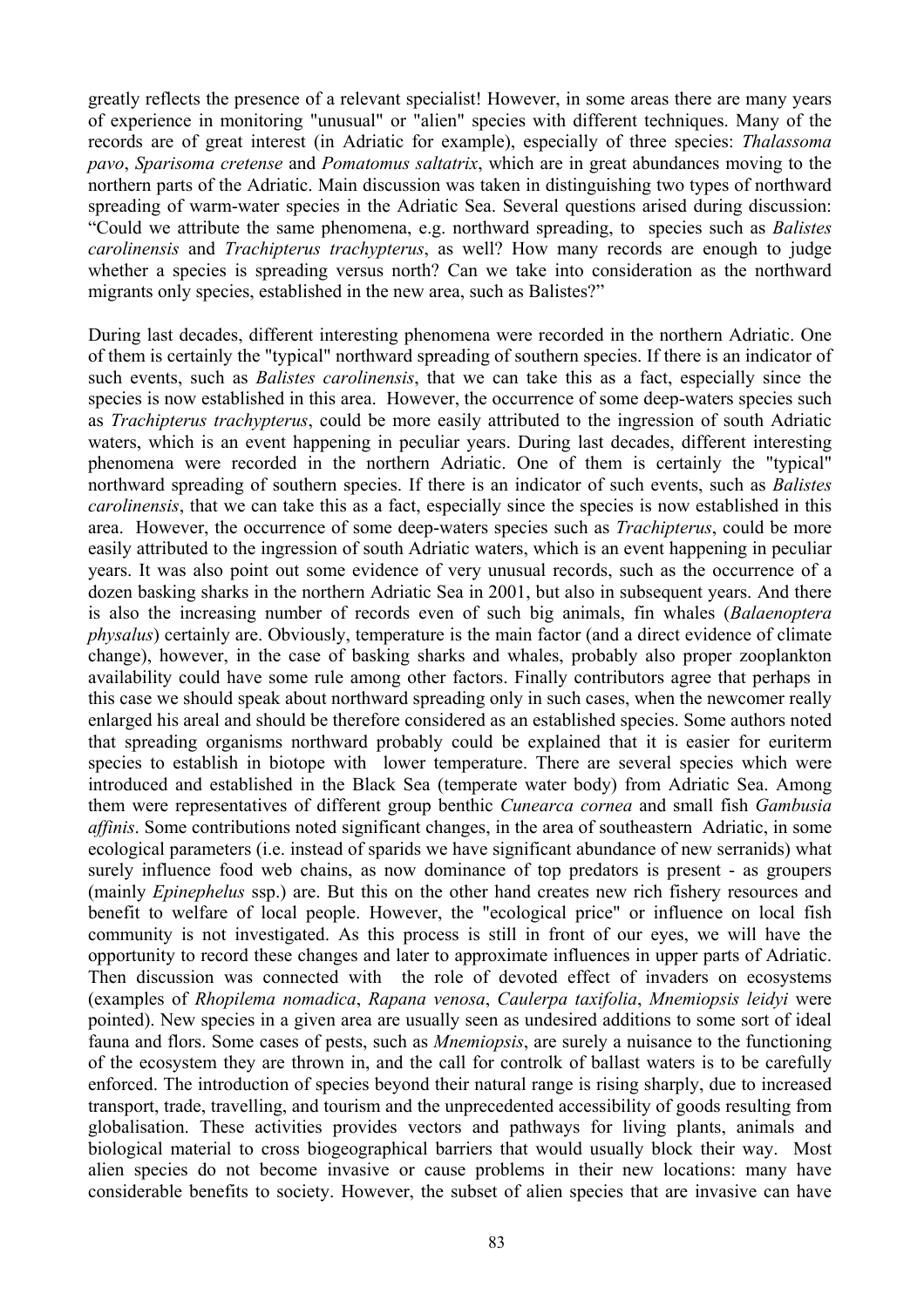greatly reflects the presence of a relevant specialist! However, in some areas there are many years of experience in monitoring "unusual" or "alien" species with different techniques. Many of the records are of great interest (in Adriatic for example), especially of three species: *Thalassoma pavo*, *Sparisoma cretense* and *Pomatomus saltatrix*, which are in great abundances moving to the northern parts of the Adriatic. Main discussion was taken in distinguishing two types of northward spreading of warm-water species in the Adriatic Sea. Several questions arised during discussion: "Could we attribute the same phenomena, e.g. northward spreading, to species such as *Balistes carolinensis* and *Trachipterus trachypterus*, as well? How many records are enough to judge whether a species is spreading versus north? Can we take into consideration as the northward migrants only species, established in the new area, such as Balistes?"

During last decades, different interesting phenomena were recorded in the northern Adriatic. One of them is certainly the "typical" northward spreading of southern species. If there is an indicator of such events, such as *Balistes carolinensis*, that we can take this as a fact, especially since the species is now established in this area. However, the occurrence of some deep-waters species such as *Trachipterus trachypterus*, could be more easily attributed to the ingression of south Adriatic waters, which is an event happening in peculiar years. During last decades, different interesting phenomena were recorded in the northern Adriatic. One of them is certainly the "typical" northward spreading of southern species. If there is an indicator of such events, such as *Balistes carolinensis*, that we can take this as a fact, especially since the species is now established in this area. However, the occurrence of some deep-waters species such as *Trachipterus*, could be more easily attributed to the ingression of south Adriatic waters, which is an event happening in peculiar years. It was also point out some evidence of very unusual records, such as the occurrence of a dozen basking sharks in the northern Adriatic Sea in 2001, but also in subsequent years. And there is also the increasing number of records even of such big animals, fin whales (*Balaenoptera physalus*) certainly are. Obviously, temperature is the main factor (and a direct evidence of climate change), however, in the case of basking sharks and whales, probably also proper zooplankton availability could have some rule among other factors. Finally contributors agree that perhaps in this case we should speak about northward spreading only in such cases, when the newcomer really enlarged his areal and should be therefore considered as an established species. Some authors noted that spreading organisms northward probably could be explained that it is easier for euriterm species to establish in biotope with lower temperature. There are several species which were introduced and established in the Black Sea (temperate water body) from Adriatic Sea. Among them were representatives of different group benthic *Cunearca cornea* and small fish *Gambusia affinis*. Some contributions noted significant changes, in the area of southeastern Adriatic, in some ecological parameters (i.e. instead of sparids we have significant abundance of new serranids) what surely influence food web chains, as now dominance of top predators is present - as groupers (mainly *Epinephelus* ssp.) are. But this on the other hand creates new rich fishery resources and benefit to welfare of local people. However, the "ecological price" or influence on local fish community is not investigated. As this process is still in front of our eyes, we will have the opportunity to record these changes and later to approximate influences in upper parts of Adriatic. Then discussion was connected with the role of devoted effect of invaders on ecosystems (examples of *Rhopilema nomadica*, *Rapana venosa*, *Caulerpa taxifolia*, *Mnemiopsis leidyi* were pointed). New species in a given area are usually seen as undesired additions to some sort of ideal fauna and flors. Some cases of pests, such as *Mnemiopsis*, are surely a nuisance to the functioning of the ecosystem they are thrown in, and the call for controlk of ballast waters is to be carefully enforced. The introduction of species beyond their natural range is rising sharply, due to increased transport, trade, travelling, and tourism and the unprecedented accessibility of goods resulting from globalisation. These activities provides vectors and pathways for living plants, animals and biological material to cross biogeographical barriers that would usually block their way. Most alien species do not become invasive or cause problems in their new locations: many have considerable benefits to society. However, the subset of alien species that are invasive can have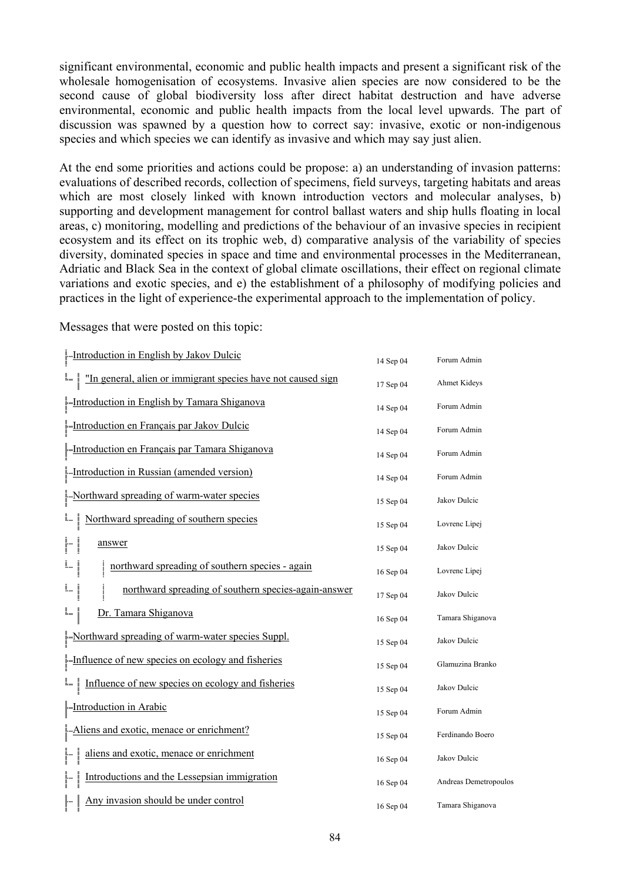significant environmental, economic and public health impacts and present a significant risk of the wholesale homogenisation of ecosystems. Invasive alien species are now considered to be the second cause of global biodiversity loss after direct habitat destruction and have adverse environmental, economic and public health impacts from the local level upwards. The part of discussion was spawned by a question how to correct say: invasive, exotic or non-indigenous species and which species we can identify as invasive and which may say just alien.

At the end some priorities and actions could be propose: a) an understanding of invasion patterns: evaluations of described records, collection of specimens, field surveys, targeting habitats and areas which are most closely linked with known introduction vectors and molecular analyses, b) supporting and development management for control ballast waters and ship hulls floating in local areas, c) monitoring, modelling and predictions of the behaviour of an invasive species in recipient ecosystem and its effect on its trophic web, d) comparative analysis of the variability of species diversity, dominated species in space and time and environmental processes in the Mediterranean, Adriatic and Black Sea in the context of global climate oscillations, their effect on regional climate variations and exotic species, and e) the establishment of a philosophy of modifying policies and practices in the light of experience-the experimental approach to the implementation of policy.

Messages that were posted on this topic:

| Message | Date | Author |
|---|---|---|
| Introduction in English by Jakov Dulcic | 14 Sep 04 | Forum Admin |
| — "In general, alien or immigrant species have not caused sign | 17 Sep 04 | Ahmet Kideys |
| Introduction in English by Tamara Shiganova | 14 Sep 04 | Forum Admin |
| Introduction en Français par Jakov Dulcic | 14 Sep 04 | Forum Admin |
| Introduction en Français par Tamara Shiganova | 14 Sep 04 | Forum Admin |
| Introduction in Russian (amended version) | 14 Sep 04 | Forum Admin |
| Northward spreading of warm-water species | 15 Sep 04 | Jakov Dulcic |
| — Northward spreading of southern species | 15 Sep 04 | Lovrenc Lipej |
| —— answer | 15 Sep 04 | Jakov Dulcic |
| ——— northward spreading of southern species - again | 16 Sep 04 | Lovrenc Lipej |
| ———— northward spreading of southern species-again-answer | 17 Sep 04 | Jakov Dulcic |
| —— Dr. Tamara Shiganova | 16 Sep 04 | Tamara Shiganova |
| Northward spreading of warm-water species Suppl. | 15 Sep 04 | Jakov Dulcic |
| Influence of new species on ecology and fisheries | 15 Sep 04 | Glamuzina Branko |
| — Influence of new species on ecology and fisheries | 15 Sep 04 | Jakov Dulcic |
| Introduction in Arabic | 15 Sep 04 | Forum Admin |
| Aliens and exotic, menace or enrichment? | 15 Sep 04 | Ferdinando Boero |
| — aliens and exotic, menace or enrichment | 16 Sep 04 | Jakov Dulcic |
| — Introductions and the Lessepsian immigration | 16 Sep 04 | Andreas Demetropoulos |
| — Any invasion should be under control | 16 Sep 04 | Tamara Shiganova |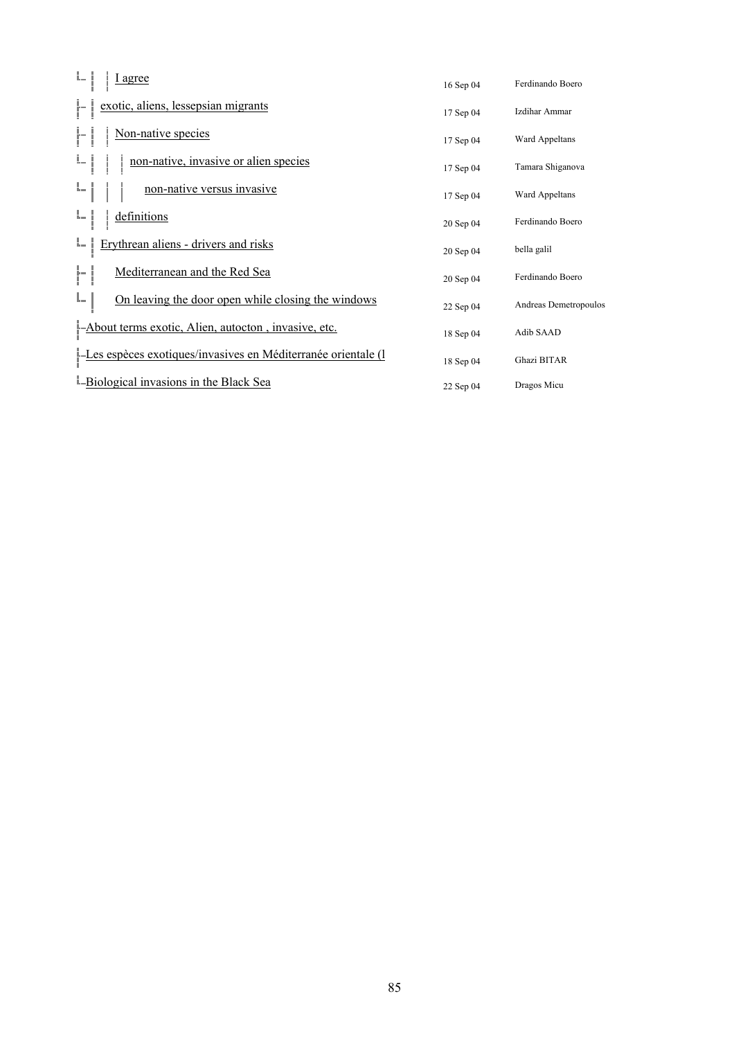| Subject | Date | Author |
| --- | --- | --- |
| └ │ │ I agree | 16 Sep 04 | Ferdinando Boero |
| ├ │ exotic, aliens, lessepsian migrants | 17 Sep 04 | Izdihar Ammar |
| ├ │ │ Non-native species | 17 Sep 04 | Ward Appeltans |
| └ │ │ │ non-native, invasive or alien species | 17 Sep 04 | Tamara Shiganova |
| └ │ │ │ non-native versus invasive | 17 Sep 04 | Ward Appeltans |
| └ │ │ definitions | 20 Sep 04 | Ferdinando Boero |
| └ │ Erythrean aliens - drivers and risks | 20 Sep 04 | bella galil |
| ├ │ Mediterranean and the Red Sea | 20 Sep 04 | Ferdinando Boero |
| └ │ On leaving the door open while closing the windows | 22 Sep 04 | Andreas Demetropoulos |
| ├ About terms exotic, Alien, autocton , invasive, etc. | 18 Sep 04 | Adib SAAD |
| ├ Les espèces exotiques/invasives en Méditerranée orientale (l | 18 Sep 04 | Ghazi BITAR |
| └ Biological invasions in the Black Sea | 22 Sep 04 | Dragos Micu |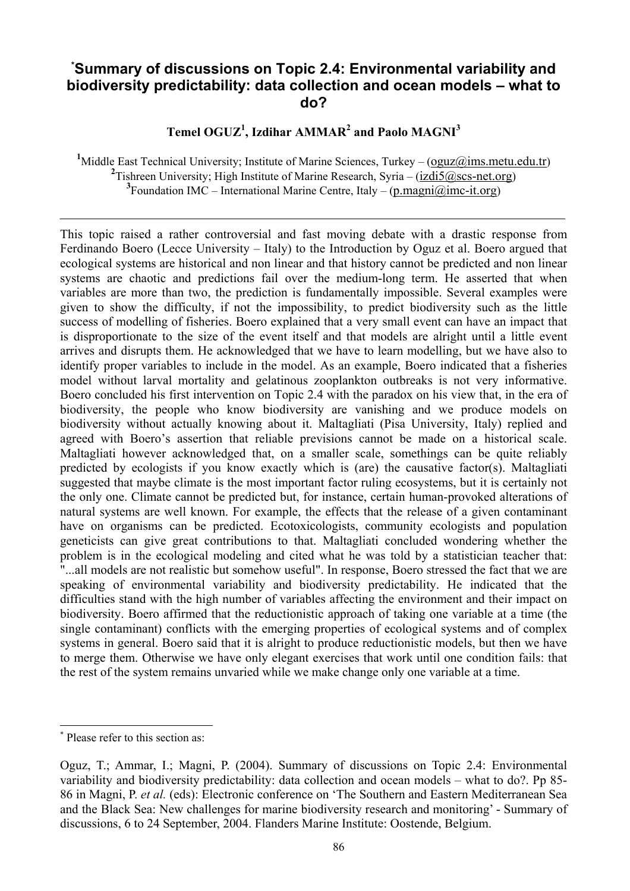# *Summary of discussions on Topic 2.4: Environmental variability and biodiversity predictability: data collection and ocean models – what to do?

**Temel OGUZ[1], Izdihar AMMAR[2] and Paolo MAGNI[3]**

[1]Middle East Technical University; Institute of Marine Sciences, Turkey – (oguz@ims.metu.edu.tr)
[2]Tishreen University; High Institute of Marine Research, Syria – (izdi5@scs-net.org)
[3]Foundation IMC – International Marine Centre, Italy – (p.magni@imc-it.org)

---

This topic raised a rather controversial and fast moving debate with a drastic response from Ferdinando Boero (Lecce University – Italy) to the Introduction by Oguz et al. Boero argued that ecological systems are historical and non linear and that history cannot be predicted and non linear systems are chaotic and predictions fail over the medium-long term. He asserted that when variables are more than two, the prediction is fundamentally impossible. Several examples were given to show the difficulty, if not the impossibility, to predict biodiversity such as the little success of modelling of fisheries. Boero explained that a very small event can have an impact that is disproportionate to the size of the event itself and that models are alright until a little event arrives and disrupts them. He acknowledged that we have to learn modelling, but we have also to identify proper variables to include in the model. As an example, Boero indicated that a fisheries model without larval mortality and gelatinous zooplankton outbreaks is not very informative. Boero concluded his first intervention on Topic 2.4 with the paradox on his view that, in the era of biodiversity, the people who know biodiversity are vanishing and we produce models on biodiversity without actually knowing about it. Maltagliati (Pisa University, Italy) replied and agreed with Boero's assertion that reliable previsions cannot be made on a historical scale. Maltagliati however acknowledged that, on a smaller scale, somethings can be quite reliably predicted by ecologists if you know exactly which is (are) the causative factor(s). Maltagliati suggested that maybe climate is the most important factor ruling ecosystems, but it is certainly not the only one. Climate cannot be predicted but, for instance, certain human-provoked alterations of natural systems are well known. For example, the effects that the release of a given contaminant have on organisms can be predicted. Ecotoxicologists, community ecologists and population geneticists can give great contributions to that. Maltagliati concluded wondering whether the problem is in the ecological modeling and cited what he was told by a statistician teacher that: "...all models are not realistic but somehow useful". In response, Boero stressed the fact that we are speaking of environmental variability and biodiversity predictability. He indicated that the difficulties stand with the high number of variables affecting the environment and their impact on biodiversity. Boero affirmed that the reductionistic approach of taking one variable at a time (the single contaminant) conflicts with the emerging properties of ecological systems and of complex systems in general. Boero said that it is alright to produce reductionistic models, but then we have to merge them. Otherwise we have only elegant exercises that work until one condition fails: that the rest of the system remains unvaried while we make change only one variable at a time.

---

* Please refer to this section as:

Oguz, T.; Ammar, I.; Magni, P. (2004). Summary of discussions on Topic 2.4: Environmental variability and biodiversity predictability: data collection and ocean models – what to do?. Pp 85-86 in Magni, P. *et al.* (eds): Electronic conference on 'The Southern and Eastern Mediterranean Sea and the Black Sea: New challenges for marine biodiversity research and monitoring' - Summary of discussions, 6 to 24 September, 2004. Flanders Marine Institute: Oostende, Belgium.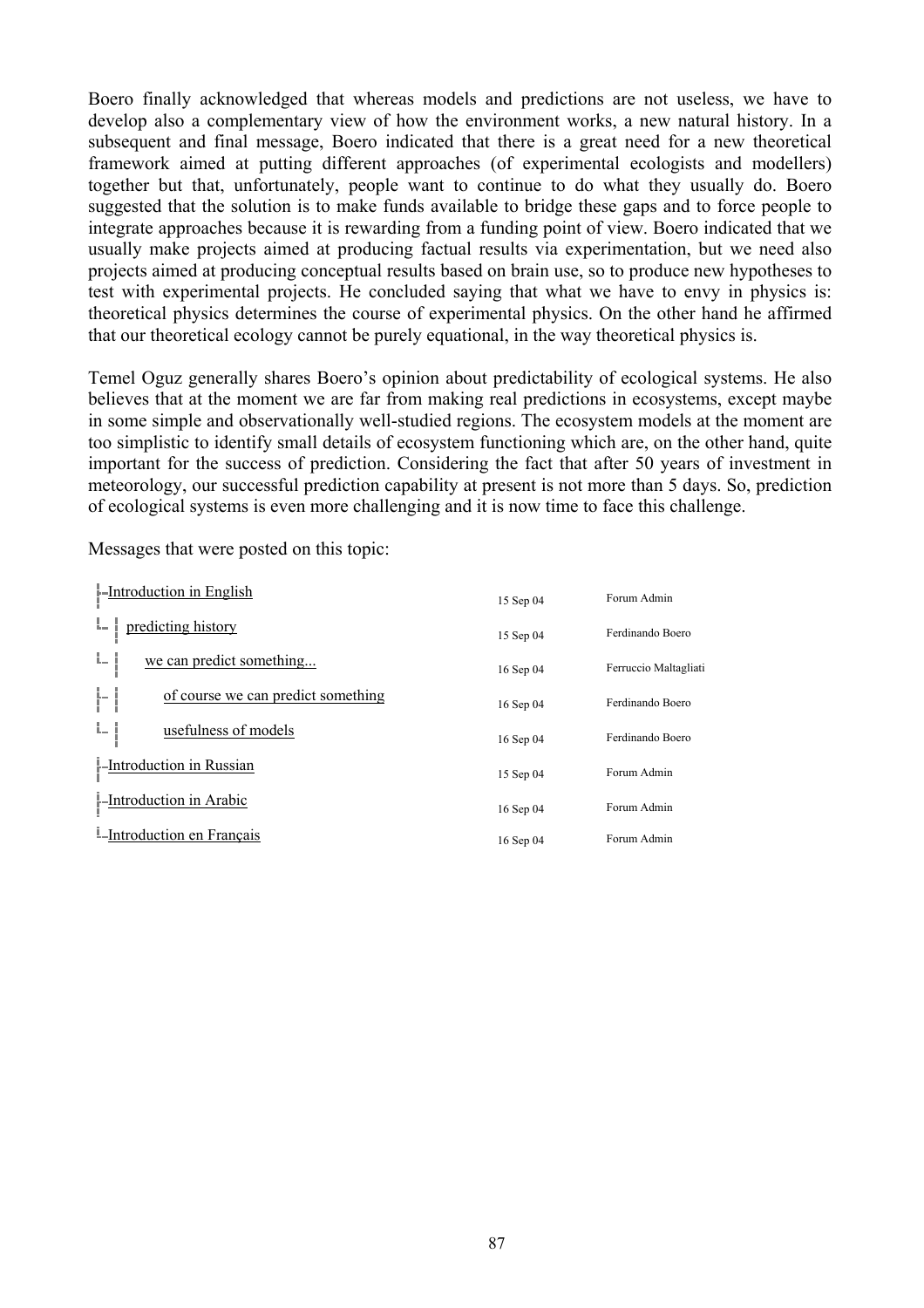Boero finally acknowledged that whereas models and predictions are not useless, we have to develop also a complementary view of how the environment works, a new natural history. In a subsequent and final message, Boero indicated that there is a great need for a new theoretical framework aimed at putting different approaches (of experimental ecologists and modellers) together but that, unfortunately, people want to continue to do what they usually do. Boero suggested that the solution is to make funds available to bridge these gaps and to force people to integrate approaches because it is rewarding from a funding point of view. Boero indicated that we usually make projects aimed at producing factual results via experimentation, but we need also projects aimed at producing conceptual results based on brain use, so to produce new hypotheses to test with experimental projects. He concluded saying that what we have to envy in physics is: theoretical physics determines the course of experimental physics. On the other hand he affirmed that our theoretical ecology cannot be purely equational, in the way theoretical physics is.

Temel Oguz generally shares Boero's opinion about predictability of ecological systems. He also believes that at the moment we are far from making real predictions in ecosystems, except maybe in some simple and observationally well-studied regions. The ecosystem models at the moment are too simplistic to identify small details of ecosystem functioning which are, on the other hand, quite important for the success of prediction. Considering the fact that after 50 years of investment in meteorology, our successful prediction capability at present is not more than 5 days. So, prediction of ecological systems is even more challenging and it is now time to face this challenge.

Messages that were posted on this topic:

| Message | Date | Author |
| --- | --- | --- |
| Introduction in English | 15 Sep 04 | Forum Admin |
| predicting history | 15 Sep 04 | Ferdinando Boero |
| we can predict something... | 16 Sep 04 | Ferruccio Maltagliati |
| of course we can predict something | 16 Sep 04 | Ferdinando Boero |
| usefulness of models | 16 Sep 04 | Ferdinando Boero |
| Introduction in Russian | 15 Sep 04 | Forum Admin |
| Introduction in Arabic | 16 Sep 04 | Forum Admin |
| Introduction en Français | 16 Sep 04 | Forum Admin |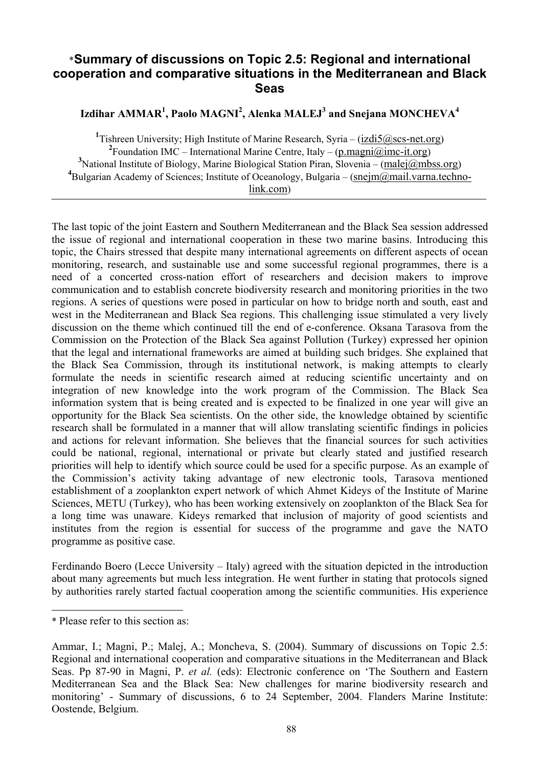# *Summary of discussions on Topic 2.5: Regional and international cooperation and comparative situations in the Mediterranean and Black Seas

**Izdihar AMMAR[1], Paolo MAGNI[2], Alenka MALEJ[3] and Snejana MONCHEVA[4]**

[1]Tishreen University; High Institute of Marine Research, Syria – (izdi5@scs-net.org)
[2]Foundation IMC – International Marine Centre, Italy – (p.magni@imc-it.org)
[3]National Institute of Biology, Marine Biological Station Piran, Slovenia – (malej@mbss.org)
[4]Bulgarian Academy of Sciences; Institute of Oceanology, Bulgaria – (snejm@mail.varna.techno-link.com)

---

The last topic of the joint Eastern and Southern Mediterranean and the Black Sea session addressed the issue of regional and international cooperation in these two marine basins. Introducing this topic, the Chairs stressed that despite many international agreements on different aspects of ocean monitoring, research, and sustainable use and some successful regional programmes, there is a need of a concerted cross-nation effort of researchers and decision makers to improve communication and to establish concrete biodiversity research and monitoring priorities in the two regions. A series of questions were posed in particular on how to bridge north and south, east and west in the Mediterranean and Black Sea regions. This challenging issue stimulated a very lively discussion on the theme which continued till the end of e-conference. Oksana Tarasova from the Commission on the Protection of the Black Sea against Pollution (Turkey) expressed her opinion that the legal and international frameworks are aimed at building such bridges. She explained that the Black Sea Commission, through its institutional network, is making attempts to clearly formulate the needs in scientific research aimed at reducing scientific uncertainty and on integration of new knowledge into the work program of the Commission. The Black Sea information system that is being created and is expected to be finalized in one year will give an opportunity for the Black Sea scientists. On the other side, the knowledge obtained by scientific research shall be formulated in a manner that will allow translating scientific findings in policies and actions for relevant information. She believes that the financial sources for such activities could be national, regional, international or private but clearly stated and justified research priorities will help to identify which source could be used for a specific purpose. As an example of the Commission's activity taking advantage of new electronic tools, Tarasova mentioned establishment of a zooplankton expert network of which Ahmet Kideys of the Institute of Marine Sciences, METU (Turkey), who has been working extensively on zooplankton of the Black Sea for a long time was unaware. Kideys remarked that inclusion of majority of good scientists and institutes from the region is essential for success of the programme and gave the NATO programme as positive case.

Ferdinando Boero (Lecce University – Italy) agreed with the situation depicted in the introduction about many agreements but much less integration. He went further in stating that protocols signed by authorities rarely started factual cooperation among the scientific communities. His experience

---

* Please refer to this section as:

Ammar, I.; Magni, P.; Malej, A.; Moncheva, S. (2004). Summary of discussions on Topic 2.5: Regional and international cooperation and comparative situations in the Mediterranean and Black Seas. Pp 87-90 in Magni, P. *et al.* (eds): Electronic conference on 'The Southern and Eastern Mediterranean Sea and the Black Sea: New challenges for marine biodiversity research and monitoring' - Summary of discussions, 6 to 24 September, 2004. Flanders Marine Institute: Oostende, Belgium.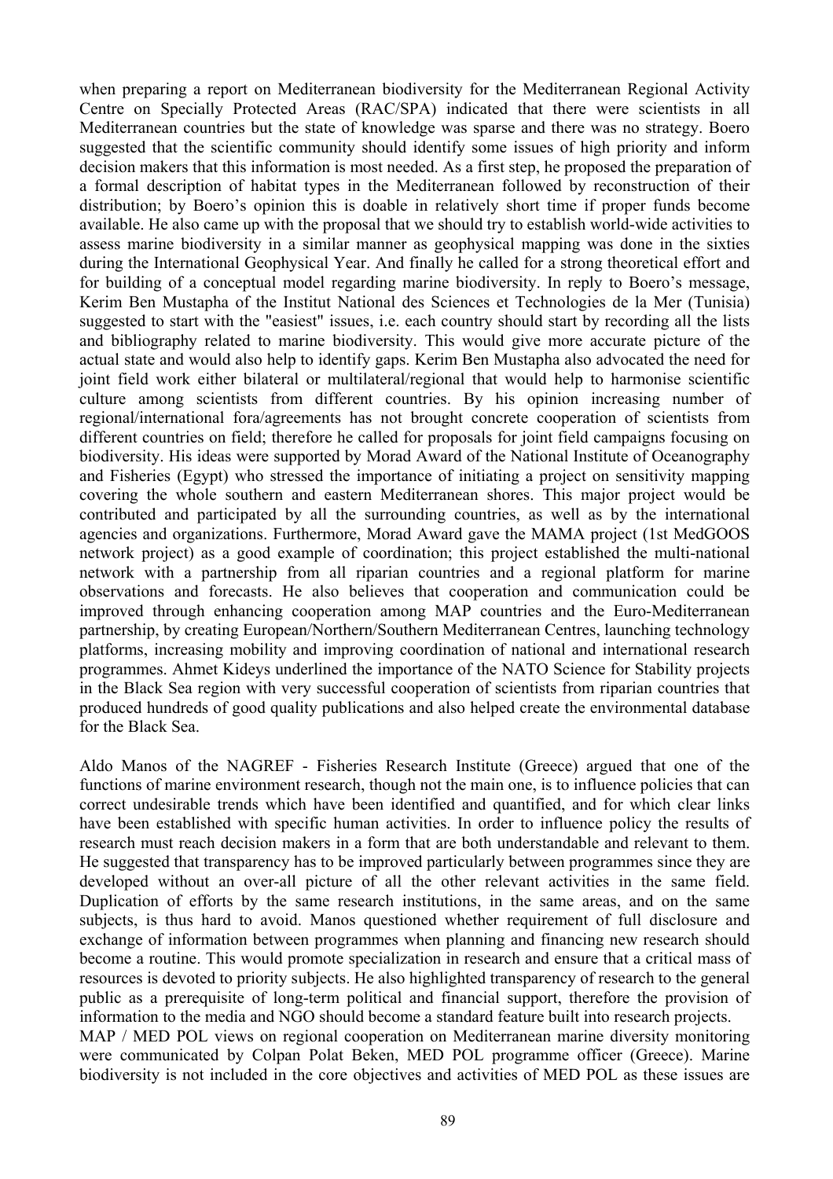when preparing a report on Mediterranean biodiversity for the Mediterranean Regional Activity Centre on Specially Protected Areas (RAC/SPA) indicated that there were scientists in all Mediterranean countries but the state of knowledge was sparse and there was no strategy. Boero suggested that the scientific community should identify some issues of high priority and inform decision makers that this information is most needed. As a first step, he proposed the preparation of a formal description of habitat types in the Mediterranean followed by reconstruction of their distribution; by Boero's opinion this is doable in relatively short time if proper funds become available. He also came up with the proposal that we should try to establish world-wide activities to assess marine biodiversity in a similar manner as geophysical mapping was done in the sixties during the International Geophysical Year. And finally he called for a strong theoretical effort and for building of a conceptual model regarding marine biodiversity. In reply to Boero's message, Kerim Ben Mustapha of the Institut National des Sciences et Technologies de la Mer (Tunisia) suggested to start with the "easiest" issues, i.e. each country should start by recording all the lists and bibliography related to marine biodiversity. This would give more accurate picture of the actual state and would also help to identify gaps. Kerim Ben Mustapha also advocated the need for joint field work either bilateral or multilateral/regional that would help to harmonise scientific culture among scientists from different countries. By his opinion increasing number of regional/international fora/agreements has not brought concrete cooperation of scientists from different countries on field; therefore he called for proposals for joint field campaigns focusing on biodiversity. His ideas were supported by Morad Award of the National Institute of Oceanography and Fisheries (Egypt) who stressed the importance of initiating a project on sensitivity mapping covering the whole southern and eastern Mediterranean shores. This major project would be contributed and participated by all the surrounding countries, as well as by the international agencies and organizations. Furthermore, Morad Award gave the MAMA project (1st MedGOOS network project) as a good example of coordination; this project established the multi-national network with a partnership from all riparian countries and a regional platform for marine observations and forecasts. He also believes that cooperation and communication could be improved through enhancing cooperation among MAP countries and the Euro-Mediterranean partnership, by creating European/Northern/Southern Mediterranean Centres, launching technology platforms, increasing mobility and improving coordination of national and international research programmes. Ahmet Kideys underlined the importance of the NATO Science for Stability projects in the Black Sea region with very successful cooperation of scientists from riparian countries that produced hundreds of good quality publications and also helped create the environmental database for the Black Sea.

Aldo Manos of the NAGREF - Fisheries Research Institute (Greece) argued that one of the functions of marine environment research, though not the main one, is to influence policies that can correct undesirable trends which have been identified and quantified, and for which clear links have been established with specific human activities. In order to influence policy the results of research must reach decision makers in a form that are both understandable and relevant to them. He suggested that transparency has to be improved particularly between programmes since they are developed without an over-all picture of all the other relevant activities in the same field. Duplication of efforts by the same research institutions, in the same areas, and on the same subjects, is thus hard to avoid. Manos questioned whether requirement of full disclosure and exchange of information between programmes when planning and financing new research should become a routine. This would promote specialization in research and ensure that a critical mass of resources is devoted to priority subjects. He also highlighted transparency of research to the general public as a prerequisite of long-term political and financial support, therefore the provision of information to the media and NGO should become a standard feature built into research projects.

MAP / MED POL views on regional cooperation on Mediterranean marine diversity monitoring were communicated by Colpan Polat Beken, MED POL programme officer (Greece). Marine biodiversity is not included in the core objectives and activities of MED POL as these issues are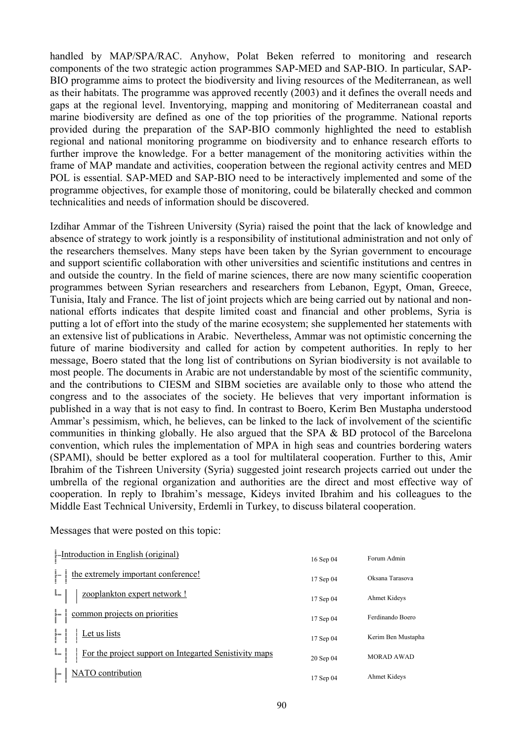handled by MAP/SPA/RAC. Anyhow, Polat Beken referred to monitoring and research components of the two strategic action programmes SAP-MED and SAP-BIO. In particular, SAP-BIO programme aims to protect the biodiversity and living resources of the Mediterranean, as well as their habitats. The programme was approved recently (2003) and it defines the overall needs and gaps at the regional level. Inventorying, mapping and monitoring of Mediterranean coastal and marine biodiversity are defined as one of the top priorities of the programme. National reports provided during the preparation of the SAP-BIO commonly highlighted the need to establish regional and national monitoring programme on biodiversity and to enhance research efforts to further improve the knowledge. For a better management of the monitoring activities within the frame of MAP mandate and activities, cooperation between the regional activity centres and MED POL is essential. SAP-MED and SAP-BIO need to be interactively implemented and some of the programme objectives, for example those of monitoring, could be bilaterally checked and common technicalities and needs of information should be discovered.

Izdihar Ammar of the Tishreen University (Syria) raised the point that the lack of knowledge and absence of strategy to work jointly is a responsibility of institutional administration and not only of the researchers themselves. Many steps have been taken by the Syrian government to encourage and support scientific collaboration with other universities and scientific institutions and centres in and outside the country. In the field of marine sciences, there are now many scientific cooperation programmes between Syrian researchers and researchers from Lebanon, Egypt, Oman, Greece, Tunisia, Italy and France. The list of joint projects which are being carried out by national and non-national efforts indicates that despite limited coast and financial and other problems, Syria is putting a lot of effort into the study of the marine ecosystem; she supplemented her statements with an extensive list of publications in Arabic. Nevertheless, Ammar was not optimistic concerning the future of marine biodiversity and called for action by competent authorities. In reply to her message, Boero stated that the long list of contributions on Syrian biodiversity is not available to most people. The documents in Arabic are not understandable by most of the scientific community, and the contributions to CIESM and SIBM societies are available only to those who attend the congress and to the associates of the society. He believes that very important information is published in a way that is not easy to find. In contrast to Boero, Kerim Ben Mustapha understood Ammar's pessimism, which, he believes, can be linked to the lack of involvement of the scientific communities in thinking globally. He also argued that the SPA & BD protocol of the Barcelona convention, which rules the implementation of MPA in high seas and countries bordering waters (SPAMI), should be better explored as a tool for multilateral cooperation. Further to this, Amir Ibrahim of the Tishreen University (Syria) suggested joint research projects carried out under the umbrella of the regional organization and authorities are the direct and most effective way of cooperation. In reply to Ibrahim's message, Kideys invited Ibrahim and his colleagues to the Middle East Technical University, Erdemli in Turkey, to discuss bilateral cooperation.

Messages that were posted on this topic:

| Message | Date | Author |
|---|---|---|
| Introduction in English (original) | 16 Sep 04 | Forum Admin |
| — the extremely important conference! | 17 Sep 04 | Oksana Tarasova |
| — — zooplankton expert network ! | 17 Sep 04 | Ahmet Kideys |
| — common projects on priorities | 17 Sep 04 | Ferdinando Boero |
| — — Let us lists | 17 Sep 04 | Kerim Ben Mustapha |
| — — For the project support on Integarted Senistivity maps | 20 Sep 04 | MORAD AWAD |
| — NATO contribution | 17 Sep 04 | Ahmet Kideys |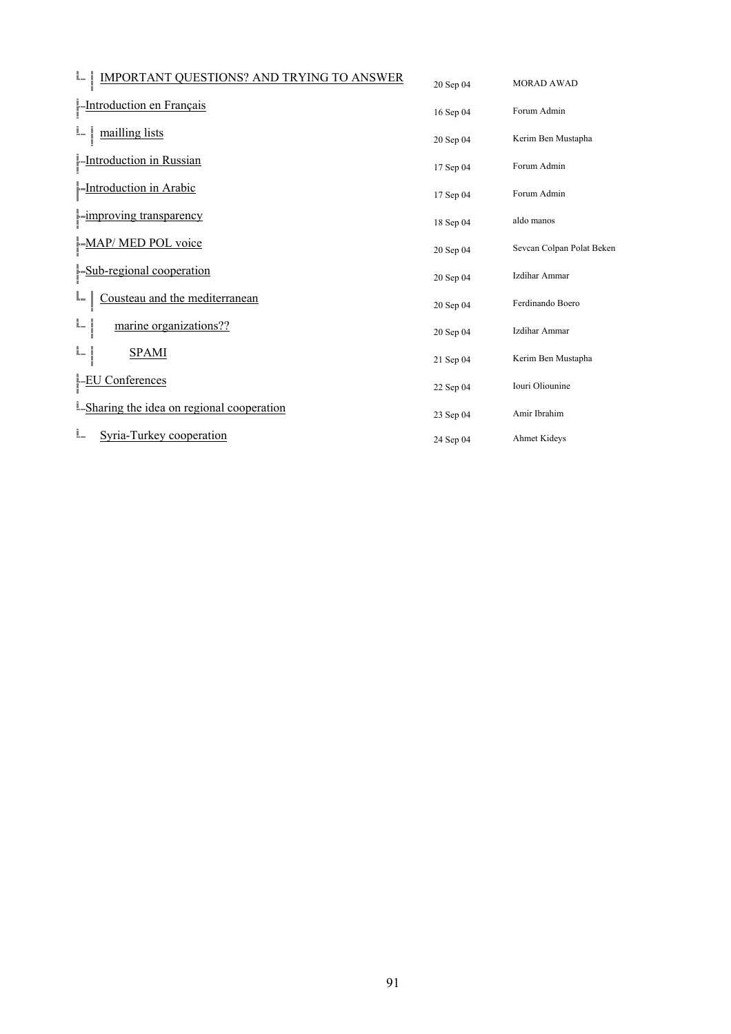| Topic | Date | Author |
|---|---|---|
| IMPORTANT QUESTIONS? AND TRYING TO ANSWER | 20 Sep 04 | MORAD AWAD |
| Introduction en Français | 16 Sep 04 | Forum Admin |
| mailling lists | 20 Sep 04 | Kerim Ben Mustapha |
| Introduction in Russian | 17 Sep 04 | Forum Admin |
| Introduction in Arabic | 17 Sep 04 | Forum Admin |
| improving transparency | 18 Sep 04 | aldo manos |
| MAP/ MED POL voice | 20 Sep 04 | Sevcan Colpan Polat Beken |
| Sub-regional cooperation | 20 Sep 04 | Izdihar Ammar |
| Cousteau and the mediterranean | 20 Sep 04 | Ferdinando Boero |
| marine organizations?? | 20 Sep 04 | Izdihar Ammar |
| SPAMI | 21 Sep 04 | Kerim Ben Mustapha |
| EU Conferences | 22 Sep 04 | Iouri Oliounine |
| Sharing the idea on regional cooperation | 23 Sep 04 | Amir Ibrahim |
| Syria-Turkey cooperation | 24 Sep 04 | Ahmet Kideys |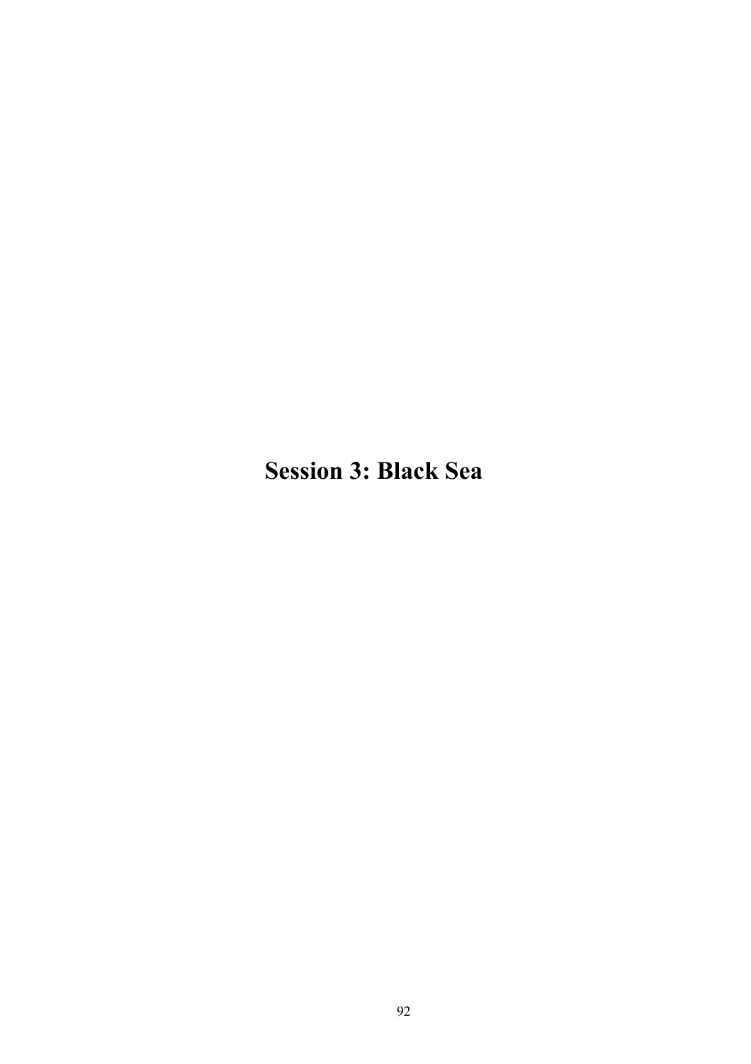# Session 3: Black Sea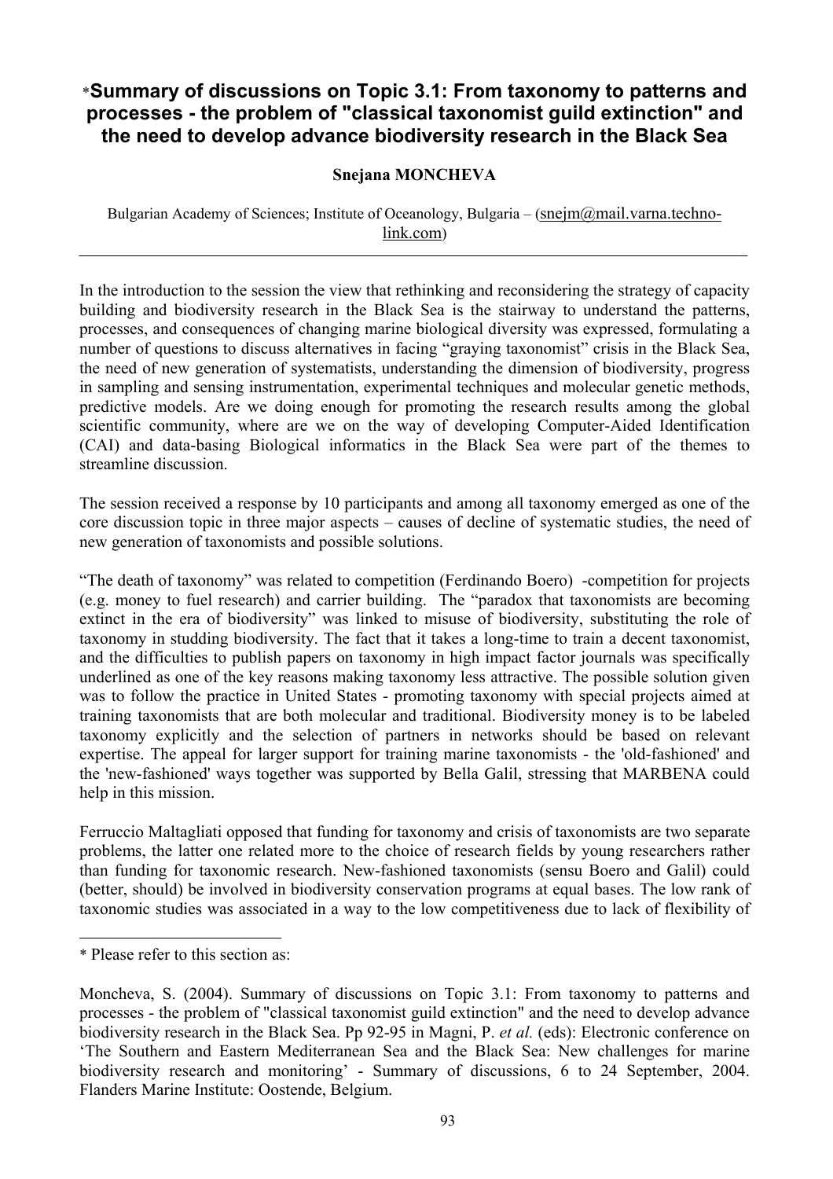# *Summary of discussions on Topic 3.1: From taxonomy to patterns and processes - the problem of "classical taxonomist guild extinction" and the need to develop advance biodiversity research in the Black Sea

**Snejana MONCHEVA**

Bulgarian Academy of Sciences; Institute of Oceanology, Bulgaria – (snejm@mail.varna.techno-link.com)

---

In the introduction to the session the view that rethinking and reconsidering the strategy of capacity building and biodiversity research in the Black Sea is the stairway to understand the patterns, processes, and consequences of changing marine biological diversity was expressed, formulating a number of questions to discuss alternatives in facing "graying taxonomist" crisis in the Black Sea, the need of new generation of systematists, understanding the dimension of biodiversity, progress in sampling and sensing instrumentation, experimental techniques and molecular genetic methods, predictive models. Are we doing enough for promoting the research results among the global scientific community, where are we on the way of developing Computer-Aided Identification (CAI) and data-basing Biological informatics in the Black Sea were part of the themes to streamline discussion.

The session received a response by 10 participants and among all taxonomy emerged as one of the core discussion topic in three major aspects – causes of decline of systematic studies, the need of new generation of taxonomists and possible solutions.

"The death of taxonomy" was related to competition (Ferdinando Boero) -competition for projects (e.g. money to fuel research) and carrier building. The "paradox that taxonomists are becoming extinct in the era of biodiversity" was linked to misuse of biodiversity, substituting the role of taxonomy in studding biodiversity. The fact that it takes a long-time to train a decent taxonomist, and the difficulties to publish papers on taxonomy in high impact factor journals was specifically underlined as one of the key reasons making taxonomy less attractive. The possible solution given was to follow the practice in United States - promoting taxonomy with special projects aimed at training taxonomists that are both molecular and traditional. Biodiversity money is to be labeled taxonomy explicitly and the selection of partners in networks should be based on relevant expertise. The appeal for larger support for training marine taxonomists - the 'old-fashioned' and the 'new-fashioned' ways together was supported by Bella Galil, stressing that MARBENA could help in this mission.

Ferruccio Maltagliati opposed that funding for taxonomy and crisis of taxonomists are two separate problems, the latter one related more to the choice of research fields by young researchers rather than funding for taxonomic research. New-fashioned taxonomists (sensu Boero and Galil) could (better, should) be involved in biodiversity conservation programs at equal bases. The low rank of taxonomic studies was associated in a way to the low competitiveness due to lack of flexibility of

---

* Please refer to this section as:

Moncheva, S. (2004). Summary of discussions on Topic 3.1: From taxonomy to patterns and processes - the problem of "classical taxonomist guild extinction" and the need to develop advance biodiversity research in the Black Sea. Pp 92-95 in Magni, P. *et al.* (eds): Electronic conference on 'The Southern and Eastern Mediterranean Sea and the Black Sea: New challenges for marine biodiversity research and monitoring' - Summary of discussions, 6 to 24 September, 2004. Flanders Marine Institute: Oostende, Belgium.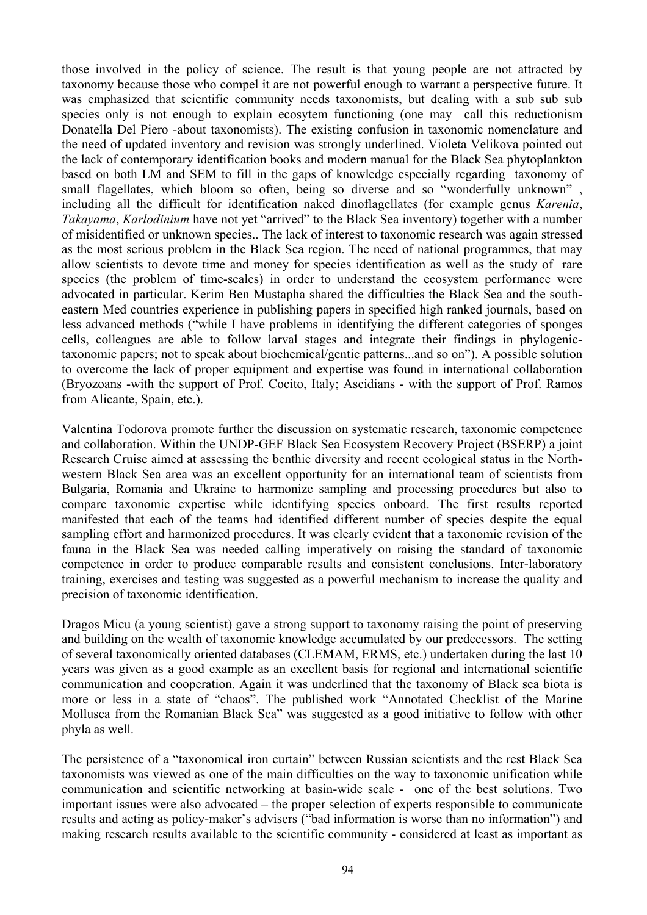those involved in the policy of science. The result is that young people are not attracted by taxonomy because those who compel it are not powerful enough to warrant a perspective future. It was emphasized that scientific community needs taxonomists, but dealing with a sub sub sub species only is not enough to explain ecosytem functioning (one may call this reductionism Donatella Del Piero -about taxonomists). The existing confusion in taxonomic nomenclature and the need of updated inventory and revision was strongly underlined. Violeta Velikova pointed out the lack of contemporary identification books and modern manual for the Black Sea phytoplankton based on both LM and SEM to fill in the gaps of knowledge especially regarding taxonomy of small flagellates, which bloom so often, being so diverse and so "wonderfully unknown" , including all the difficult for identification naked dinoflagellates (for example genus *Karenia*, *Takayama*, *Karlodinium* have not yet "arrived" to the Black Sea inventory) together with a number of misidentified or unknown species.. The lack of interest to taxonomic research was again stressed as the most serious problem in the Black Sea region. The need of national programmes, that may allow scientists to devote time and money for species identification as well as the study of rare species (the problem of time-scales) in order to understand the ecosystem performance were advocated in particular. Kerim Ben Mustapha shared the difficulties the Black Sea and the south-eastern Med countries experience in publishing papers in specified high ranked journals, based on less advanced methods ("while I have problems in identifying the different categories of sponges cells, colleagues are able to follow larval stages and integrate their findings in phylogenic-taxonomic papers; not to speak about biochemical/gentic patterns...and so on"). A possible solution to overcome the lack of proper equipment and expertise was found in international collaboration (Bryozoans -with the support of Prof. Cocito, Italy; Ascidians - with the support of Prof. Ramos from Alicante, Spain, etc.).

Valentina Todorova promote further the discussion on systematic research, taxonomic competence and collaboration. Within the UNDP-GEF Black Sea Ecosystem Recovery Project (BSERP) a joint Research Cruise aimed at assessing the benthic diversity and recent ecological status in the North-western Black Sea area was an excellent opportunity for an international team of scientists from Bulgaria, Romania and Ukraine to harmonize sampling and processing procedures but also to compare taxonomic expertise while identifying species onboard. The first results reported manifested that each of the teams had identified different number of species despite the equal sampling effort and harmonized procedures. It was clearly evident that a taxonomic revision of the fauna in the Black Sea was needed calling imperatively on raising the standard of taxonomic competence in order to produce comparable results and consistent conclusions. Inter-laboratory training, exercises and testing was suggested as a powerful mechanism to increase the quality and precision of taxonomic identification.

Dragos Micu (a young scientist) gave a strong support to taxonomy raising the point of preserving and building on the wealth of taxonomic knowledge accumulated by our predecessors. The setting of several taxonomically oriented databases (CLEMAM, ERMS, etc.) undertaken during the last 10 years was given as a good example as an excellent basis for regional and international scientific communication and cooperation. Again it was underlined that the taxonomy of Black sea biota is more or less in a state of "chaos". The published work "Annotated Checklist of the Marine Mollusca from the Romanian Black Sea" was suggested as a good initiative to follow with other phyla as well.

The persistence of a "taxonomical iron curtain" between Russian scientists and the rest Black Sea taxonomists was viewed as one of the main difficulties on the way to taxonomic unification while communication and scientific networking at basin-wide scale - one of the best solutions. Two important issues were also advocated – the proper selection of experts responsible to communicate results and acting as policy-maker's advisers ("bad information is worse than no information") and making research results available to the scientific community - considered at least as important as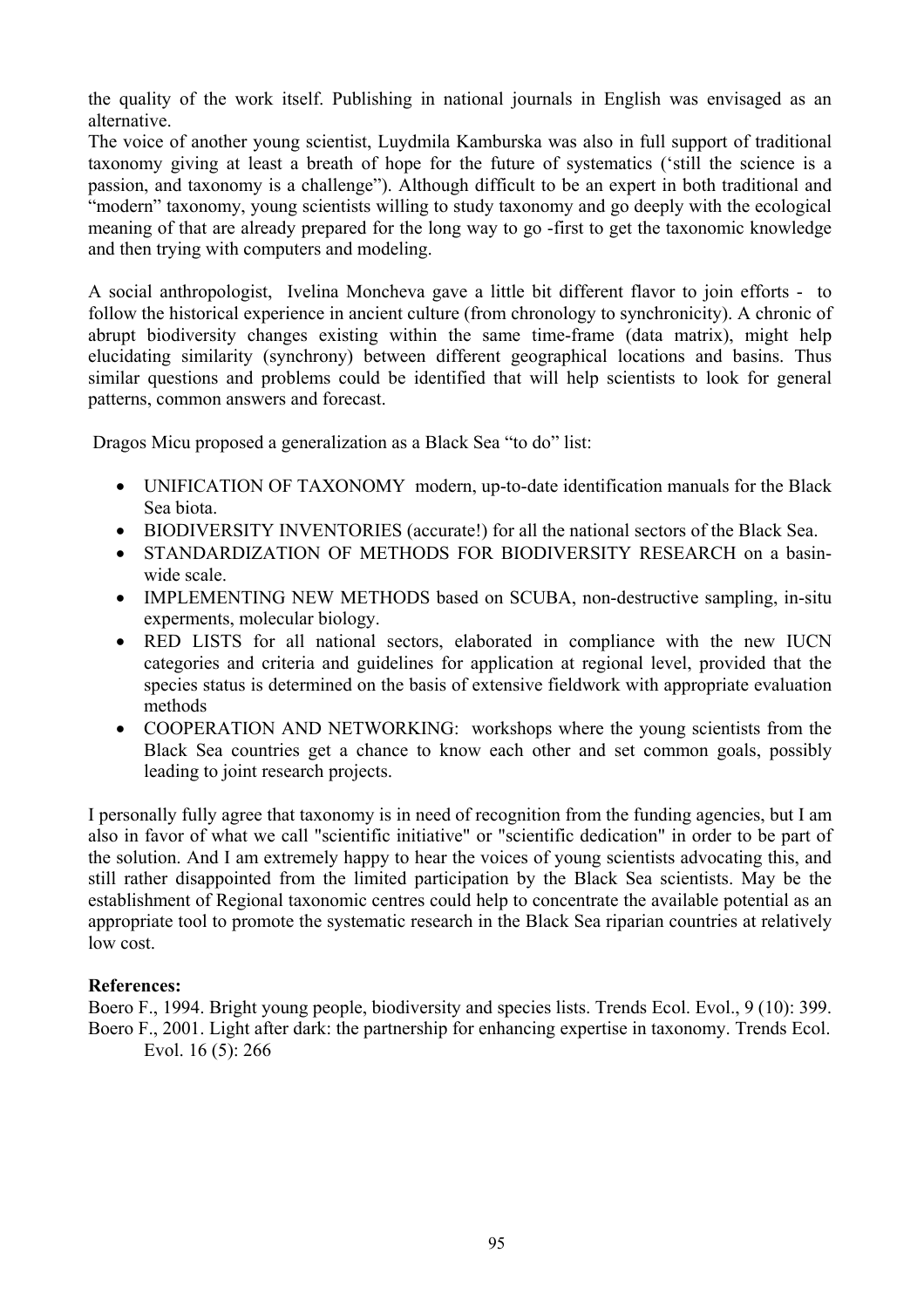the quality of the work itself. Publishing in national journals in English was envisaged as an alternative.

The voice of another young scientist, Luydmila Kamburska was also in full support of traditional taxonomy giving at least a breath of hope for the future of systematics ('still the science is a passion, and taxonomy is a challenge"). Although difficult to be an expert in both traditional and "modern" taxonomy, young scientists willing to study taxonomy and go deeply with the ecological meaning of that are already prepared for the long way to go -first to get the taxonomic knowledge and then trying with computers and modeling.

A social anthropologist, Ivelina Moncheva gave a little bit different flavor to join efforts - to follow the historical experience in ancient culture (from chronology to synchronicity). A chronic of abrupt biodiversity changes existing within the same time-frame (data matrix), might help elucidating similarity (synchrony) between different geographical locations and basins. Thus similar questions and problems could be identified that will help scientists to look for general patterns, common answers and forecast.

Dragos Micu proposed a generalization as a Black Sea "to do" list:

- UNIFICATION OF TAXONOMY modern, up-to-date identification manuals for the Black Sea biota.
- BIODIVERSITY INVENTORIES (accurate!) for all the national sectors of the Black Sea.
- STANDARDIZATION OF METHODS FOR BIODIVERSITY RESEARCH on a basin-wide scale.
- IMPLEMENTING NEW METHODS based on SCUBA, non-destructive sampling, in-situ experments, molecular biology.
- RED LISTS for all national sectors, elaborated in compliance with the new IUCN categories and criteria and guidelines for application at regional level, provided that the species status is determined on the basis of extensive fieldwork with appropriate evaluation methods
- COOPERATION AND NETWORKING: workshops where the young scientists from the Black Sea countries get a chance to know each other and set common goals, possibly leading to joint research projects.

I personally fully agree that taxonomy is in need of recognition from the funding agencies, but I am also in favor of what we call "scientific initiative" or "scientific dedication" in order to be part of the solution. And I am extremely happy to hear the voices of young scientists advocating this, and still rather disappointed from the limited participation by the Black Sea scientists. May be the establishment of Regional taxonomic centres could help to concentrate the available potential as an appropriate tool to promote the systematic research in the Black Sea riparian countries at relatively low cost.

**References:**

Boero F., 1994. Bright young people, biodiversity and species lists. Trends Ecol. Evol., 9 (10): 399.

Boero F., 2001. Light after dark: the partnership for enhancing expertise in taxonomy. Trends Ecol. Evol. 16 (5): 266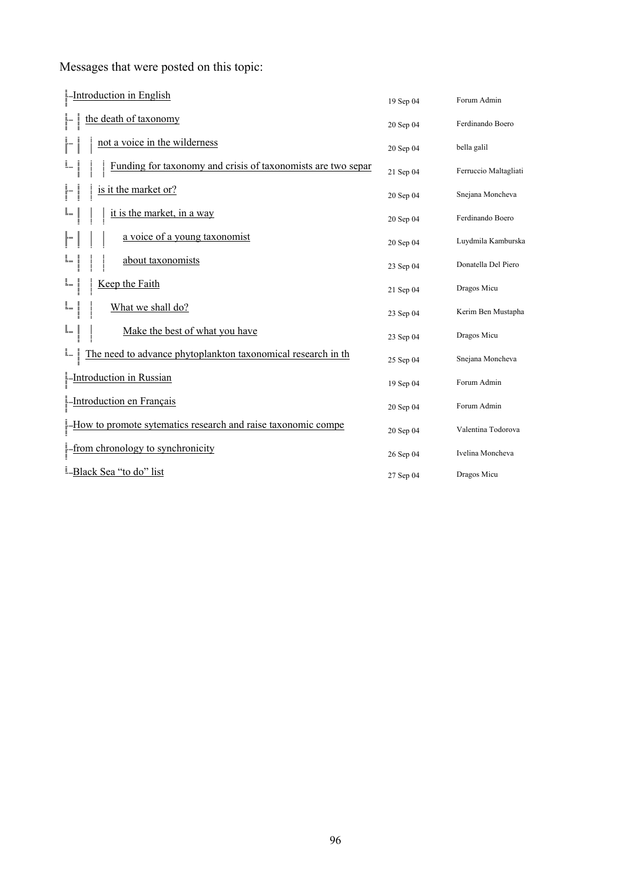Messages that were posted on this topic:

| Message | Date | Author |
|---|---|---|
| Introduction in English | 19 Sep 04 | Forum Admin |
| the death of taxonomy | 20 Sep 04 | Ferdinando Boero |
| not a voice in the wilderness | 20 Sep 04 | bella galil |
| Funding for taxonomy and crisis of taxonomists are two separ | 21 Sep 04 | Ferruccio Maltagliati |
| is it the market or? | 20 Sep 04 | Snejana Moncheva |
| it is the market, in a way | 20 Sep 04 | Ferdinando Boero |
| a voice of a young taxonomist | 20 Sep 04 | Luydmila Kamburska |
| about taxonomists | 23 Sep 04 | Donatella Del Piero |
| Keep the Faith | 21 Sep 04 | Dragos Micu |
| What we shall do? | 23 Sep 04 | Kerim Ben Mustapha |
| Make the best of what you have | 23 Sep 04 | Dragos Micu |
| The need to advance phytoplankton taxonomical research in th | 25 Sep 04 | Snejana Moncheva |
| Introduction in Russian | 19 Sep 04 | Forum Admin |
| Introduction en Français | 20 Sep 04 | Forum Admin |
| How to promote sytematics research and raise taxonomic compe | 20 Sep 04 | Valentina Todorova |
| from chronology to synchronicity | 26 Sep 04 | Ivelina Moncheva |
| Black Sea "to do" list | 27 Sep 04 | Dragos Micu |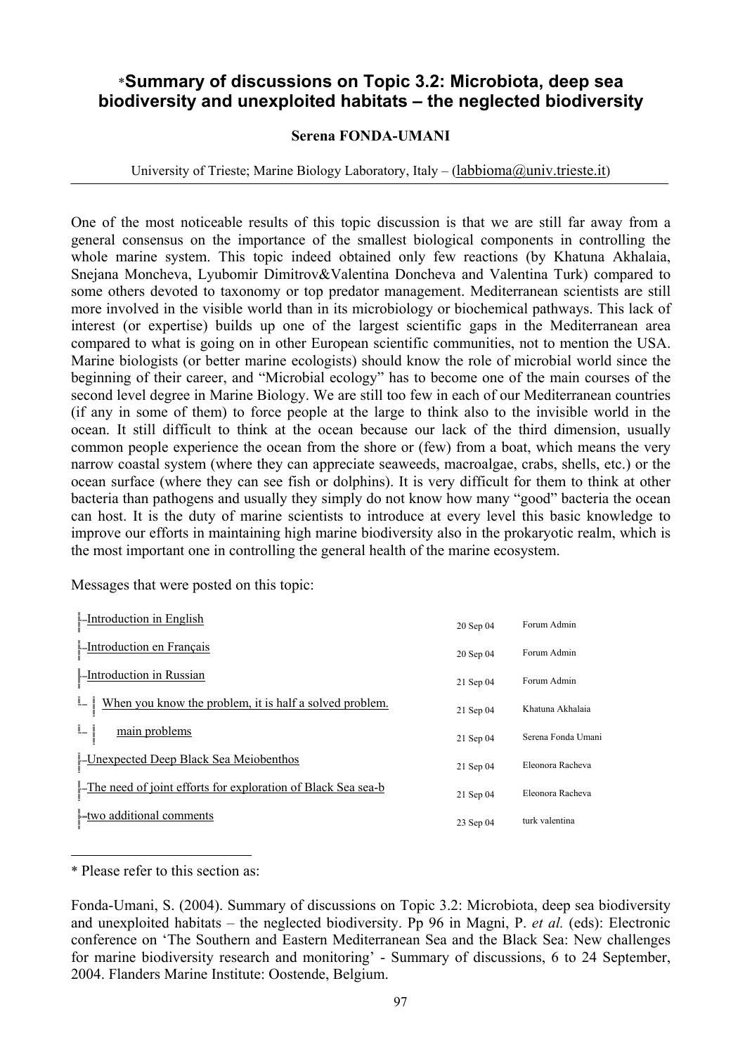# *Summary of discussions on Topic 3.2: Microbiota, deep sea biodiversity and unexploited habitats – the neglected biodiversity

**Serena FONDA-UMANI**

University of Trieste; Marine Biology Laboratory, Italy – (labbioma@univ.trieste.it)

---

One of the most noticeable results of this topic discussion is that we are still far away from a general consensus on the importance of the smallest biological components in controlling the whole marine system. This topic indeed obtained only few reactions (by Khatuna Akhalaia, Snejana Moncheva, Lyubomir Dimitrov&Valentina Doncheva and Valentina Turk) compared to some others devoted to taxonomy or top predator management. Mediterranean scientists are still more involved in the visible world than in its microbiology or biochemical pathways. This lack of interest (or expertise) builds up one of the largest scientific gaps in the Mediterranean area compared to what is going on in other European scientific communities, not to mention the USA. Marine biologists (or better marine ecologists) should know the role of microbial world since the beginning of their career, and "Microbial ecology" has to become one of the main courses of the second level degree in Marine Biology. We are still too few in each of our Mediterranean countries (if any in some of them) to force people at the large to think also to the invisible world in the ocean. It still difficult to think at the ocean because our lack of the third dimension, usually common people experience the ocean from the shore or (few) from a boat, which means the very narrow coastal system (where they can appreciate seaweeds, macroalgae, crabs, shells, etc.) or the ocean surface (where they can see fish or dolphins). It is very difficult for them to think at other bacteria than pathogens and usually they simply do not know how many "good" bacteria the ocean can host. It is the duty of marine scientists to introduce at every level this basic knowledge to improve our efforts in maintaining high marine biodiversity also in the prokaryotic realm, which is the most important one in controlling the general health of the marine ecosystem.

Messages that were posted on this topic:

| Message | Date | Author |
|---|---|---|
| Introduction in English | 20 Sep 04 | Forum Admin |
| Introduction en Français | 20 Sep 04 | Forum Admin |
| Introduction in Russian | 21 Sep 04 | Forum Admin |
| When you know the problem, it is half a solved problem. | 21 Sep 04 | Khatuna Akhalaia |
| main problems | 21 Sep 04 | Serena Fonda Umani |
| Unexpected Deep Black Sea Meiobenthos | 21 Sep 04 | Eleonora Racheva |
| The need of joint efforts for exploration of Black Sea sea-b | 21 Sep 04 | Eleonora Racheva |
| two additional comments | 23 Sep 04 | turk valentina |

---

* Please refer to this section as:

Fonda-Umani, S. (2004). Summary of discussions on Topic 3.2: Microbiota, deep sea biodiversity and unexploited habitats – the neglected biodiversity. Pp 96 in Magni, P. *et al.* (eds): Electronic conference on 'The Southern and Eastern Mediterranean Sea and the Black Sea: New challenges for marine biodiversity research and monitoring' - Summary of discussions, 6 to 24 September, 2004. Flanders Marine Institute: Oostende, Belgium.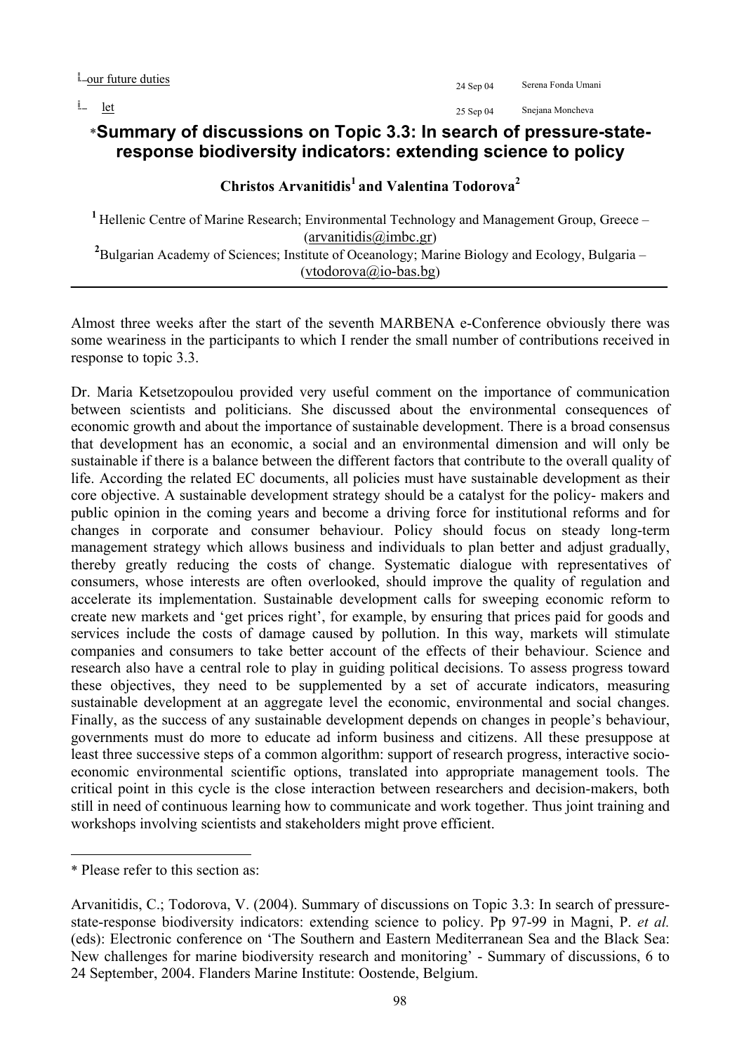- our future duties — 24 Sep 04 — Serena Fonda Umani
- let — 25 Sep 04 — Snejana Moncheva

## *Summary of discussions on Topic 3.3: In search of pressure-state-response biodiversity indicators: extending science to policy

**Christos Arvanitidis[1] and Valentina Todorova[2]**

[1] Hellenic Centre of Marine Research; Environmental Technology and Management Group, Greece – (arvanitidis@imbc.gr)
[2] Bulgarian Academy of Sciences; Institute of Oceanology; Marine Biology and Ecology, Bulgaria – (vtodorova@io-bas.bg)

---

Almost three weeks after the start of the seventh MARBENA e-Conference obviously there was some weariness in the participants to which I render the small number of contributions received in response to topic 3.3.

Dr. Maria Ketsetzopoulou provided very useful comment on the importance of communication between scientists and politicians. She discussed about the environmental consequences of economic growth and about the importance of sustainable development. There is a broad consensus that development has an economic, a social and an environmental dimension and will only be sustainable if there is a balance between the different factors that contribute to the overall quality of life. According the related EC documents, all policies must have sustainable development as their core objective. A sustainable development strategy should be a catalyst for the policy- makers and public opinion in the coming years and become a driving force for institutional reforms and for changes in corporate and consumer behaviour. Policy should focus on steady long-term management strategy which allows business and individuals to plan better and adjust gradually, thereby greatly reducing the costs of change. Systematic dialogue with representatives of consumers, whose interests are often overlooked, should improve the quality of regulation and accelerate its implementation. Sustainable development calls for sweeping economic reform to create new markets and 'get prices right', for example, by ensuring that prices paid for goods and services include the costs of damage caused by pollution. In this way, markets will stimulate companies and consumers to take better account of the effects of their behaviour. Science and research also have a central role to play in guiding political decisions. To assess progress toward these objectives, they need to be supplemented by a set of accurate indicators, measuring sustainable development at an aggregate level the economic, environmental and social changes. Finally, as the success of any sustainable development depends on changes in people's behaviour, governments must do more to educate ad inform business and citizens. All these presuppose at least three successive steps of a common algorithm: support of research progress, interactive socio-economic environmental scientific options, translated into appropriate management tools. The critical point in this cycle is the close interaction between researchers and decision-makers, both still in need of continuous learning how to communicate and work together. Thus joint training and workshops involving scientists and stakeholders might prove efficient.

---

* Please refer to this section as:

Arvanitidis, C.; Todorova, V. (2004). Summary of discussions on Topic 3.3: In search of pressure-state-response biodiversity indicators: extending science to policy. Pp 97-99 in Magni, P. *et al.* (eds): Electronic conference on 'The Southern and Eastern Mediterranean Sea and the Black Sea: New challenges for marine biodiversity research and monitoring' - Summary of discussions, 6 to 24 September, 2004. Flanders Marine Institute: Oostende, Belgium.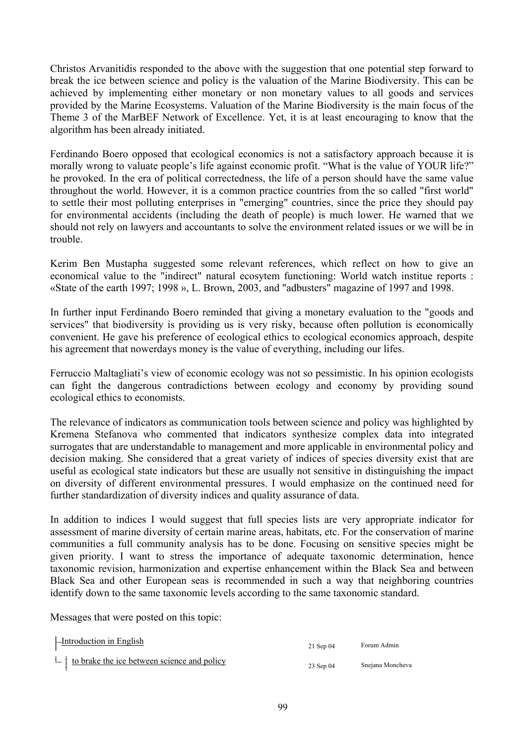Christos Arvanitidis responded to the above with the suggestion that one potential step forward to break the ice between science and policy is the valuation of the Marine Biodiversity. This can be achieved by implementing either monetary or non monetary values to all goods and services provided by the Marine Ecosystems. Valuation of the Marine Biodiversity is the main focus of the Theme 3 of the MarBEF Network of Excellence. Yet, it is at least encouraging to know that the algorithm has been already initiated.

Ferdinando Boero opposed that ecological economics is not a satisfactory approach because it is morally wrong to valuate people's life against economic profit. "What is the value of YOUR life?" he provoked. In the era of political correctedness, the life of a person should have the same value throughout the world. However, it is a common practice countries from the so called "first world" to settle their most polluting enterprises in "emerging" countries, since the price they should pay for environmental accidents (including the death of people) is much lower. He warned that we should not rely on lawyers and accountants to solve the environment related issues or we will be in trouble.

Kerim Ben Mustapha suggested some relevant references, which reflect on how to give an economical value to the "indirect" natural ecosytem functioning: World watch institue reports : «State of the earth 1997; 1998 », L. Brown, 2003, and "adbusters" magazine of 1997 and 1998.

In further input Ferdinando Boero reminded that giving a monetary evaluation to the "goods and services" that biodiversity is providing us is very risky, because often pollution is economically convenient. He gave his preference of ecological ethics to ecological economics approach, despite his agreement that nowerdays money is the value of everything, including our lifes.

Ferruccio Maltagliati's view of economic ecology was not so pessimistic. In his opinion ecologists can fight the dangerous contradictions between ecology and economy by providing sound ecological ethics to economists.

The relevance of indicators as communication tools between science and policy was highlighted by Kremena Stefanova who commented that indicators synthesize complex data into integrated surrogates that are understandable to management and more applicable in environmental policy and decision making. She considered that a great variety of indices of species diversity exist that are useful as ecological state indicators but these are usually not sensitive in distinguishing the impact on diversity of different environmental pressures. I would emphasize on the continued need for further standardization of diversity indices and quality assurance of data.

In addition to indices I would suggest that full species lists are very appropriate indicator for assessment of marine diversity of certain marine areas, habitats, etc. For the conservation of marine communities a full community analysis has to be done. Focusing on sensitive species might be given priority. I want to stress the importance of adequate taxonomic determination, hence taxonomic revision, harmonization and expertise enhancement within the Black Sea and between Black Sea and other European seas is recommended in such a way that neighboring countries identify down to the same taxonomic levels according to the same taxonomic standard.

Messages that were posted on this topic:

| Topic | Date | Author |
|---|---|---|
| Introduction in English | 21 Sep 04 | Forum Admin |
| to brake the ice between science and policy | 23 Sep 04 | Snejana Moncheva |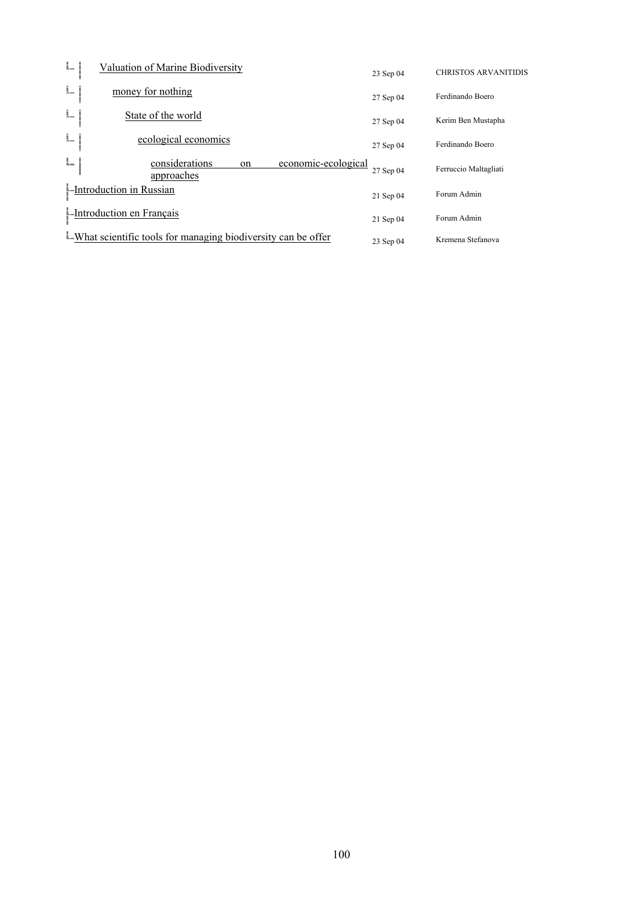| Topic | Date | Author |
| --- | --- | --- |
| Valuation of Marine Biodiversity | 23 Sep 04 | CHRISTOS ARVANITIDIS |
| money for nothing | 27 Sep 04 | Ferdinando Boero |
| State of the world | 27 Sep 04 | Kerim Ben Mustapha |
| ecological economics | 27 Sep 04 | Ferdinando Boero |
| considerations on economic-ecological approaches | 27 Sep 04 | Ferruccio Maltagliati |
| Introduction in Russian | 21 Sep 04 | Forum Admin |
| Introduction en Français | 21 Sep 04 | Forum Admin |
| What scientific tools for managing biodiversity can be offer | 23 Sep 04 | Kremena Stefanova |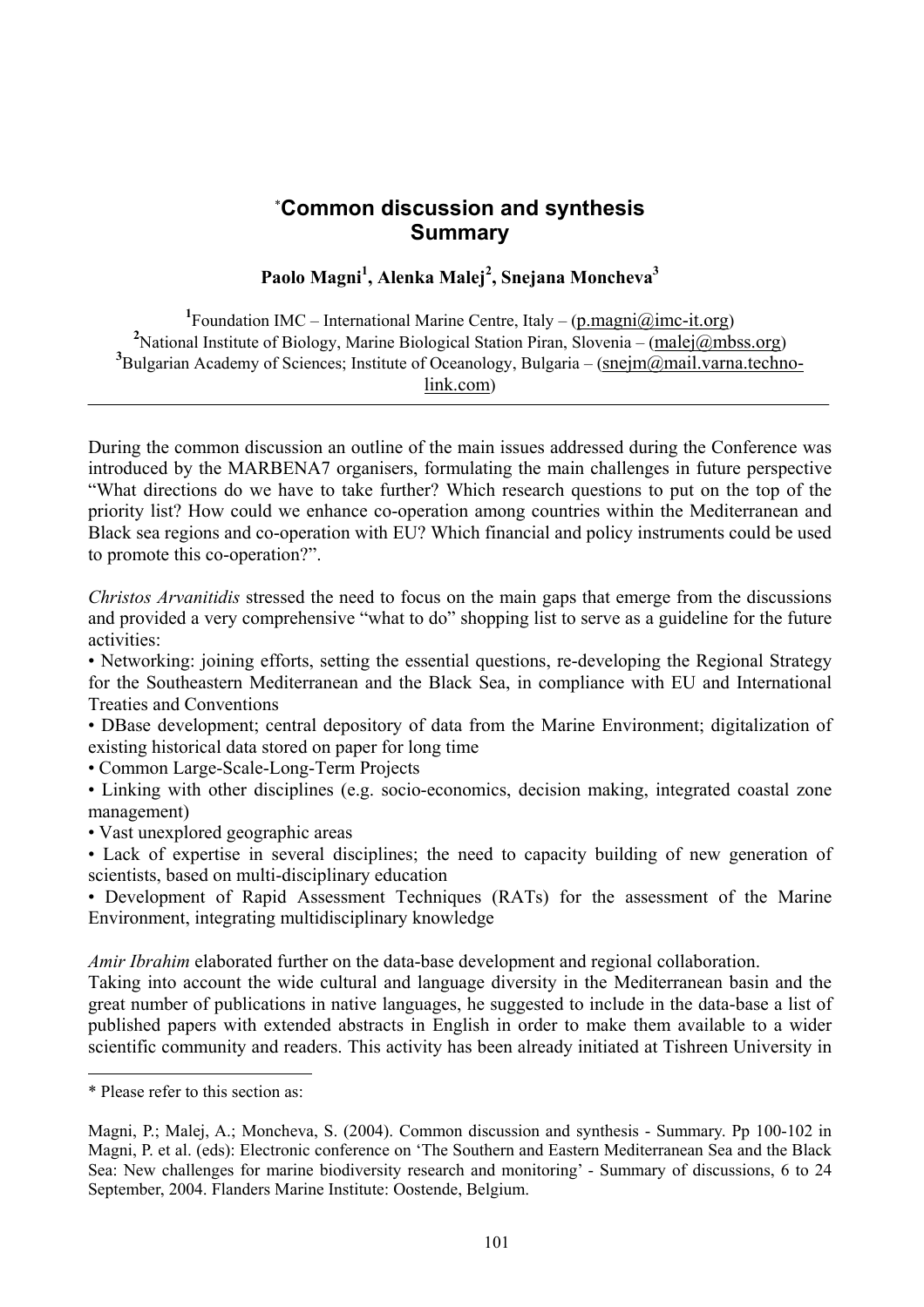# [*]Common discussion and synthesis
# Summary

**Paolo Magni[1], Alenka Malej[2], Snejana Moncheva[3]**

[1]Foundation IMC – International Marine Centre, Italy – (p.magni@imc-it.org)
[2]National Institute of Biology, Marine Biological Station Piran, Slovenia – (malej@mbss.org)
[3]Bulgarian Academy of Sciences; Institute of Oceanology, Bulgaria – (snejm@mail.varna.techno-link.com)

---

During the common discussion an outline of the main issues addressed during the Conference was introduced by the MARBENA7 organisers, formulating the main challenges in future perspective "What directions do we have to take further? Which research questions to put on the top of the priority list? How could we enhance co-operation among countries within the Mediterranean and Black sea regions and co-operation with EU? Which financial and policy instruments could be used to promote this co-operation?".

*Christos Arvanitidis* stressed the need to focus on the main gaps that emerge from the discussions and provided a very comprehensive "what to do" shopping list to serve as a guideline for the future activities:

- Networking: joining efforts, setting the essential questions, re-developing the Regional Strategy for the Southeastern Mediterranean and the Black Sea, in compliance with EU and International Treaties and Conventions
- DBase development; central depository of data from the Marine Environment; digitalization of existing historical data stored on paper for long time
- Common Large-Scale-Long-Term Projects
- Linking with other disciplines (e.g. socio-economics, decision making, integrated coastal zone management)
- Vast unexplored geographic areas
- Lack of expertise in several disciplines; the need to capacity building of new generation of scientists, based on multi-disciplinary education
- Development of Rapid Assessment Techniques (RATs) for the assessment of the Marine Environment, integrating multidisciplinary knowledge

*Amir Ibrahim* elaborated further on the data-base development and regional collaboration.
Taking into account the wide cultural and language diversity in the Mediterranean basin and the great number of publications in native languages, he suggested to include in the data-base a list of published papers with extended abstracts in English in order to make them available to a wider scientific community and readers. This activity has been already initiated at Tishreen University in

---

* Please refer to this section as:

Magni, P.; Malej, A.; Moncheva, S. (2004). Common discussion and synthesis - Summary. Pp 100-102 in Magni, P. et al. (eds): Electronic conference on 'The Southern and Eastern Mediterranean Sea and the Black Sea: New challenges for marine biodiversity research and monitoring' - Summary of discussions, 6 to 24 September, 2004. Flanders Marine Institute: Oostende, Belgium.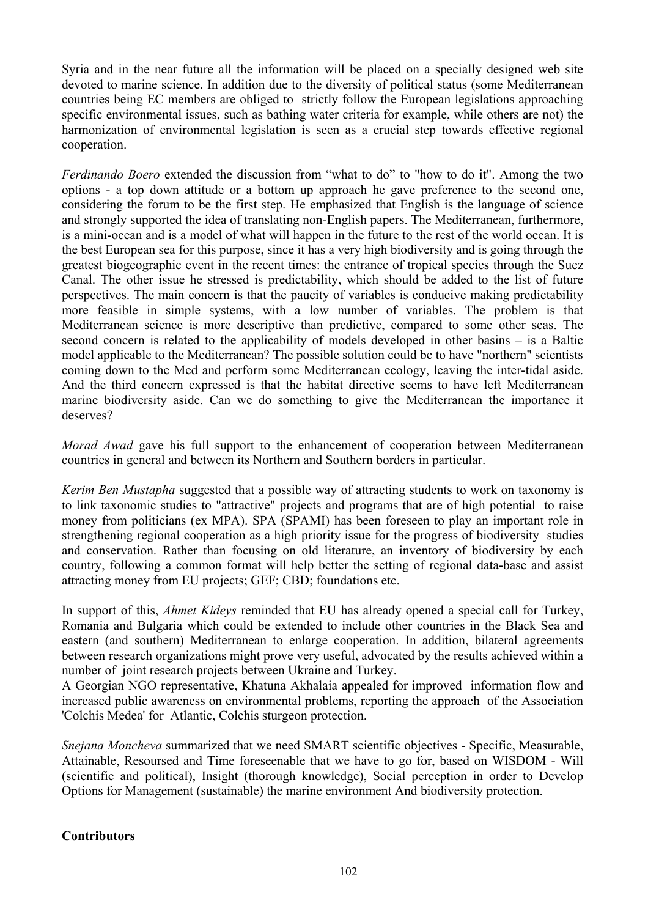Syria and in the near future all the information will be placed on a specially designed web site devoted to marine science. In addition due to the diversity of political status (some Mediterranean countries being EC members are obliged to strictly follow the European legislations approaching specific environmental issues, such as bathing water criteria for example, while others are not) the harmonization of environmental legislation is seen as a crucial step towards effective regional cooperation.

*Ferdinando Boero* extended the discussion from "what to do" to "how to do it". Among the two options - a top down attitude or a bottom up approach he gave preference to the second one, considering the forum to be the first step. He emphasized that English is the language of science and strongly supported the idea of translating non-English papers. The Mediterranean, furthermore, is a mini-ocean and is a model of what will happen in the future to the rest of the world ocean. It is the best European sea for this purpose, since it has a very high biodiversity and is going through the greatest biogeographic event in the recent times: the entrance of tropical species through the Suez Canal. The other issue he stressed is predictability, which should be added to the list of future perspectives. The main concern is that the paucity of variables is conducive making predictability more feasible in simple systems, with a low number of variables. The problem is that Mediterranean science is more descriptive than predictive, compared to some other seas. The second concern is related to the applicability of models developed in other basins – is a Baltic model applicable to the Mediterranean? The possible solution could be to have "northern" scientists coming down to the Med and perform some Mediterranean ecology, leaving the inter-tidal aside. And the third concern expressed is that the habitat directive seems to have left Mediterranean marine biodiversity aside. Can we do something to give the Mediterranean the importance it deserves?

*Morad Awad* gave his full support to the enhancement of cooperation between Mediterranean countries in general and between its Northern and Southern borders in particular.

*Kerim Ben Mustapha* suggested that a possible way of attracting students to work on taxonomy is to link taxonomic studies to "attractive" projects and programs that are of high potential to raise money from politicians (ex MPA). SPA (SPAMI) has been foreseen to play an important role in strengthening regional cooperation as a high priority issue for the progress of biodiversity studies and conservation. Rather than focusing on old literature, an inventory of biodiversity by each country, following a common format will help better the setting of regional data-base and assist attracting money from EU projects; GEF; CBD; foundations etc.

In support of this, *Ahmet Kideys* reminded that EU has already opened a special call for Turkey, Romania and Bulgaria which could be extended to include other countries in the Black Sea and eastern (and southern) Mediterranean to enlarge cooperation. In addition, bilateral agreements between research organizations might prove very useful, advocated by the results achieved within a number of joint research projects between Ukraine and Turkey.
A Georgian NGO representative, Khatuna Akhalaia appealed for improved information flow and increased public awareness on environmental problems, reporting the approach of the Association 'Colchis Medea' for Atlantic, Colchis sturgeon protection.

*Snejana Moncheva* summarized that we need SMART scientific objectives - Specific, Measurable, Attainable, Resoursed and Time foreseenable that we have to go for, based on WISDOM - Will (scientific and political), Insight (thorough knowledge), Social perception in order to Develop Options for Management (sustainable) the marine environment And biodiversity protection.

**Contributors**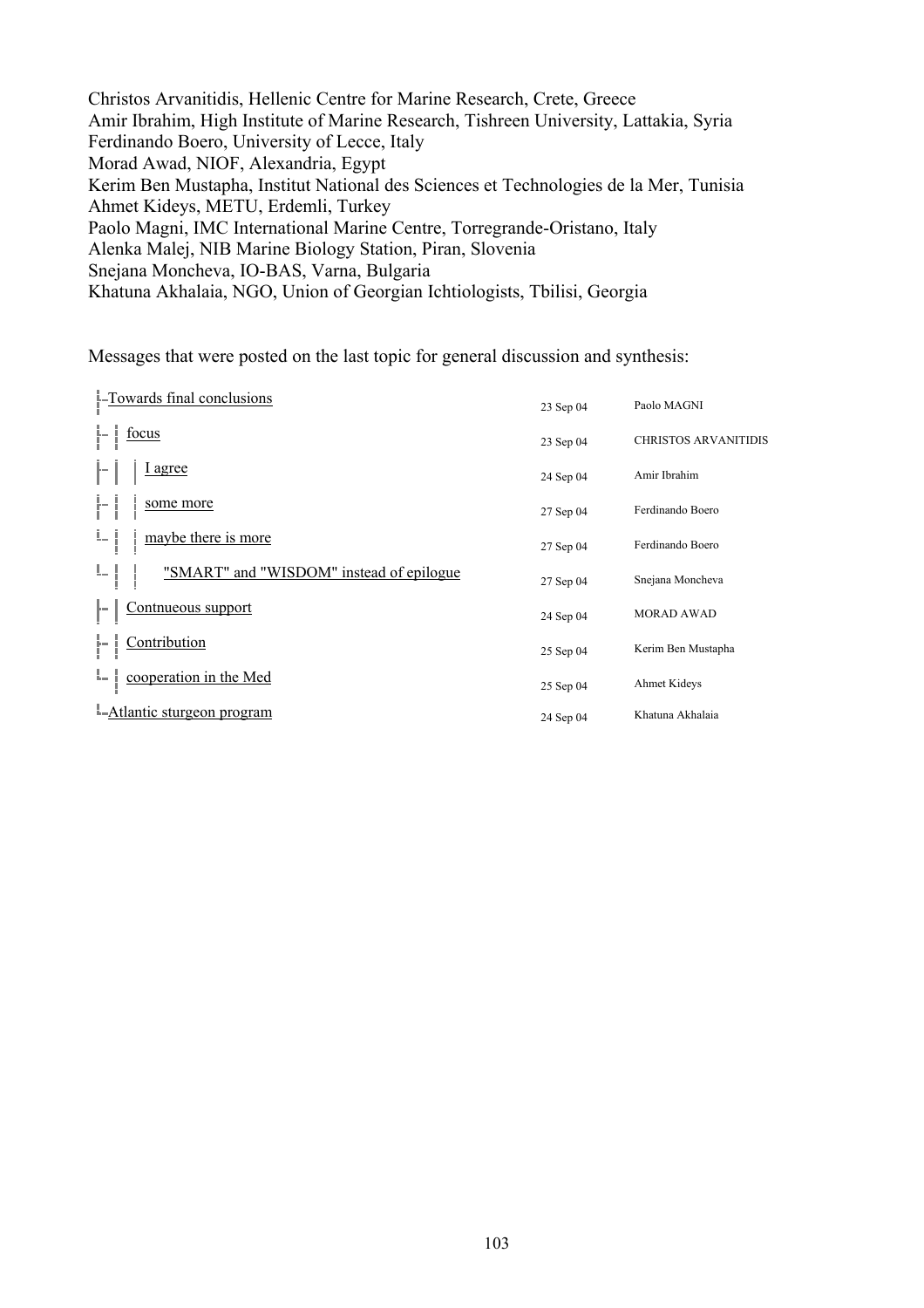Christos Arvanitidis, Hellenic Centre for Marine Research, Crete, Greece
Amir Ibrahim, High Institute of Marine Research, Tishreen University, Lattakia, Syria
Ferdinando Boero, University of Lecce, Italy
Morad Awad, NIOF, Alexandria, Egypt
Kerim Ben Mustapha, Institut National des Sciences et Technologies de la Mer, Tunisia
Ahmet Kideys, METU, Erdemli, Turkey
Paolo Magni, IMC International Marine Centre, Torregrande-Oristano, Italy
Alenka Malej, NIB Marine Biology Station, Piran, Slovenia
Snejana Moncheva, IO-BAS, Varna, Bulgaria
Khatuna Akhalaia, NGO, Union of Georgian Ichtiologists, Tbilisi, Georgia

Messages that were posted on the last topic for general discussion and synthesis:

| Topic | Date | Author |
|---|---|---|
| Towards final conclusions | 23 Sep 04 | Paolo MAGNI |
| — focus | 23 Sep 04 | CHRISTOS ARVANITIDIS |
| —— I agree | 24 Sep 04 | Amir Ibrahim |
| —— some more | 27 Sep 04 | Ferdinando Boero |
| —— maybe there is more | 27 Sep 04 | Ferdinando Boero |
| ——— "SMART" and "WISDOM" instead of epilogue | 27 Sep 04 | Snejana Moncheva |
| — Contnueous support | 24 Sep 04 | MORAD AWAD |
| — Contribution | 25 Sep 04 | Kerim Ben Mustapha |
| — cooperation in the Med | 25 Sep 04 | Ahmet Kideys |
| Atlantic sturgeon program | 24 Sep 04 | Khatuna Akhalaia |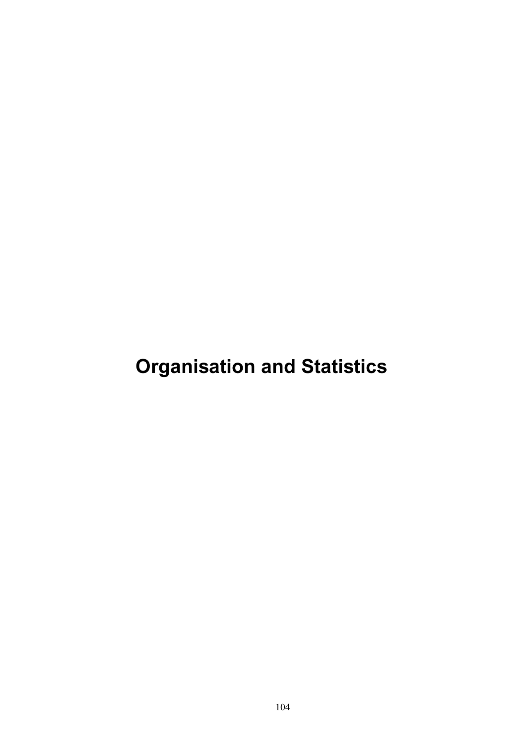# Organisation and Statistics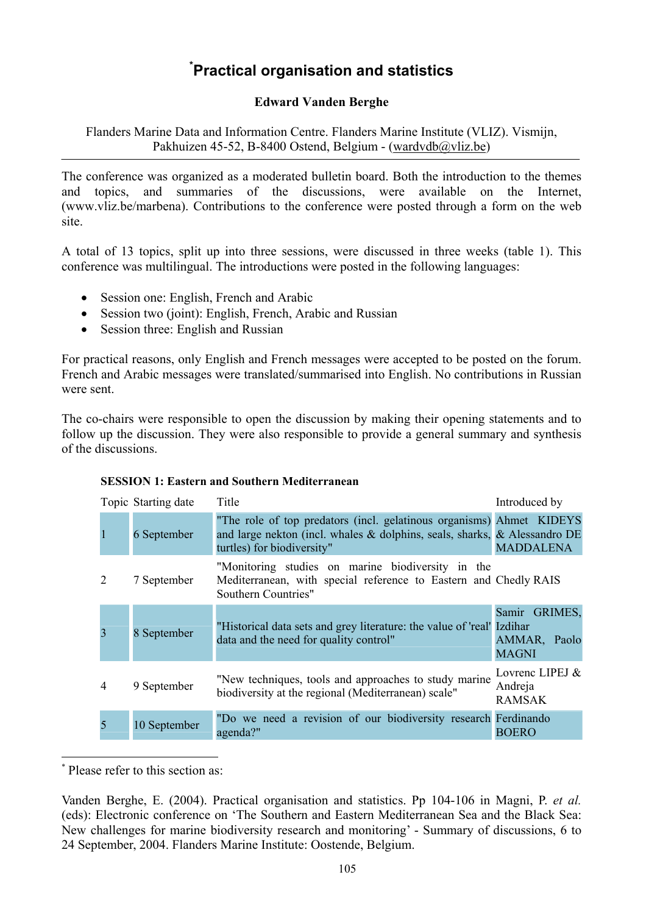# *Practical organisation and statistics

**Edward Vanden Berghe**

Flanders Marine Data and Information Centre. Flanders Marine Institute (VLIZ). Vismijn, Pakhuizen 45-52, B-8400 Ostend, Belgium - (wardvdb@vliz.be)

---

The conference was organized as a moderated bulletin board. Both the introduction to the themes and topics, and summaries of the discussions, were available on the Internet, (www.vliz.be/marbena). Contributions to the conference were posted through a form on the web site.

A total of 13 topics, split up into three sessions, were discussed in three weeks (table 1). This conference was multilingual. The introductions were posted in the following languages:

- Session one: English, French and Arabic
- Session two (joint): English, French, Arabic and Russian
- Session three: English and Russian

For practical reasons, only English and French messages were accepted to be posted on the forum. French and Arabic messages were translated/summarised into English. No contributions in Russian were sent.

The co-chairs were responsible to open the discussion by making their opening statements and to follow up the discussion. They were also responsible to provide a general summary and synthesis of the discussions.

**SESSION 1: Eastern and Southern Mediterranean**

| Topic | Starting date | Title | Introduced by |
|---|---|---|---|
| 1 | 6 September | "The role of top predators (incl. gelatinous organisms) and large nekton (incl. whales & dolphins, seals, sharks, turtles) for biodiversity" | Ahmet KIDEYS & Alessandro DE MADDALENA |
| 2 | 7 September | "Monitoring studies on marine biodiversity in the Mediterranean, with special reference to Eastern and Southern Countries" | Chedly RAIS |
| 3 | 8 September | "Historical data sets and grey literature: the value of 'real' data and the need for quality control" | Samir GRIMES, Izdihar AMMAR, Paolo MAGNI |
| 4 | 9 September | "New techniques, tools and approaches to study marine biodiversity at the regional (Mediterranean) scale" | Lovrenc LIPEJ & Andreja RAMSAK |
| 5 | 10 September | "Do we need a revision of our biodiversity research agenda?" | Ferdinando BOERO |

---

* Please refer to this section as:

Vanden Berghe, E. (2004). Practical organisation and statistics. Pp 104-106 in Magni, P. *et al.* (eds): Electronic conference on 'The Southern and Eastern Mediterranean Sea and the Black Sea: New challenges for marine biodiversity research and monitoring' - Summary of discussions, 6 to 24 September, 2004. Flanders Marine Institute: Oostende, Belgium.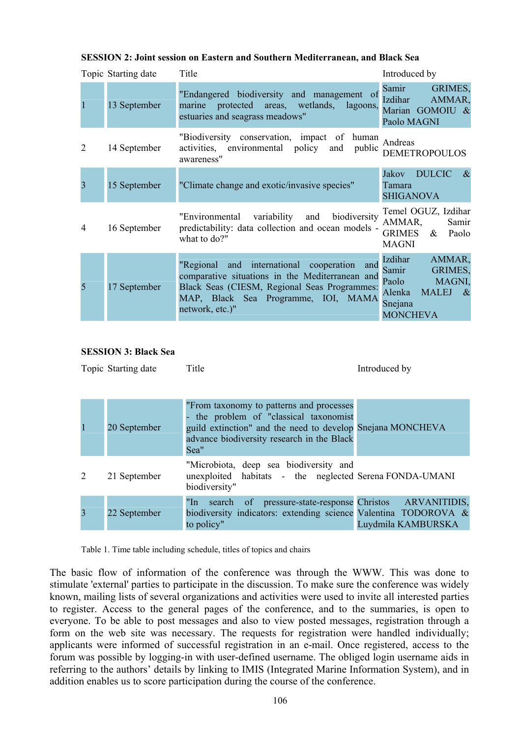**SESSION 2: Joint session on Eastern and Southern Mediterranean, and Black Sea**

| Topic | Starting date | Title | Introduced by |
|---|---|---|---|
| 1 | 13 September | "Endangered biodiversity and management of marine protected areas, wetlands, lagoons, estuaries and seagrass meadows" | Samir GRIMES, Izdihar AMMAR, Marian GOMOIU & Paolo MAGNI |
| 2 | 14 September | "Biodiversity conservation, impact of human activities, environmental policy and public awareness" | Andreas DEMETROPOULOS |
| 3 | 15 September | "Climate change and exotic/invasive species" | Jakov DULCIC & Tamara SHIGANOVA |
| 4 | 16 September | "Environmental variability and biodiversity predictability: data collection and ocean models - what to do?" | Temel OGUZ, Izdihar AMMAR, Samir GRIMES & Paolo MAGNI |
| 5 | 17 September | "Regional and international cooperation and comparative situations in the Mediterranean and Black Seas (CIESM, Regional Seas Programmes: MAP, Black Sea Programme, IOI, MAMA network, etc.)" | Izdihar AMMAR, Samir GRIMES, Paolo MAGNI, Alenka MALEJ & Snejana MONCHEVA |

**SESSION 3: Black Sea**

| Topic | Starting date | Title | Introduced by |
|---|---|---|---|
| 1 | 20 September | "From taxonomy to patterns and processes - the problem of "classical taxonomist guild extinction" and the need to develop advance biodiversity research in the Black Sea" | Snejana MONCHEVA |
| 2 | 21 September | "Microbiota, deep sea biodiversity and unexploited habitats - the neglected biodiversity" | Serena FONDA-UMANI |
| 3 | 22 September | "In search of pressure-state-response biodiversity indicators: extending science to policy" | Christos ARVANITIDIS, Valentina TODOROVA & Luydmila KAMBURSKA |

Table 1. Time table including schedule, titles of topics and chairs

The basic flow of information of the conference was through the WWW. This was done to stimulate 'external' parties to participate in the discussion. To make sure the conference was widely known, mailing lists of several organizations and activities were used to invite all interested parties to register. Access to the general pages of the conference, and to the summaries, is open to everyone. To be able to post messages and also to view posted messages, registration through a form on the web site was necessary. The requests for registration were handled individually; applicants were informed of successful registration in an e-mail. Once registered, access to the forum was possible by logging-in with user-defined username. The obliged login username aids in referring to the authors' details by linking to IMIS (Integrated Marine Information System), and in addition enables us to score participation during the course of the conference.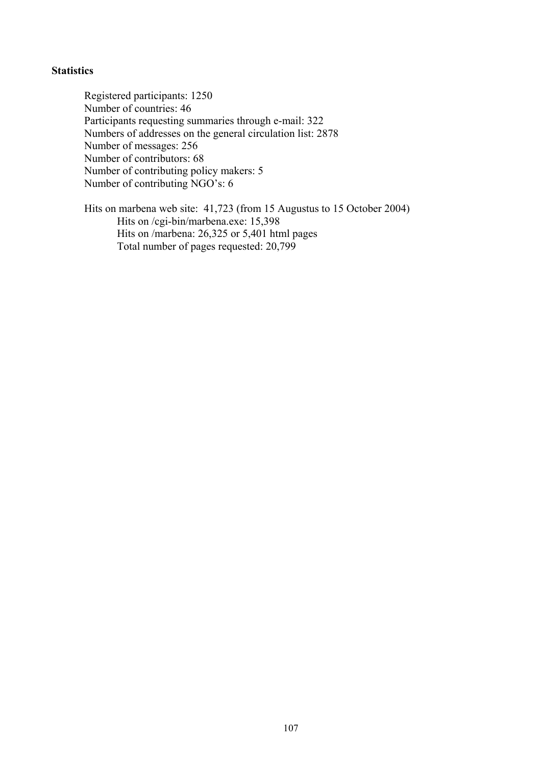**Statistics**

Registered participants: 1250
Number of countries: 46
Participants requesting summaries through e-mail: 322
Numbers of addresses on the general circulation list: 2878
Number of messages: 256
Number of contributors: 68
Number of contributing policy makers: 5
Number of contributing NGO's: 6

Hits on marbena web site: 41,723 (from 15 Augustus to 15 October 2004)
- Hits on /cgi-bin/marbena.exe: 15,398
- Hits on /marbena: 26,325 or 5,401 html pages
- Total number of pages requested: 20,799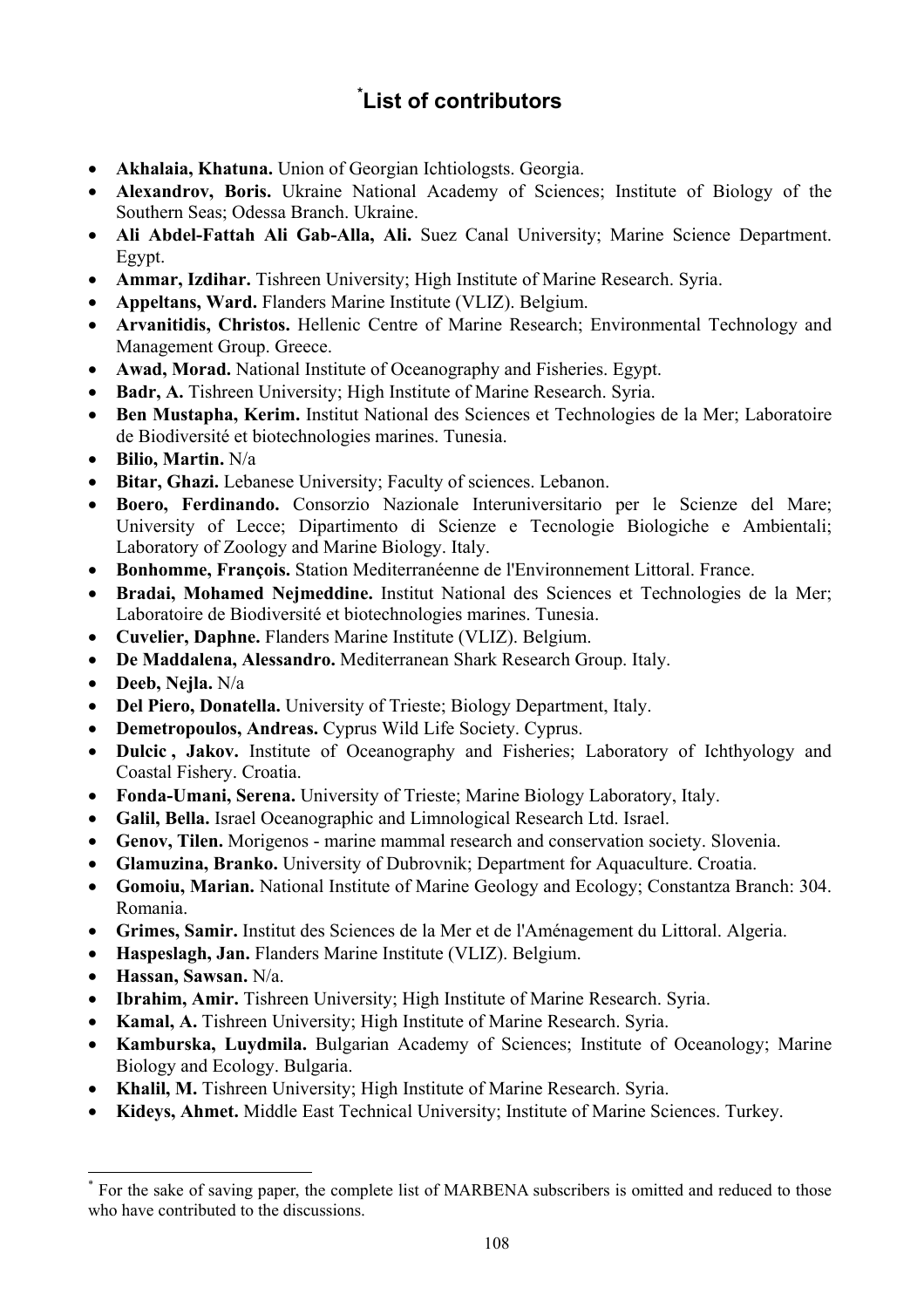# [*]List of contributors

- **Akhalaia, Khatuna.** Union of Georgian Ichtiologsts. Georgia.
- **Alexandrov, Boris.** Ukraine National Academy of Sciences; Institute of Biology of the Southern Seas; Odessa Branch. Ukraine.
- **Ali Abdel-Fattah Ali Gab-Alla, Ali.** Suez Canal University; Marine Science Department. Egypt.
- **Ammar, Izdihar.** Tishreen University; High Institute of Marine Research. Syria.
- **Appeltans, Ward.** Flanders Marine Institute (VLIZ). Belgium.
- **Arvanitidis, Christos.** Hellenic Centre of Marine Research; Environmental Technology and Management Group. Greece.
- **Awad, Morad.** National Institute of Oceanography and Fisheries. Egypt.
- **Badr, A.** Tishreen University; High Institute of Marine Research. Syria.
- **Ben Mustapha, Kerim.** Institut National des Sciences et Technologies de la Mer; Laboratoire de Biodiversité et biotechnologies marines. Tunesia.
- **Bilio, Martin.** N/a
- **Bitar, Ghazi.** Lebanese University; Faculty of sciences. Lebanon.
- **Boero, Ferdinando.** Consorzio Nazionale Interuniversitario per le Scienze del Mare; University of Lecce; Dipartimento di Scienze e Tecnologie Biologiche e Ambientali; Laboratory of Zoology and Marine Biology. Italy.
- **Bonhomme, François.** Station Mediterranéenne de l'Environnement Littoral. France.
- **Bradai, Mohamed Nejmeddine.** Institut National des Sciences et Technologies de la Mer; Laboratoire de Biodiversité et biotechnologies marines. Tunesia.
- **Cuvelier, Daphne.** Flanders Marine Institute (VLIZ). Belgium.
- **De Maddalena, Alessandro.** Mediterranean Shark Research Group. Italy.
- **Deeb, Nejla.** N/a
- **Del Piero, Donatella.** University of Trieste; Biology Department, Italy.
- **Demetropoulos, Andreas.** Cyprus Wild Life Society. Cyprus.
- **Dulcic , Jakov.** Institute of Oceanography and Fisheries; Laboratory of Ichthyology and Coastal Fishery. Croatia.
- **Fonda-Umani, Serena.** University of Trieste; Marine Biology Laboratory, Italy.
- **Galil, Bella.** Israel Oceanographic and Limnological Research Ltd. Israel.
- **Genov, Tilen.** Morigenos - marine mammal research and conservation society. Slovenia.
- **Glamuzina, Branko.** University of Dubrovnik; Department for Aquaculture. Croatia.
- **Gomoiu, Marian.** National Institute of Marine Geology and Ecology; Constantza Branch: 304. Romania.
- **Grimes, Samir.** Institut des Sciences de la Mer et de l'Aménagement du Littoral. Algeria.
- **Haspeslagh, Jan.** Flanders Marine Institute (VLIZ). Belgium.
- **Hassan, Sawsan.** N/a.
- **Ibrahim, Amir.** Tishreen University; High Institute of Marine Research. Syria.
- **Kamal, A.** Tishreen University; High Institute of Marine Research. Syria.
- **Kamburska, Luydmila.** Bulgarian Academy of Sciences; Institute of Oceanology; Marine Biology and Ecology. Bulgaria.
- **Khalil, M.** Tishreen University; High Institute of Marine Research. Syria.
- **Kideys, Ahmet.** Middle East Technical University; Institute of Marine Sciences. Turkey.

[*] For the sake of saving paper, the complete list of MARBENA subscribers is omitted and reduced to those who have contributed to the discussions.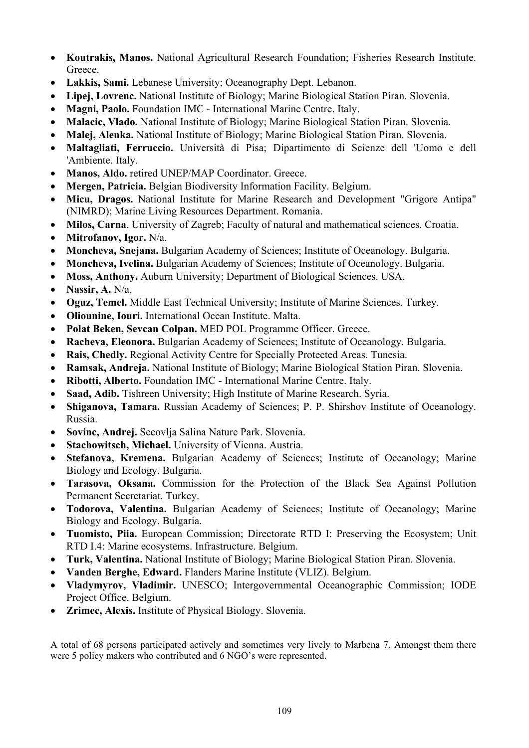- **Koutrakis, Manos.** National Agricultural Research Foundation; Fisheries Research Institute. Greece.
- **Lakkis, Sami.** Lebanese University; Oceanography Dept. Lebanon.
- **Lipej, Lovrenc.** National Institute of Biology; Marine Biological Station Piran. Slovenia.
- **Magni, Paolo.** Foundation IMC - International Marine Centre. Italy.
- **Malacic, Vlado.** National Institute of Biology; Marine Biological Station Piran. Slovenia.
- **Malej, Alenka.** National Institute of Biology; Marine Biological Station Piran. Slovenia.
- **Maltagliati, Ferruccio.** Università di Pisa; Dipartimento di Scienze dell 'Uomo e dell 'Ambiente. Italy.
- **Manos, Aldo.** retired UNEP/MAP Coordinator. Greece.
- **Mergen, Patricia.** Belgian Biodiversity Information Facility. Belgium.
- **Micu, Dragos.** National Institute for Marine Research and Development "Grigore Antipa" (NIMRD); Marine Living Resources Department. Romania.
- **Milos, Carna**. University of Zagreb; Faculty of natural and mathematical sciences. Croatia.
- **Mitrofanov, Igor.** N/a.
- **Moncheva, Snejana.** Bulgarian Academy of Sciences; Institute of Oceanology. Bulgaria.
- **Moncheva, Ivelina.** Bulgarian Academy of Sciences; Institute of Oceanology. Bulgaria.
- **Moss, Anthony.** Auburn University; Department of Biological Sciences. USA.
- **Nassir, A.** N/a.
- **Oguz, Temel.** Middle East Technical University; Institute of Marine Sciences. Turkey.
- **Oliounine, Iouri.** International Ocean Institute. Malta.
- **Polat Beken, Sevcan Colpan.** MED POL Programme Officer. Greece.
- **Racheva, Eleonora.** Bulgarian Academy of Sciences; Institute of Oceanology. Bulgaria.
- **Rais, Chedly.** Regional Activity Centre for Specially Protected Areas. Tunesia.
- **Ramsak, Andreja.** National Institute of Biology; Marine Biological Station Piran. Slovenia.
- **Ribotti, Alberto.** Foundation IMC - International Marine Centre. Italy.
- **Saad, Adib.** Tishreen University; High Institute of Marine Research. Syria.
- **Shiganova, Tamara.** Russian Academy of Sciences; P. P. Shirshov Institute of Oceanology. Russia.
- **Sovinc, Andrej.** Secovlja Salina Nature Park. Slovenia.
- **Stachowitsch, Michael.** University of Vienna. Austria.
- **Stefanova, Kremena.** Bulgarian Academy of Sciences; Institute of Oceanology; Marine Biology and Ecology. Bulgaria.
- **Tarasova, Oksana.** Commission for the Protection of the Black Sea Against Pollution Permanent Secretariat. Turkey.
- **Todorova, Valentina.** Bulgarian Academy of Sciences; Institute of Oceanology; Marine Biology and Ecology. Bulgaria.
- **Tuomisto, Piia.** European Commission; Directorate RTD I: Preserving the Ecosystem; Unit RTD I.4: Marine ecosystems. Infrastructure. Belgium.
- **Turk, Valentina.** National Institute of Biology; Marine Biological Station Piran. Slovenia.
- **Vanden Berghe, Edward.** Flanders Marine Institute (VLIZ). Belgium.
- **Vladymyrov, Vladimir.** UNESCO; Intergovernmental Oceanographic Commission; IODE Project Office. Belgium.
- **Zrimec, Alexis.** Institute of Physical Biology. Slovenia.

A total of 68 persons participated actively and sometimes very lively to Marbena 7. Amongst them there were 5 policy makers who contributed and 6 NGO's were represented.